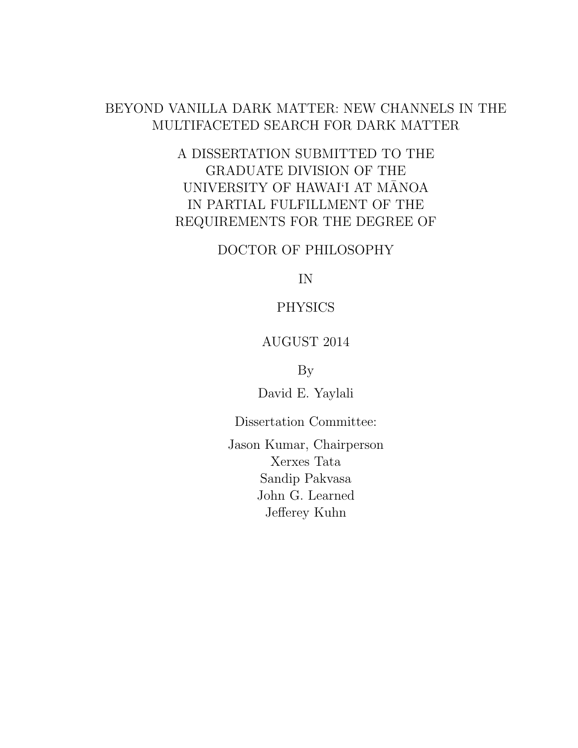# BEYOND VANILLA DARK MATTER: NEW CHANNELS IN THE MULTIFACETED SEARCH FOR DARK MATTER

A DISSERTATION SUBMITTED TO THE
GRADUATE DIVISION OF THE
UNIVERSITY OF HAWAI'I AT MĀNOA
IN PARTIAL FULFILLMENT OF THE
REQUIREMENTS FOR THE DEGREE OF

DOCTOR OF PHILOSOPHY

IN

PHYSICS

AUGUST 2014

By

David E. Yaylali

Dissertation Committee:

Jason Kumar, Chairperson
Xerxes Tata
Sandip Pakvasa
John G. Learned
Jefferey Kuhn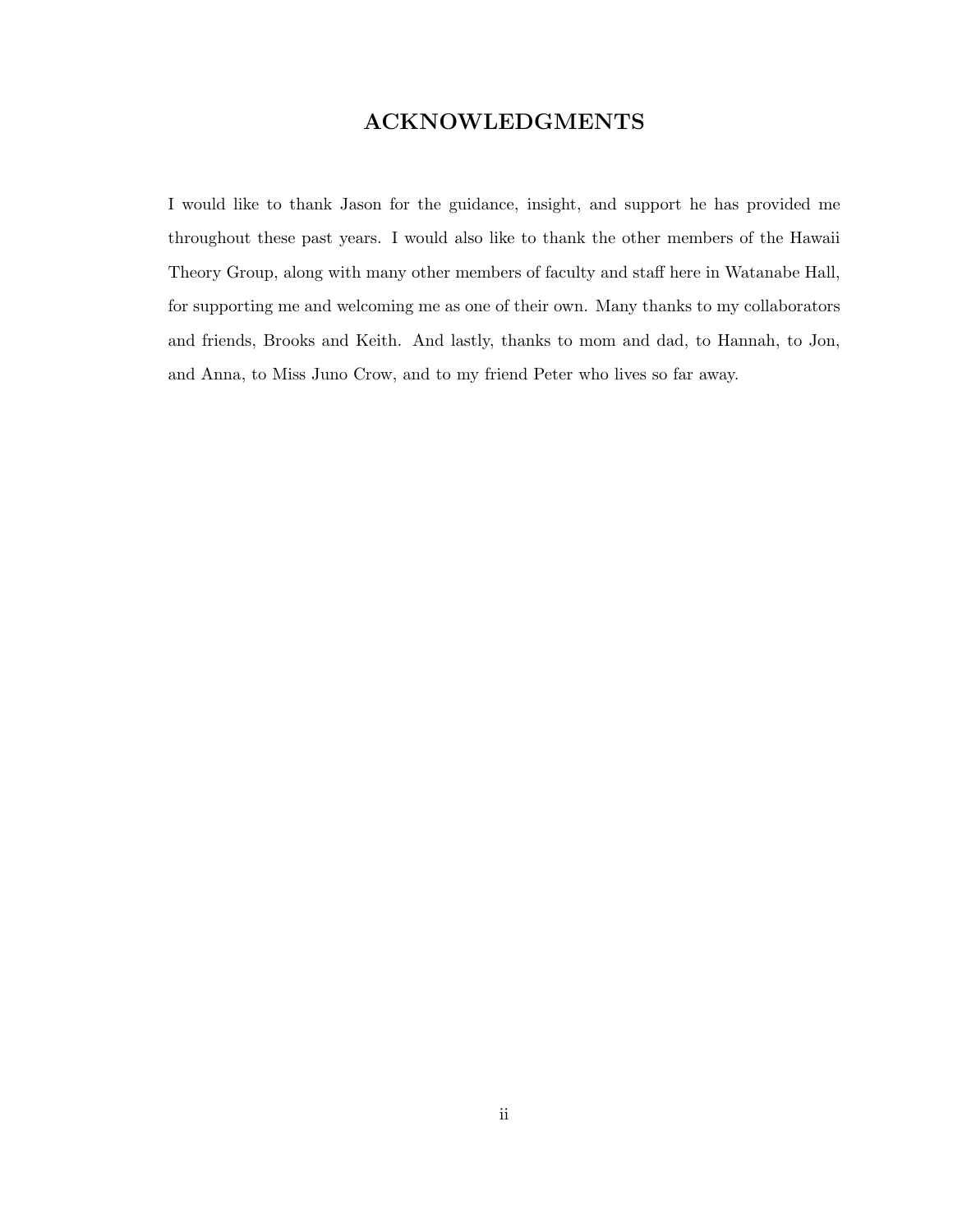# ACKNOWLEDGMENTS

I would like to thank Jason for the guidance, insight, and support he has provided me throughout these past years. I would also like to thank the other members of the Hawaii Theory Group, along with many other members of faculty and staff here in Watanabe Hall, for supporting me and welcoming me as one of their own. Many thanks to my collaborators and friends, Brooks and Keith. And lastly, thanks to mom and dad, to Hannah, to Jon, and Anna, to Miss Juno Crow, and to my friend Peter who lives so far away.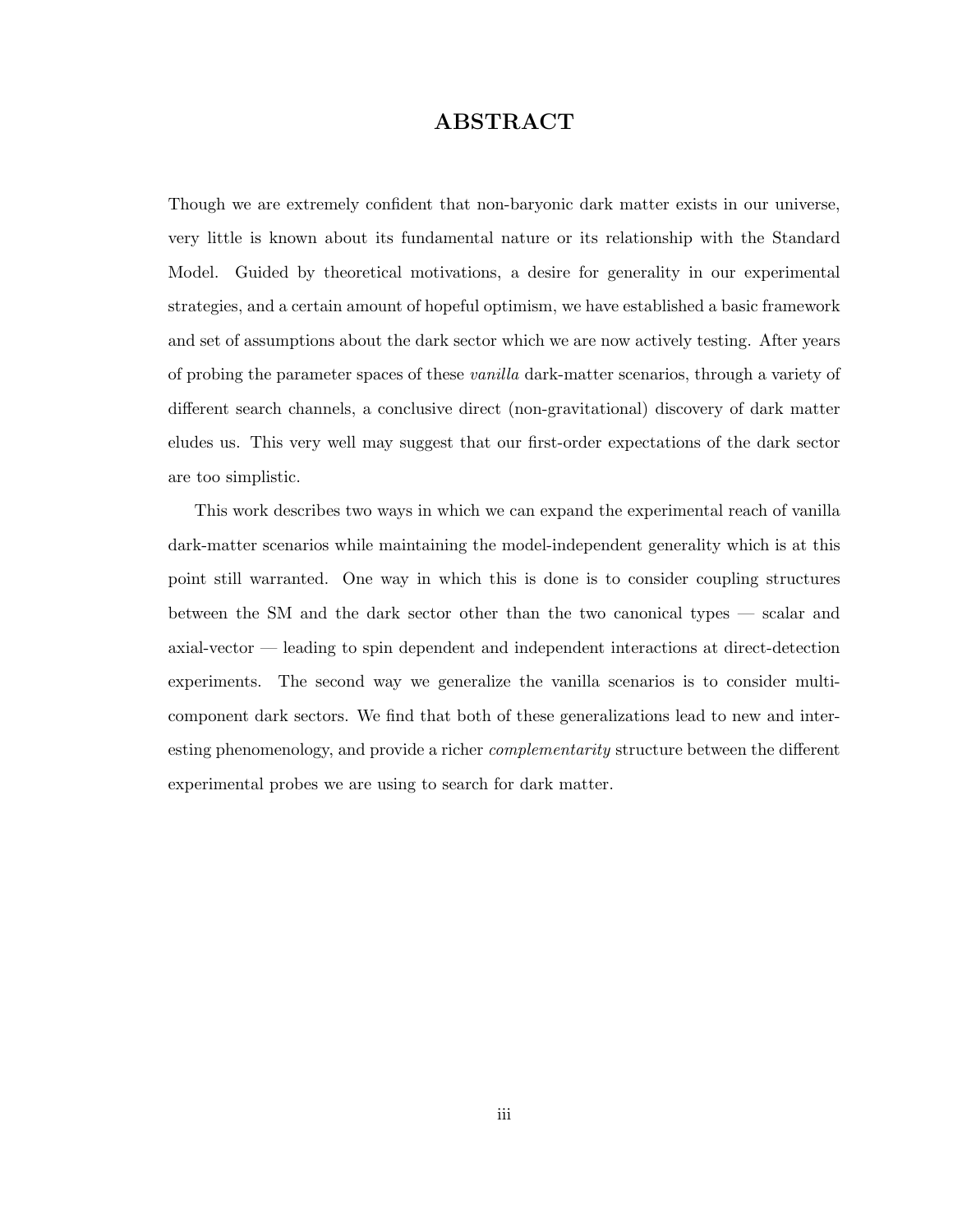# ABSTRACT

Though we are extremely confident that non-baryonic dark matter exists in our universe, very little is known about its fundamental nature or its relationship with the Standard Model. Guided by theoretical motivations, a desire for generality in our experimental strategies, and a certain amount of hopeful optimism, we have established a basic framework and set of assumptions about the dark sector which we are now actively testing. After years of probing the parameter spaces of these *vanilla* dark-matter scenarios, through a variety of different search channels, a conclusive direct (non-gravitational) discovery of dark matter eludes us. This very well may suggest that our first-order expectations of the dark sector are too simplistic.

This work describes two ways in which we can expand the experimental reach of vanilla dark-matter scenarios while maintaining the model-independent generality which is at this point still warranted. One way in which this is done is to consider coupling structures between the SM and the dark sector other than the two canonical types — scalar and axial-vector — leading to spin dependent and independent interactions at direct-detection experiments. The second way we generalize the vanilla scenarios is to consider multi-component dark sectors. We find that both of these generalizations lead to new and interesting phenomenology, and provide a richer *complementarity* structure between the different experimental probes we are using to search for dark matter.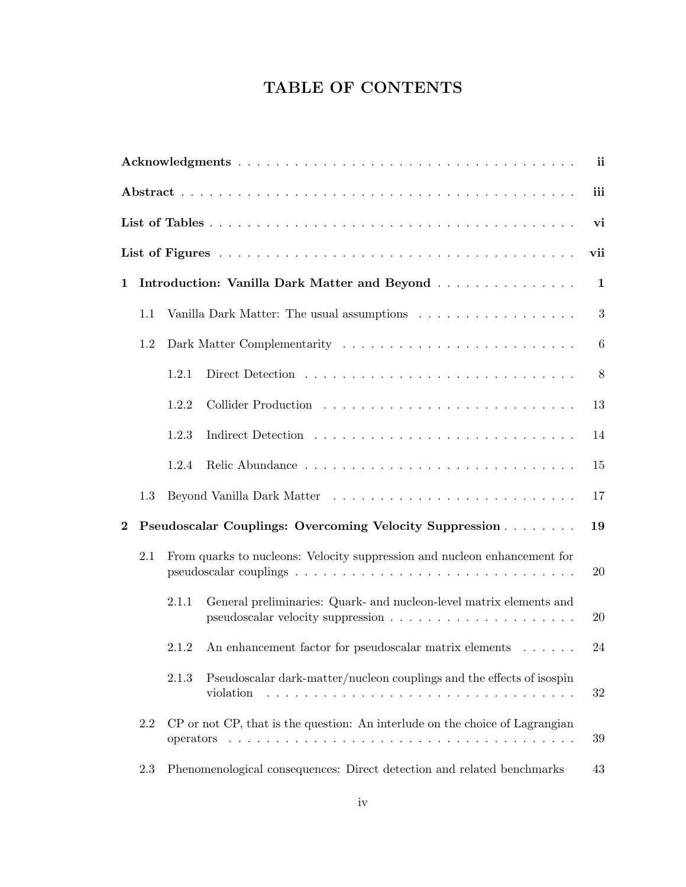# TABLE OF CONTENTS

**Acknowledgments** . . . . . . . . . . . . . . . . . . . . . . . . . . . . . . . . . . . . . . . . . . . . . . . . . . **ii**

**Abstract** . . . . . . . . . . . . . . . . . . . . . . . . . . . . . . . . . . . . . . . . . . . . . . . . . . . . . . . . . **iii**

**List of Tables** . . . . . . . . . . . . . . . . . . . . . . . . . . . . . . . . . . . . . . . . . . . . . . . . . . . . . **vi**

**List of Figures** . . . . . . . . . . . . . . . . . . . . . . . . . . . . . . . . . . . . . . . . . . . . . . . . . . . . **vii**

**1 Introduction: Vanilla Dark Matter and Beyond** . . . . . . . . . . . . . . . **1**

- 1.1 Vanilla Dark Matter: The usual assumptions . . . . . . . . . . . . . . . . . 3
- 1.2 Dark Matter Complementarity . . . . . . . . . . . . . . . . . . . . . . . . . . 6
  - 1.2.1 Direct Detection . . . . . . . . . . . . . . . . . . . . . . . . . . . . . . 8
  - 1.2.2 Collider Production . . . . . . . . . . . . . . . . . . . . . . . . . . . 13
  - 1.2.3 Indirect Detection . . . . . . . . . . . . . . . . . . . . . . . . . . . . 14
  - 1.2.4 Relic Abundance . . . . . . . . . . . . . . . . . . . . . . . . . . . . . 15
- 1.3 Beyond Vanilla Dark Matter . . . . . . . . . . . . . . . . . . . . . . . . . . 17

**2 Pseudoscalar Couplings: Overcoming Velocity Suppression** . . . . . . . . **19**

- 2.1 From quarks to nucleons: Velocity suppression and nucleon enhancement for pseudoscalar couplings . . . . . . . . . . . . . . . . . . . . . . . . . . . . . 20
  - 2.1.1 General preliminaries: Quark- and nucleon-level matrix elements and pseudoscalar velocity suppression . . . . . . . . . . . . . . . . . . . . . 20
  - 2.1.2 An enhancement factor for pseudoscalar matrix elements . . . . . . 24
  - 2.1.3 Pseudoscalar dark-matter/nucleon couplings and the effects of isospin violation . . . . . . . . . . . . . . . . . . . . . . . . . . . . . . . . . . 32
- 2.2 CP or not CP, that is the question: An interlude on the choice of Lagrangian operators . . . . . . . . . . . . . . . . . . . . . . . . . . . . . . . . . . . . . 39
- 2.3 Phenomenological consequences: Direct detection and related benchmarks 43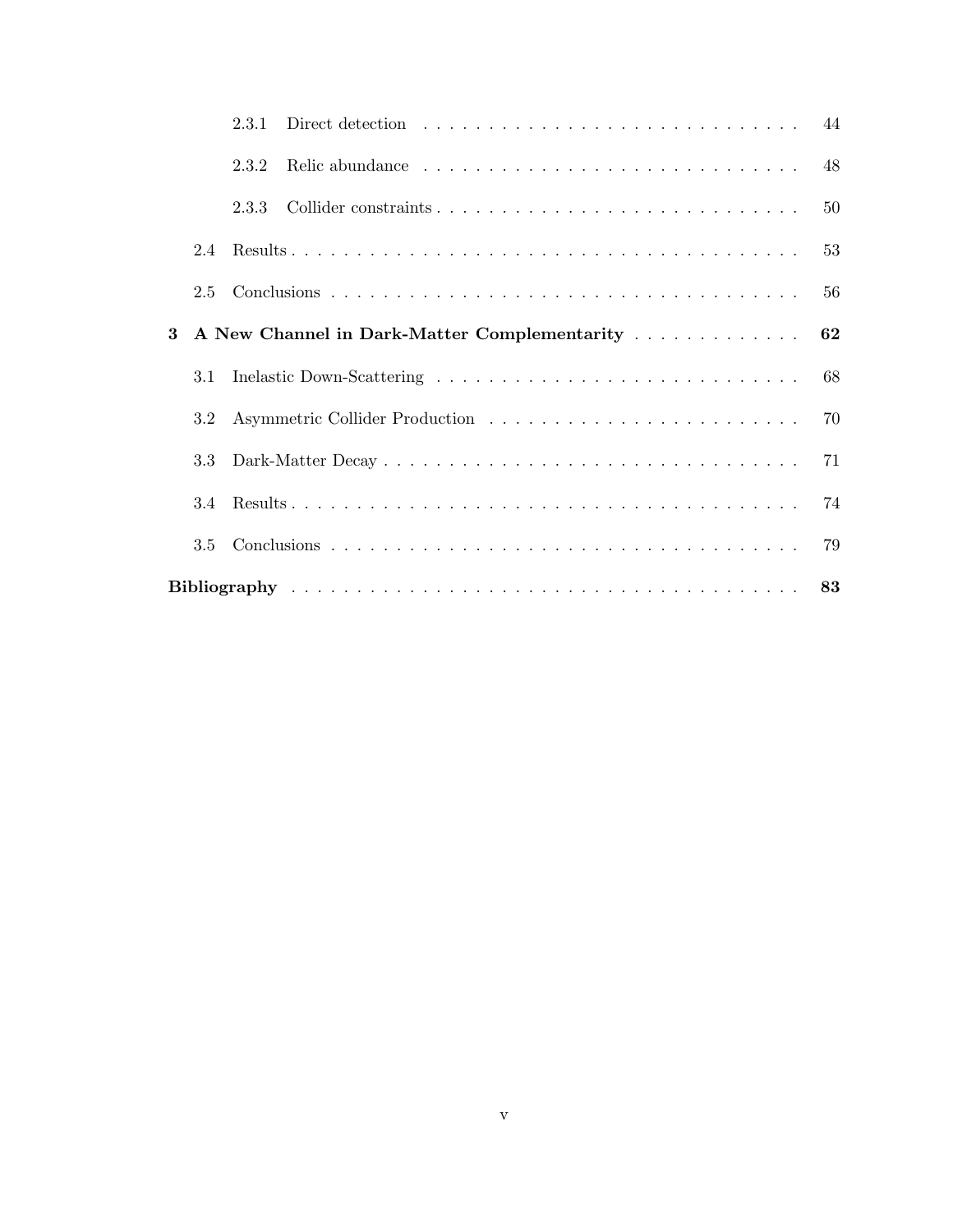2.3.1 Direct detection . . . . . . . . . . . . . . . . . . . . . . . . . . . . 44

2.3.2 Relic abundance . . . . . . . . . . . . . . . . . . . . . . . . . . . . 48

2.3.3 Collider constraints . . . . . . . . . . . . . . . . . . . . . . . . . . . 50

2.4 Results . . . . . . . . . . . . . . . . . . . . . . . . . . . . . . . . . . . . 53

2.5 Conclusions . . . . . . . . . . . . . . . . . . . . . . . . . . . . . . . . . 56

**3 A New Channel in Dark-Matter Complementarity . . . . . . . . . . . . . 62**

3.1 Inelastic Down-Scattering . . . . . . . . . . . . . . . . . . . . . . . . . . 68

3.2 Asymmetric Collider Production . . . . . . . . . . . . . . . . . . . . . . 70

3.3 Dark-Matter Decay . . . . . . . . . . . . . . . . . . . . . . . . . . . . . 71

3.4 Results . . . . . . . . . . . . . . . . . . . . . . . . . . . . . . . . . . . . 74

3.5 Conclusions . . . . . . . . . . . . . . . . . . . . . . . . . . . . . . . . . 79

**Bibliography . . . . . . . . . . . . . . . . . . . . . . . . . . . . . . . . . . . 83**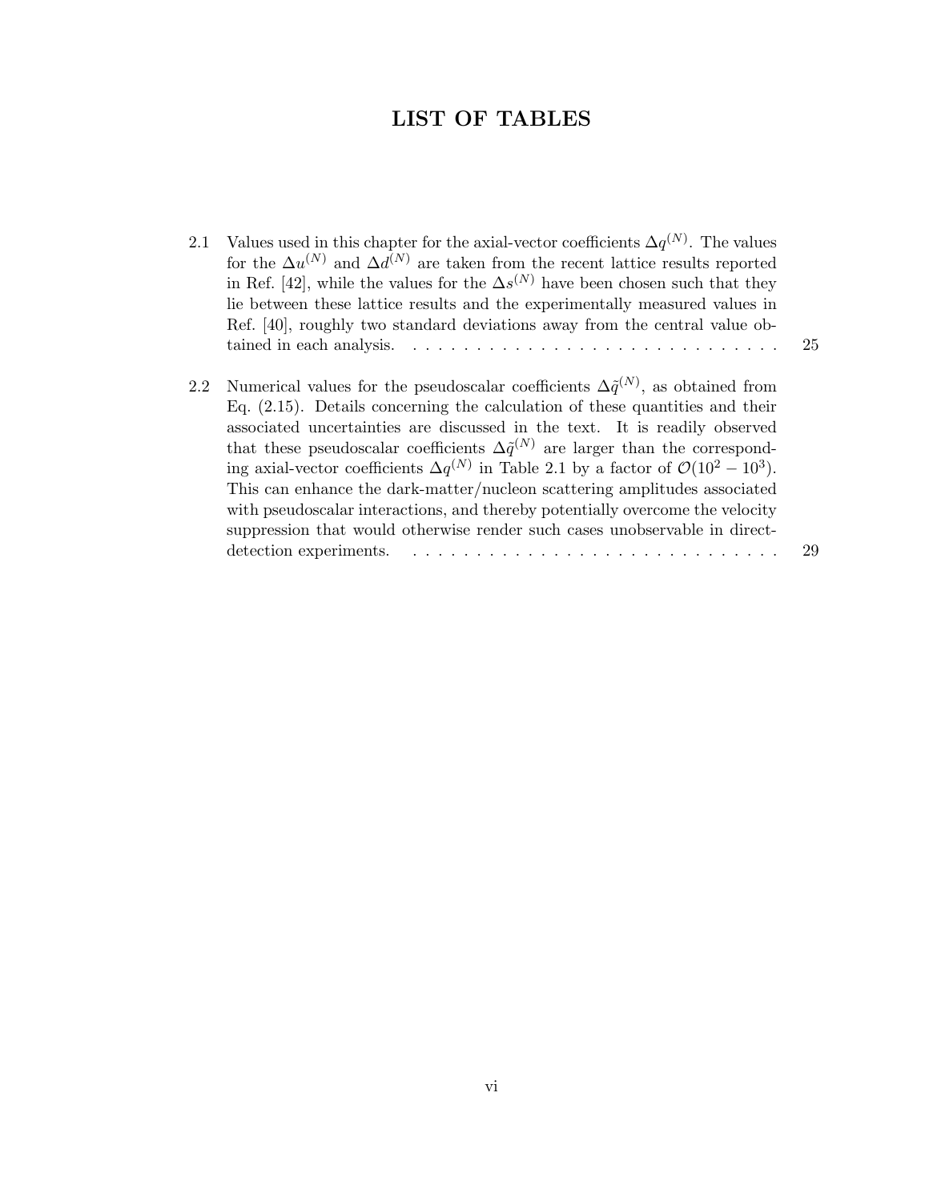# LIST OF TABLES

2.1 Values used in this chapter for the axial-vector coefficients $\Delta q^{(N)}$. The values for the $\Delta u^{(N)}$ and $\Delta d^{(N)}$ are taken from the recent lattice results reported in Ref. [42], while the values for the $\Delta s^{(N)}$ have been chosen such that they lie between these lattice results and the experimentally measured values in Ref. [40], roughly two standard deviations away from the central value obtained in each analysis. . . . . . . . . . . . . . . . . . . . . . . . . . . . . . 25

2.2 Numerical values for the pseudoscalar coefficients $\Delta\tilde{q}^{(N)}$, as obtained from Eq. (2.15). Details concerning the calculation of these quantities and their associated uncertainties are discussed in the text. It is readily observed that these pseudoscalar coefficients $\Delta\tilde{q}^{(N)}$ are larger than the corresponding axial-vector coefficients $\Delta q^{(N)}$ in Table 2.1 by a factor of $\mathcal{O}(10^2 - 10^3)$. This can enhance the dark-matter/nucleon scattering amplitudes associated with pseudoscalar interactions, and thereby potentially overcome the velocity suppression that would otherwise render such cases unobservable in direct-detection experiments. . . . . . . . . . . . . . . . . . . . . . . . . . . . . . 29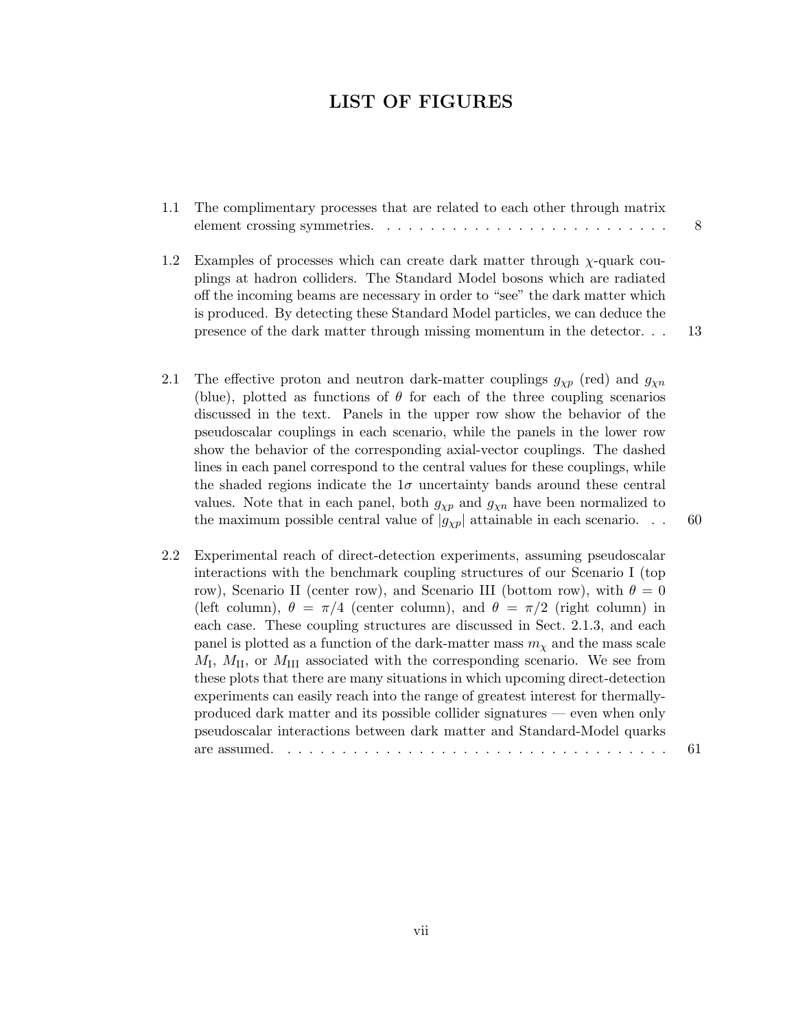# LIST OF FIGURES

1.1 The complimentary processes that are related to each other through matrix element crossing symmetries. . . . . . . . . . . . . . . . . . . . . . . . . . 8

1.2 Examples of processes which can create dark matter through $\chi$-quark couplings at hadron colliders. The Standard Model bosons which are radiated off the incoming beams are necessary in order to "see" the dark matter which is produced. By detecting these Standard Model particles, we can deduce the presence of the dark matter through missing momentum in the detector. . . 13

2.1 The effective proton and neutron dark-matter couplings $g_{\chi p}$ (red) and $g_{\chi n}$ (blue), plotted as functions of $\theta$ for each of the three coupling scenarios discussed in the text. Panels in the upper row show the behavior of the pseudoscalar couplings in each scenario, while the panels in the lower row show the behavior of the corresponding axial-vector couplings. The dashed lines in each panel correspond to the central values for these couplings, while the shaded regions indicate the $1\sigma$ uncertainty bands around these central values. Note that in each panel, both $g_{\chi p}$ and $g_{\chi n}$ have been normalized to the maximum possible central value of $|g_{\chi p}|$ attainable in each scenario. . . 60

2.2 Experimental reach of direct-detection experiments, assuming pseudoscalar interactions with the benchmark coupling structures of our Scenario I (top row), Scenario II (center row), and Scenario III (bottom row), with $\theta = 0$ (left column), $\theta = \pi/4$ (center column), and $\theta = \pi/2$ (right column) in each case. These coupling structures are discussed in Sect. 2.1.3, and each panel is plotted as a function of the dark-matter mass $m_\chi$ and the mass scale $M_{\rm I}$, $M_{\rm II}$, or $M_{\rm III}$ associated with the corresponding scenario. We see from these plots that there are many situations in which upcoming direct-detection experiments can easily reach into the range of greatest interest for thermally-produced dark matter and its possible collider signatures — even when only pseudoscalar interactions between dark matter and Standard-Model quarks are assumed. . . . . . . . . . . . . . . . . . . . . . . . . . . . . . . . . . . . . . 61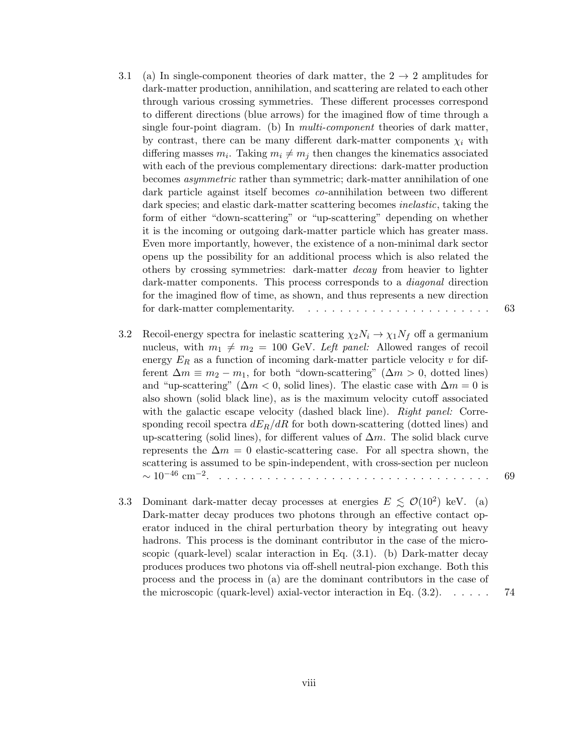3.1 (a) In single-component theories of dark matter, the $2 \to 2$ amplitudes for dark-matter production, annihilation, and scattering are related to each other through various crossing symmetries. These different processes correspond to different directions (blue arrows) for the imagined flow of time through a single four-point diagram. (b) In *multi-component* theories of dark matter, by contrast, there can be many different dark-matter components $\chi_i$ with differing masses $m_i$. Taking $m_i \neq m_j$ then changes the kinematics associated with each of the previous complementary directions: dark-matter production becomes *asymmetric* rather than symmetric; dark-matter annihilation of one dark particle against itself becomes *co*-annihilation between two different dark species; and elastic dark-matter scattering becomes *inelastic*, taking the form of either "down-scattering" or "up-scattering" depending on whether it is the incoming or outgoing dark-matter particle which has greater mass. Even more importantly, however, the existence of a non-minimal dark sector opens up the possibility for an additional process which is also related the others by crossing symmetries: dark-matter *decay* from heavier to lighter dark-matter components. This process corresponds to a *diagonal* direction for the imagined flow of time, as shown, and thus represents a new direction for dark-matter complementarity. . . . . . . . . . . . . . . . . . . . . . . . 63

3.2 Recoil-energy spectra for inelastic scattering $\chi_2 N_i \to \chi_1 N_f$ off a germanium nucleus, with $m_1 \neq m_2 = 100$ GeV. *Left panel:* Allowed ranges of recoil energy $E_R$ as a function of incoming dark-matter particle velocity $v$ for different $\Delta m \equiv m_2 - m_1$, for both "down-scattering" ($\Delta m > 0$, dotted lines) and "up-scattering" ($\Delta m < 0$, solid lines). The elastic case with $\Delta m = 0$ is also shown (solid black line), as is the maximum velocity cutoff associated with the galactic escape velocity (dashed black line). *Right panel:* Corresponding recoil spectra $dE_R/dR$ for both down-scattering (dotted lines) and up-scattering (solid lines), for different values of $\Delta m$. The solid black curve represents the $\Delta m = 0$ elastic-scattering case. For all spectra shown, the scattering is assumed to be spin-independent, with cross-section per nucleon $\sim 10^{-46}$ cm$^{-2}$. . . . . . . . . . . . . . . . . . . . . . . . . . . . . . . . . . . . 69

3.3 Dominant dark-matter decay processes at energies $E \lesssim \mathcal{O}(10^2)$ keV. (a) Dark-matter decay produces two photons through an effective contact operator induced in the chiral perturbation theory by integrating out heavy hadrons. This process is the dominant contributor in the case of the microscopic (quark-level) scalar interaction in Eq. (3.1). (b) Dark-matter decay produces produces two photons via off-shell neutral-pion exchange. Both this process and the process in (a) are the dominant contributors in the case of the microscopic (quark-level) axial-vector interaction in Eq. (3.2). . . . . . 74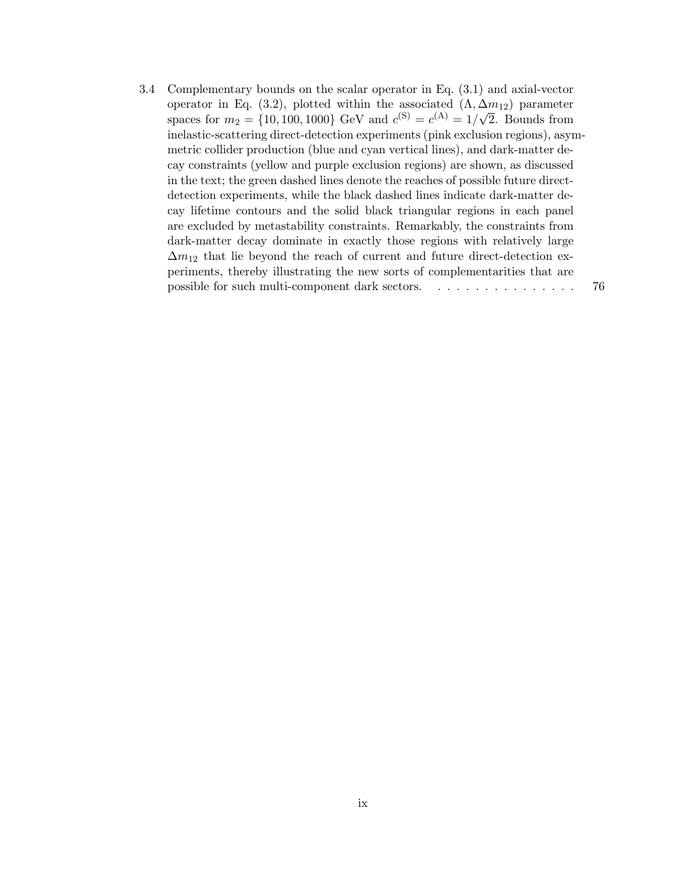3.4 Complementary bounds on the scalar operator in Eq. (3.1) and axial-vector operator in Eq. (3.2), plotted within the associated $(\Lambda, \Delta m_{12})$ parameter spaces for $m_2 = \{10, 100, 1000\}$ GeV and $c^{(\mathrm{S})} = c^{(\mathrm{A})} = 1/\sqrt{2}$. Bounds from inelastic-scattering direct-detection experiments (pink exclusion regions), asymmetric collider production (blue and cyan vertical lines), and dark-matter decay constraints (yellow and purple exclusion regions) are shown, as discussed in the text; the green dashed lines denote the reaches of possible future direct-detection experiments, while the black dashed lines indicate dark-matter decay lifetime contours and the solid black triangular regions in each panel are excluded by metastability constraints. Remarkably, the constraints from dark-matter decay dominate in exactly those regions with relatively large $\Delta m_{12}$ that lie beyond the reach of current and future direct-detection experiments, thereby illustrating the new sorts of complementarities that are possible for such multi-component dark sectors. . . . . . . . . . . . . . . . . 76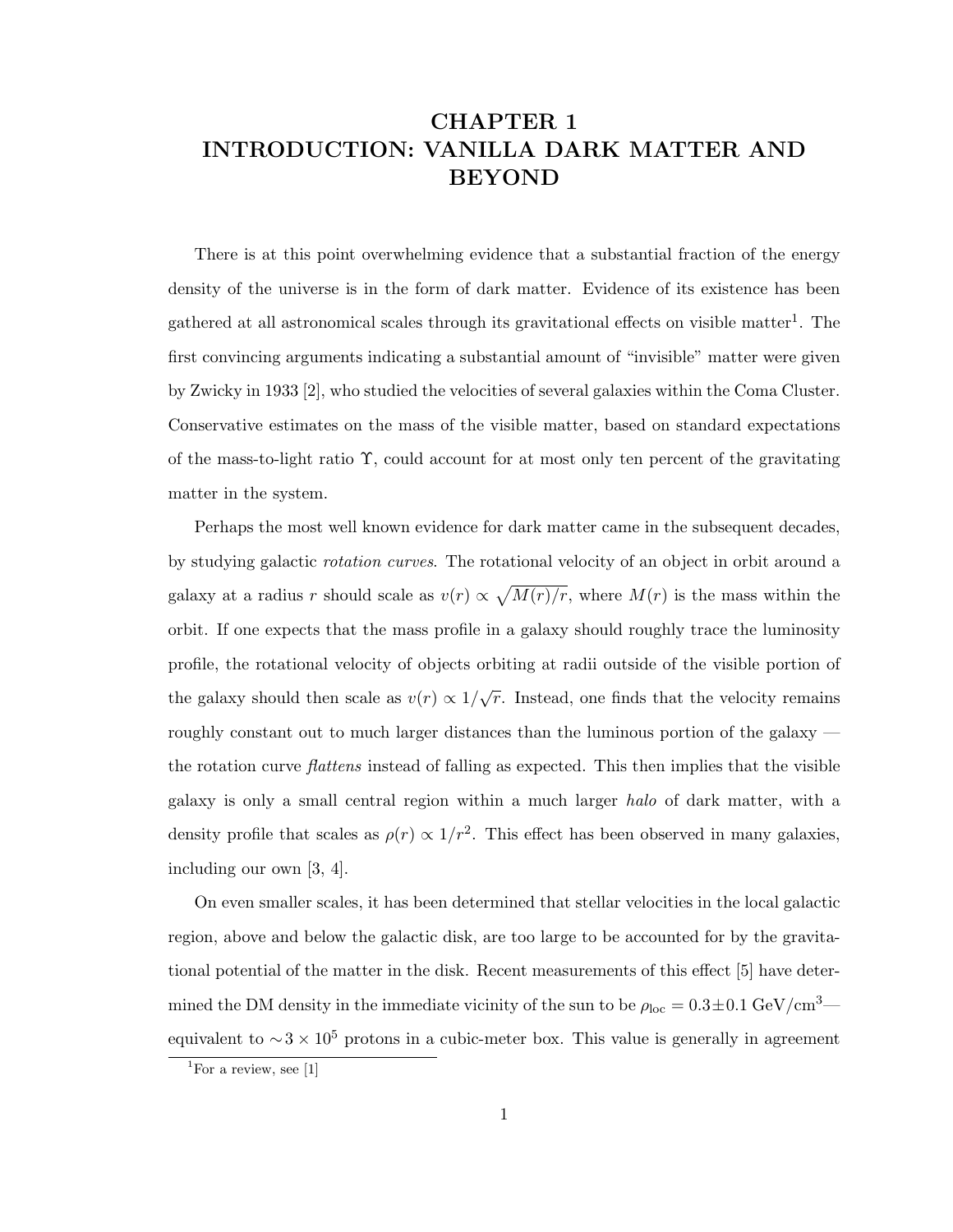# CHAPTER 1
# INTRODUCTION: VANILLA DARK MATTER AND BEYOND

There is at this point overwhelming evidence that a substantial fraction of the energy density of the universe is in the form of dark matter. Evidence of its existence has been gathered at all astronomical scales through its gravitational effects on visible matter[1]. The first convincing arguments indicating a substantial amount of "invisible" matter were given by Zwicky in 1933 [2], who studied the velocities of several galaxies within the Coma Cluster. Conservative estimates on the mass of the visible matter, based on standard expectations of the mass-to-light ratio $\Upsilon$, could account for at most only ten percent of the gravitating matter in the system.

Perhaps the most well known evidence for dark matter came in the subsequent decades, by studying galactic *rotation curves*. The rotational velocity of an object in orbit around a galaxy at a radius $r$ should scale as $v(r) \propto \sqrt{M(r)/r}$, where $M(r)$ is the mass within the orbit. If one expects that the mass profile in a galaxy should roughly trace the luminosity profile, the rotational velocity of objects orbiting at radii outside of the visible portion of the galaxy should then scale as $v(r) \propto 1/\sqrt{r}$. Instead, one finds that the velocity remains roughly constant out to much larger distances than the luminous portion of the galaxy — the rotation curve *flattens* instead of falling as expected. This then implies that the visible galaxy is only a small central region within a much larger *halo* of dark matter, with a density profile that scales as $\rho(r) \propto 1/r^2$. This effect has been observed in many galaxies, including our own [3, 4].

On even smaller scales, it has been determined that stellar velocities in the local galactic region, above and below the galactic disk, are too large to be accounted for by the gravitational potential of the matter in the disk. Recent measurements of this effect [5] have determined the DM density in the immediate vicinity of the sun to be $\rho_{\rm loc} = 0.3 \pm 0.1$ GeV/cm$^3$— equivalent to $\sim 3 \times 10^5$ protons in a cubic-meter box. This value is generally in agreement

[1]For a review, see [1]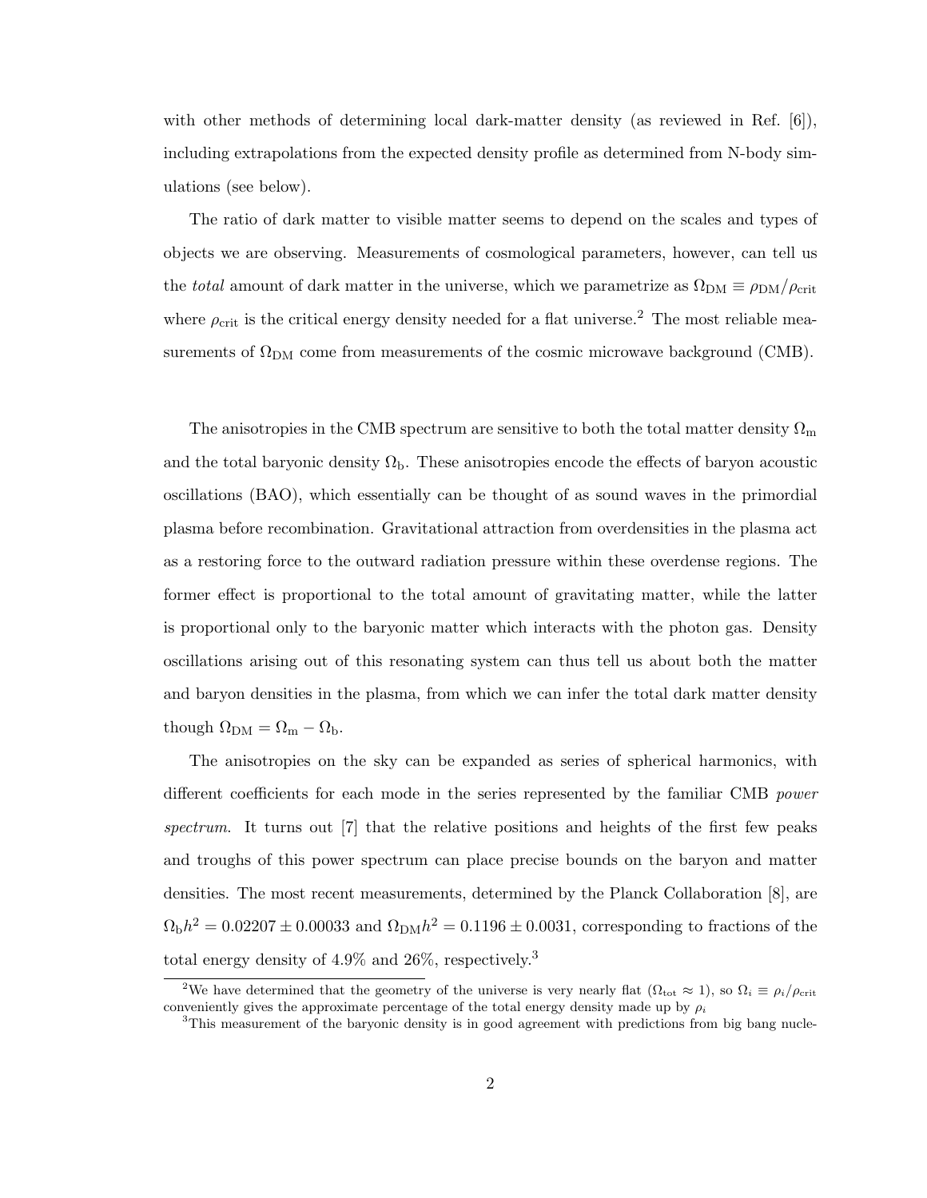with other methods of determining local dark-matter density (as reviewed in Ref. [6]), including extrapolations from the expected density profile as determined from N-body simulations (see below).

The ratio of dark matter to visible matter seems to depend on the scales and types of objects we are observing. Measurements of cosmological parameters, however, can tell us the *total* amount of dark matter in the universe, which we parametrize as $\Omega_{\rm DM} \equiv \rho_{\rm DM}/\rho_{\rm crit}$ where $\rho_{\rm crit}$ is the critical energy density needed for a flat universe.[2] The most reliable measurements of $\Omega_{\rm DM}$ come from measurements of the cosmic microwave background (CMB).

The anisotropies in the CMB spectrum are sensitive to both the total matter density $\Omega_{\rm m}$ and the total baryonic density $\Omega_{\rm b}$. These anisotropies encode the effects of baryon acoustic oscillations (BAO), which essentially can be thought of as sound waves in the primordial plasma before recombination. Gravitational attraction from overdensities in the plasma act as a restoring force to the outward radiation pressure within these overdense regions. The former effect is proportional to the total amount of gravitating matter, while the latter is proportional only to the baryonic matter which interacts with the photon gas. Density oscillations arising out of this resonating system can thus tell us about both the matter and baryon densities in the plasma, from which we can infer the total dark matter density though $\Omega_{\rm DM} = \Omega_{\rm m} - \Omega_{\rm b}$.

The anisotropies on the sky can be expanded as series of spherical harmonics, with different coefficients for each mode in the series represented by the familiar CMB *power spectrum*. It turns out [7] that the relative positions and heights of the first few peaks and troughs of this power spectrum can place precise bounds on the baryon and matter densities. The most recent measurements, determined by the Planck Collaboration [8], are $\Omega_{\rm b}h^2 = 0.02207 \pm 0.00033$ and $\Omega_{\rm DM}h^2 = 0.1196 \pm 0.0031$, corresponding to fractions of the total energy density of 4.9% and 26%, respectively.[3]

[2] We have determined that the geometry of the universe is very nearly flat ($\Omega_{\rm tot} \approx 1$), so $\Omega_i \equiv \rho_i/\rho_{\rm crit}$ conveniently gives the approximate percentage of the total energy density made up by $\rho_i$

[3] This measurement of the baryonic density is in good agreement with predictions from big bang nucle-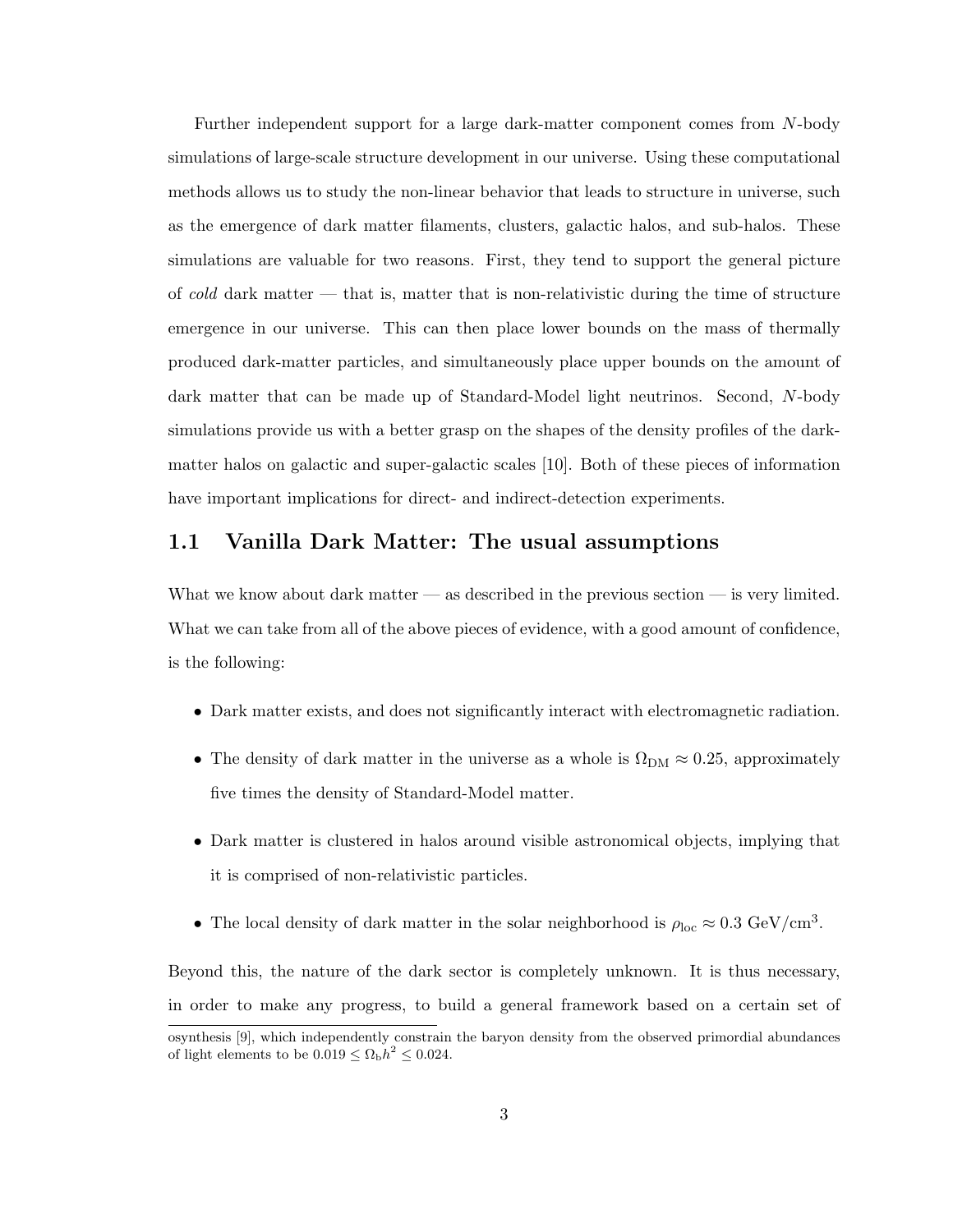Further independent support for a large dark-matter component comes from $N$-body simulations of large-scale structure development in our universe. Using these computational methods allows us to study the non-linear behavior that leads to structure in universe, such as the emergence of dark matter filaments, clusters, galactic halos, and sub-halos. These simulations are valuable for two reasons. First, they tend to support the general picture of *cold* dark matter — that is, matter that is non-relativistic during the time of structure emergence in our universe. This can then place lower bounds on the mass of thermally produced dark-matter particles, and simultaneously place upper bounds on the amount of dark matter that can be made up of Standard-Model light neutrinos. Second, $N$-body simulations provide us with a better grasp on the shapes of the density profiles of the dark-matter halos on galactic and super-galactic scales [10]. Both of these pieces of information have important implications for direct- and indirect-detection experiments.

## 1.1 Vanilla Dark Matter: The usual assumptions

What we know about dark matter — as described in the previous section — is very limited. What we can take from all of the above pieces of evidence, with a good amount of confidence, is the following:

- Dark matter exists, and does not significantly interact with electromagnetic radiation.
- The density of dark matter in the universe as a whole is $\Omega_{\rm DM} \approx 0.25$, approximately five times the density of Standard-Model matter.
- Dark matter is clustered in halos around visible astronomical objects, implying that it is comprised of non-relativistic particles.
- The local density of dark matter in the solar neighborhood is $\rho_{\rm loc} \approx 0.3$ GeV/cm$^3$.

Beyond this, the nature of the dark sector is completely unknown. It is thus necessary, in order to make any progress, to build a general framework based on a certain set of

osynthesis [9], which independently constrain the baryon density from the observed primordial abundances of light elements to be $0.019 \leq \Omega_{\rm b} h^2 \leq 0.024$.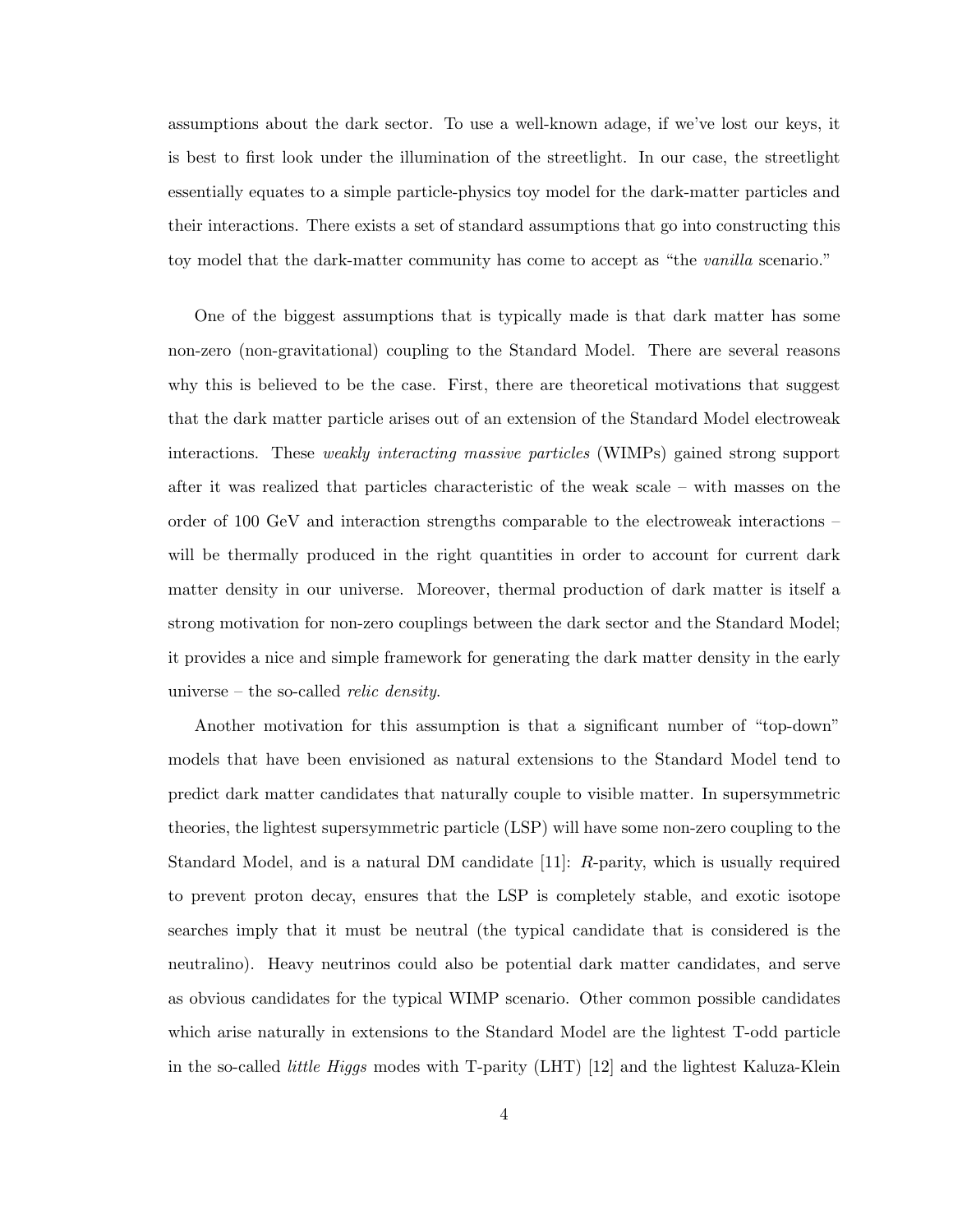assumptions about the dark sector. To use a well-known adage, if we've lost our keys, it is best to first look under the illumination of the streetlight. In our case, the streetlight essentially equates to a simple particle-physics toy model for the dark-matter particles and their interactions. There exists a set of standard assumptions that go into constructing this toy model that the dark-matter community has come to accept as "the *vanilla* scenario."

One of the biggest assumptions that is typically made is that dark matter has some non-zero (non-gravitational) coupling to the Standard Model. There are several reasons why this is believed to be the case. First, there are theoretical motivations that suggest that the dark matter particle arises out of an extension of the Standard Model electroweak interactions. These *weakly interacting massive particles* (WIMPs) gained strong support after it was realized that particles characteristic of the weak scale – with masses on the order of 100 GeV and interaction strengths comparable to the electroweak interactions – will be thermally produced in the right quantities in order to account for current dark matter density in our universe. Moreover, thermal production of dark matter is itself a strong motivation for non-zero couplings between the dark sector and the Standard Model; it provides a nice and simple framework for generating the dark matter density in the early universe – the so-called *relic density*.

Another motivation for this assumption is that a significant number of "top-down" models that have been envisioned as natural extensions to the Standard Model tend to predict dark matter candidates that naturally couple to visible matter. In supersymmetric theories, the lightest supersymmetric particle (LSP) will have some non-zero coupling to the Standard Model, and is a natural DM candidate [11]: $R$-parity, which is usually required to prevent proton decay, ensures that the LSP is completely stable, and exotic isotope searches imply that it must be neutral (the typical candidate that is considered is the neutralino). Heavy neutrinos could also be potential dark matter candidates, and serve as obvious candidates for the typical WIMP scenario. Other common possible candidates which arise naturally in extensions to the Standard Model are the lightest T-odd particle in the so-called *little Higgs* modes with T-parity (LHT) [12] and the lightest Kaluza-Klein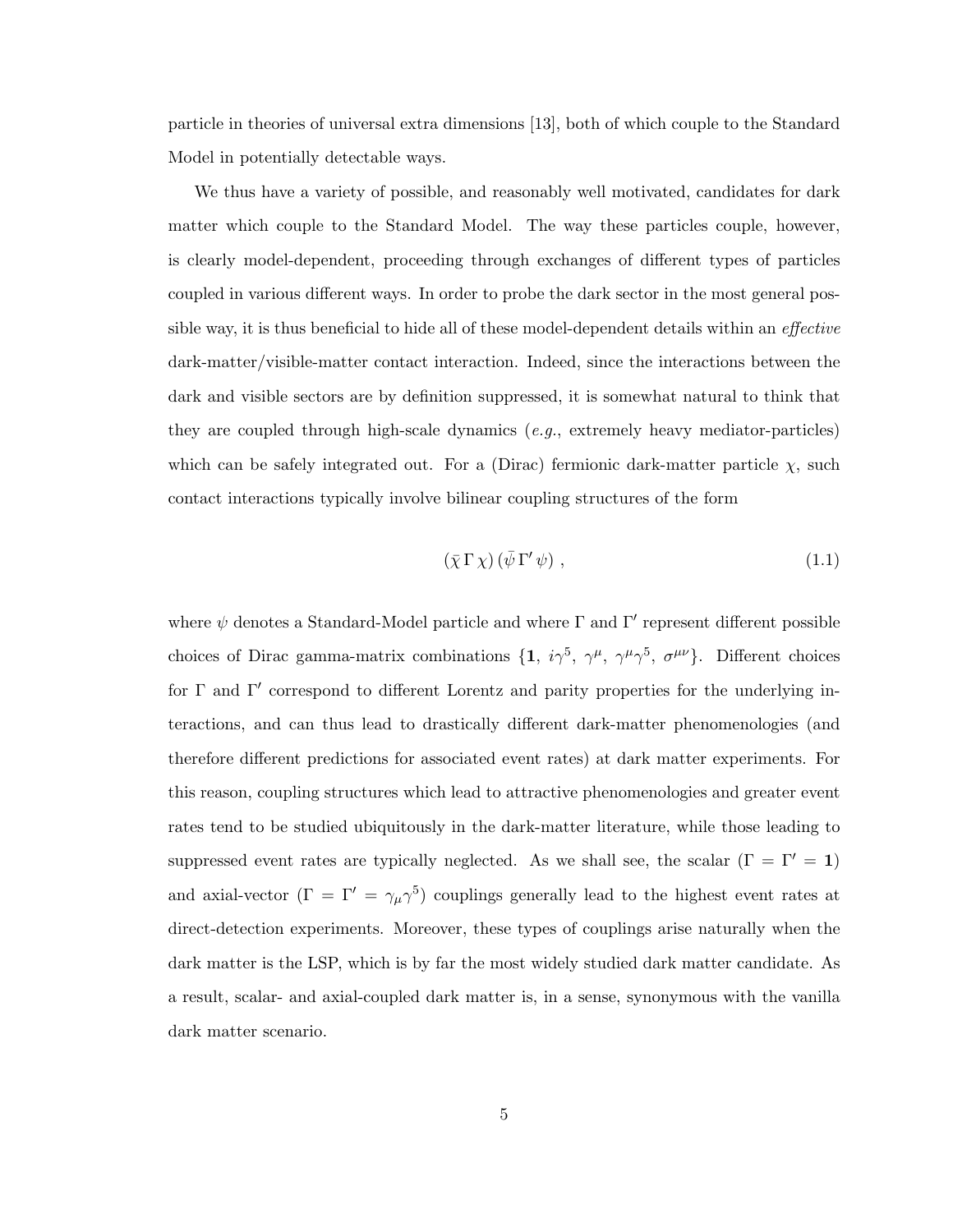particle in theories of universal extra dimensions [13], both of which couple to the Standard Model in potentially detectable ways.

We thus have a variety of possible, and reasonably well motivated, candidates for dark matter which couple to the Standard Model. The way these particles couple, however, is clearly model-dependent, proceeding through exchanges of different types of particles coupled in various different ways. In order to probe the dark sector in the most general possible way, it is thus beneficial to hide all of these model-dependent details within an *effective* dark-matter/visible-matter contact interaction. Indeed, since the interactions between the dark and visible sectors are by definition suppressed, it is somewhat natural to think that they are coupled through high-scale dynamics (*e.g.*, extremely heavy mediator-particles) which can be safely integrated out. For a (Dirac) fermionic dark-matter particle $\chi$, such contact interactions typically involve bilinear coupling structures of the form

$$(\bar{\chi}\,\Gamma\,\chi)\,(\bar{\psi}\,\Gamma'\,\psi)\ , \tag{1.1}$$

where $\psi$ denotes a Standard-Model particle and where $\Gamma$ and $\Gamma'$ represent different possible choices of Dirac gamma-matrix combinations $\{\mathbf{1},\ i\gamma^5,\ \gamma^\mu,\ \gamma^\mu\gamma^5,\ \sigma^{\mu\nu}\}$. Different choices for $\Gamma$ and $\Gamma'$ correspond to different Lorentz and parity properties for the underlying interactions, and can thus lead to drastically different dark-matter phenomenologies (and therefore different predictions for associated event rates) at dark matter experiments. For this reason, coupling structures which lead to attractive phenomenologies and greater event rates tend to be studied ubiquitously in the dark-matter literature, while those leading to suppressed event rates are typically neglected. As we shall see, the scalar ($\Gamma = \Gamma' = \mathbf{1}$) and axial-vector ($\Gamma = \Gamma' = \gamma_\mu\gamma^5$) couplings generally lead to the highest event rates at direct-detection experiments. Moreover, these types of couplings arise naturally when the dark matter is the LSP, which is by far the most widely studied dark matter candidate. As a result, scalar- and axial-coupled dark matter is, in a sense, synonymous with the vanilla dark matter scenario.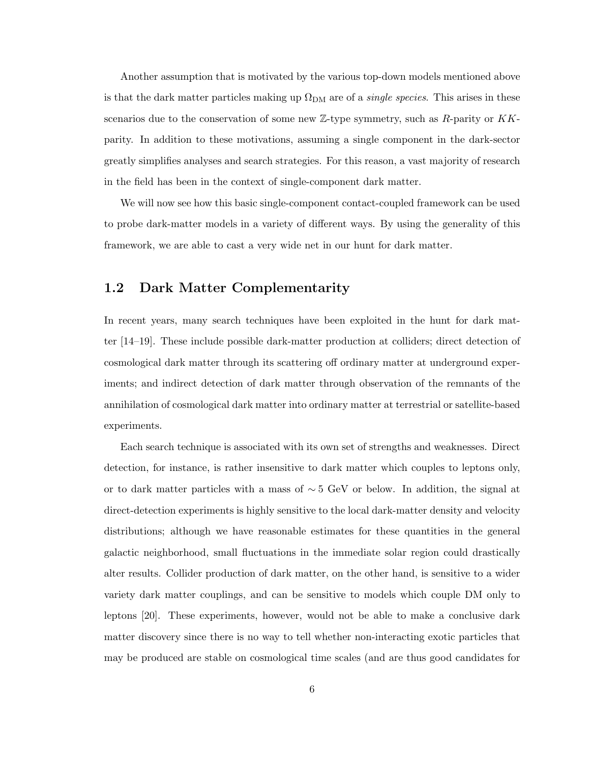Another assumption that is motivated by the various top-down models mentioned above is that the dark matter particles making up $\Omega_{\text{DM}}$ are of a *single species*. This arises in these scenarios due to the conservation of some new $\mathbb{Z}$-type symmetry, such as $R$-parity or $KK$-parity. In addition to these motivations, assuming a single component in the dark-sector greatly simplifies analyses and search strategies. For this reason, a vast majority of research in the field has been in the context of single-component dark matter.

We will now see how this basic single-component contact-coupled framework can be used to probe dark-matter models in a variety of different ways. By using the generality of this framework, we are able to cast a very wide net in our hunt for dark matter.

## 1.2 Dark Matter Complementarity

In recent years, many search techniques have been exploited in the hunt for dark matter [14–19]. These include possible dark-matter production at colliders; direct detection of cosmological dark matter through its scattering off ordinary matter at underground experiments; and indirect detection of dark matter through observation of the remnants of the annihilation of cosmological dark matter into ordinary matter at terrestrial or satellite-based experiments.

Each search technique is associated with its own set of strengths and weaknesses. Direct detection, for instance, is rather insensitive to dark matter which couples to leptons only, or to dark matter particles with a mass of $\sim 5$ GeV or below. In addition, the signal at direct-detection experiments is highly sensitive to the local dark-matter density and velocity distributions; although we have reasonable estimates for these quantities in the general galactic neighborhood, small fluctuations in the immediate solar region could drastically alter results. Collider production of dark matter, on the other hand, is sensitive to a wider variety dark matter couplings, and can be sensitive to models which couple DM only to leptons [20]. These experiments, however, would not be able to make a conclusive dark matter discovery since there is no way to tell whether non-interacting exotic particles that may be produced are stable on cosmological time scales (and are thus good candidates for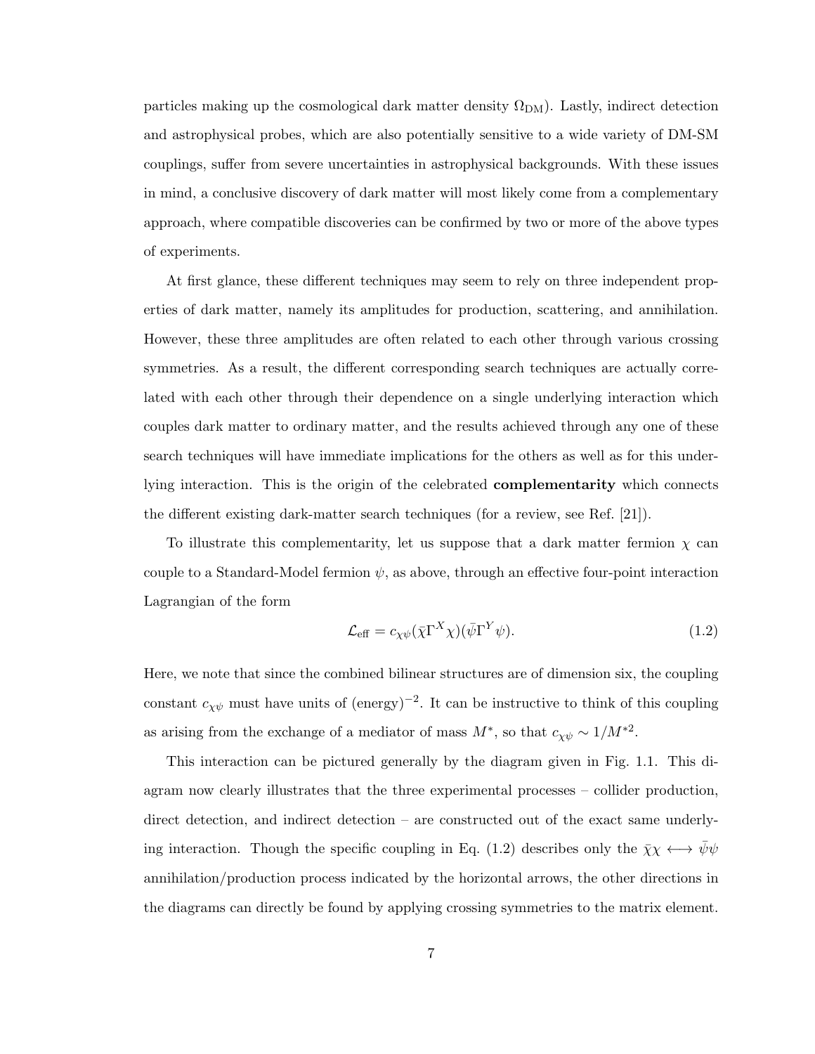particles making up the cosmological dark matter density $\Omega_{\text{DM}}$). Lastly, indirect detection and astrophysical probes, which are also potentially sensitive to a wide variety of DM-SM couplings, suffer from severe uncertainties in astrophysical backgrounds. With these issues in mind, a conclusive discovery of dark matter will most likely come from a complementary approach, where compatible discoveries can be confirmed by two or more of the above types of experiments.

At first glance, these different techniques may seem to rely on three independent properties of dark matter, namely its amplitudes for production, scattering, and annihilation. However, these three amplitudes are often related to each other through various crossing symmetries. As a result, the different corresponding search techniques are actually correlated with each other through their dependence on a single underlying interaction which couples dark matter to ordinary matter, and the results achieved through any one of these search techniques will have immediate implications for the others as well as for this underlying interaction. This is the origin of the celebrated **complementarity** which connects the different existing dark-matter search techniques (for a review, see Ref. [21]).

To illustrate this complementarity, let us suppose that a dark matter fermion $\chi$ can couple to a Standard-Model fermion $\psi$, as above, through an effective four-point interaction Lagrangian of the form

$$\mathcal{L}_{\text{eff}} = c_{\chi\psi}(\bar{\chi}\Gamma^X\chi)(\bar{\psi}\Gamma^Y\psi). \tag{1.2}$$

Here, we note that since the combined bilinear structures are of dimension six, the coupling constant $c_{\chi\psi}$ must have units of (energy)$^{-2}$. It can be instructive to think of this coupling as arising from the exchange of a mediator of mass $M^*$, so that $c_{\chi\psi} \sim 1/M^{*2}$.

This interaction can be pictured generally by the diagram given in Fig. 1.1. This diagram now clearly illustrates that the three experimental processes – collider production, direct detection, and indirect detection – are constructed out of the exact same underlying interaction. Though the specific coupling in Eq. (1.2) describes only the $\bar{\chi}\chi \longleftrightarrow \bar{\psi}\psi$ annihilation/production process indicated by the horizontal arrows, the other directions in the diagrams can directly be found by applying crossing symmetries to the matrix element.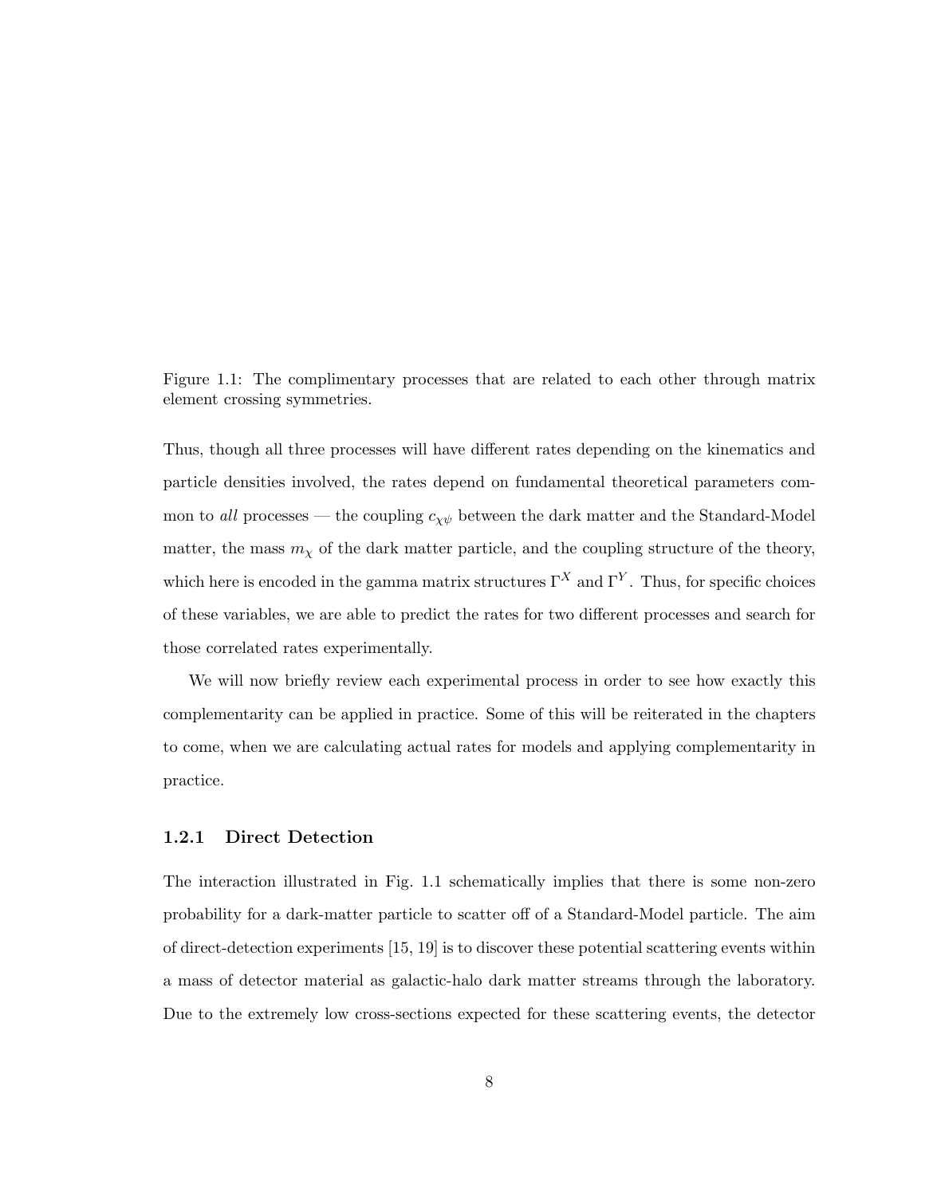Figure 1.1: The complimentary processes that are related to each other through matrix element crossing symmetries.

Thus, though all three processes will have different rates depending on the kinematics and particle densities involved, the rates depend on fundamental theoretical parameters common to *all* processes — the coupling $c_{\chi\psi}$ between the dark matter and the Standard-Model matter, the mass $m_\chi$ of the dark matter particle, and the coupling structure of the theory, which here is encoded in the gamma matrix structures $\Gamma^X$ and $\Gamma^Y$. Thus, for specific choices of these variables, we are able to predict the rates for two different processes and search for those correlated rates experimentally.

We will now briefly review each experimental process in order to see how exactly this complementarity can be applied in practice. Some of this will be reiterated in the chapters to come, when we are calculating actual rates for models and applying complementarity in practice.

### 1.2.1 Direct Detection

The interaction illustrated in Fig. 1.1 schematically implies that there is some non-zero probability for a dark-matter particle to scatter off of a Standard-Model particle. The aim of direct-detection experiments [15, 19] is to discover these potential scattering events within a mass of detector material as galactic-halo dark matter streams through the laboratory. Due to the extremely low cross-sections expected for these scattering events, the detector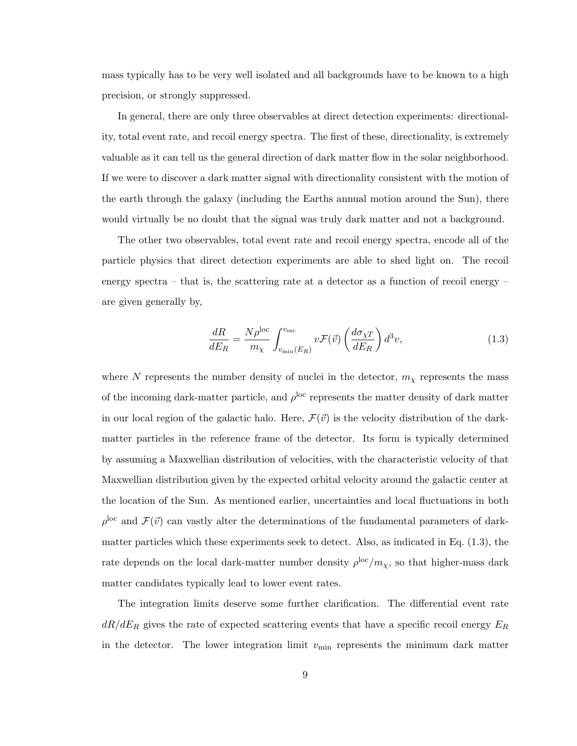mass typically has to be very well isolated and all backgrounds have to be known to a high precision, or strongly suppressed.

In general, there are only three observables at direct detection experiments: directionality, total event rate, and recoil energy spectra. The first of these, directionality, is extremely valuable as it can tell us the general direction of dark matter flow in the solar neighborhood. If we were to discover a dark matter signal with directionality consistent with the motion of the earth through the galaxy (including the Earths annual motion around the Sun), there would virtually be no doubt that the signal was truly dark matter and not a background.

The other two observables, total event rate and recoil energy spectra, encode all of the particle physics that direct detection experiments are able to shed light on. The recoil energy spectra – that is, the scattering rate at a detector as a function of recoil energy – are given generally by,

$$\frac{dR}{dE_R} = \frac{N\rho^{\text{loc}}}{m_\chi} \int_{v_{\text{min}}(E_R)}^{v_{\text{esc}}} v\mathcal{F}(\vec{v}) \left(\frac{d\sigma_{\chi T}}{dE_R}\right) d^3v, \tag{1.3}$$

where $N$ represents the number density of nuclei in the detector, $m_\chi$ represents the mass of the incoming dark-matter particle, and $\rho^{\text{loc}}$ represents the matter density of dark matter in our local region of the galactic halo. Here, $\mathcal{F}(\vec{v})$ is the velocity distribution of the dark-matter particles in the reference frame of the detector. Its form is typically determined by assuming a Maxwellian distribution of velocities, with the characteristic velocity of that Maxwellian distribution given by the expected orbital velocity around the galactic center at the location of the Sun. As mentioned earlier, uncertainties and local fluctuations in both $\rho^{\text{loc}}$ and $\mathcal{F}(\vec{v})$ can vastly alter the determinations of the fundamental parameters of dark-matter particles which these experiments seek to detect. Also, as indicated in Eq. (1.3), the rate depends on the local dark-matter number density $\rho^{\text{loc}}/m_\chi$, so that higher-mass dark matter candidates typically lead to lower event rates.

The integration limits deserve some further clarification. The differential event rate $dR/dE_R$ gives the rate of expected scattering events that have a specific recoil energy $E_R$ in the detector. The lower integration limit $v_{\text{min}}$ represents the minimum dark matter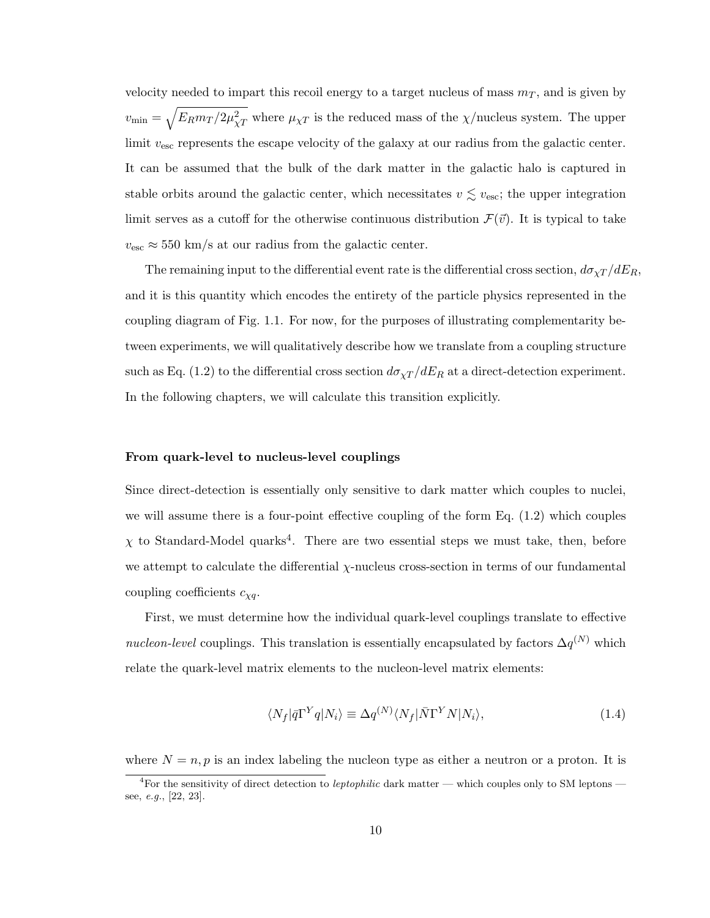velocity needed to impart this recoil energy to a target nucleus of mass $m_T$, and is given by $v_{\min} = \sqrt{E_R m_T / 2\mu_{\chi T}^2}$ where $\mu_{\chi T}$ is the reduced mass of the $\chi$/nucleus system. The upper limit $v_{\rm esc}$ represents the escape velocity of the galaxy at our radius from the galactic center. It can be assumed that the bulk of the dark matter in the galactic halo is captured in stable orbits around the galactic center, which necessitates $v \lesssim v_{\rm esc}$; the upper integration limit serves as a cutoff for the otherwise continuous distribution $\mathcal{F}(\vec{v})$. It is typical to take $v_{\rm esc} \approx 550$ km/s at our radius from the galactic center.

The remaining input to the differential event rate is the differential cross section, $d\sigma_{\chi T}/dE_R$, and it is this quantity which encodes the entirety of the particle physics represented in the coupling diagram of Fig. 1.1. For now, for the purposes of illustrating complementarity between experiments, we will qualitatively describe how we translate from a coupling structure such as Eq. (1.2) to the differential cross section $d\sigma_{\chi T}/dE_R$ at a direct-detection experiment. In the following chapters, we will calculate this transition explicitly.

#### From quark-level to nucleus-level couplings

Since direct-detection is essentially only sensitive to dark matter which couples to nuclei, we will assume there is a four-point effective coupling of the form Eq. (1.2) which couples $\chi$ to Standard-Model quarks[4]. There are two essential steps we must take, then, before we attempt to calculate the differential $\chi$-nucleus cross-section in terms of our fundamental coupling coefficients $c_{\chi q}$.

First, we must determine how the individual quark-level couplings translate to effective *nucleon-level* couplings. This translation is essentially encapsulated by factors $\Delta q^{(N)}$ which relate the quark-level matrix elements to the nucleon-level matrix elements:

$$\langle N_f | \bar{q} \Gamma^Y q | N_i \rangle \equiv \Delta q^{(N)} \langle N_f | \bar{N} \Gamma^Y N | N_i \rangle, \tag{1.4}$$

where $N = n, p$ is an index labeling the nucleon type as either a neutron or a proton. It is

[4] For the sensitivity of direct detection to *leptophilic* dark matter — which couples only to SM leptons — see, *e.g.*, [22, 23].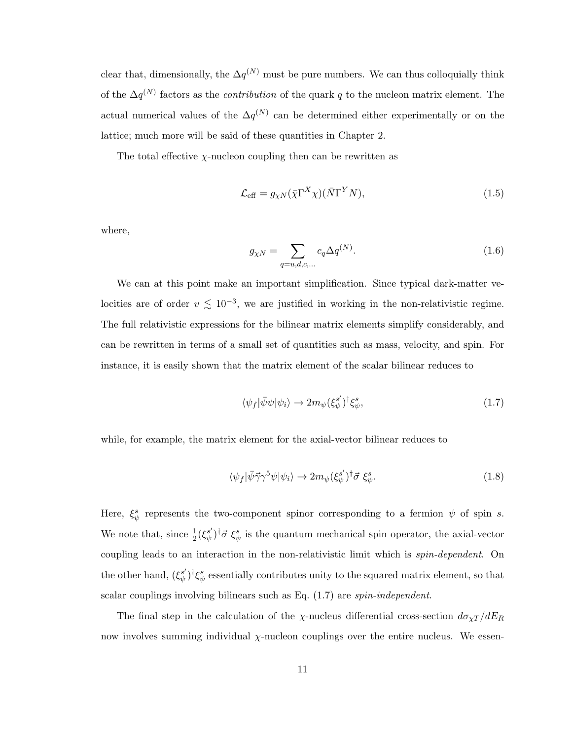clear that, dimensionally, the $\Delta q^{(N)}$ must be pure numbers. We can thus colloquially think of the $\Delta q^{(N)}$ factors as the *contribution* of the quark $q$ to the nucleon matrix element. The actual numerical values of the $\Delta q^{(N)}$ can be determined either experimentally or on the lattice; much more will be said of these quantities in Chapter 2.

The total effective $\chi$-nucleon coupling then can be rewritten as

$$\mathcal{L}_{\text{eff}} = g_{\chi N}(\bar{\chi}\Gamma^X\chi)(\bar{N}\Gamma^Y N), \tag{1.5}$$

where,

$$g_{\chi N} = \sum_{q=u,d,c,\ldots} c_q \Delta q^{(N)}. \tag{1.6}$$

We can at this point make an important simplification. Since typical dark-matter velocities are of order $v \lesssim 10^{-3}$, we are justified in working in the non-relativistic regime. The full relativistic expressions for the bilinear matrix elements simplify considerably, and can be rewritten in terms of a small set of quantities such as mass, velocity, and spin. For instance, it is easily shown that the matrix element of the scalar bilinear reduces to

$$\langle\psi_f|\bar{\psi}\psi|\psi_i\rangle \to 2m_\psi(\xi_\psi^{s'})^\dagger\xi_\psi^s, \tag{1.7}$$

while, for example, the matrix element for the axial-vector bilinear reduces to

$$\langle\psi_f|\bar{\psi}\vec{\gamma}\gamma^5\psi|\psi_i\rangle \to 2m_\psi(\xi_\psi^{s'})^\dagger\vec{\sigma}\ \xi_\psi^s. \tag{1.8}$$

Here, $\xi_\psi^s$ represents the two-component spinor corresponding to a fermion $\psi$ of spin $s$. We note that, since $\frac{1}{2}(\xi_\psi^{s'})^\dagger\vec{\sigma}\ \xi_\psi^s$ is the quantum mechanical spin operator, the axial-vector coupling leads to an interaction in the non-relativistic limit which is *spin-dependent*. On the other hand, $(\xi_\psi^{s'})^\dagger\xi_\psi^s$ essentially contributes unity to the squared matrix element, so that scalar couplings involving bilinears such as Eq. (1.7) are *spin-independent*.

The final step in the calculation of the $\chi$-nucleus differential cross-section $d\sigma_{\chi T}/dE_R$ now involves summing individual $\chi$-nucleon couplings over the entire nucleus. We essen-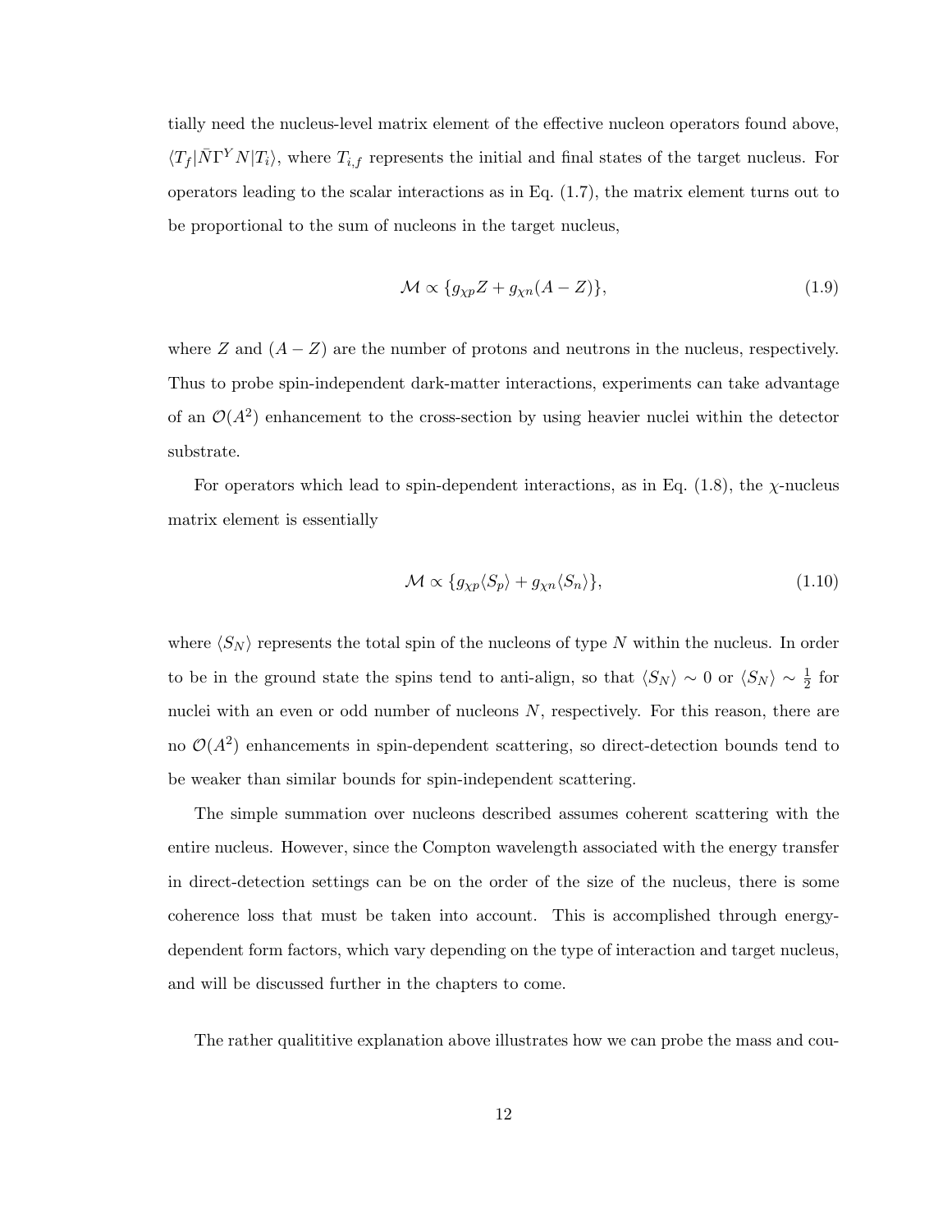tially need the nucleus-level matrix element of the effective nucleon operators found above, $\langle T_f|\bar{N}\Gamma^Y N|T_i\rangle$, where $T_{i,f}$ represents the initial and final states of the target nucleus. For operators leading to the scalar interactions as in Eq. (1.7), the matrix element turns out to be proportional to the sum of nucleons in the target nucleus,

$$\mathcal{M} \propto \{g_{\chi p} Z + g_{\chi n}(A - Z)\}, \tag{1.9}$$

where $Z$ and $(A - Z)$ are the number of protons and neutrons in the nucleus, respectively. Thus to probe spin-independent dark-matter interactions, experiments can take advantage of an $\mathcal{O}(A^2)$ enhancement to the cross-section by using heavier nuclei within the detector substrate.

For operators which lead to spin-dependent interactions, as in Eq. (1.8), the $\chi$-nucleus matrix element is essentially

$$\mathcal{M} \propto \{g_{\chi p}\langle S_p\rangle + g_{\chi n}\langle S_n\rangle\}, \tag{1.10}$$

where $\langle S_N\rangle$ represents the total spin of the nucleons of type $N$ within the nucleus. In order to be in the ground state the spins tend to anti-align, so that $\langle S_N\rangle \sim 0$ or $\langle S_N\rangle \sim \frac{1}{2}$ for nuclei with an even or odd number of nucleons $N$, respectively. For this reason, there are no $\mathcal{O}(A^2)$ enhancements in spin-dependent scattering, so direct-detection bounds tend to be weaker than similar bounds for spin-independent scattering.

The simple summation over nucleons described assumes coherent scattering with the entire nucleus. However, since the Compton wavelength associated with the energy transfer in direct-detection settings can be on the order of the size of the nucleus, there is some coherence loss that must be taken into account. This is accomplished through energy-dependent form factors, which vary depending on the type of interaction and target nucleus, and will be discussed further in the chapters to come.

The rather qualititive explanation above illustrates how we can probe the mass and cou-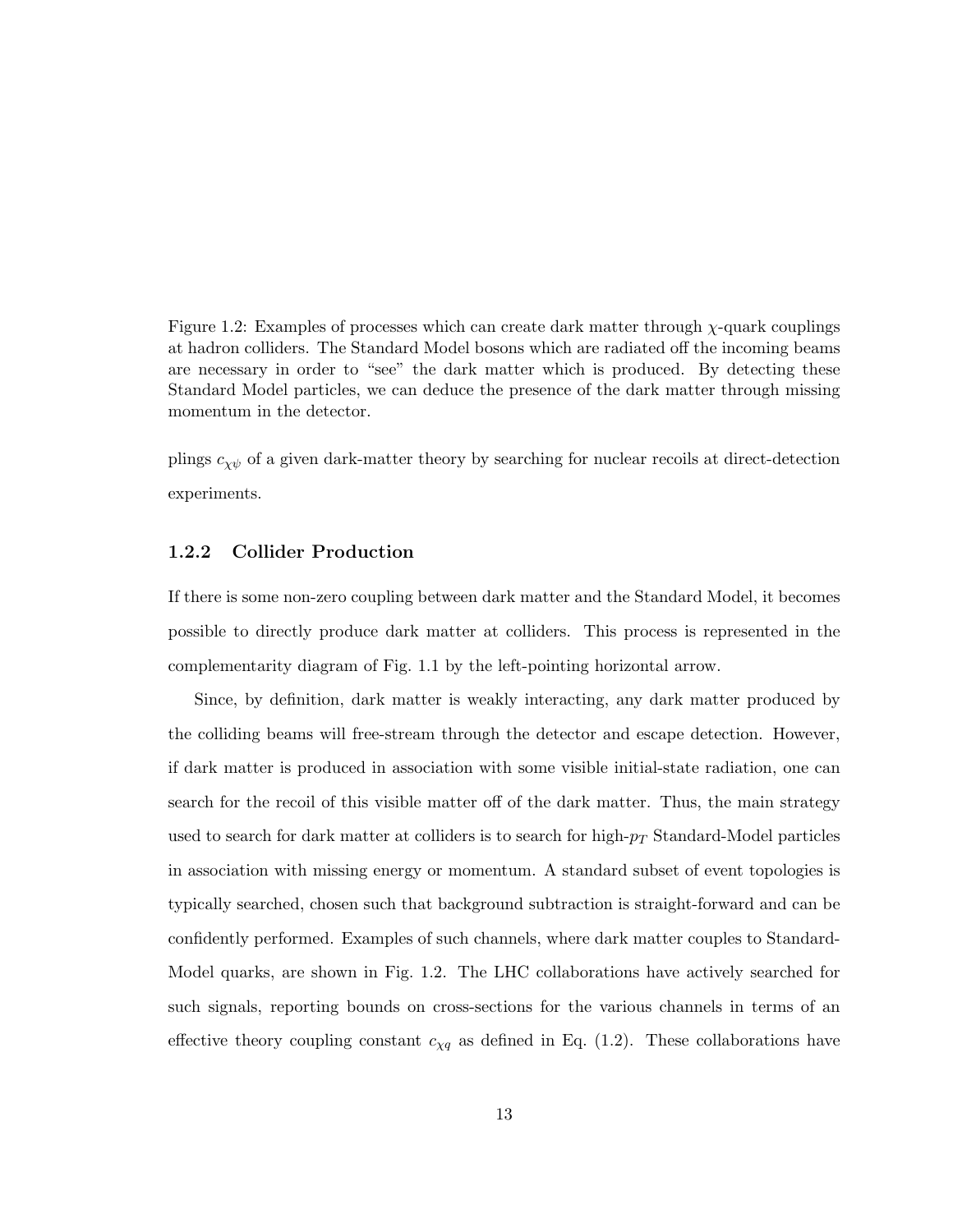Figure 1.2: Examples of processes which can create dark matter through $\chi$-quark couplings at hadron colliders. The Standard Model bosons which are radiated off the incoming beams are necessary in order to "see" the dark matter which is produced. By detecting these Standard Model particles, we can deduce the presence of the dark matter through missing momentum in the detector.

plings $c_{\chi\psi}$ of a given dark-matter theory by searching for nuclear recoils at direct-detection experiments.

### 1.2.2 Collider Production

If there is some non-zero coupling between dark matter and the Standard Model, it becomes possible to directly produce dark matter at colliders. This process is represented in the complementarity diagram of Fig. 1.1 by the left-pointing horizontal arrow.

Since, by definition, dark matter is weakly interacting, any dark matter produced by the colliding beams will free-stream through the detector and escape detection. However, if dark matter is produced in association with some visible initial-state radiation, one can search for the recoil of this visible matter off of the dark matter. Thus, the main strategy used to search for dark matter at colliders is to search for high-$p_T$ Standard-Model particles in association with missing energy or momentum. A standard subset of event topologies is typically searched, chosen such that background subtraction is straight-forward and can be confidently performed. Examples of such channels, where dark matter couples to Standard-Model quarks, are shown in Fig. 1.2. The LHC collaborations have actively searched for such signals, reporting bounds on cross-sections for the various channels in terms of an effective theory coupling constant $c_{\chi q}$ as defined in Eq. (1.2). These collaborations have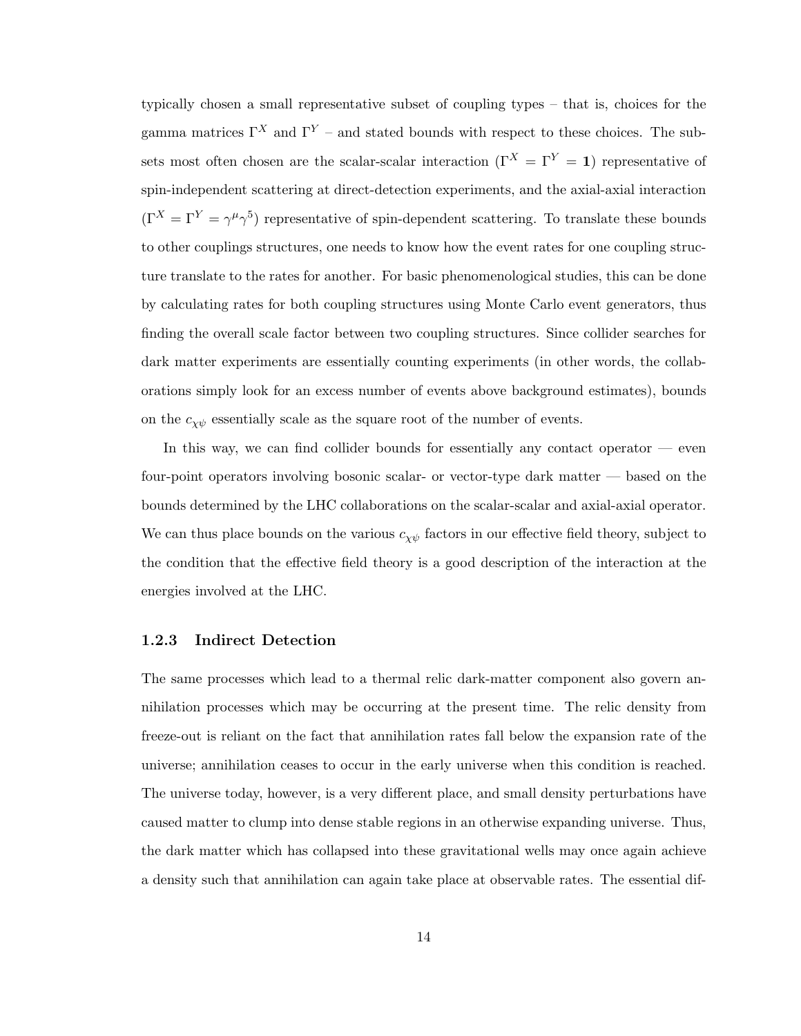typically chosen a small representative subset of coupling types – that is, choices for the gamma matrices $\Gamma^X$ and $\Gamma^Y$ – and stated bounds with respect to these choices. The subsets most often chosen are the scalar-scalar interaction ($\Gamma^X = \Gamma^Y = \mathbf{1}$) representative of spin-independent scattering at direct-detection experiments, and the axial-axial interaction ($\Gamma^X = \Gamma^Y = \gamma^\mu \gamma^5$) representative of spin-dependent scattering. To translate these bounds to other couplings structures, one needs to know how the event rates for one coupling structure translate to the rates for another. For basic phenomenological studies, this can be done by calculating rates for both coupling structures using Monte Carlo event generators, thus finding the overall scale factor between two coupling structures. Since collider searches for dark matter experiments are essentially counting experiments (in other words, the collaborations simply look for an excess number of events above background estimates), bounds on the $c_{\chi\psi}$ essentially scale as the square root of the number of events.

In this way, we can find collider bounds for essentially any contact operator — even four-point operators involving bosonic scalar- or vector-type dark matter — based on the bounds determined by the LHC collaborations on the scalar-scalar and axial-axial operator. We can thus place bounds on the various $c_{\chi\psi}$ factors in our effective field theory, subject to the condition that the effective field theory is a good description of the interaction at the energies involved at the LHC.

### 1.2.3 Indirect Detection

The same processes which lead to a thermal relic dark-matter component also govern annihilation processes which may be occurring at the present time. The relic density from freeze-out is reliant on the fact that annihilation rates fall below the expansion rate of the universe; annihilation ceases to occur in the early universe when this condition is reached. The universe today, however, is a very different place, and small density perturbations have caused matter to clump into dense stable regions in an otherwise expanding universe. Thus, the dark matter which has collapsed into these gravitational wells may once again achieve a density such that annihilation can again take place at observable rates. The essential dif-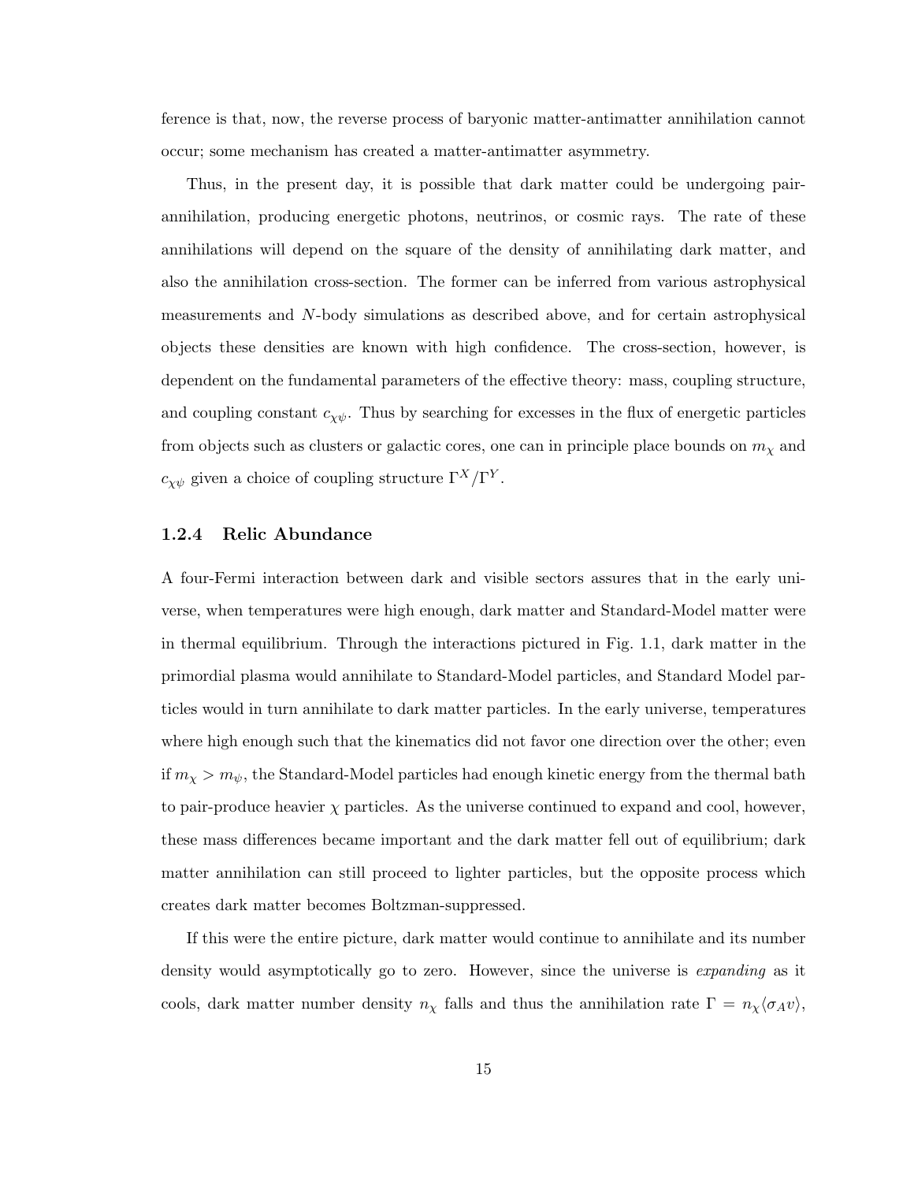ference is that, now, the reverse process of baryonic matter-antimatter annihilation cannot occur; some mechanism has created a matter-antimatter asymmetry.

Thus, in the present day, it is possible that dark matter could be undergoing pair-annihilation, producing energetic photons, neutrinos, or cosmic rays. The rate of these annihilations will depend on the square of the density of annihilating dark matter, and also the annihilation cross-section. The former can be inferred from various astrophysical measurements and $N$-body simulations as described above, and for certain astrophysical objects these densities are known with high confidence. The cross-section, however, is dependent on the fundamental parameters of the effective theory: mass, coupling structure, and coupling constant $c_{\chi\psi}$. Thus by searching for excesses in the flux of energetic particles from objects such as clusters or galactic cores, one can in principle place bounds on $m_\chi$ and $c_{\chi\psi}$ given a choice of coupling structure $\Gamma^X/\Gamma^Y$.

### 1.2.4 Relic Abundance

A four-Fermi interaction between dark and visible sectors assures that in the early universe, when temperatures were high enough, dark matter and Standard-Model matter were in thermal equilibrium. Through the interactions pictured in Fig. 1.1, dark matter in the primordial plasma would annihilate to Standard-Model particles, and Standard Model particles would in turn annihilate to dark matter particles. In the early universe, temperatures where high enough such that the kinematics did not favor one direction over the other; even if $m_\chi > m_\psi$, the Standard-Model particles had enough kinetic energy from the thermal bath to pair-produce heavier $\chi$ particles. As the universe continued to expand and cool, however, these mass differences became important and the dark matter fell out of equilibrium; dark matter annihilation can still proceed to lighter particles, but the opposite process which creates dark matter becomes Boltzman-suppressed.

If this were the entire picture, dark matter would continue to annihilate and its number density would asymptotically go to zero. However, since the universe is *expanding* as it cools, dark matter number density $n_\chi$ falls and thus the annihilation rate $\Gamma = n_\chi \langle \sigma_A v \rangle$,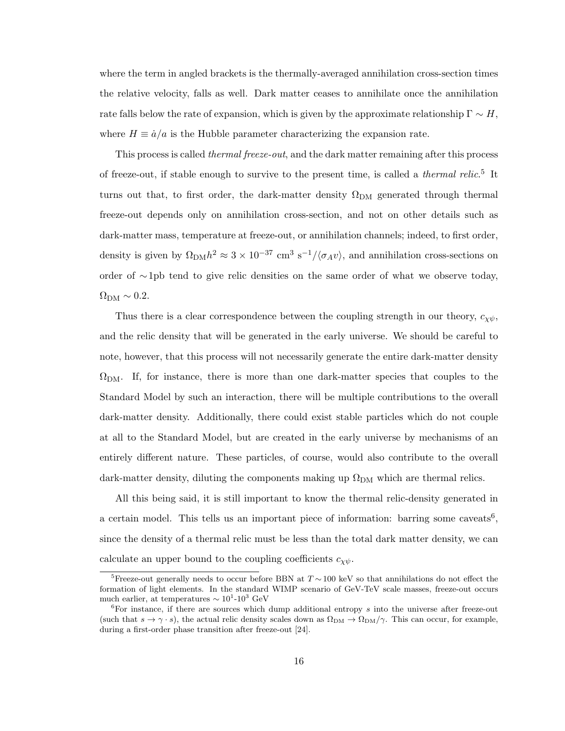where the term in angled brackets is the thermally-averaged annihilation cross-section times the relative velocity, falls as well. Dark matter ceases to annihilate once the annihilation rate falls below the rate of expansion, which is given by the approximate relationship $\Gamma \sim H$, where $H \equiv \dot{a}/a$ is the Hubble parameter characterizing the expansion rate.

This process is called *thermal freeze-out*, and the dark matter remaining after this process of freeze-out, if stable enough to survive to the present time, is called a *thermal relic*.[5] It turns out that, to first order, the dark-matter density $\Omega_{\rm DM}$ generated through thermal freeze-out depends only on annihilation cross-section, and not on other details such as dark-matter mass, temperature at freeze-out, or annihilation channels; indeed, to first order, density is given by $\Omega_{\rm DM} h^2 \approx 3 \times 10^{-37}$ cm$^3$ s$^{-1}/\langle \sigma_A v \rangle$, and annihilation cross-sections on order of $\sim$1pb tend to give relic densities on the same order of what we observe today, $\Omega_{\rm DM} \sim 0.2$.

Thus there is a clear correspondence between the coupling strength in our theory, $c_{\chi\psi}$, and the relic density that will be generated in the early universe. We should be careful to note, however, that this process will not necessarily generate the entire dark-matter density $\Omega_{\rm DM}$. If, for instance, there is more than one dark-matter species that couples to the Standard Model by such an interaction, there will be multiple contributions to the overall dark-matter density. Additionally, there could exist stable particles which do not couple at all to the Standard Model, but are created in the early universe by mechanisms of an entirely different nature. These particles, of course, would also contribute to the overall dark-matter density, diluting the components making up $\Omega_{\rm DM}$ which are thermal relics.

All this being said, it is still important to know the thermal relic-density generated in a certain model. This tells us an important piece of information: barring some caveats[6], since the density of a thermal relic must be less than the total dark matter density, we can calculate an upper bound to the coupling coefficients $c_{\chi\psi}$.

---

[5] Freeze-out generally needs to occur before BBN at $T \sim 100$ keV so that annihilations do not effect the formation of light elements. In the standard WIMP scenario of GeV-TeV scale masses, freeze-out occurs much earlier, at temperatures $\sim 10^1$-$10^3$ GeV

[6] For instance, if there are sources which dump additional entropy $s$ into the universe after freeze-out (such that $s \rightarrow \gamma \cdot s$), the actual relic density scales down as $\Omega_{\rm DM} \rightarrow \Omega_{\rm DM}/\gamma$. This can occur, for example, during a first-order phase transition after freeze-out [24].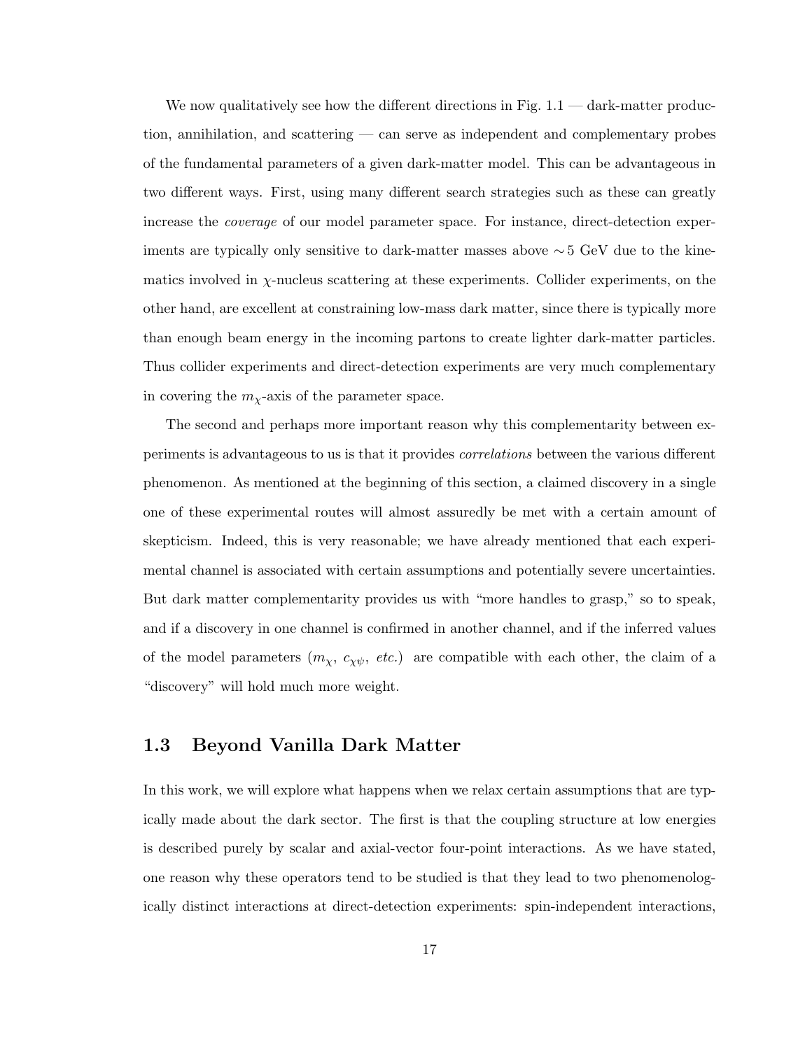We now qualitatively see how the different directions in Fig. 1.1 — dark-matter production, annihilation, and scattering — can serve as independent and complementary probes of the fundamental parameters of a given dark-matter model. This can be advantageous in two different ways. First, using many different search strategies such as these can greatly increase the *coverage* of our model parameter space. For instance, direct-detection experiments are typically only sensitive to dark-matter masses above $\sim 5$ GeV due to the kinematics involved in $\chi$-nucleus scattering at these experiments. Collider experiments, on the other hand, are excellent at constraining low-mass dark matter, since there is typically more than enough beam energy in the incoming partons to create lighter dark-matter particles. Thus collider experiments and direct-detection experiments are very much complementary in covering the $m_\chi$-axis of the parameter space.

The second and perhaps more important reason why this complementarity between experiments is advantageous to us is that it provides *correlations* between the various different phenomenon. As mentioned at the beginning of this section, a claimed discovery in a single one of these experimental routes will almost assuredly be met with a certain amount of skepticism. Indeed, this is very reasonable; we have already mentioned that each experimental channel is associated with certain assumptions and potentially severe uncertainties. But dark matter complementarity provides us with "more handles to grasp," so to speak, and if a discovery in one channel is confirmed in another channel, and if the inferred values of the model parameters ($m_\chi$, $c_{\chi\psi}$, *etc.*) are compatible with each other, the claim of a "discovery" will hold much more weight.

## 1.3 Beyond Vanilla Dark Matter

In this work, we will explore what happens when we relax certain assumptions that are typically made about the dark sector. The first is that the coupling structure at low energies is described purely by scalar and axial-vector four-point interactions. As we have stated, one reason why these operators tend to be studied is that they lead to two phenomenologically distinct interactions at direct-detection experiments: spin-independent interactions,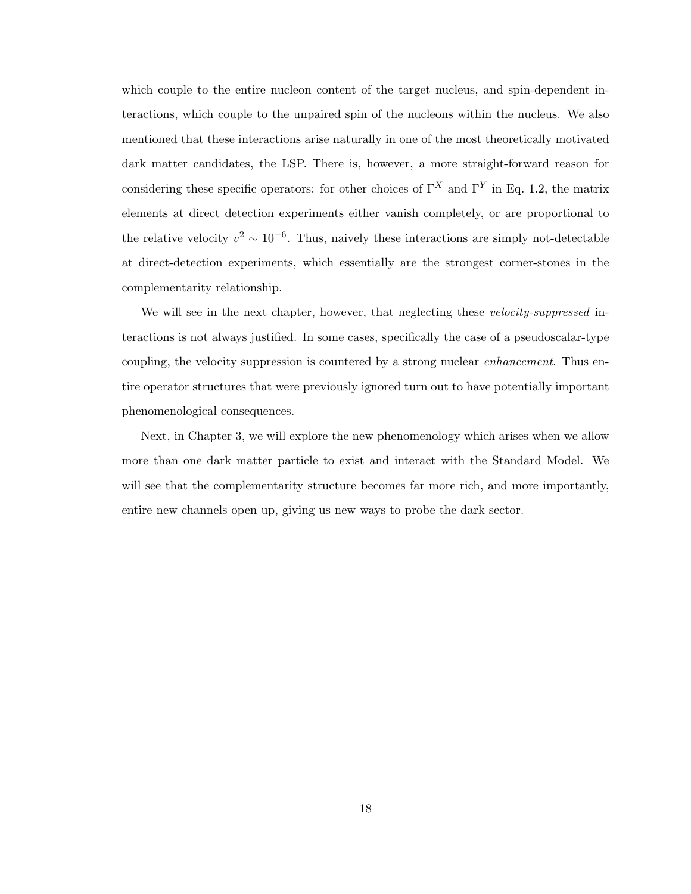which couple to the entire nucleon content of the target nucleus, and spin-dependent interactions, which couple to the unpaired spin of the nucleons within the nucleus. We also mentioned that these interactions arise naturally in one of the most theoretically motivated dark matter candidates, the LSP. There is, however, a more straight-forward reason for considering these specific operators: for other choices of $\Gamma^X$ and $\Gamma^Y$ in Eq. 1.2, the matrix elements at direct detection experiments either vanish completely, or are proportional to the relative velocity $v^2 \sim 10^{-6}$. Thus, naively these interactions are simply not-detectable at direct-detection experiments, which essentially are the strongest corner-stones in the complementarity relationship.

We will see in the next chapter, however, that neglecting these *velocity-suppressed* interactions is not always justified. In some cases, specifically the case of a pseudoscalar-type coupling, the velocity suppression is countered by a strong nuclear *enhancement*. Thus entire operator structures that were previously ignored turn out to have potentially important phenomenological consequences.

Next, in Chapter 3, we will explore the new phenomenology which arises when we allow more than one dark matter particle to exist and interact with the Standard Model. We will see that the complementarity structure becomes far more rich, and more importantly, entire new channels open up, giving us new ways to probe the dark sector.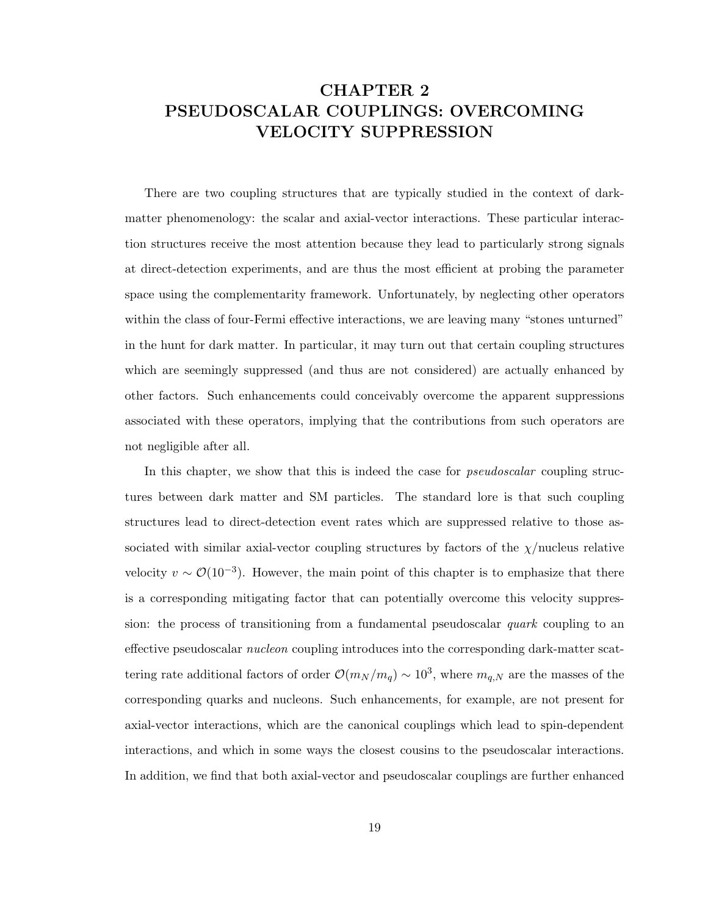# CHAPTER 2
# PSEUDOSCALAR COUPLINGS: OVERCOMING VELOCITY SUPPRESSION

There are two coupling structures that are typically studied in the context of dark-matter phenomenology: the scalar and axial-vector interactions. These particular interaction structures receive the most attention because they lead to particularly strong signals at direct-detection experiments, and are thus the most efficient at probing the parameter space using the complementarity framework. Unfortunately, by neglecting other operators within the class of four-Fermi effective interactions, we are leaving many "stones unturned" in the hunt for dark matter. In particular, it may turn out that certain coupling structures which are seemingly suppressed (and thus are not considered) are actually enhanced by other factors. Such enhancements could conceivably overcome the apparent suppressions associated with these operators, implying that the contributions from such operators are not negligible after all.

In this chapter, we show that this is indeed the case for *pseudoscalar* coupling structures between dark matter and SM particles. The standard lore is that such coupling structures lead to direct-detection event rates which are suppressed relative to those associated with similar axial-vector coupling structures by factors of the $\chi$/nucleus relative velocity $v \sim \mathcal{O}(10^{-3})$. However, the main point of this chapter is to emphasize that there is a corresponding mitigating factor that can potentially overcome this velocity suppression: the process of transitioning from a fundamental pseudoscalar *quark* coupling to an effective pseudoscalar *nucleon* coupling introduces into the corresponding dark-matter scattering rate additional factors of order $\mathcal{O}(m_N/m_q) \sim 10^3$, where $m_{q,N}$ are the masses of the corresponding quarks and nucleons. Such enhancements, for example, are not present for axial-vector interactions, which are the canonical couplings which lead to spin-dependent interactions, and which in some ways the closest cousins to the pseudoscalar interactions. In addition, we find that both axial-vector and pseudoscalar couplings are further enhanced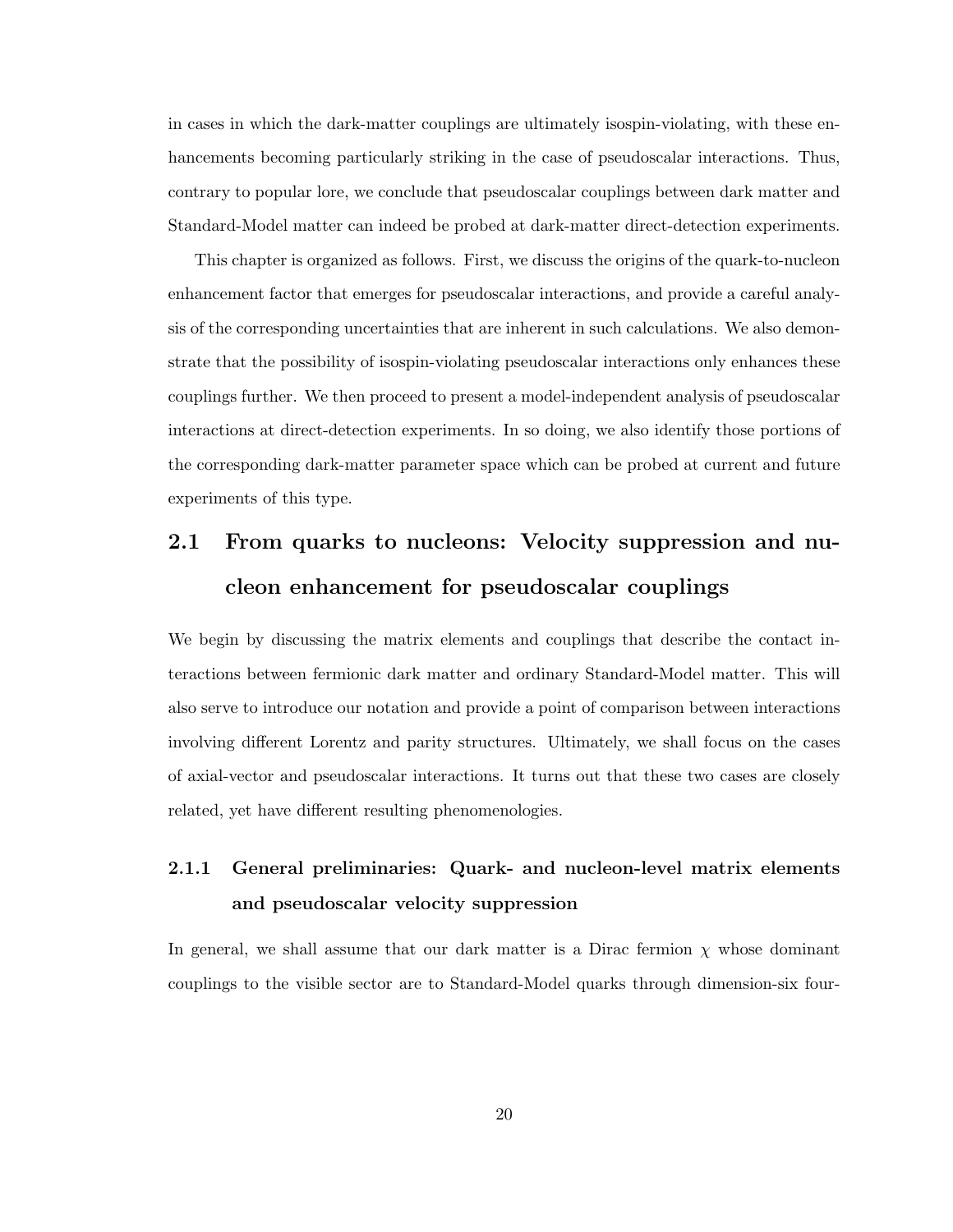in cases in which the dark-matter couplings are ultimately isospin-violating, with these enhancements becoming particularly striking in the case of pseudoscalar interactions. Thus, contrary to popular lore, we conclude that pseudoscalar couplings between dark matter and Standard-Model matter can indeed be probed at dark-matter direct-detection experiments.

This chapter is organized as follows. First, we discuss the origins of the quark-to-nucleon enhancement factor that emerges for pseudoscalar interactions, and provide a careful analysis of the corresponding uncertainties that are inherent in such calculations. We also demonstrate that the possibility of isospin-violating pseudoscalar interactions only enhances these couplings further. We then proceed to present a model-independent analysis of pseudoscalar interactions at direct-detection experiments. In so doing, we also identify those portions of the corresponding dark-matter parameter space which can be probed at current and future experiments of this type.

## 2.1 From quarks to nucleons: Velocity suppression and nucleon enhancement for pseudoscalar couplings

We begin by discussing the matrix elements and couplings that describe the contact interactions between fermionic dark matter and ordinary Standard-Model matter. This will also serve to introduce our notation and provide a point of comparison between interactions involving different Lorentz and parity structures. Ultimately, we shall focus on the cases of axial-vector and pseudoscalar interactions. It turns out that these two cases are closely related, yet have different resulting phenomenologies.

### 2.1.1 General preliminaries: Quark- and nucleon-level matrix elements and pseudoscalar velocity suppression

In general, we shall assume that our dark matter is a Dirac fermion $\chi$ whose dominant couplings to the visible sector are to Standard-Model quarks through dimension-six four-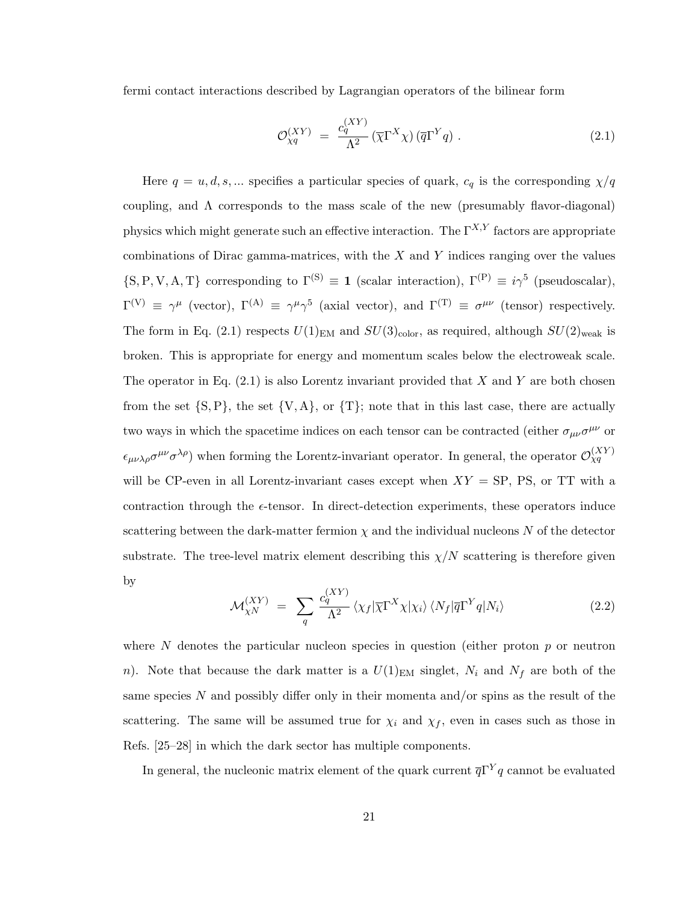fermi contact interactions described by Lagrangian operators of the bilinear form

$$\mathcal{O}_{\chi q}^{(XY)} \;=\; \frac{c_q^{(XY)}}{\Lambda^2}\,(\overline{\chi}\Gamma^X\chi)\,(\overline{q}\Gamma^Y q)\;. \tag{2.1}$$

Here $q = u, d, s, ...$ specifies a particular species of quark, $c_q$ is the corresponding $\chi/q$ coupling, and $\Lambda$ corresponds to the mass scale of the new (presumably flavor-diagonal) physics which might generate such an effective interaction. The $\Gamma^{X,Y}$ factors are appropriate combinations of Dirac gamma-matrices, with the $X$ and $Y$ indices ranging over the values $\{\mathrm{S,P,V,A,T}\}$ corresponding to $\Gamma^{(\mathrm{S})} \equiv \mathbf{1}$ (scalar interaction), $\Gamma^{(\mathrm{P})} \equiv i\gamma^5$ (pseudoscalar), $\Gamma^{(\mathrm{V})} \equiv \gamma^\mu$ (vector), $\Gamma^{(\mathrm{A})} \equiv \gamma^\mu\gamma^5$ (axial vector), and $\Gamma^{(\mathrm{T})} \equiv \sigma^{\mu\nu}$ (tensor) respectively. The form in Eq. (2.1) respects $U(1)_{\mathrm{EM}}$ and $SU(3)_{\mathrm{color}}$, as required, although $SU(2)_{\mathrm{weak}}$ is broken. This is appropriate for energy and momentum scales below the electroweak scale. The operator in Eq. (2.1) is also Lorentz invariant provided that $X$ and $Y$ are both chosen from the set $\{\mathrm{S,P}\}$, the set $\{\mathrm{V,A}\}$, or $\{\mathrm{T}\}$; note that in this last case, there are actually two ways in which the spacetime indices on each tensor can be contracted (either $\sigma_{\mu\nu}\sigma^{\mu\nu}$ or $\epsilon_{\mu\nu\lambda\rho}\sigma^{\mu\nu}\sigma^{\lambda\rho}$) when forming the Lorentz-invariant operator. In general, the operator $\mathcal{O}_{\chi q}^{(XY)}$ will be CP-even in all Lorentz-invariant cases except when $XY = $ SP, PS, or TT with a contraction through the $\epsilon$-tensor. In direct-detection experiments, these operators induce scattering between the dark-matter fermion $\chi$ and the individual nucleons $N$ of the detector substrate. The tree-level matrix element describing this $\chi/N$ scattering is therefore given by

$$\mathcal{M}_{\chi N}^{(XY)} \;=\; \sum_q \frac{c_q^{(XY)}}{\Lambda^2}\,\langle \chi_f|\overline{\chi}\Gamma^X\chi|\chi_i\rangle\,\langle N_f|\overline{q}\Gamma^Y q|N_i\rangle \tag{2.2}$$

where $N$ denotes the particular nucleon species in question (either proton $p$ or neutron $n$). Note that because the dark matter is a $U(1)_{\mathrm{EM}}$ singlet, $N_i$ and $N_f$ are both of the same species $N$ and possibly differ only in their momenta and/or spins as the result of the scattering. The same will be assumed true for $\chi_i$ and $\chi_f$, even in cases such as those in Refs. [25–28] in which the dark sector has multiple components.

In general, the nucleonic matrix element of the quark current $\overline{q}\Gamma^Y q$ cannot be evaluated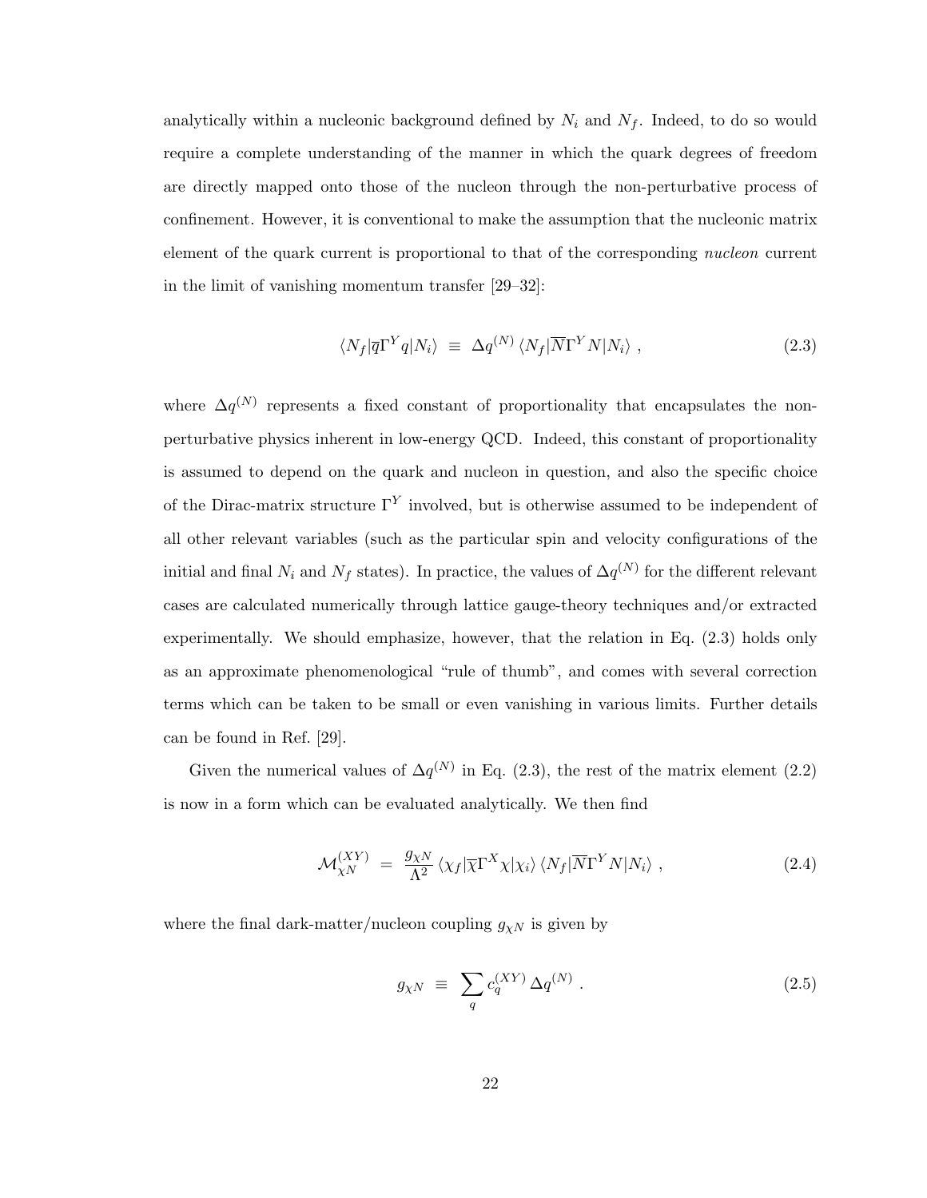analytically within a nucleonic background defined by $N_i$ and $N_f$. Indeed, to do so would require a complete understanding of the manner in which the quark degrees of freedom are directly mapped onto those of the nucleon through the non-perturbative process of confinement. However, it is conventional to make the assumption that the nucleonic matrix element of the quark current is proportional to that of the corresponding *nucleon* current in the limit of vanishing momentum transfer [29–32]:

$$\langle N_f | \overline{q} \Gamma^Y q | N_i \rangle \;\equiv\; \Delta q^{(N)} \, \langle N_f | \overline{N} \Gamma^Y N | N_i \rangle \,, \tag{2.3}$$

where $\Delta q^{(N)}$ represents a fixed constant of proportionality that encapsulates the non-perturbative physics inherent in low-energy QCD. Indeed, this constant of proportionality is assumed to depend on the quark and nucleon in question, and also the specific choice of the Dirac-matrix structure $\Gamma^Y$ involved, but is otherwise assumed to be independent of all other relevant variables (such as the particular spin and velocity configurations of the initial and final $N_i$ and $N_f$ states). In practice, the values of $\Delta q^{(N)}$ for the different relevant cases are calculated numerically through lattice gauge-theory techniques and/or extracted experimentally. We should emphasize, however, that the relation in Eq. (2.3) holds only as an approximate phenomenological "rule of thumb", and comes with several correction terms which can be taken to be small or even vanishing in various limits. Further details can be found in Ref. [29].

Given the numerical values of $\Delta q^{(N)}$ in Eq. (2.3), the rest of the matrix element (2.2) is now in a form which can be evaluated analytically. We then find

$$\mathcal{M}_{\chi N}^{(XY)} \;=\; \frac{g_{\chi N}}{\Lambda^2} \, \langle \chi_f | \overline{\chi} \Gamma^X \chi | \chi_i \rangle \, \langle N_f | \overline{N} \Gamma^Y N | N_i \rangle \,, \tag{2.4}$$

where the final dark-matter/nucleon coupling $g_{\chi N}$ is given by

$$g_{\chi N} \;\equiv\; \sum_q c_q^{(XY)} \, \Delta q^{(N)} \,. \tag{2.5}$$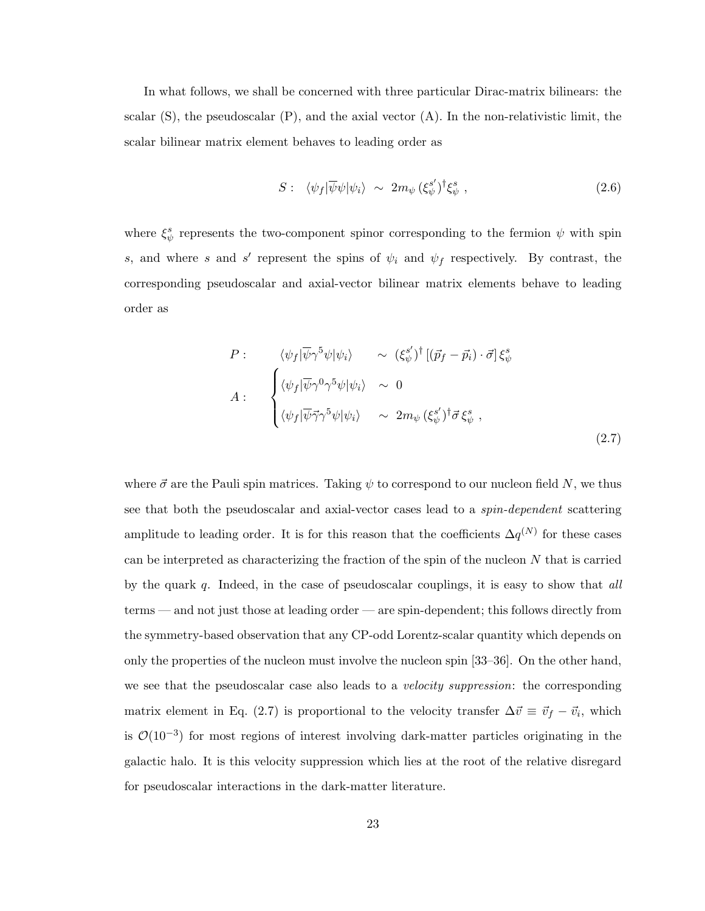In what follows, we shall be concerned with three particular Dirac-matrix bilinears: the scalar (S), the pseudoscalar (P), and the axial vector (A). In the non-relativistic limit, the scalar bilinear matrix element behaves to leading order as

$$S: \quad \langle \psi_f | \overline{\psi}\psi | \psi_i \rangle \ \sim \ 2m_\psi \, (\xi_\psi^{s'})^\dagger \xi_\psi^s \ , \tag{2.6}$$

where $\xi_\psi^s$ represents the two-component spinor corresponding to the fermion $\psi$ with spin $s$, and where $s$ and $s'$ represent the spins of $\psi_i$ and $\psi_f$ respectively. By contrast, the corresponding pseudoscalar and axial-vector bilinear matrix elements behave to leading order as

$$\begin{aligned}
P: \qquad & \langle \psi_f | \overline{\psi}\gamma^5\psi | \psi_i \rangle \quad \sim \ (\xi_\psi^{s'})^\dagger \left[ (\vec{p}_f - \vec{p}_i) \cdot \vec{\sigma} \right] \xi_\psi^s \\
A: \qquad & \begin{cases} \langle \psi_f | \overline{\psi}\gamma^0\gamma^5\psi | \psi_i \rangle \ \sim \ 0 \\ \langle \psi_f | \overline{\psi}\vec{\gamma}\gamma^5\psi | \psi_i \rangle \quad \sim \ 2m_\psi \, (\xi_\psi^{s'})^\dagger \vec{\sigma} \, \xi_\psi^s \ , \end{cases}
\end{aligned} \tag{2.7}$$

where $\vec{\sigma}$ are the Pauli spin matrices. Taking $\psi$ to correspond to our nucleon field $N$, we thus see that both the pseudoscalar and axial-vector cases lead to a *spin-dependent* scattering amplitude to leading order. It is for this reason that the coefficients $\Delta q^{(N)}$ for these cases can be interpreted as characterizing the fraction of the spin of the nucleon $N$ that is carried by the quark $q$. Indeed, in the case of pseudoscalar couplings, it is easy to show that *all* terms — and not just those at leading order — are spin-dependent; this follows directly from the symmetry-based observation that any CP-odd Lorentz-scalar quantity which depends on only the properties of the nucleon must involve the nucleon spin [33–36]. On the other hand, we see that the pseudoscalar case also leads to a *velocity suppression*: the corresponding matrix element in Eq. (2.7) is proportional to the velocity transfer $\Delta\vec{v} \equiv \vec{v}_f - \vec{v}_i$, which is $\mathcal{O}(10^{-3})$ for most regions of interest involving dark-matter particles originating in the galactic halo. It is this velocity suppression which lies at the root of the relative disregard for pseudoscalar interactions in the dark-matter literature.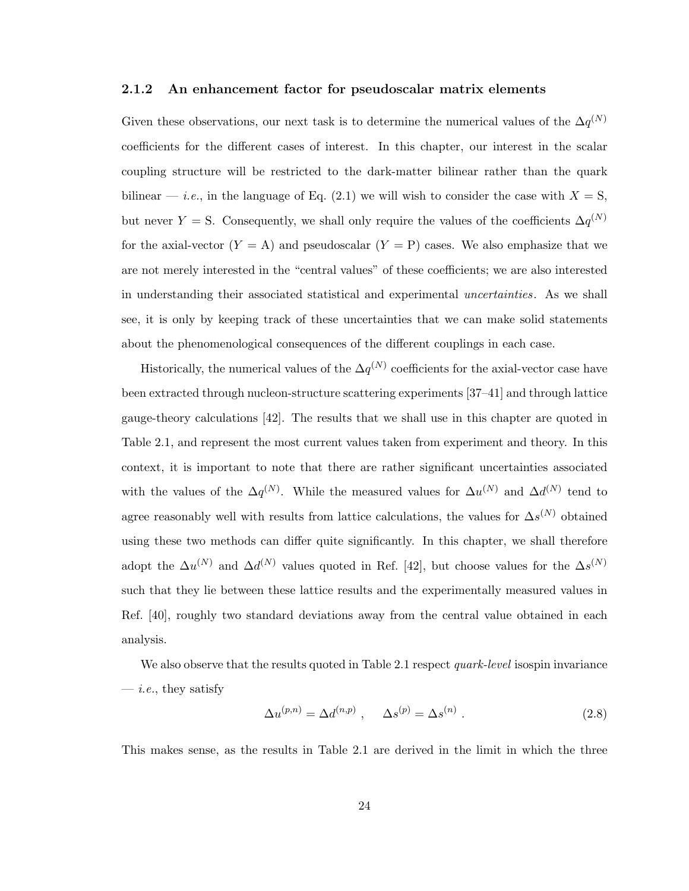### 2.1.2 An enhancement factor for pseudoscalar matrix elements

Given these observations, our next task is to determine the numerical values of the $\Delta q^{(N)}$ coefficients for the different cases of interest. In this chapter, our interest in the scalar coupling structure will be restricted to the dark-matter bilinear rather than the quark bilinear — *i.e.*, in the language of Eq. (2.1) we will wish to consider the case with $X = \text{S}$, but never $Y = \text{S}$. Consequently, we shall only require the values of the coefficients $\Delta q^{(N)}$ for the axial-vector ($Y = \text{A}$) and pseudoscalar ($Y = \text{P}$) cases. We also emphasize that we are not merely interested in the "central values" of these coefficients; we are also interested in understanding their associated statistical and experimental *uncertainties*. As we shall see, it is only by keeping track of these uncertainties that we can make solid statements about the phenomenological consequences of the different couplings in each case.

Historically, the numerical values of the $\Delta q^{(N)}$ coefficients for the axial-vector case have been extracted through nucleon-structure scattering experiments [37–41] and through lattice gauge-theory calculations [42]. The results that we shall use in this chapter are quoted in Table 2.1, and represent the most current values taken from experiment and theory. In this context, it is important to note that there are rather significant uncertainties associated with the values of the $\Delta q^{(N)}$. While the measured values for $\Delta u^{(N)}$ and $\Delta d^{(N)}$ tend to agree reasonably well with results from lattice calculations, the values for $\Delta s^{(N)}$ obtained using these two methods can differ quite significantly. In this chapter, we shall therefore adopt the $\Delta u^{(N)}$ and $\Delta d^{(N)}$ values quoted in Ref. [42], but choose values for the $\Delta s^{(N)}$ such that they lie between these lattice results and the experimentally measured values in Ref. [40], roughly two standard deviations away from the central value obtained in each analysis.

We also observe that the results quoted in Table 2.1 respect *quark-level* isospin invariance — *i.e.*, they satisfy

$$\Delta u^{(p,n)} = \Delta d^{(n,p)} \ , \quad \Delta s^{(p)} = \Delta s^{(n)} \ . \tag{2.8}$$

This makes sense, as the results in Table 2.1 are derived in the limit in which the three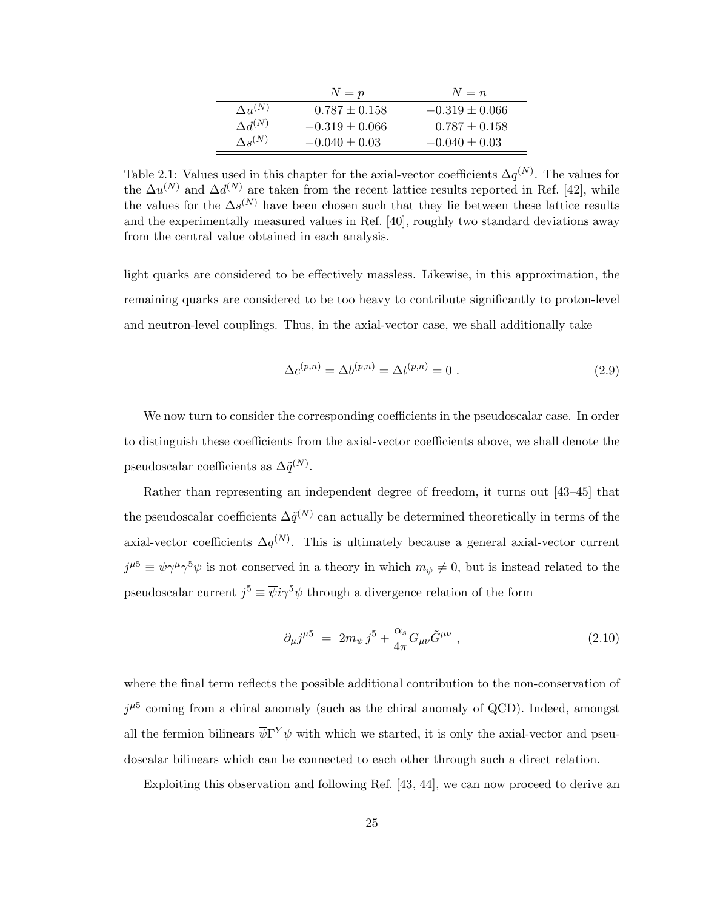|  | $N = p$ | $N = n$ |
|---|---|---|
| $\Delta u^{(N)}$ | $0.787 \pm 0.158$ | $-0.319 \pm 0.066$ |
| $\Delta d^{(N)}$ | $-0.319 \pm 0.066$ | $0.787 \pm 0.158$ |
| $\Delta s^{(N)}$ | $-0.040 \pm 0.03$ | $-0.040 \pm 0.03$ |

Table 2.1: Values used in this chapter for the axial-vector coefficients $\Delta q^{(N)}$. The values for the $\Delta u^{(N)}$ and $\Delta d^{(N)}$ are taken from the recent lattice results reported in Ref. [42], while the values for the $\Delta s^{(N)}$ have been chosen such that they lie between these lattice results and the experimentally measured values in Ref. [40], roughly two standard deviations away from the central value obtained in each analysis.

light quarks are considered to be effectively massless. Likewise, in this approximation, the remaining quarks are considered to be too heavy to contribute significantly to proton-level and neutron-level couplings. Thus, in the axial-vector case, we shall additionally take

$$\Delta c^{(p,n)} = \Delta b^{(p,n)} = \Delta t^{(p,n)} = 0 \ . \tag{2.9}$$

We now turn to consider the corresponding coefficients in the pseudoscalar case. In order to distinguish these coefficients from the axial-vector coefficients above, we shall denote the pseudoscalar coefficients as $\Delta\tilde{q}^{(N)}$.

Rather than representing an independent degree of freedom, it turns out [43–45] that the pseudoscalar coefficients $\Delta\tilde{q}^{(N)}$ can actually be determined theoretically in terms of the axial-vector coefficients $\Delta q^{(N)}$. This is ultimately because a general axial-vector current $j^{\mu 5} \equiv \overline{\psi}\gamma^\mu\gamma^5\psi$ is not conserved in a theory in which $m_\psi \neq 0$, but is instead related to the pseudoscalar current $j^5 \equiv \overline{\psi}i\gamma^5\psi$ through a divergence relation of the form

$$\partial_\mu j^{\mu 5} \ = \ 2m_\psi \, j^5 + \frac{\alpha_s}{4\pi} G_{\mu\nu}\tilde{G}^{\mu\nu} \ , \tag{2.10}$$

where the final term reflects the possible additional contribution to the non-conservation of $j^{\mu 5}$ coming from a chiral anomaly (such as the chiral anomaly of QCD). Indeed, amongst all the fermion bilinears $\overline{\psi}\Gamma^Y\psi$ with which we started, it is only the axial-vector and pseudoscalar bilinears which can be connected to each other through such a direct relation.

Exploiting this observation and following Ref. [43, 44], we can now proceed to derive an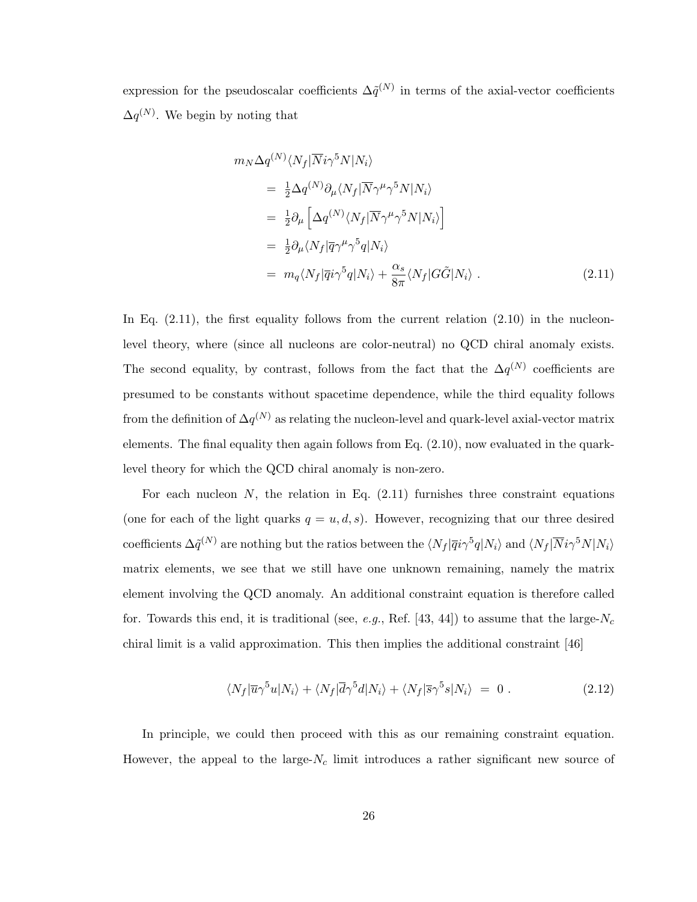expression for the pseudoscalar coefficients $\Delta\tilde{q}^{(N)}$ in terms of the axial-vector coefficients $\Delta q^{(N)}$. We begin by noting that

$$
\begin{aligned}
& m_N \Delta q^{(N)} \langle N_f|\overline{N} i\gamma^5 N|N_i\rangle \\
&= \tfrac{1}{2}\Delta q^{(N)} \partial_\mu \langle N_f|\overline{N}\gamma^\mu\gamma^5 N|N_i\rangle \\
&= \tfrac{1}{2}\partial_\mu \left[\Delta q^{(N)} \langle N_f|\overline{N}\gamma^\mu\gamma^5 N|N_i\rangle\right] \\
&= \tfrac{1}{2}\partial_\mu \langle N_f|\overline{q}\gamma^\mu\gamma^5 q|N_i\rangle \\
&= m_q \langle N_f|\overline{q} i\gamma^5 q|N_i\rangle + \frac{\alpha_s}{8\pi}\langle N_f|G\tilde{G}|N_i\rangle \ . \qquad (2.11)
\end{aligned}
$$

In Eq. (2.11), the first equality follows from the current relation (2.10) in the nucleon-level theory, where (since all nucleons are color-neutral) no QCD chiral anomaly exists. The second equality, by contrast, follows from the fact that the $\Delta q^{(N)}$ coefficients are presumed to be constants without spacetime dependence, while the third equality follows from the definition of $\Delta q^{(N)}$ as relating the nucleon-level and quark-level axial-vector matrix elements. The final equality then again follows from Eq. (2.10), now evaluated in the quark-level theory for which the QCD chiral anomaly is non-zero.

For each nucleon $N$, the relation in Eq. (2.11) furnishes three constraint equations (one for each of the light quarks $q = u, d, s$). However, recognizing that our three desired coefficients $\Delta\tilde{q}^{(N)}$ are nothing but the ratios between the $\langle N_f|\overline{q} i\gamma^5 q|N_i\rangle$ and $\langle N_f|\overline{N} i\gamma^5 N|N_i\rangle$ matrix elements, we see that we still have one unknown remaining, namely the matrix element involving the QCD anomaly. An additional constraint equation is therefore called for. Towards this end, it is traditional (see, *e.g.*, Ref. [43, 44]) to assume that the large-$N_c$ chiral limit is a valid approximation. This then implies the additional constraint [46]

$$
\langle N_f|\overline{u}\gamma^5 u|N_i\rangle + \langle N_f|\overline{d}\gamma^5 d|N_i\rangle + \langle N_f|\overline{s}\gamma^5 s|N_i\rangle \ = \ 0 \ . \qquad (2.12)
$$

In principle, we could then proceed with this as our remaining constraint equation. However, the appeal to the large-$N_c$ limit introduces a rather significant new source of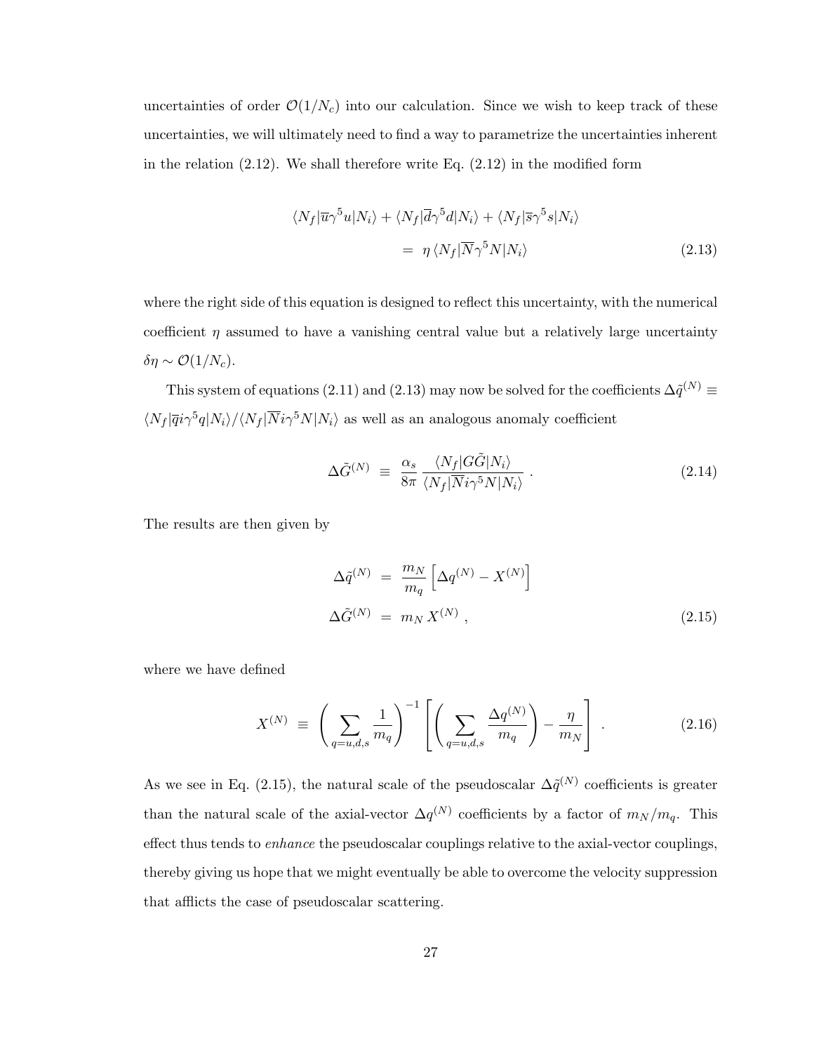uncertainties of order $\mathcal{O}(1/N_c)$ into our calculation. Since we wish to keep track of these uncertainties, we will ultimately need to find a way to parametrize the uncertainties inherent in the relation (2.12). We shall therefore write Eq. (2.12) in the modified form

$$
\begin{aligned}
\langle N_f|\overline{u}\gamma^5 u|N_i\rangle + \langle N_f|\overline{d}\gamma^5 d|N_i\rangle + \langle N_f|\overline{s}\gamma^5 s|N_i\rangle \\
= \ \eta \, \langle N_f|\overline{N}\gamma^5 N|N_i\rangle
\end{aligned}
\tag{2.13}
$$

where the right side of this equation is designed to reflect this uncertainty, with the numerical coefficient $\eta$ assumed to have a vanishing central value but a relatively large uncertainty $\delta\eta \sim \mathcal{O}(1/N_c)$.

This system of equations (2.11) and (2.13) may now be solved for the coefficients $\Delta\tilde{q}^{(N)} \equiv \langle N_f|\overline{q}i\gamma^5 q|N_i\rangle / \langle N_f|\overline{N}i\gamma^5 N|N_i\rangle$ as well as an analogous anomaly coefficient

$$
\Delta\tilde{G}^{(N)} \ \equiv \ \frac{\alpha_s}{8\pi}\, \frac{\langle N_f|G\tilde{G}|N_i\rangle}{\langle N_f|\overline{N}i\gamma^5 N|N_i\rangle} \ . \tag{2.14}
$$

The results are then given by

$$
\begin{aligned}
\Delta\tilde{q}^{(N)} \ &= \ \frac{m_N}{m_q}\left[\Delta q^{(N)} - X^{(N)}\right] \\
\Delta\tilde{G}^{(N)} \ &= \ m_N \, X^{(N)} \ ,
\end{aligned}
\tag{2.15}
$$

where we have defined

$$
X^{(N)} \ \equiv \ \left(\sum_{q=u,d,s} \frac{1}{m_q}\right)^{-1} \left[\left(\sum_{q=u,d,s} \frac{\Delta q^{(N)}}{m_q}\right) - \frac{\eta}{m_N}\right] \ . \tag{2.16}
$$

As we see in Eq. (2.15), the natural scale of the pseudoscalar $\Delta\tilde{q}^{(N)}$ coefficients is greater than the natural scale of the axial-vector $\Delta q^{(N)}$ coefficients by a factor of $m_N/m_q$. This effect thus tends to *enhance* the pseudoscalar couplings relative to the axial-vector couplings, thereby giving us hope that we might eventually be able to overcome the velocity suppression that afflicts the case of pseudoscalar scattering.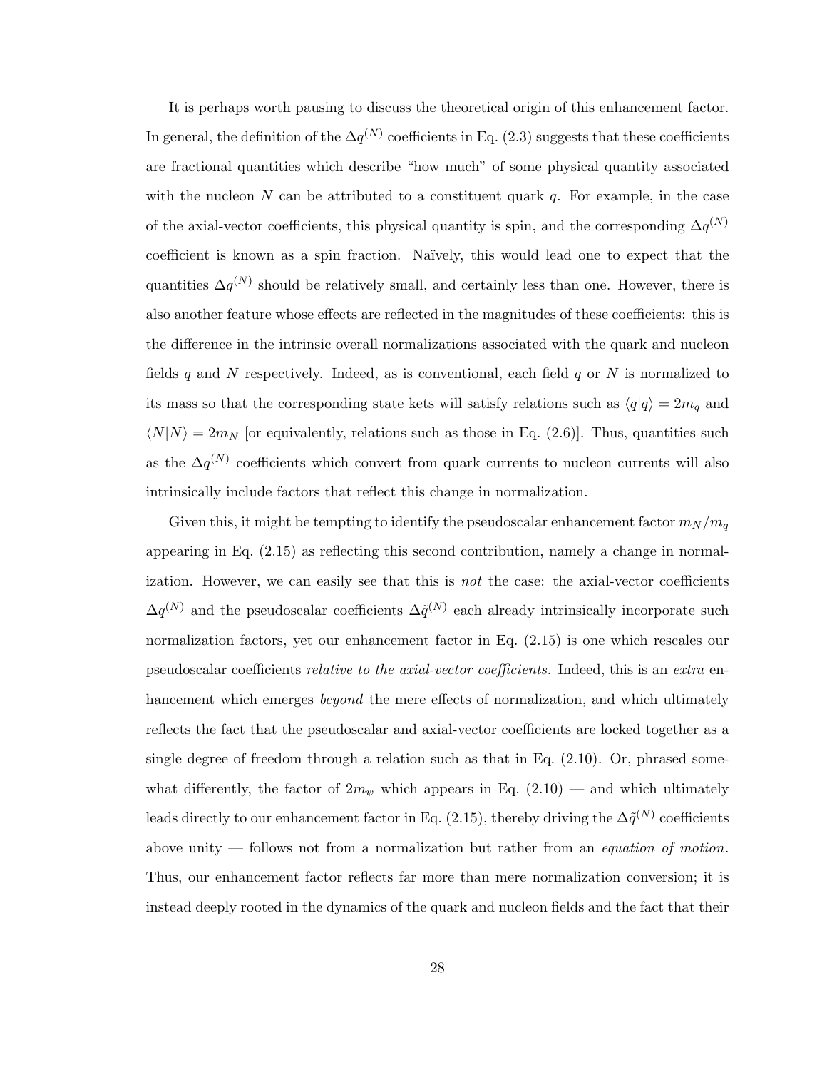It is perhaps worth pausing to discuss the theoretical origin of this enhancement factor. In general, the definition of the $\Delta q^{(N)}$ coefficients in Eq. (2.3) suggests that these coefficients are fractional quantities which describe "how much" of some physical quantity associated with the nucleon $N$ can be attributed to a constituent quark $q$. For example, in the case of the axial-vector coefficients, this physical quantity is spin, and the corresponding $\Delta q^{(N)}$ coefficient is known as a spin fraction. Naïvely, this would lead one to expect that the quantities $\Delta q^{(N)}$ should be relatively small, and certainly less than one. However, there is also another feature whose effects are reflected in the magnitudes of these coefficients: this is the difference in the intrinsic overall normalizations associated with the quark and nucleon fields $q$ and $N$ respectively. Indeed, as is conventional, each field $q$ or $N$ is normalized to its mass so that the corresponding state kets will satisfy relations such as $\langle q|q\rangle = 2m_q$ and $\langle N|N\rangle = 2m_N$ [or equivalently, relations such as those in Eq. (2.6)]. Thus, quantities such as the $\Delta q^{(N)}$ coefficients which convert from quark currents to nucleon currents will also intrinsically include factors that reflect this change in normalization.

Given this, it might be tempting to identify the pseudoscalar enhancement factor $m_N/m_q$ appearing in Eq. (2.15) as reflecting this second contribution, namely a change in normalization. However, we can easily see that this is *not* the case: the axial-vector coefficients $\Delta q^{(N)}$ and the pseudoscalar coefficients $\Delta\tilde{q}^{(N)}$ each already intrinsically incorporate such normalization factors, yet our enhancement factor in Eq. (2.15) is one which rescales our pseudoscalar coefficients *relative to the axial-vector coefficients.* Indeed, this is an *extra* enhancement which emerges *beyond* the mere effects of normalization, and which ultimately reflects the fact that the pseudoscalar and axial-vector coefficients are locked together as a single degree of freedom through a relation such as that in Eq. (2.10). Or, phrased somewhat differently, the factor of $2m_\psi$ which appears in Eq. (2.10) — and which ultimately leads directly to our enhancement factor in Eq. (2.15), thereby driving the $\Delta\tilde{q}^{(N)}$ coefficients above unity — follows not from a normalization but rather from an *equation of motion.* Thus, our enhancement factor reflects far more than mere normalization conversion; it is instead deeply rooted in the dynamics of the quark and nucleon fields and the fact that their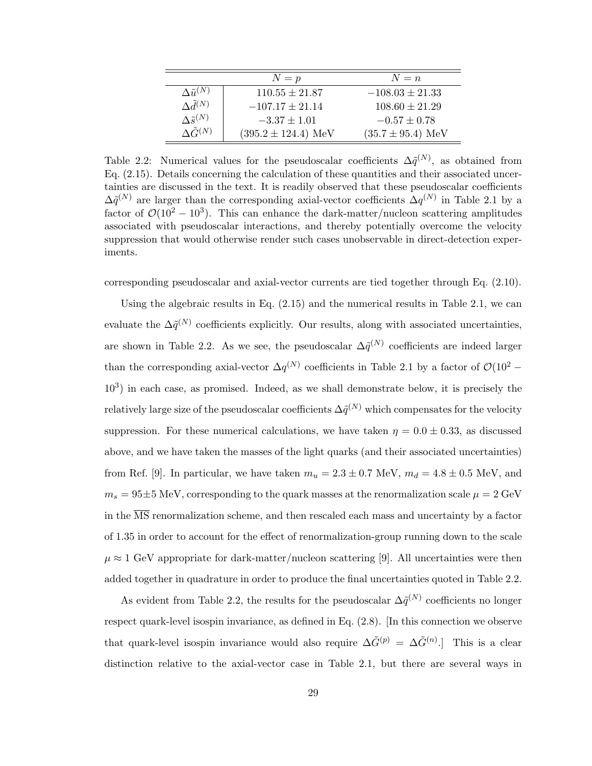| | $N = p$ | $N = n$ |
|---|---|---|
| $\Delta\tilde{u}^{(N)}$ | $110.55 \pm 21.87$ | $-108.03 \pm 21.33$ |
| $\Delta\tilde{d}^{(N)}$ | $-107.17 \pm 21.14$ | $108.60 \pm 21.29$ |
| $\Delta\tilde{s}^{(N)}$ | $-3.37 \pm 1.01$ | $-0.57 \pm 0.78$ |
| $\Delta\tilde{G}^{(N)}$ | $(395.2 \pm 124.4)$ MeV | $(35.7 \pm 95.4)$ MeV |

Table 2.2: Numerical values for the pseudoscalar coefficients $\Delta\tilde{q}^{(N)}$, as obtained from Eq. (2.15). Details concerning the calculation of these quantities and their associated uncertainties are discussed in the text. It is readily observed that these pseudoscalar coefficients $\Delta\tilde{q}^{(N)}$ are larger than the corresponding axial-vector coefficients $\Delta q^{(N)}$ in Table 2.1 by a factor of $\mathcal{O}(10^2 - 10^3)$. This can enhance the dark-matter/nucleon scattering amplitudes associated with pseudoscalar interactions, and thereby potentially overcome the velocity suppression that would otherwise render such cases unobservable in direct-detection experiments.

corresponding pseudoscalar and axial-vector currents are tied together through Eq. (2.10).

Using the algebraic results in Eq. (2.15) and the numerical results in Table 2.1, we can evaluate the $\Delta\tilde{q}^{(N)}$ coefficients explicitly. Our results, along with associated uncertainties, are shown in Table 2.2. As we see, the pseudoscalar $\Delta\tilde{q}^{(N)}$ coefficients are indeed larger than the corresponding axial-vector $\Delta q^{(N)}$ coefficients in Table 2.1 by a factor of $\mathcal{O}(10^2 - 10^3)$ in each case, as promised. Indeed, as we shall demonstrate below, it is precisely the relatively large size of the pseudoscalar coefficients $\Delta\tilde{q}^{(N)}$ which compensates for the velocity suppression. For these numerical calculations, we have taken $\eta = 0.0 \pm 0.33$, as discussed above, and we have taken the masses of the light quarks (and their associated uncertainties) from Ref. [9]. In particular, we have taken $m_u = 2.3 \pm 0.7$ MeV, $m_d = 4.8 \pm 0.5$ MeV, and $m_s = 95 \pm 5$ MeV, corresponding to the quark masses at the renormalization scale $\mu = 2$ GeV in the $\overline{\text{MS}}$ renormalization scheme, and then rescaled each mass and uncertainty by a factor of 1.35 in order to account for the effect of renormalization-group running down to the scale $\mu \approx 1$ GeV appropriate for dark-matter/nucleon scattering [9]. All uncertainties were then added together in quadrature in order to produce the final uncertainties quoted in Table 2.2.

As evident from Table 2.2, the results for the pseudoscalar $\Delta\tilde{q}^{(N)}$ coefficients no longer respect quark-level isospin invariance, as defined in Eq. (2.8). [In this connection we observe that quark-level isospin invariance would also require $\Delta\tilde{G}^{(p)} = \Delta\tilde{G}^{(n)}$.] This is a clear distinction relative to the axial-vector case in Table 2.1, but there are several ways in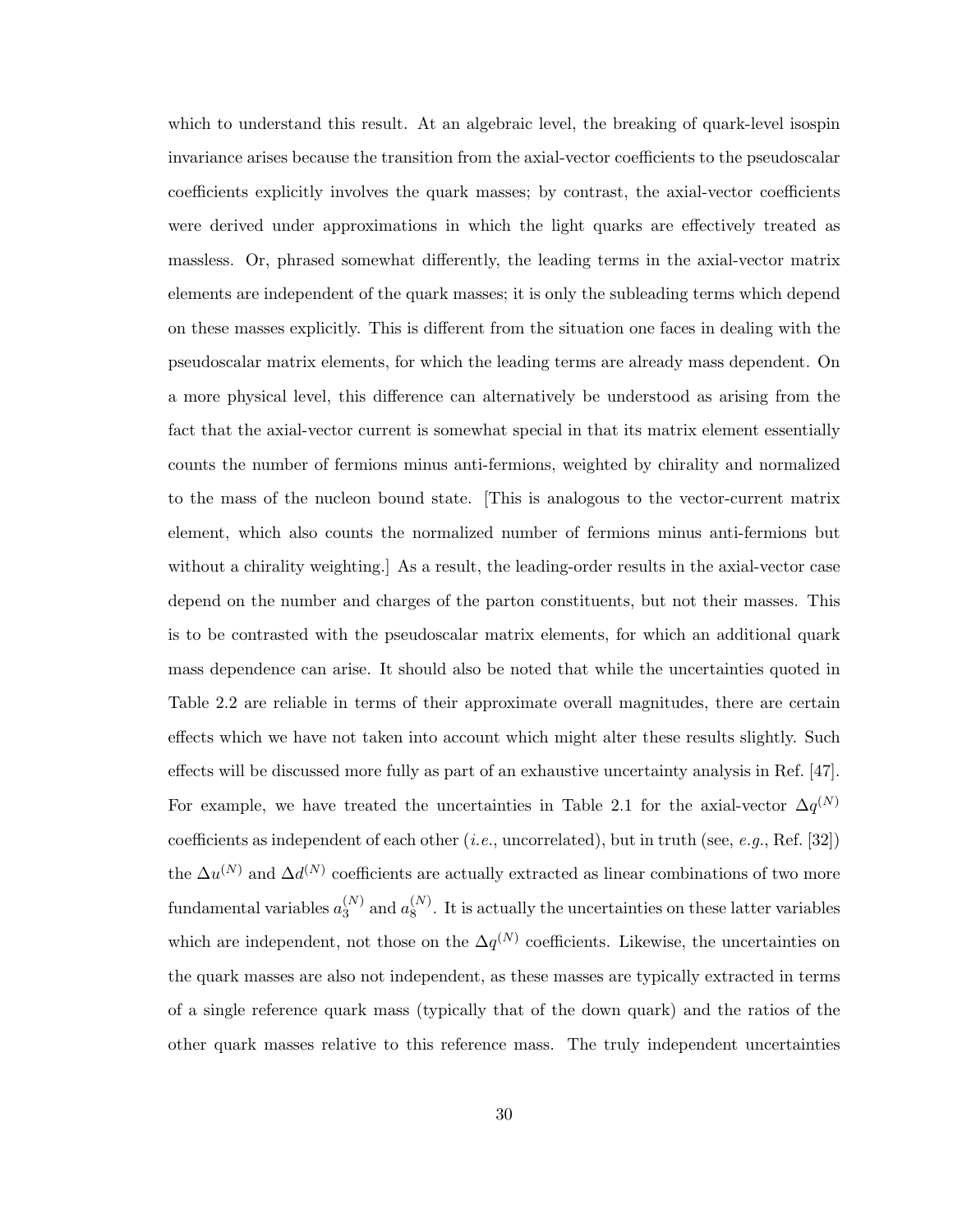which to understand this result. At an algebraic level, the breaking of quark-level isospin invariance arises because the transition from the axial-vector coefficients to the pseudoscalar coefficients explicitly involves the quark masses; by contrast, the axial-vector coefficients were derived under approximations in which the light quarks are effectively treated as massless. Or, phrased somewhat differently, the leading terms in the axial-vector matrix elements are independent of the quark masses; it is only the subleading terms which depend on these masses explicitly. This is different from the situation one faces in dealing with the pseudoscalar matrix elements, for which the leading terms are already mass dependent. On a more physical level, this difference can alternatively be understood as arising from the fact that the axial-vector current is somewhat special in that its matrix element essentially counts the number of fermions minus anti-fermions, weighted by chirality and normalized to the mass of the nucleon bound state. [This is analogous to the vector-current matrix element, which also counts the normalized number of fermions minus anti-fermions but without a chirality weighting.] As a result, the leading-order results in the axial-vector case depend on the number and charges of the parton constituents, but not their masses. This is to be contrasted with the pseudoscalar matrix elements, for which an additional quark mass dependence can arise. It should also be noted that while the uncertainties quoted in Table 2.2 are reliable in terms of their approximate overall magnitudes, there are certain effects which we have not taken into account which might alter these results slightly. Such effects will be discussed more fully as part of an exhaustive uncertainty analysis in Ref. [47]. For example, we have treated the uncertainties in Table 2.1 for the axial-vector $\Delta q^{(N)}$ coefficients as independent of each other (*i.e.*, uncorrelated), but in truth (see, *e.g.*, Ref. [32]) the $\Delta u^{(N)}$ and $\Delta d^{(N)}$ coefficients are actually extracted as linear combinations of two more fundamental variables $a_3^{(N)}$ and $a_8^{(N)}$. It is actually the uncertainties on these latter variables which are independent, not those on the $\Delta q^{(N)}$ coefficients. Likewise, the uncertainties on the quark masses are also not independent, as these masses are typically extracted in terms of a single reference quark mass (typically that of the down quark) and the ratios of the other quark masses relative to this reference mass. The truly independent uncertainties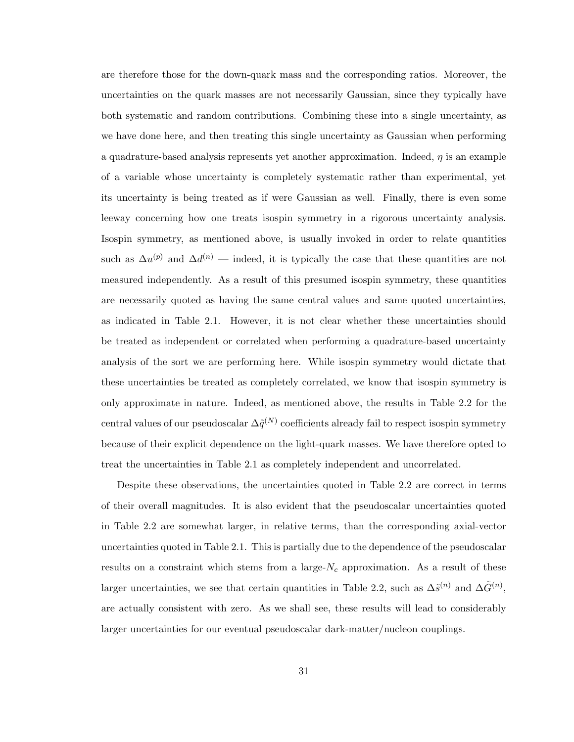are therefore those for the down-quark mass and the corresponding ratios. Moreover, the uncertainties on the quark masses are not necessarily Gaussian, since they typically have both systematic and random contributions. Combining these into a single uncertainty, as we have done here, and then treating this single uncertainty as Gaussian when performing a quadrature-based analysis represents yet another approximation. Indeed, $\eta$ is an example of a variable whose uncertainty is completely systematic rather than experimental, yet its uncertainty is being treated as if were Gaussian as well. Finally, there is even some leeway concerning how one treats isospin symmetry in a rigorous uncertainty analysis. Isospin symmetry, as mentioned above, is usually invoked in order to relate quantities such as $\Delta u^{(p)}$ and $\Delta d^{(n)}$ — indeed, it is typically the case that these quantities are not measured independently. As a result of this presumed isospin symmetry, these quantities are necessarily quoted as having the same central values and same quoted uncertainties, as indicated in Table 2.1. However, it is not clear whether these uncertainties should be treated as independent or correlated when performing a quadrature-based uncertainty analysis of the sort we are performing here. While isospin symmetry would dictate that these uncertainties be treated as completely correlated, we know that isospin symmetry is only approximate in nature. Indeed, as mentioned above, the results in Table 2.2 for the central values of our pseudoscalar $\Delta\tilde{q}^{(N)}$ coefficients already fail to respect isospin symmetry because of their explicit dependence on the light-quark masses. We have therefore opted to treat the uncertainties in Table 2.1 as completely independent and uncorrelated.

Despite these observations, the uncertainties quoted in Table 2.2 are correct in terms of their overall magnitudes. It is also evident that the pseudoscalar uncertainties quoted in Table 2.2 are somewhat larger, in relative terms, than the corresponding axial-vector uncertainties quoted in Table 2.1. This is partially due to the dependence of the pseudoscalar results on a constraint which stems from a large-$N_c$ approximation. As a result of these larger uncertainties, we see that certain quantities in Table 2.2, such as $\Delta\tilde{s}^{(n)}$ and $\Delta\tilde{G}^{(n)}$, are actually consistent with zero. As we shall see, these results will lead to considerably larger uncertainties for our eventual pseudoscalar dark-matter/nucleon couplings.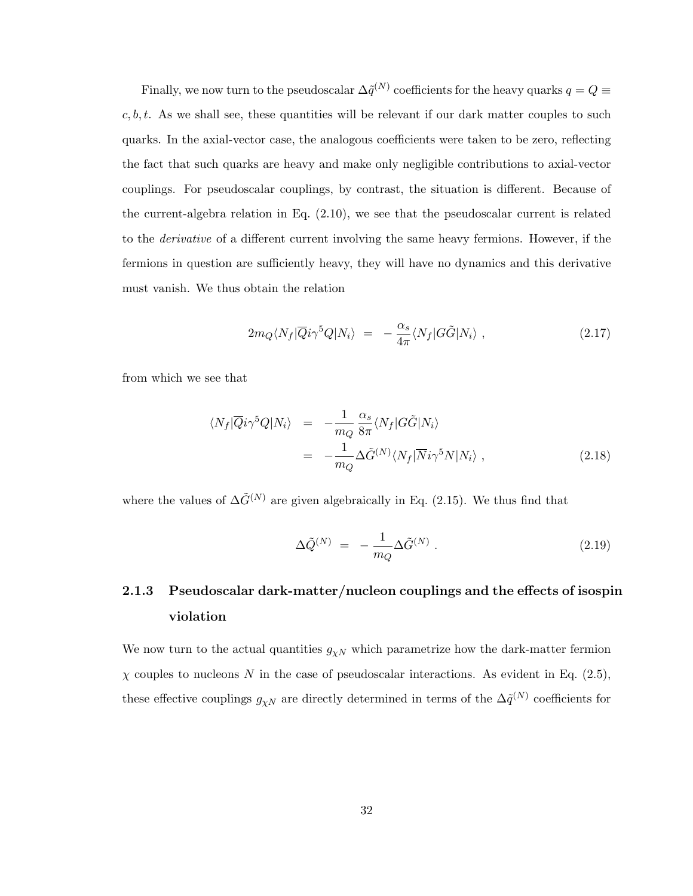Finally, we now turn to the pseudoscalar $\Delta\tilde{q}^{(N)}$ coefficients for the heavy quarks $q = Q \equiv c, b, t$. As we shall see, these quantities will be relevant if our dark matter couples to such quarks. In the axial-vector case, the analogous coefficients were taken to be zero, reflecting the fact that such quarks are heavy and make only negligible contributions to axial-vector couplings. For pseudoscalar couplings, by contrast, the situation is different. Because of the current-algebra relation in Eq. (2.10), we see that the pseudoscalar current is related to the *derivative* of a different current involving the same heavy fermions. However, if the fermions in question are sufficiently heavy, they will have no dynamics and this derivative must vanish. We thus obtain the relation

$$2m_Q \langle N_f | \overline{Q} i\gamma^5 Q | N_i \rangle \;\; = \;\; -\frac{\alpha_s}{4\pi} \langle N_f | G\tilde{G} | N_i \rangle \; , \tag{2.17}$$

from which we see that

$$\begin{aligned} \langle N_f | \overline{Q} i\gamma^5 Q | N_i \rangle \;\; &= \;\; -\frac{1}{m_Q} \frac{\alpha_s}{8\pi} \langle N_f | G\tilde{G} | N_i \rangle \\ &= \;\; -\frac{1}{m_Q} \Delta\tilde{G}^{(N)} \langle N_f | \overline{N} i\gamma^5 N | N_i \rangle \; , \end{aligned} \tag{2.18}$$

where the values of $\Delta\tilde{G}^{(N)}$ are given algebraically in Eq. (2.15). We thus find that

$$\Delta\tilde{Q}^{(N)} \;\; = \;\; -\frac{1}{m_Q} \Delta\tilde{G}^{(N)} \; . \tag{2.19}$$

### 2.1.3 Pseudoscalar dark-matter/nucleon couplings and the effects of isospin violation

We now turn to the actual quantities $g_{\chi N}$ which parametrize how the dark-matter fermion $\chi$ couples to nucleons $N$ in the case of pseudoscalar interactions. As evident in Eq. (2.5), these effective couplings $g_{\chi N}$ are directly determined in terms of the $\Delta\tilde{q}^{(N)}$ coefficients for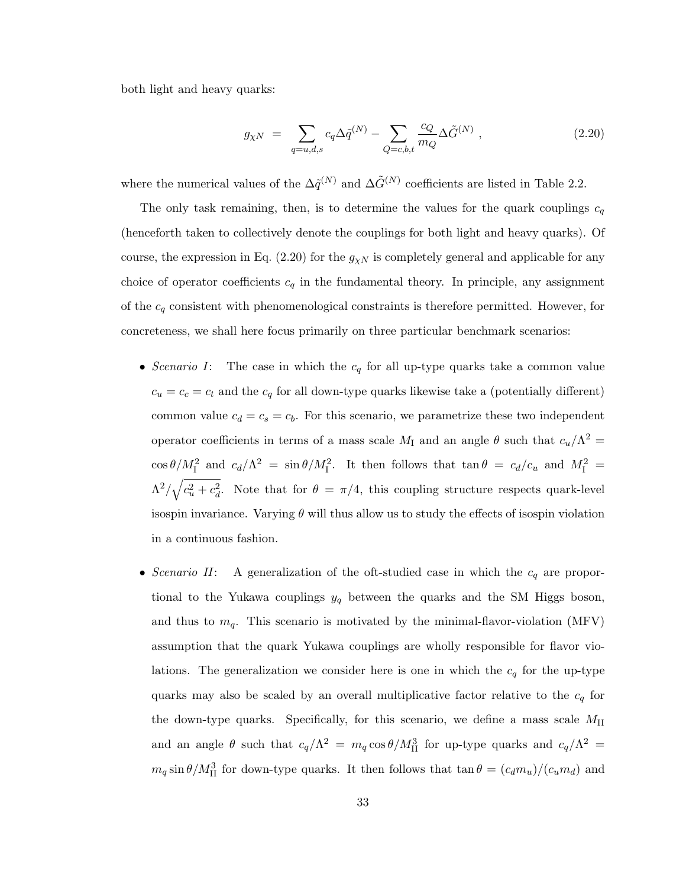both light and heavy quarks:

$$g_{\chi N} \;=\; \sum_{q=u,d,s} c_q \Delta\tilde{q}^{(N)} - \sum_{Q=c,b,t} \frac{c_Q}{m_Q} \Delta\tilde{G}^{(N)} \;, \tag{2.20}$$

where the numerical values of the $\Delta\tilde{q}^{(N)}$ and $\Delta\tilde{G}^{(N)}$ coefficients are listed in Table 2.2.

The only task remaining, then, is to determine the values for the quark couplings $c_q$ (henceforth taken to collectively denote the couplings for both light and heavy quarks). Of course, the expression in Eq. (2.20) for the $g_{\chi N}$ is completely general and applicable for any choice of operator coefficients $c_q$ in the fundamental theory. In principle, any assignment of the $c_q$ consistent with phenomenological constraints is therefore permitted. However, for concreteness, we shall here focus primarily on three particular benchmark scenarios:

- *Scenario I*: The case in which the $c_q$ for all up-type quarks take a common value $c_u = c_c = c_t$ and the $c_q$ for all down-type quarks likewise take a (potentially different) common value $c_d = c_s = c_b$. For this scenario, we parametrize these two independent operator coefficients in terms of a mass scale $M_{\rm I}$ and an angle $\theta$ such that $c_u/\Lambda^2 = \cos\theta/M_{\rm I}^2$ and $c_d/\Lambda^2 = \sin\theta/M_{\rm I}^2$. It then follows that $\tan\theta = c_d/c_u$ and $M_{\rm I}^2 = \Lambda^2/\sqrt{c_u^2 + c_d^2}$. Note that for $\theta = \pi/4$, this coupling structure respects quark-level isospin invariance. Varying $\theta$ will thus allow us to study the effects of isospin violation in a continuous fashion.

- *Scenario II*: A generalization of the oft-studied case in which the $c_q$ are proportional to the Yukawa couplings $y_q$ between the quarks and the SM Higgs boson, and thus to $m_q$. This scenario is motivated by the minimal-flavor-violation (MFV) assumption that the quark Yukawa couplings are wholly responsible for flavor violations. The generalization we consider here is one in which the $c_q$ for the up-type quarks may also be scaled by an overall multiplicative factor relative to the $c_q$ for the down-type quarks. Specifically, for this scenario, we define a mass scale $M_{\rm II}$ and an angle $\theta$ such that $c_q/\Lambda^2 = m_q \cos\theta/M_{\rm II}^3$ for up-type quarks and $c_q/\Lambda^2 = m_q \sin\theta/M_{\rm II}^3$ for down-type quarks. It then follows that $\tan\theta = (c_d m_u)/(c_u m_d)$ and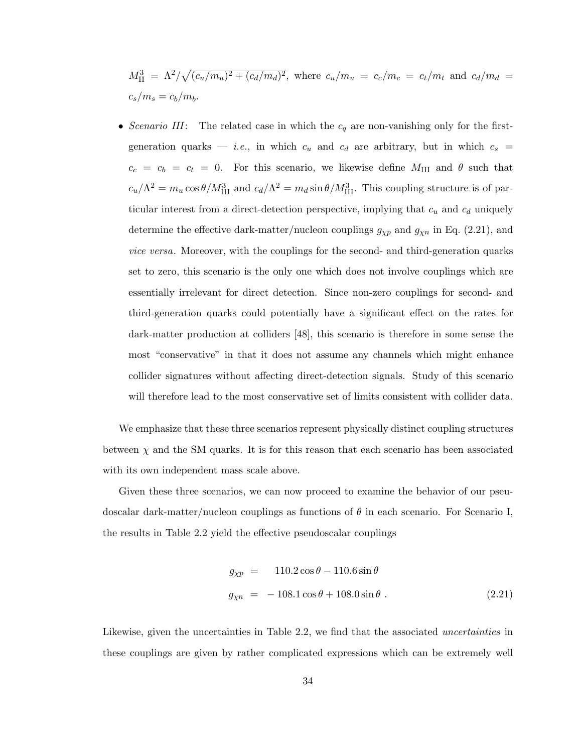$M_{\rm II}^3 = \Lambda^2/\sqrt{(c_u/m_u)^2 + (c_d/m_d)^2}$, where $c_u/m_u = c_c/m_c = c_t/m_t$ and $c_d/m_d = c_s/m_s = c_b/m_b$.

- *Scenario III*: The related case in which the $c_q$ are non-vanishing only for the first-generation quarks — *i.e.*, in which $c_u$ and $c_d$ are arbitrary, but in which $c_s = c_c = c_b = c_t = 0$. For this scenario, we likewise define $M_{\rm III}$ and $\theta$ such that $c_u/\Lambda^2 = m_u \cos\theta/M_{\rm III}^3$ and $c_d/\Lambda^2 = m_d \sin\theta/M_{\rm III}^3$. This coupling structure is of particular interest from a direct-detection perspective, implying that $c_u$ and $c_d$ uniquely determine the effective dark-matter/nucleon couplings $g_{\chi p}$ and $g_{\chi n}$ in Eq. (2.21), and *vice versa*. Moreover, with the couplings for the second- and third-generation quarks set to zero, this scenario is the only one which does not involve couplings which are essentially irrelevant for direct detection. Since non-zero couplings for second- and third-generation quarks could potentially have a significant effect on the rates for dark-matter production at colliders [48], this scenario is therefore in some sense the most "conservative" in that it does not assume any channels which might enhance collider signatures without affecting direct-detection signals. Study of this scenario will therefore lead to the most conservative set of limits consistent with collider data.

We emphasize that these three scenarios represent physically distinct coupling structures between $\chi$ and the SM quarks. It is for this reason that each scenario has been associated with its own independent mass scale above.

Given these three scenarios, we can now proceed to examine the behavior of our pseudoscalar dark-matter/nucleon couplings as functions of $\theta$ in each scenario. For Scenario I, the results in Table 2.2 yield the effective pseudoscalar couplings

$$
\begin{aligned}
g_{\chi p} &= \quad 110.2\cos\theta - 110.6\sin\theta \\
g_{\chi n} &= -108.1\cos\theta + 108.0\sin\theta \; .
\end{aligned}
\tag{2.21}
$$

Likewise, given the uncertainties in Table 2.2, we find that the associated *uncertainties* in these couplings are given by rather complicated expressions which can be extremely well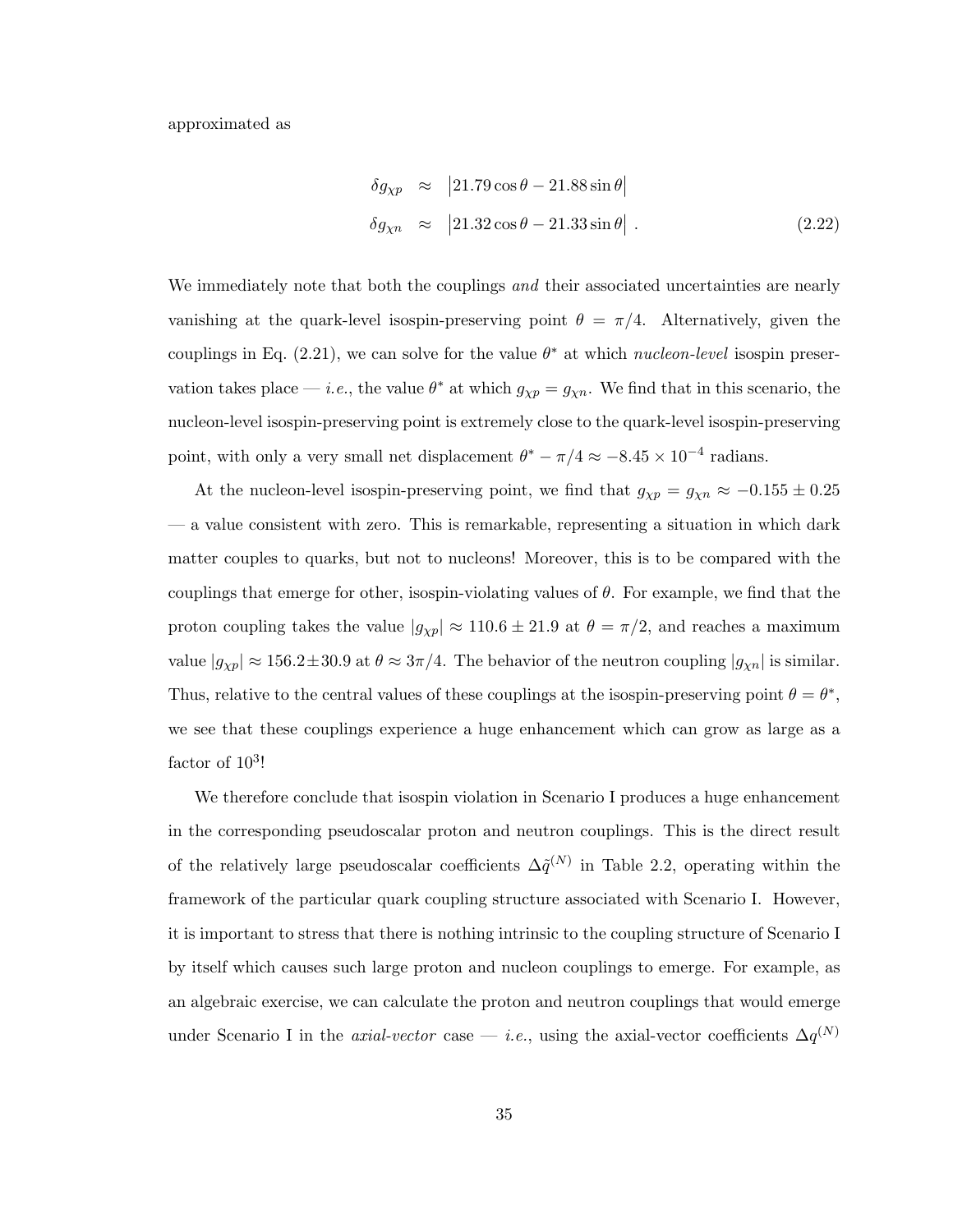approximated as

$$
\begin{aligned}
\delta g_{\chi p} &\approx \left|21.79\cos\theta - 21.88\sin\theta\right| \\
\delta g_{\chi n} &\approx \left|21.32\cos\theta - 21.33\sin\theta\right| \,.
\end{aligned}
\tag{2.22}
$$

We immediately note that both the couplings *and* their associated uncertainties are nearly vanishing at the quark-level isospin-preserving point $\theta = \pi/4$. Alternatively, given the couplings in Eq. (2.21), we can solve for the value $\theta^*$ at which *nucleon-level* isospin preservation takes place — *i.e.*, the value $\theta^*$ at which $g_{\chi p} = g_{\chi n}$. We find that in this scenario, the nucleon-level isospin-preserving point is extremely close to the quark-level isospin-preserving point, with only a very small net displacement $\theta^* - \pi/4 \approx -8.45 \times 10^{-4}$ radians.

At the nucleon-level isospin-preserving point, we find that $g_{\chi p} = g_{\chi n} \approx -0.155 \pm 0.25$ — a value consistent with zero. This is remarkable, representing a situation in which dark matter couples to quarks, but not to nucleons! Moreover, this is to be compared with the couplings that emerge for other, isospin-violating values of $\theta$. For example, we find that the proton coupling takes the value $|g_{\chi p}| \approx 110.6 \pm 21.9$ at $\theta = \pi/2$, and reaches a maximum value $|g_{\chi p}| \approx 156.2 \pm 30.9$ at $\theta \approx 3\pi/4$. The behavior of the neutron coupling $|g_{\chi n}|$ is similar. Thus, relative to the central values of these couplings at the isospin-preserving point $\theta = \theta^*$, we see that these couplings experience a huge enhancement which can grow as large as a factor of $10^3$!

We therefore conclude that isospin violation in Scenario I produces a huge enhancement in the corresponding pseudoscalar proton and neutron couplings. This is the direct result of the relatively large pseudoscalar coefficients $\Delta\tilde{q}^{(N)}$ in Table 2.2, operating within the framework of the particular quark coupling structure associated with Scenario I. However, it is important to stress that there is nothing intrinsic to the coupling structure of Scenario I by itself which causes such large proton and nucleon couplings to emerge. For example, as an algebraic exercise, we can calculate the proton and neutron couplings that would emerge under Scenario I in the *axial-vector* case — *i.e.*, using the axial-vector coefficients $\Delta q^{(N)}$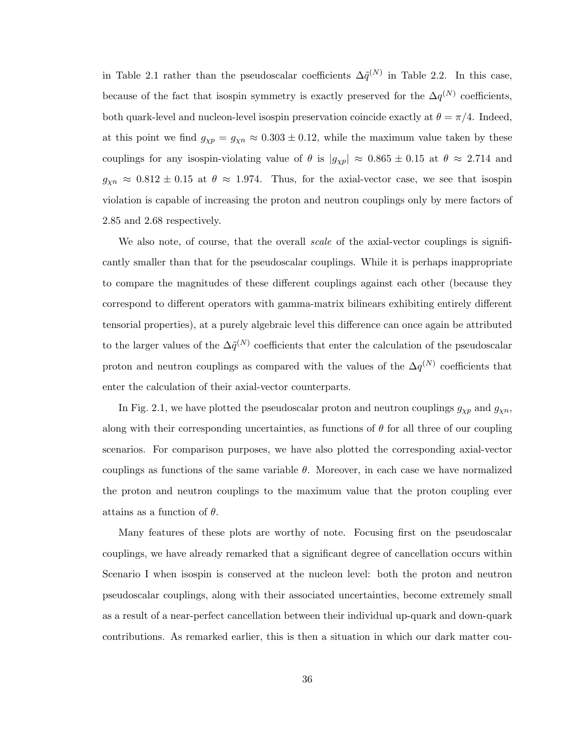in Table 2.1 rather than the pseudoscalar coefficients $\Delta\tilde{q}^{(N)}$ in Table 2.2. In this case, because of the fact that isospin symmetry is exactly preserved for the $\Delta q^{(N)}$ coefficients, both quark-level and nucleon-level isospin preservation coincide exactly at $\theta = \pi/4$. Indeed, at this point we find $g_{\chi p} = g_{\chi n} \approx 0.303 \pm 0.12$, while the maximum value taken by these couplings for any isospin-violating value of $\theta$ is $|g_{\chi p}| \approx 0.865 \pm 0.15$ at $\theta \approx 2.714$ and $g_{\chi n} \approx 0.812 \pm 0.15$ at $\theta \approx 1.974$. Thus, for the axial-vector case, we see that isospin violation is capable of increasing the proton and neutron couplings only by mere factors of 2.85 and 2.68 respectively.

We also note, of course, that the overall *scale* of the axial-vector couplings is significantly smaller than that for the pseudoscalar couplings. While it is perhaps inappropriate to compare the magnitudes of these different couplings against each other (because they correspond to different operators with gamma-matrix bilinears exhibiting entirely different tensorial properties), at a purely algebraic level this difference can once again be attributed to the larger values of the $\Delta\tilde{q}^{(N)}$ coefficients that enter the calculation of the pseudoscalar proton and neutron couplings as compared with the values of the $\Delta q^{(N)}$ coefficients that enter the calculation of their axial-vector counterparts.

In Fig. 2.1, we have plotted the pseudoscalar proton and neutron couplings $g_{\chi p}$ and $g_{\chi n}$, along with their corresponding uncertainties, as functions of $\theta$ for all three of our coupling scenarios. For comparison purposes, we have also plotted the corresponding axial-vector couplings as functions of the same variable $\theta$. Moreover, in each case we have normalized the proton and neutron couplings to the maximum value that the proton coupling ever attains as a function of $\theta$.

Many features of these plots are worthy of note. Focusing first on the pseudoscalar couplings, we have already remarked that a significant degree of cancellation occurs within Scenario I when isospin is conserved at the nucleon level: both the proton and neutron pseudoscalar couplings, along with their associated uncertainties, become extremely small as a result of a near-perfect cancellation between their individual up-quark and down-quark contributions. As remarked earlier, this is then a situation in which our dark matter cou-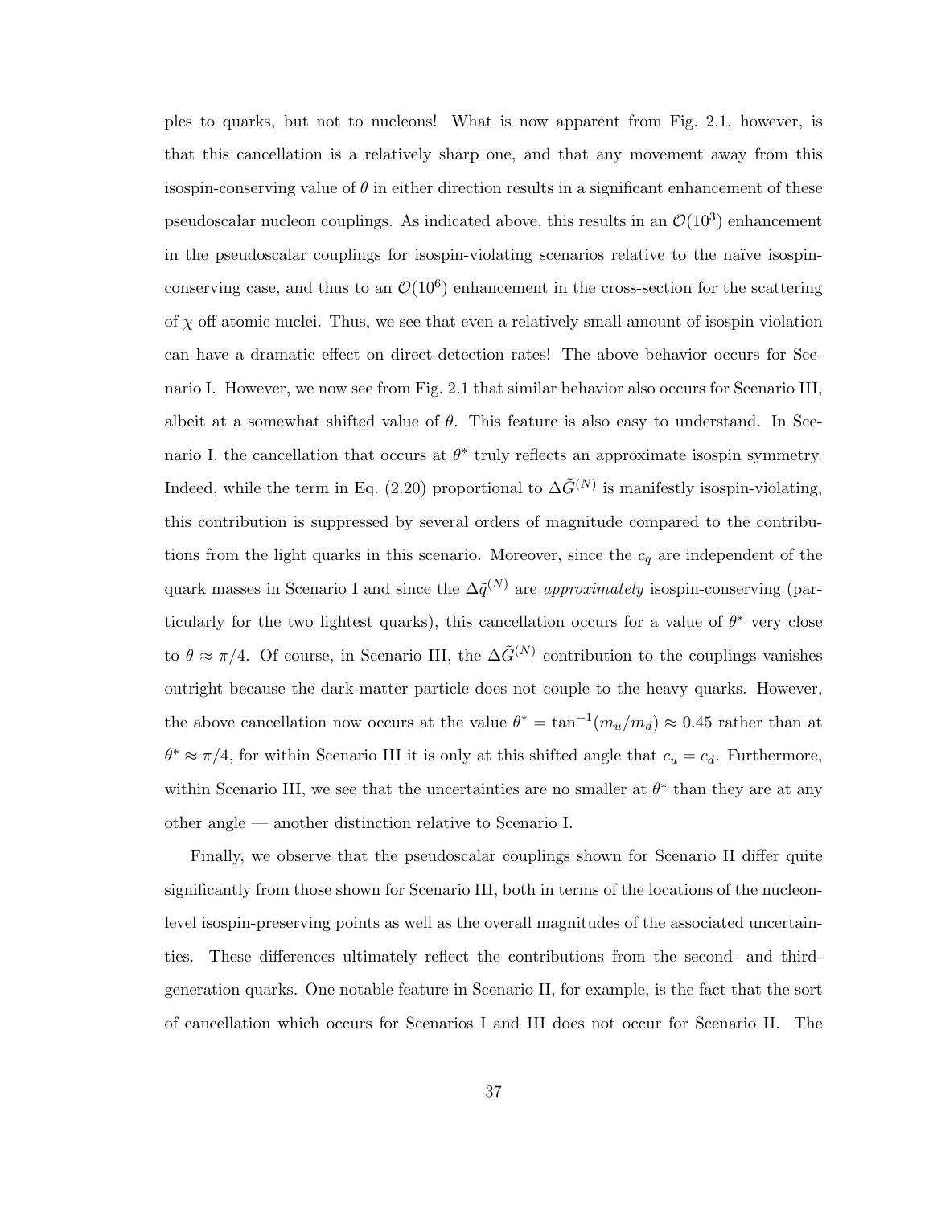ples to quarks, but not to nucleons! What is now apparent from Fig. 2.1, however, is that this cancellation is a relatively sharp one, and that any movement away from this isospin-conserving value of $\theta$ in either direction results in a significant enhancement of these pseudoscalar nucleon couplings. As indicated above, this results in an $\mathcal{O}(10^3)$ enhancement in the pseudoscalar couplings for isospin-violating scenarios relative to the naïve isospin-conserving case, and thus to an $\mathcal{O}(10^6)$ enhancement in the cross-section for the scattering of $\chi$ off atomic nuclei. Thus, we see that even a relatively small amount of isospin violation can have a dramatic effect on direct-detection rates! The above behavior occurs for Scenario I. However, we now see from Fig. 2.1 that similar behavior also occurs for Scenario III, albeit at a somewhat shifted value of $\theta$. This feature is also easy to understand. In Scenario I, the cancellation that occurs at $\theta^*$ truly reflects an approximate isospin symmetry. Indeed, while the term in Eq. (2.20) proportional to $\Delta\tilde{G}^{(N)}$ is manifestly isospin-violating, this contribution is suppressed by several orders of magnitude compared to the contributions from the light quarks in this scenario. Moreover, since the $c_q$ are independent of the quark masses in Scenario I and since the $\Delta\tilde{q}^{(N)}$ are *approximately* isospin-conserving (particularly for the two lightest quarks), this cancellation occurs for a value of $\theta^*$ very close to $\theta \approx \pi/4$. Of course, in Scenario III, the $\Delta\tilde{G}^{(N)}$ contribution to the couplings vanishes outright because the dark-matter particle does not couple to the heavy quarks. However, the above cancellation now occurs at the value $\theta^* = \tan^{-1}(m_u/m_d) \approx 0.45$ rather than at $\theta^* \approx \pi/4$, for within Scenario III it is only at this shifted angle that $c_u = c_d$. Furthermore, within Scenario III, we see that the uncertainties are no smaller at $\theta^*$ than they are at any other angle — another distinction relative to Scenario I.

Finally, we observe that the pseudoscalar couplings shown for Scenario II differ quite significantly from those shown for Scenario III, both in terms of the locations of the nucleon-level isospin-preserving points as well as the overall magnitudes of the associated uncertainties. These differences ultimately reflect the contributions from the second- and third-generation quarks. One notable feature in Scenario II, for example, is the fact that the sort of cancellation which occurs for Scenarios I and III does not occur for Scenario II. The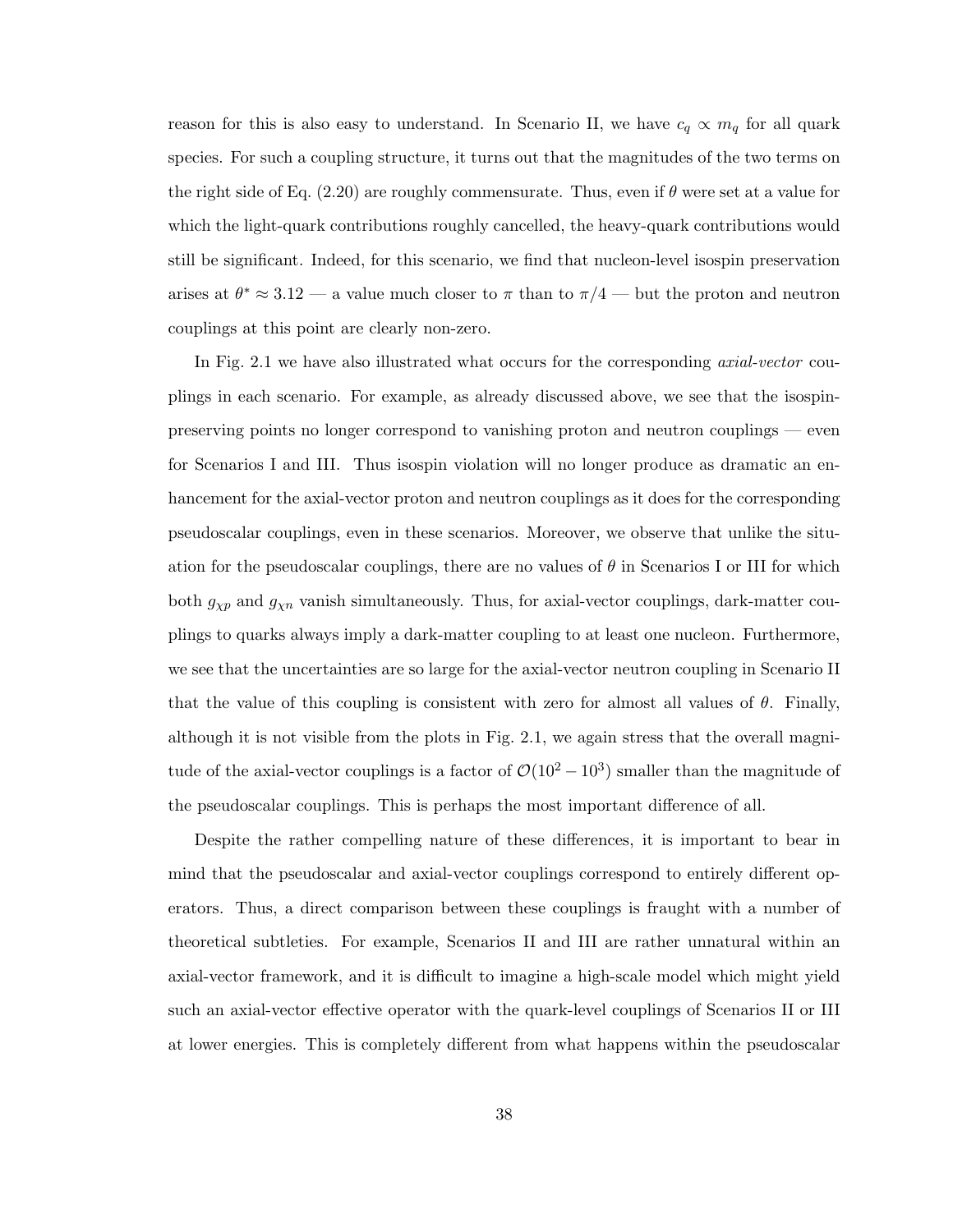reason for this is also easy to understand. In Scenario II, we have $c_q \propto m_q$ for all quark species. For such a coupling structure, it turns out that the magnitudes of the two terms on the right side of Eq. (2.20) are roughly commensurate. Thus, even if $\theta$ were set at a value for which the light-quark contributions roughly cancelled, the heavy-quark contributions would still be significant. Indeed, for this scenario, we find that nucleon-level isospin preservation arises at $\theta^* \approx 3.12$ — a value much closer to $\pi$ than to $\pi/4$ — but the proton and neutron couplings at this point are clearly non-zero.

In Fig. 2.1 we have also illustrated what occurs for the corresponding *axial-vector* couplings in each scenario. For example, as already discussed above, we see that the isospin-preserving points no longer correspond to vanishing proton and neutron couplings — even for Scenarios I and III. Thus isospin violation will no longer produce as dramatic an enhancement for the axial-vector proton and neutron couplings as it does for the corresponding pseudoscalar couplings, even in these scenarios. Moreover, we observe that unlike the situation for the pseudoscalar couplings, there are no values of $\theta$ in Scenarios I or III for which both $g_{\chi p}$ and $g_{\chi n}$ vanish simultaneously. Thus, for axial-vector couplings, dark-matter couplings to quarks always imply a dark-matter coupling to at least one nucleon. Furthermore, we see that the uncertainties are so large for the axial-vector neutron coupling in Scenario II that the value of this coupling is consistent with zero for almost all values of $\theta$. Finally, although it is not visible from the plots in Fig. 2.1, we again stress that the overall magnitude of the axial-vector couplings is a factor of $\mathcal{O}(10^2 - 10^3)$ smaller than the magnitude of the pseudoscalar couplings. This is perhaps the most important difference of all.

Despite the rather compelling nature of these differences, it is important to bear in mind that the pseudoscalar and axial-vector couplings correspond to entirely different operators. Thus, a direct comparison between these couplings is fraught with a number of theoretical subtleties. For example, Scenarios II and III are rather unnatural within an axial-vector framework, and it is difficult to imagine a high-scale model which might yield such an axial-vector effective operator with the quark-level couplings of Scenarios II or III at lower energies. This is completely different from what happens within the pseudoscalar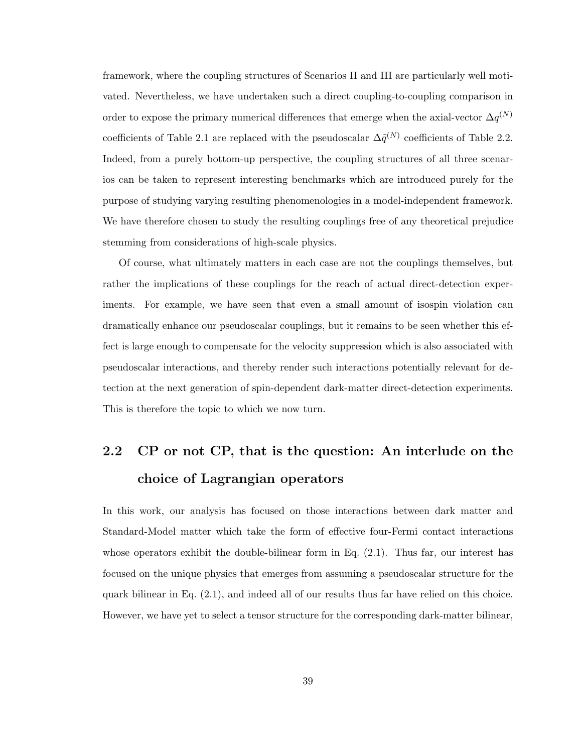framework, where the coupling structures of Scenarios II and III are particularly well motivated. Nevertheless, we have undertaken such a direct coupling-to-coupling comparison in order to expose the primary numerical differences that emerge when the axial-vector $\Delta q^{(N)}$ coefficients of Table 2.1 are replaced with the pseudoscalar $\Delta\tilde{q}^{(N)}$ coefficients of Table 2.2. Indeed, from a purely bottom-up perspective, the coupling structures of all three scenarios can be taken to represent interesting benchmarks which are introduced purely for the purpose of studying varying resulting phenomenologies in a model-independent framework. We have therefore chosen to study the resulting couplings free of any theoretical prejudice stemming from considerations of high-scale physics.

Of course, what ultimately matters in each case are not the couplings themselves, but rather the implications of these couplings for the reach of actual direct-detection experiments. For example, we have seen that even a small amount of isospin violation can dramatically enhance our pseudoscalar couplings, but it remains to be seen whether this effect is large enough to compensate for the velocity suppression which is also associated with pseudoscalar interactions, and thereby render such interactions potentially relevant for detection at the next generation of spin-dependent dark-matter direct-detection experiments. This is therefore the topic to which we now turn.

## 2.2 CP or not CP, that is the question: An interlude on the choice of Lagrangian operators

In this work, our analysis has focused on those interactions between dark matter and Standard-Model matter which take the form of effective four-Fermi contact interactions whose operators exhibit the double-bilinear form in Eq. (2.1). Thus far, our interest has focused on the unique physics that emerges from assuming a pseudoscalar structure for the quark bilinear in Eq. (2.1), and indeed all of our results thus far have relied on this choice. However, we have yet to select a tensor structure for the corresponding dark-matter bilinear,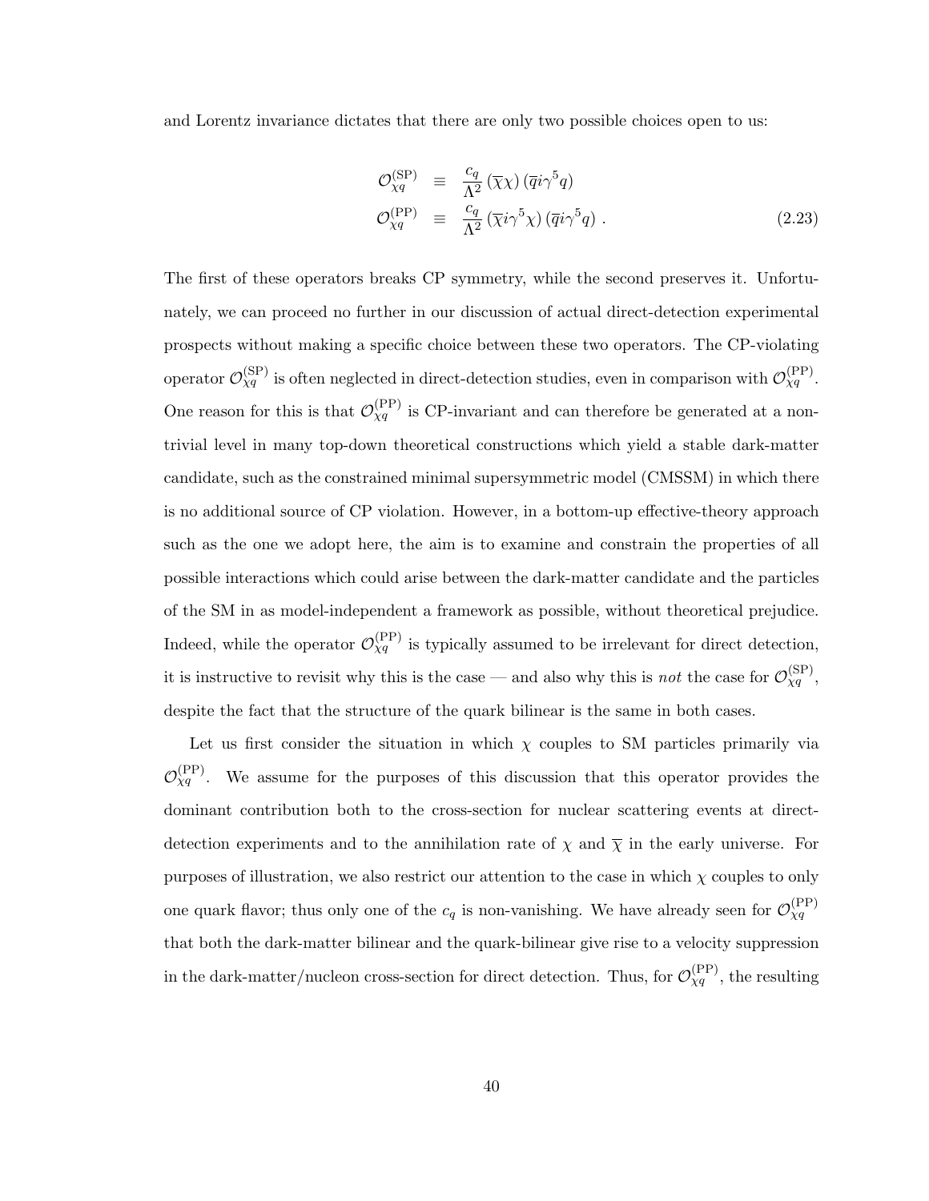and Lorentz invariance dictates that there are only two possible choices open to us:

$$
\begin{aligned}
\mathcal{O}_{\chi q}^{(\mathrm{SP})} &\equiv \frac{c_q}{\Lambda^2}\,(\overline{\chi}\chi)\,(\overline{q}i\gamma^5 q) \\
\mathcal{O}_{\chi q}^{(\mathrm{PP})} &\equiv \frac{c_q}{\Lambda^2}\,(\overline{\chi}i\gamma^5\chi)\,(\overline{q}i\gamma^5 q)\ .
\end{aligned}
\tag{2.23}
$$

The first of these operators breaks CP symmetry, while the second preserves it. Unfortunately, we can proceed no further in our discussion of actual direct-detection experimental prospects without making a specific choice between these two operators. The CP-violating operator $\mathcal{O}_{\chi q}^{(\mathrm{SP})}$ is often neglected in direct-detection studies, even in comparison with $\mathcal{O}_{\chi q}^{(\mathrm{PP})}$. One reason for this is that $\mathcal{O}_{\chi q}^{(\mathrm{PP})}$ is CP-invariant and can therefore be generated at a non-trivial level in many top-down theoretical constructions which yield a stable dark-matter candidate, such as the constrained minimal supersymmetric model (CMSSM) in which there is no additional source of CP violation. However, in a bottom-up effective-theory approach such as the one we adopt here, the aim is to examine and constrain the properties of all possible interactions which could arise between the dark-matter candidate and the particles of the SM in as model-independent a framework as possible, without theoretical prejudice. Indeed, while the operator $\mathcal{O}_{\chi q}^{(\mathrm{PP})}$ is typically assumed to be irrelevant for direct detection, it is instructive to revisit why this is the case — and also why this is *not* the case for $\mathcal{O}_{\chi q}^{(\mathrm{SP})}$, despite the fact that the structure of the quark bilinear is the same in both cases.

Let us first consider the situation in which $\chi$ couples to SM particles primarily via $\mathcal{O}_{\chi q}^{(\mathrm{PP})}$. We assume for the purposes of this discussion that this operator provides the dominant contribution both to the cross-section for nuclear scattering events at direct-detection experiments and to the annihilation rate of $\chi$ and $\overline{\chi}$ in the early universe. For purposes of illustration, we also restrict our attention to the case in which $\chi$ couples to only one quark flavor; thus only one of the $c_q$ is non-vanishing. We have already seen for $\mathcal{O}_{\chi q}^{(\mathrm{PP})}$ that both the dark-matter bilinear and the quark-bilinear give rise to a velocity suppression in the dark-matter/nucleon cross-section for direct detection. Thus, for $\mathcal{O}_{\chi q}^{(\mathrm{PP})}$, the resulting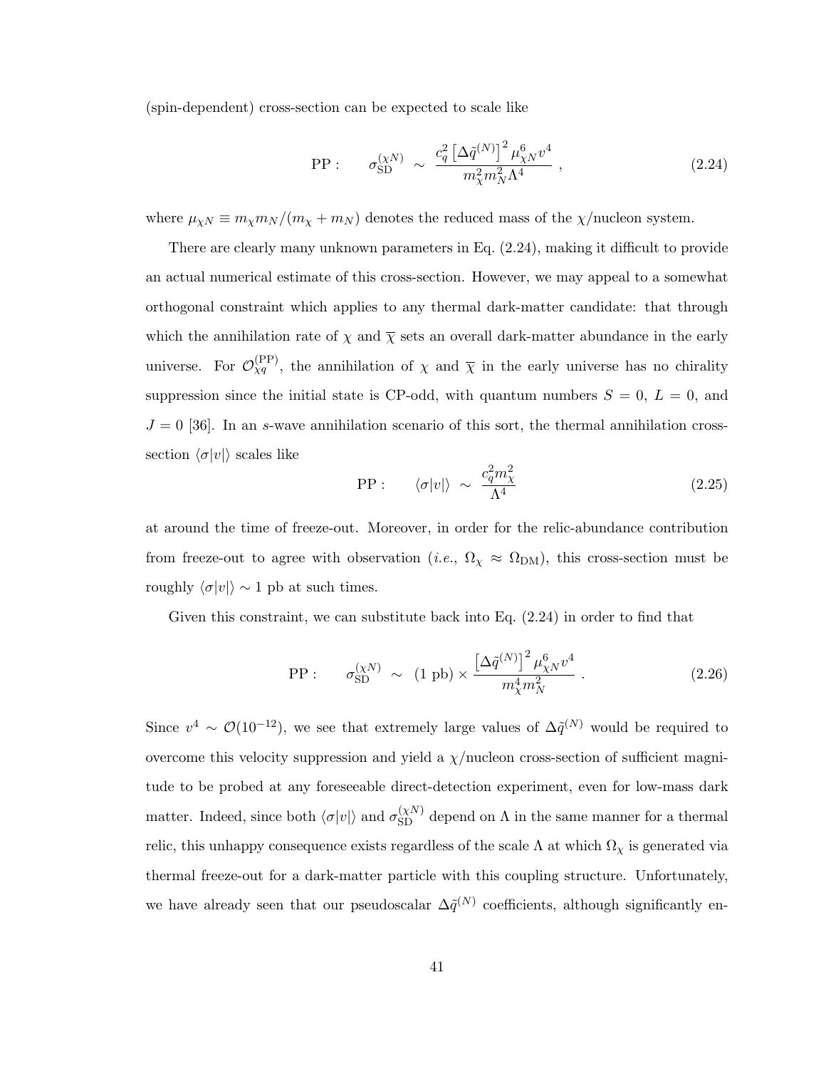(spin-dependent) cross-section can be expected to scale like

$$\text{PP}: \qquad \sigma_{\text{SD}}^{(\chi N)} \;\sim\; \frac{c_q^2 \left[\Delta\tilde{q}^{(N)}\right]^2 \mu_{\chi N}^6 v^4}{m_\chi^2 m_N^2 \Lambda^4} \;, \tag{2.24}$$

where $\mu_{\chi N} \equiv m_\chi m_N/(m_\chi + m_N)$ denotes the reduced mass of the $\chi$/nucleon system.

There are clearly many unknown parameters in Eq. (2.24), making it difficult to provide an actual numerical estimate of this cross-section. However, we may appeal to a somewhat orthogonal constraint which applies to any thermal dark-matter candidate: that through which the annihilation rate of $\chi$ and $\overline{\chi}$ sets an overall dark-matter abundance in the early universe. For $\mathcal{O}_{\chi q}^{(\text{PP})}$, the annihilation of $\chi$ and $\overline{\chi}$ in the early universe has no chirality suppression since the initial state is CP-odd, with quantum numbers $S = 0$, $L = 0$, and $J = 0$ [36]. In an $s$-wave annihilation scenario of this sort, the thermal annihilation cross-section $\langle \sigma |v| \rangle$ scales like

$$\text{PP}: \qquad \langle \sigma |v| \rangle \;\sim\; \frac{c_q^2 m_\chi^2}{\Lambda^4} \tag{2.25}$$

at around the time of freeze-out. Moreover, in order for the relic-abundance contribution from freeze-out to agree with observation (*i.e.*, $\Omega_\chi \approx \Omega_{\text{DM}}$), this cross-section must be roughly $\langle \sigma |v| \rangle \sim 1$ pb at such times.

Given this constraint, we can substitute back into Eq. (2.24) in order to find that

$$\text{PP}: \qquad \sigma_{\text{SD}}^{(\chi N)} \;\sim\; (1 \text{ pb}) \times \frac{\left[\Delta\tilde{q}^{(N)}\right]^2 \mu_{\chi N}^6 v^4}{m_\chi^4 m_N^2} \;. \tag{2.26}$$

Since $v^4 \sim \mathcal{O}(10^{-12})$, we see that extremely large values of $\Delta\tilde{q}^{(N)}$ would be required to overcome this velocity suppression and yield a $\chi$/nucleon cross-section of sufficient magnitude to be probed at any foreseeable direct-detection experiment, even for low-mass dark matter. Indeed, since both $\langle \sigma |v| \rangle$ and $\sigma_{\text{SD}}^{(\chi N)}$ depend on $\Lambda$ in the same manner for a thermal relic, this unhappy consequence exists regardless of the scale $\Lambda$ at which $\Omega_\chi$ is generated via thermal freeze-out for a dark-matter particle with this coupling structure. Unfortunately, we have already seen that our pseudoscalar $\Delta\tilde{q}^{(N)}$ coefficients, although significantly en-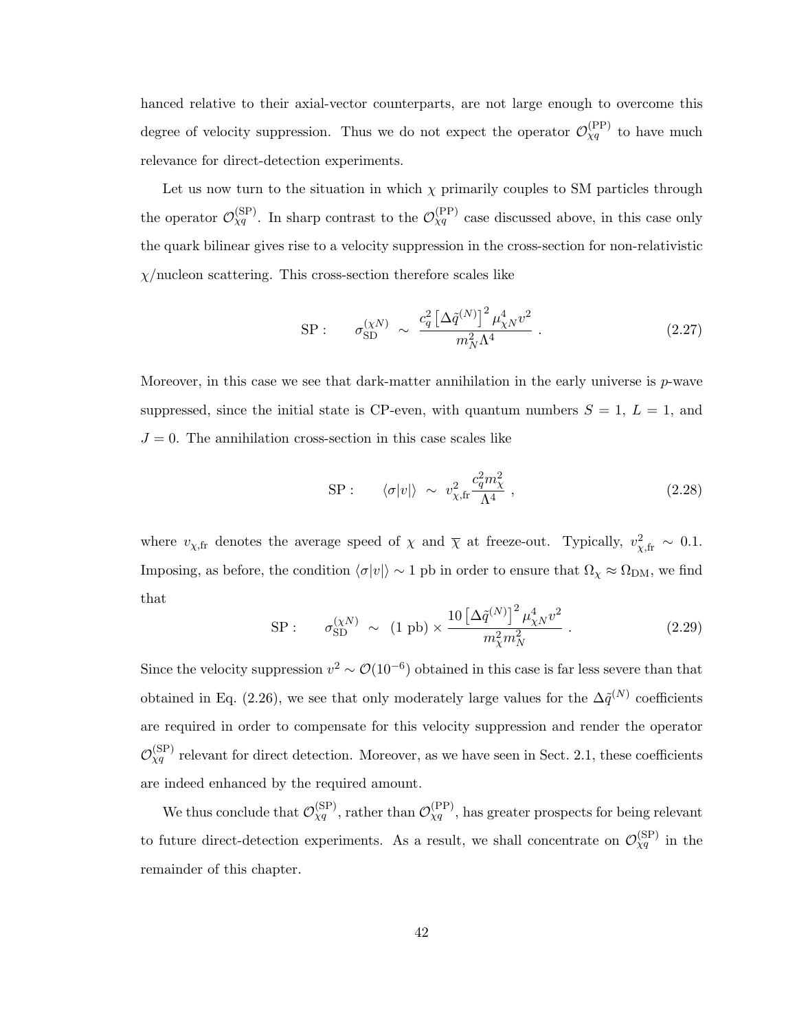hanced relative to their axial-vector counterparts, are not large enough to overcome this degree of velocity suppression. Thus we do not expect the operator $\mathcal{O}_{\chi q}^{(\text{PP})}$ to have much relevance for direct-detection experiments.

Let us now turn to the situation in which $\chi$ primarily couples to SM particles through the operator $\mathcal{O}_{\chi q}^{(\text{SP})}$. In sharp contrast to the $\mathcal{O}_{\chi q}^{(\text{PP})}$ case discussed above, in this case only the quark bilinear gives rise to a velocity suppression in the cross-section for non-relativistic $\chi$/nucleon scattering. This cross-section therefore scales like

$$\text{SP}: \qquad \sigma_{\text{SD}}^{(\chi N)} \;\sim\; \frac{c_q^2 \left[\Delta\tilde{q}^{(N)}\right]^2 \mu_{\chi N}^4 v^2}{m_N^2 \Lambda^4} \;. \tag{2.27}$$

Moreover, in this case we see that dark-matter annihilation in the early universe is $p$-wave suppressed, since the initial state is CP-even, with quantum numbers $S = 1$, $L = 1$, and $J = 0$. The annihilation cross-section in this case scales like

$$\text{SP}: \qquad \langle \sigma |v| \rangle \;\sim\; v_{\chi,\text{fr}}^2 \frac{c_q^2 m_\chi^2}{\Lambda^4} \;, \tag{2.28}$$

where $v_{\chi,\text{fr}}$ denotes the average speed of $\chi$ and $\overline{\chi}$ at freeze-out. Typically, $v_{\chi,\text{fr}}^2 \sim 0.1$. Imposing, as before, the condition $\langle \sigma |v| \rangle \sim 1$ pb in order to ensure that $\Omega_\chi \approx \Omega_{\text{DM}}$, we find that

$$\text{SP}: \qquad \sigma_{\text{SD}}^{(\chi N)} \;\sim\; (1 \text{ pb}) \times \frac{10 \left[\Delta\tilde{q}^{(N)}\right]^2 \mu_{\chi N}^4 v^2}{m_\chi^2 m_N^2} \;. \tag{2.29}$$

Since the velocity suppression $v^2 \sim \mathcal{O}(10^{-6})$ obtained in this case is far less severe than that obtained in Eq. (2.26), we see that only moderately large values for the $\Delta\tilde{q}^{(N)}$ coefficients are required in order to compensate for this velocity suppression and render the operator $\mathcal{O}_{\chi q}^{(\text{SP})}$ relevant for direct detection. Moreover, as we have seen in Sect. 2.1, these coefficients are indeed enhanced by the required amount.

We thus conclude that $\mathcal{O}_{\chi q}^{(\text{SP})}$, rather than $\mathcal{O}_{\chi q}^{(\text{PP})}$, has greater prospects for being relevant to future direct-detection experiments. As a result, we shall concentrate on $\mathcal{O}_{\chi q}^{(\text{SP})}$ in the remainder of this chapter.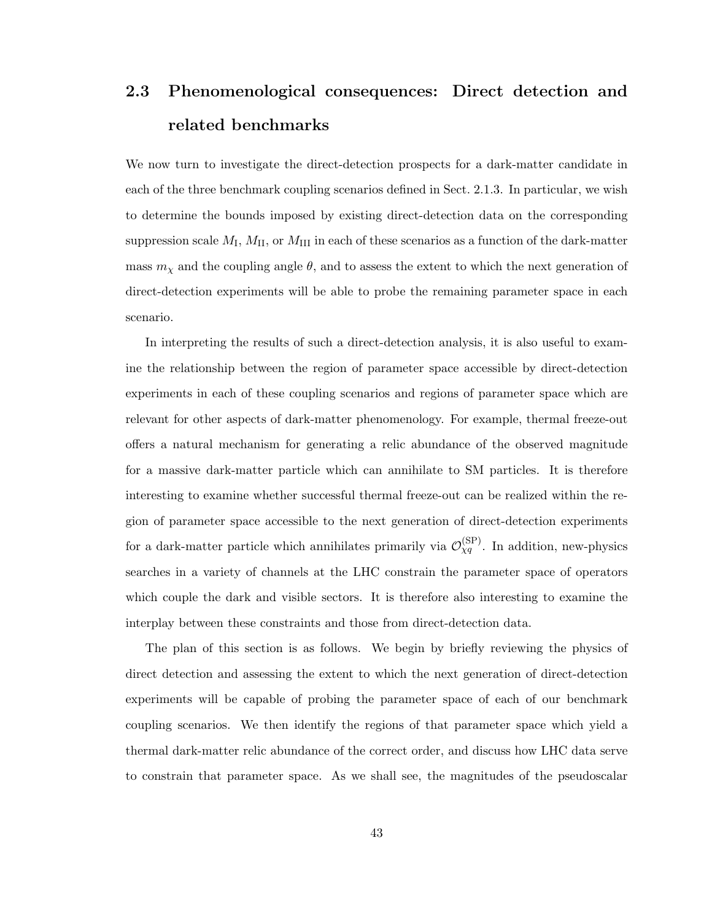## 2.3 Phenomenological consequences: Direct detection and related benchmarks

We now turn to investigate the direct-detection prospects for a dark-matter candidate in each of the three benchmark coupling scenarios defined in Sect. 2.1.3. In particular, we wish to determine the bounds imposed by existing direct-detection data on the corresponding suppression scale $M_{\text{I}}$, $M_{\text{II}}$, or $M_{\text{III}}$ in each of these scenarios as a function of the dark-matter mass $m_\chi$ and the coupling angle $\theta$, and to assess the extent to which the next generation of direct-detection experiments will be able to probe the remaining parameter space in each scenario.

In interpreting the results of such a direct-detection analysis, it is also useful to examine the relationship between the region of parameter space accessible by direct-detection experiments in each of these coupling scenarios and regions of parameter space which are relevant for other aspects of dark-matter phenomenology. For example, thermal freeze-out offers a natural mechanism for generating a relic abundance of the observed magnitude for a massive dark-matter particle which can annihilate to SM particles. It is therefore interesting to examine whether successful thermal freeze-out can be realized within the region of parameter space accessible to the next generation of direct-detection experiments for a dark-matter particle which annihilates primarily via $\mathcal{O}_{\chi q}^{(\text{SP})}$. In addition, new-physics searches in a variety of channels at the LHC constrain the parameter space of operators which couple the dark and visible sectors. It is therefore also interesting to examine the interplay between these constraints and those from direct-detection data.

The plan of this section is as follows. We begin by briefly reviewing the physics of direct detection and assessing the extent to which the next generation of direct-detection experiments will be capable of probing the parameter space of each of our benchmark coupling scenarios. We then identify the regions of that parameter space which yield a thermal dark-matter relic abundance of the correct order, and discuss how LHC data serve to constrain that parameter space. As we shall see, the magnitudes of the pseudoscalar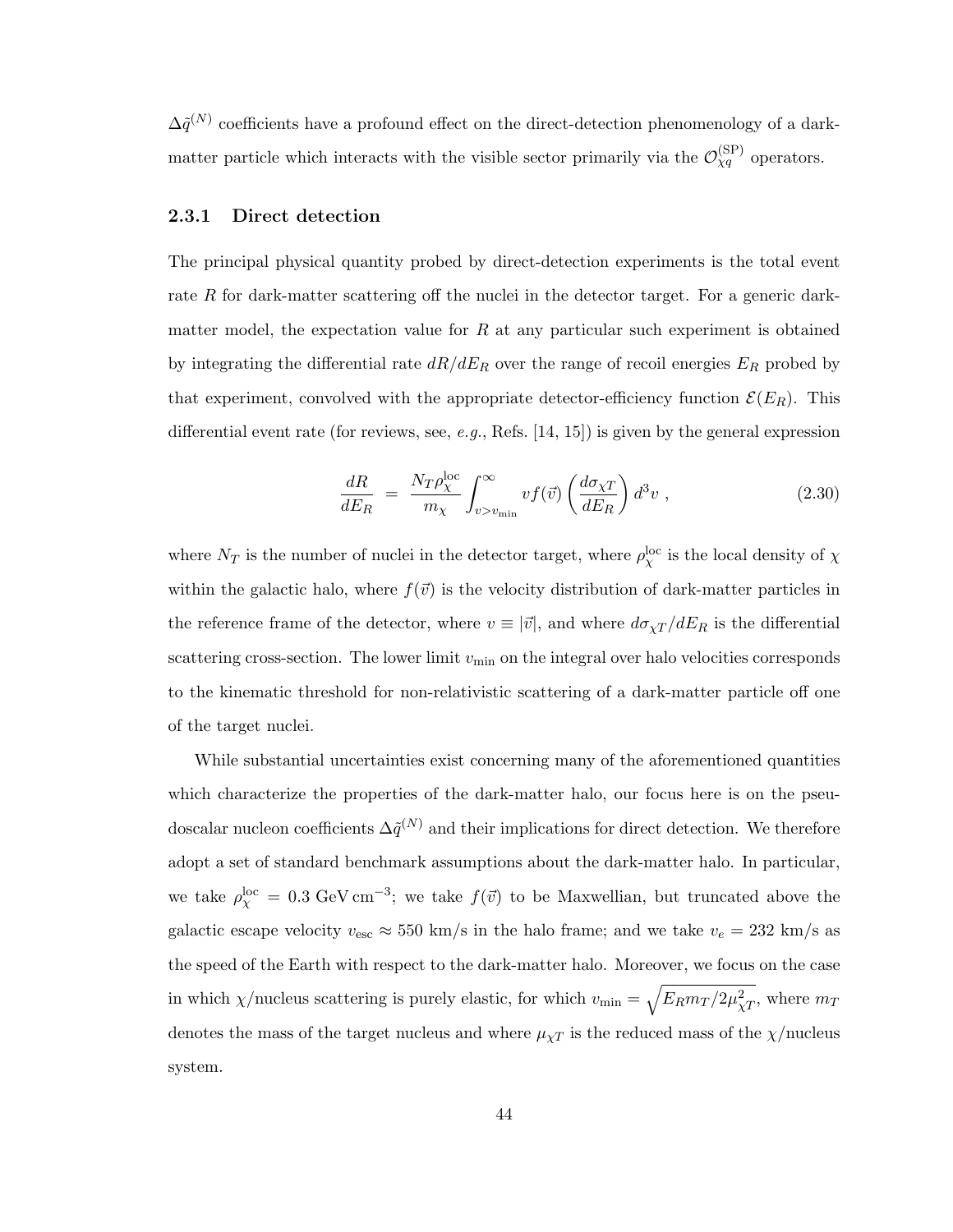$\Delta\tilde{q}^{(N)}$ coefficients have a profound effect on the direct-detection phenomenology of a dark-matter particle which interacts with the visible sector primarily via the $\mathcal{O}_{\chi q}^{(\mathrm{SP})}$ operators.

### 2.3.1 Direct detection

The principal physical quantity probed by direct-detection experiments is the total event rate $R$ for dark-matter scattering off the nuclei in the detector target. For a generic dark-matter model, the expectation value for $R$ at any particular such experiment is obtained by integrating the differential rate $dR/dE_R$ over the range of recoil energies $E_R$ probed by that experiment, convolved with the appropriate detector-efficiency function $\mathcal{E}(E_R)$. This differential event rate (for reviews, see, *e.g.*, Refs. [14, 15]) is given by the general expression

$$\frac{dR}{dE_R} \;=\; \frac{N_T \rho_\chi^{\mathrm{loc}}}{m_\chi} \int_{v > v_{\mathrm{min}}}^{\infty} v f(\vec{v}) \left( \frac{d\sigma_{\chi T}}{dE_R} \right) d^3 v \;, \tag{2.30}$$

where $N_T$ is the number of nuclei in the detector target, where $\rho_\chi^{\mathrm{loc}}$ is the local density of $\chi$ within the galactic halo, where $f(\vec{v})$ is the velocity distribution of dark-matter particles in the reference frame of the detector, where $v \equiv |\vec{v}|$, and where $d\sigma_{\chi T}/dE_R$ is the differential scattering cross-section. The lower limit $v_{\mathrm{min}}$ on the integral over halo velocities corresponds to the kinematic threshold for non-relativistic scattering of a dark-matter particle off one of the target nuclei.

While substantial uncertainties exist concerning many of the aforementioned quantities which characterize the properties of the dark-matter halo, our focus here is on the pseudoscalar nucleon coefficients $\Delta\tilde{q}^{(N)}$ and their implications for direct detection. We therefore adopt a set of standard benchmark assumptions about the dark-matter halo. In particular, we take $\rho_\chi^{\mathrm{loc}} = 0.3~\mathrm{GeV\,cm^{-3}}$; we take $f(\vec{v})$ to be Maxwellian, but truncated above the galactic escape velocity $v_{\mathrm{esc}} \approx 550$ km/s in the halo frame; and we take $v_e = 232$ km/s as the speed of the Earth with respect to the dark-matter halo. Moreover, we focus on the case in which $\chi$/nucleus scattering is purely elastic, for which $v_{\mathrm{min}} = \sqrt{E_R m_T / 2\mu_{\chi T}^2}$, where $m_T$ denotes the mass of the target nucleus and where $\mu_{\chi T}$ is the reduced mass of the $\chi$/nucleus system.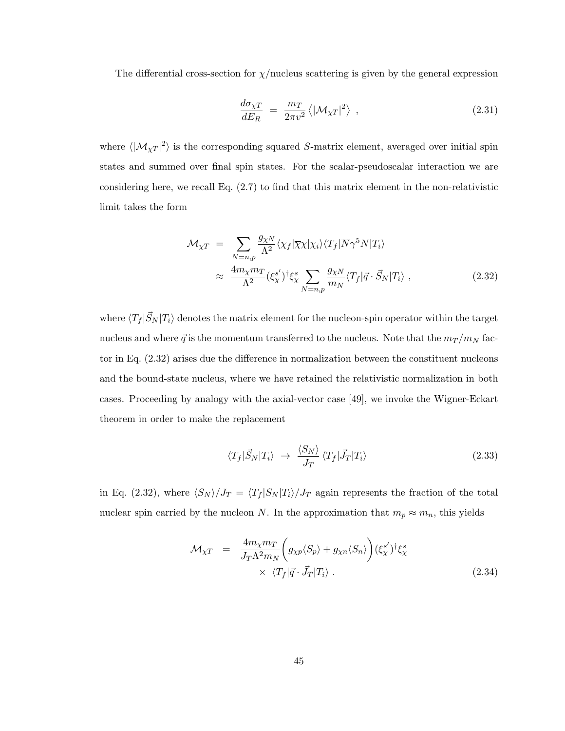The differential cross-section for $\chi$/nucleus scattering is given by the general expression

$$\frac{d\sigma_{\chi T}}{dE_R} = \frac{m_T}{2\pi v^2} \left\langle |\mathcal{M}_{\chi T}|^2 \right\rangle , \tag{2.31}$$

where $\langle |\mathcal{M}_{\chi T}|^2\rangle$ is the corresponding squared $S$-matrix element, averaged over initial spin states and summed over final spin states. For the scalar-pseudoscalar interaction we are considering here, we recall Eq. (2.7) to find that this matrix element in the non-relativistic limit takes the form

$$\begin{aligned}
\mathcal{M}_{\chi T} &= \sum_{N=n,p} \frac{g_{\chi N}}{\Lambda^2} \langle \chi_f | \overline{\chi}\chi | \chi_i \rangle \langle T_f | \overline{N}\gamma^5 N | T_i \rangle \\
&\approx \frac{4 m_\chi m_T}{\Lambda^2} (\xi_\chi^{s'})^\dagger \xi_\chi^s \sum_{N=n,p} \frac{g_{\chi N}}{m_N} \langle T_f | \vec{q} \cdot \vec{S}_N | T_i \rangle ,
\end{aligned} \tag{2.32}$$

where $\langle T_f | \vec{S}_N | T_i \rangle$ denotes the matrix element for the nucleon-spin operator within the target nucleus and where $\vec{q}$ is the momentum transferred to the nucleus. Note that the $m_T/m_N$ factor in Eq. (2.32) arises due the difference in normalization between the constituent nucleons and the bound-state nucleus, where we have retained the relativistic normalization in both cases. Proceeding by analogy with the axial-vector case [49], we invoke the Wigner-Eckart theorem in order to make the replacement

$$\langle T_f | \vec{S}_N | T_i \rangle \;\to\; \frac{\langle S_N \rangle}{J_T} \langle T_f | \vec{J}_T | T_i \rangle \tag{2.33}$$

in Eq. (2.32), where $\langle S_N \rangle / J_T = \langle T_f | S_N | T_i \rangle / J_T$ again represents the fraction of the total nuclear spin carried by the nucleon $N$. In the approximation that $m_p \approx m_n$, this yields

$$\begin{aligned}
\mathcal{M}_{\chi T} &= \frac{4 m_\chi m_T}{J_T \Lambda^2 m_N} \Big( g_{\chi p} \langle S_p \rangle + g_{\chi n} \langle S_n \rangle \Big) (\xi_\chi^{s'})^\dagger \xi_\chi^s \\
&\qquad \times \; \langle T_f | \vec{q} \cdot \vec{J}_T | T_i \rangle .
\end{aligned} \tag{2.34}$$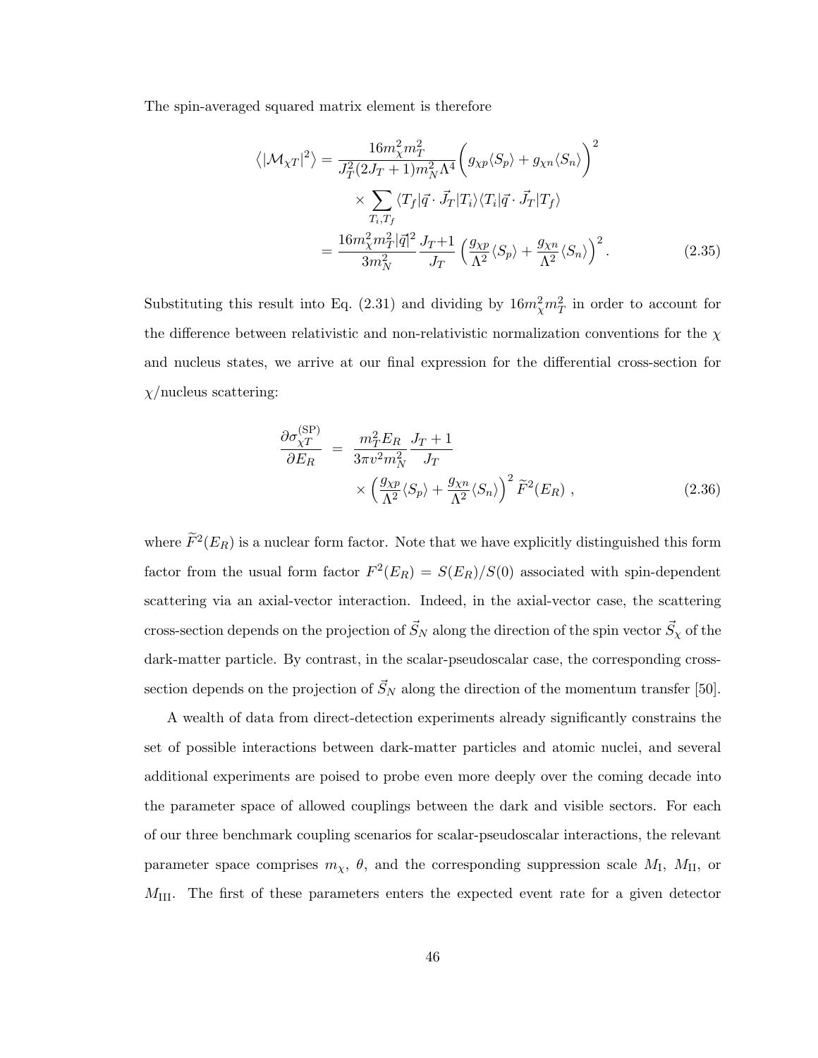The spin-averaged squared matrix element is therefore

$$
\begin{aligned}
\left\langle |\mathcal{M}_{\chi T}|^2 \right\rangle &= \frac{16 m_\chi^2 m_T^2}{J_T^2 (2J_T+1) m_N^2 \Lambda^4} \bigg( g_{\chi p} \langle S_p \rangle + g_{\chi n} \langle S_n \rangle \bigg)^2 \\
&\quad \times \sum_{T_i, T_f} \langle T_f | \vec{q} \cdot \vec{J}_T | T_i \rangle \langle T_i | \vec{q} \cdot \vec{J}_T | T_f \rangle \\
&= \frac{16 m_\chi^2 m_T^2 |\vec{q}|^2}{3 m_N^2} \frac{J_T + 1}{J_T} \left( \frac{g_{\chi p}}{\Lambda^2} \langle S_p \rangle + \frac{g_{\chi n}}{\Lambda^2} \langle S_n \rangle \right)^2 . \qquad (2.35)
\end{aligned}
$$

Substituting this result into Eq. (2.31) and dividing by $16 m_\chi^2 m_T^2$ in order to account for the difference between relativistic and non-relativistic normalization conventions for the $\chi$ and nucleus states, we arrive at our final expression for the differential cross-section for $\chi$/nucleus scattering:

$$
\begin{aligned}
\frac{\partial \sigma_{\chi T}^{(\mathrm{SP})}}{\partial E_R} &= \frac{m_T^2 E_R}{3 \pi v^2 m_N^2} \frac{J_T + 1}{J_T} \\
&\quad \times \left( \frac{g_{\chi p}}{\Lambda^2} \langle S_p \rangle + \frac{g_{\chi n}}{\Lambda^2} \langle S_n \rangle \right)^2 \widetilde{F}^2(E_R) , \qquad (2.36)
\end{aligned}
$$

where $\widetilde{F}^2(E_R)$ is a nuclear form factor. Note that we have explicitly distinguished this form factor from the usual form factor $F^2(E_R) = S(E_R)/S(0)$ associated with spin-dependent scattering via an axial-vector interaction. Indeed, in the axial-vector case, the scattering cross-section depends on the projection of $\vec{S}_N$ along the direction of the spin vector $\vec{S}_\chi$ of the dark-matter particle. By contrast, in the scalar-pseudoscalar case, the corresponding cross-section depends on the projection of $\vec{S}_N$ along the direction of the momentum transfer [50].

A wealth of data from direct-detection experiments already significantly constrains the set of possible interactions between dark-matter particles and atomic nuclei, and several additional experiments are poised to probe even more deeply over the coming decade into the parameter space of allowed couplings between the dark and visible sectors. For each of our three benchmark coupling scenarios for scalar-pseudoscalar interactions, the relevant parameter space comprises $m_\chi$, $\theta$, and the corresponding suppression scale $M_{\mathrm{I}}$, $M_{\mathrm{II}}$, or $M_{\mathrm{III}}$. The first of these parameters enters the expected event rate for a given detector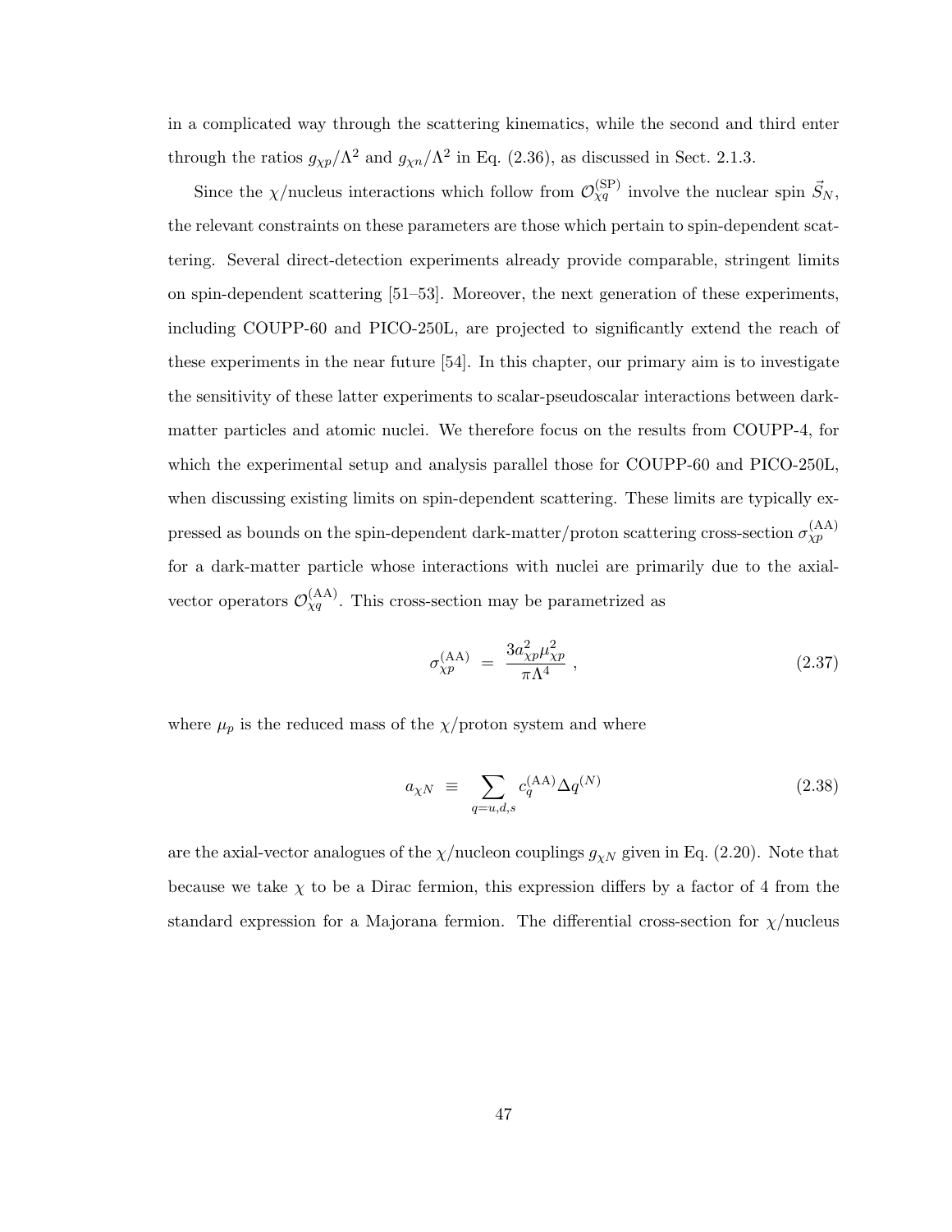in a complicated way through the scattering kinematics, while the second and third enter through the ratios $g_{\chi p}/\Lambda^2$ and $g_{\chi n}/\Lambda^2$ in Eq. (2.36), as discussed in Sect. 2.1.3.

Since the $\chi$/nucleus interactions which follow from $\mathcal{O}_{\chi q}^{(\text{SP})}$ involve the nuclear spin $\vec{S}_N$, the relevant constraints on these parameters are those which pertain to spin-dependent scattering. Several direct-detection experiments already provide comparable, stringent limits on spin-dependent scattering [51–53]. Moreover, the next generation of these experiments, including COUPP-60 and PICO-250L, are projected to significantly extend the reach of these experiments in the near future [54]. In this chapter, our primary aim is to investigate the sensitivity of these latter experiments to scalar-pseudoscalar interactions between dark-matter particles and atomic nuclei. We therefore focus on the results from COUPP-4, for which the experimental setup and analysis parallel those for COUPP-60 and PICO-250L, when discussing existing limits on spin-dependent scattering. These limits are typically expressed as bounds on the spin-dependent dark-matter/proton scattering cross-section $\sigma_{\chi p}^{(\text{AA})}$ for a dark-matter particle whose interactions with nuclei are primarily due to the axial-vector operators $\mathcal{O}_{\chi q}^{(\text{AA})}$. This cross-section may be parametrized as

$$\sigma_{\chi p}^{(\text{AA})} \;=\; \frac{3a_{\chi p}^2 \mu_{\chi p}^2}{\pi \Lambda^4} \;, \tag{2.37}$$

where $\mu_p$ is the reduced mass of the $\chi$/proton system and where

$$a_{\chi N} \;\equiv\; \sum_{q=u,d,s} c_q^{(\text{AA})} \Delta q^{(N)} \tag{2.38}$$

are the axial-vector analogues of the $\chi$/nucleon couplings $g_{\chi N}$ given in Eq. (2.20). Note that because we take $\chi$ to be a Dirac fermion, this expression differs by a factor of 4 from the standard expression for a Majorana fermion. The differential cross-section for $\chi$/nucleus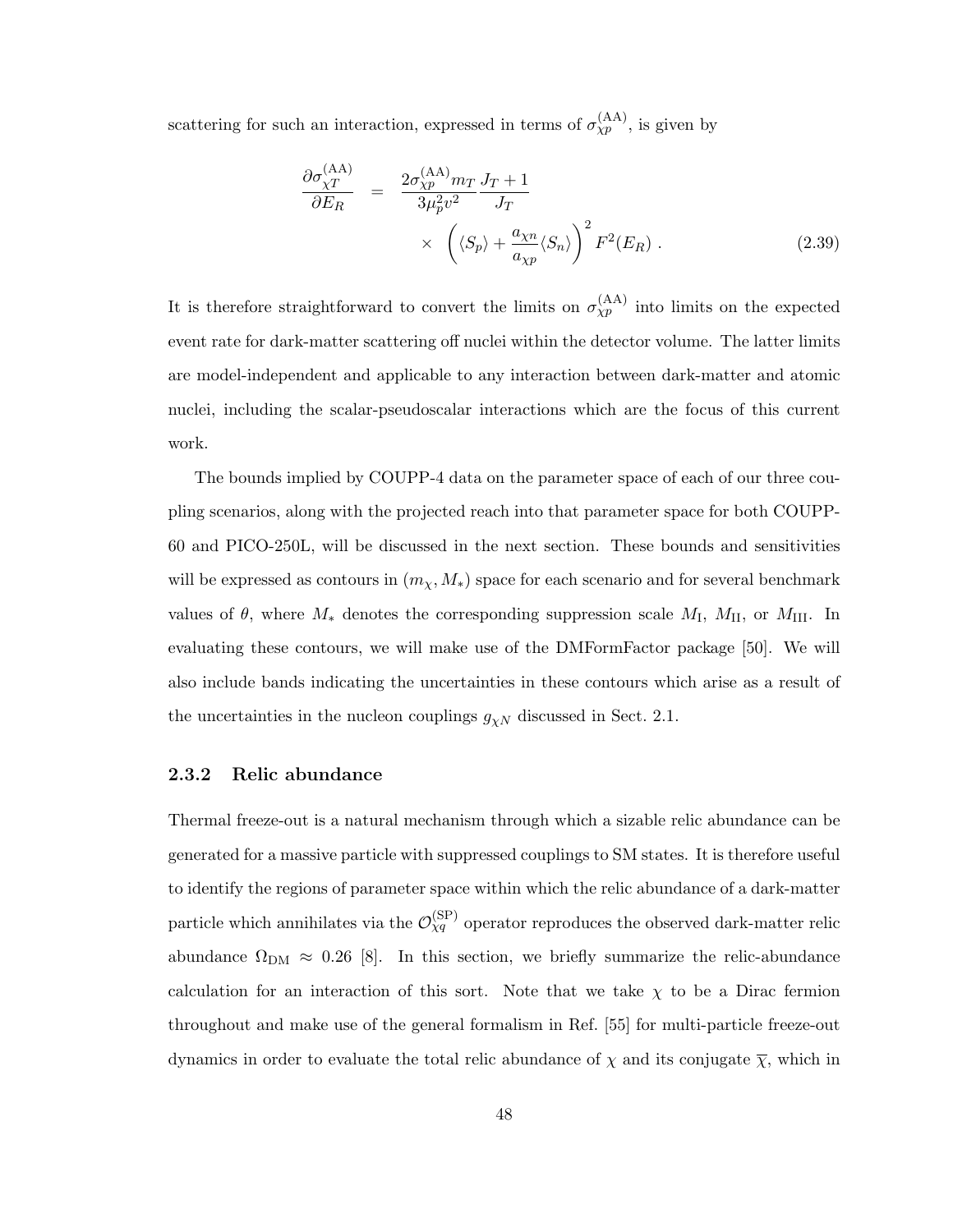scattering for such an interaction, expressed in terms of $\sigma_{\chi p}^{(\mathrm{AA})}$, is given by

$$
\begin{aligned}
\frac{\partial \sigma_{\chi T}^{(\mathrm{AA})}}{\partial E_R} &= \frac{2\sigma_{\chi p}^{(\mathrm{AA})} m_T}{3\mu_p^2 v^2} \frac{J_T + 1}{J_T} \\
&\quad \times \left( \langle S_p \rangle + \frac{a_{\chi n}}{a_{\chi p}} \langle S_n \rangle \right)^2 F^2(E_R) \; . 
\end{aligned}
\tag{2.39}
$$

It is therefore straightforward to convert the limits on $\sigma_{\chi p}^{(\mathrm{AA})}$ into limits on the expected event rate for dark-matter scattering off nuclei within the detector volume. The latter limits are model-independent and applicable to any interaction between dark-matter and atomic nuclei, including the scalar-pseudoscalar interactions which are the focus of this current work.

The bounds implied by COUPP-4 data on the parameter space of each of our three coupling scenarios, along with the projected reach into that parameter space for both COUPP-60 and PICO-250L, will be discussed in the next section. These bounds and sensitivities will be expressed as contours in $(m_\chi, M_*)$ space for each scenario and for several benchmark values of $\theta$, where $M_*$ denotes the corresponding suppression scale $M_{\mathrm{I}}$, $M_{\mathrm{II}}$, or $M_{\mathrm{III}}$. In evaluating these contours, we will make use of the DMFormFactor package [50]. We will also include bands indicating the uncertainties in these contours which arise as a result of the uncertainties in the nucleon couplings $g_{\chi N}$ discussed in Sect. 2.1.

### 2.3.2 Relic abundance

Thermal freeze-out is a natural mechanism through which a sizable relic abundance can be generated for a massive particle with suppressed couplings to SM states. It is therefore useful to identify the regions of parameter space within which the relic abundance of a dark-matter particle which annihilates via the $\mathcal{O}_{\chi q}^{(\mathrm{SP})}$ operator reproduces the observed dark-matter relic abundance $\Omega_{\mathrm{DM}} \approx 0.26$ [8]. In this section, we briefly summarize the relic-abundance calculation for an interaction of this sort. Note that we take $\chi$ to be a Dirac fermion throughout and make use of the general formalism in Ref. [55] for multi-particle freeze-out dynamics in order to evaluate the total relic abundance of $\chi$ and its conjugate $\overline{\chi}$, which in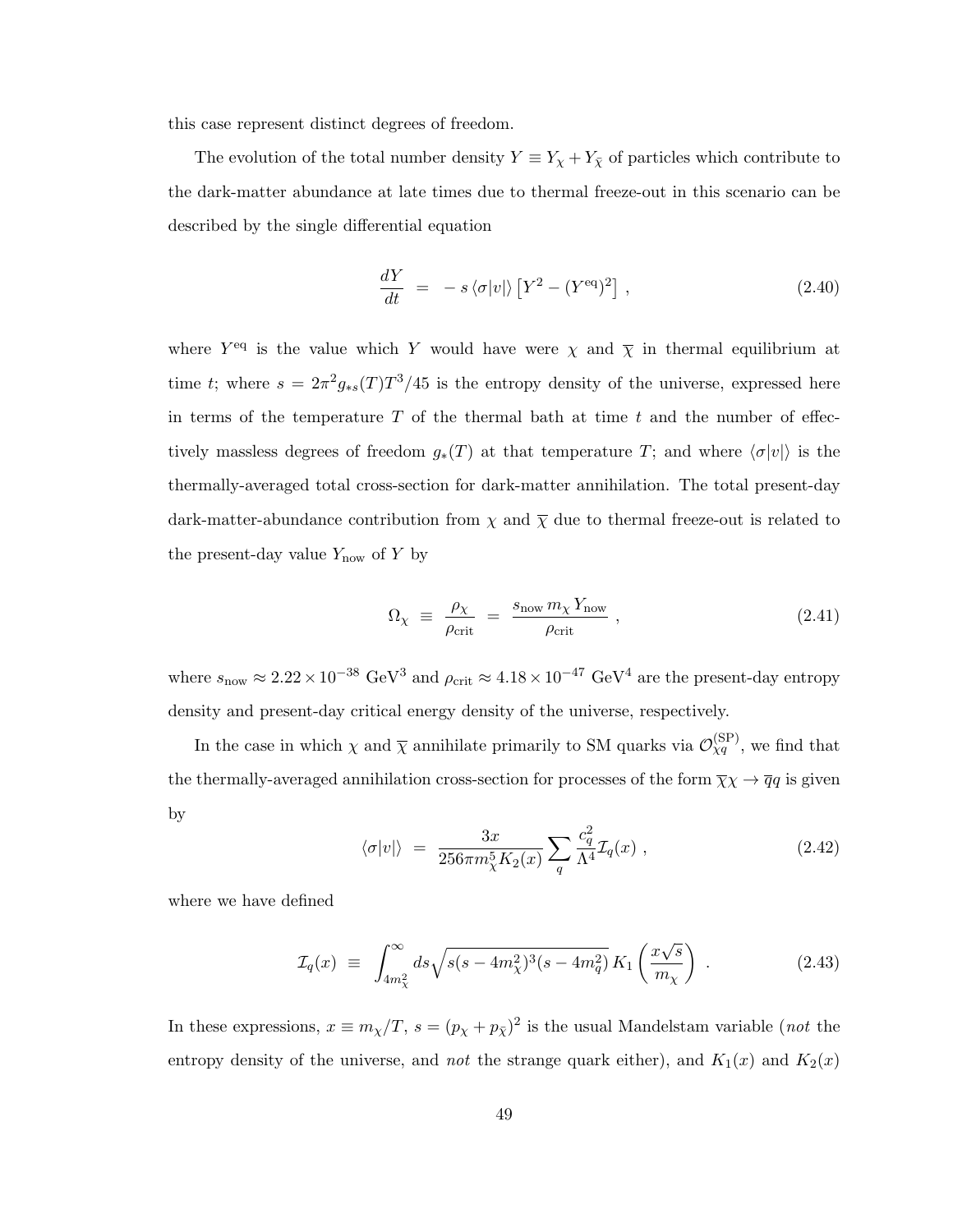this case represent distinct degrees of freedom.

The evolution of the total number density $Y \equiv Y_\chi + Y_{\bar{\chi}}$ of particles which contribute to the dark-matter abundance at late times due to thermal freeze-out in this scenario can be described by the single differential equation

$$
\frac{dY}{dt} \;=\; -\, s \, \langle \sigma |v| \rangle \left[ Y^2 - (Y^{\text{eq}})^2 \right] \,, \tag{2.40}
$$

where $Y^{\text{eq}}$ is the value which $Y$ would have were $\chi$ and $\overline{\chi}$ in thermal equilibrium at time $t$; where $s = 2\pi^2 g_{*s}(T) T^3/45$ is the entropy density of the universe, expressed here in terms of the temperature $T$ of the thermal bath at time $t$ and the number of effectively massless degrees of freedom $g_*(T)$ at that temperature $T$; and where $\langle \sigma|v|\rangle$ is the thermally-averaged total cross-section for dark-matter annihilation. The total present-day dark-matter-abundance contribution from $\chi$ and $\overline{\chi}$ due to thermal freeze-out is related to the present-day value $Y_{\text{now}}$ of $Y$ by

$$
\Omega_\chi \;\equiv\; \frac{\rho_\chi}{\rho_{\text{crit}}} \;=\; \frac{s_{\text{now}}\, m_\chi \, Y_{\text{now}}}{\rho_{\text{crit}}} \,, \tag{2.41}
$$

where $s_{\text{now}} \approx 2.22 \times 10^{-38}$ GeV$^3$ and $\rho_{\text{crit}} \approx 4.18 \times 10^{-47}$ GeV$^4$ are the present-day entropy density and present-day critical energy density of the universe, respectively.

In the case in which $\chi$ and $\overline{\chi}$ annihilate primarily to SM quarks via $\mathcal{O}^{(\text{SP})}_{\chi q}$, we find that the thermally-averaged annihilation cross-section for processes of the form $\overline{\chi}\chi \to \overline{q}q$ is given by

$$
\langle \sigma |v| \rangle \;=\; \frac{3x}{256 \pi m_\chi^5 K_2(x)} \sum_q \frac{c_q^2}{\Lambda^4} \mathcal{I}_q(x) \,, \tag{2.42}
$$

where we have defined

$$
\mathcal{I}_q(x) \;\equiv\; \int_{4m_\chi^2}^{\infty} ds \sqrt{s(s-4m_\chi^2)^3 (s - 4m_q^2)}\, K_1\!\left(\frac{x\sqrt{s}}{m_\chi}\right) \,. \tag{2.43}
$$

In these expressions, $x \equiv m_\chi/T$, $s = (p_\chi + p_{\bar{\chi}})^2$ is the usual Mandelstam variable (*not* the entropy density of the universe, and *not* the strange quark either), and $K_1(x)$ and $K_2(x)$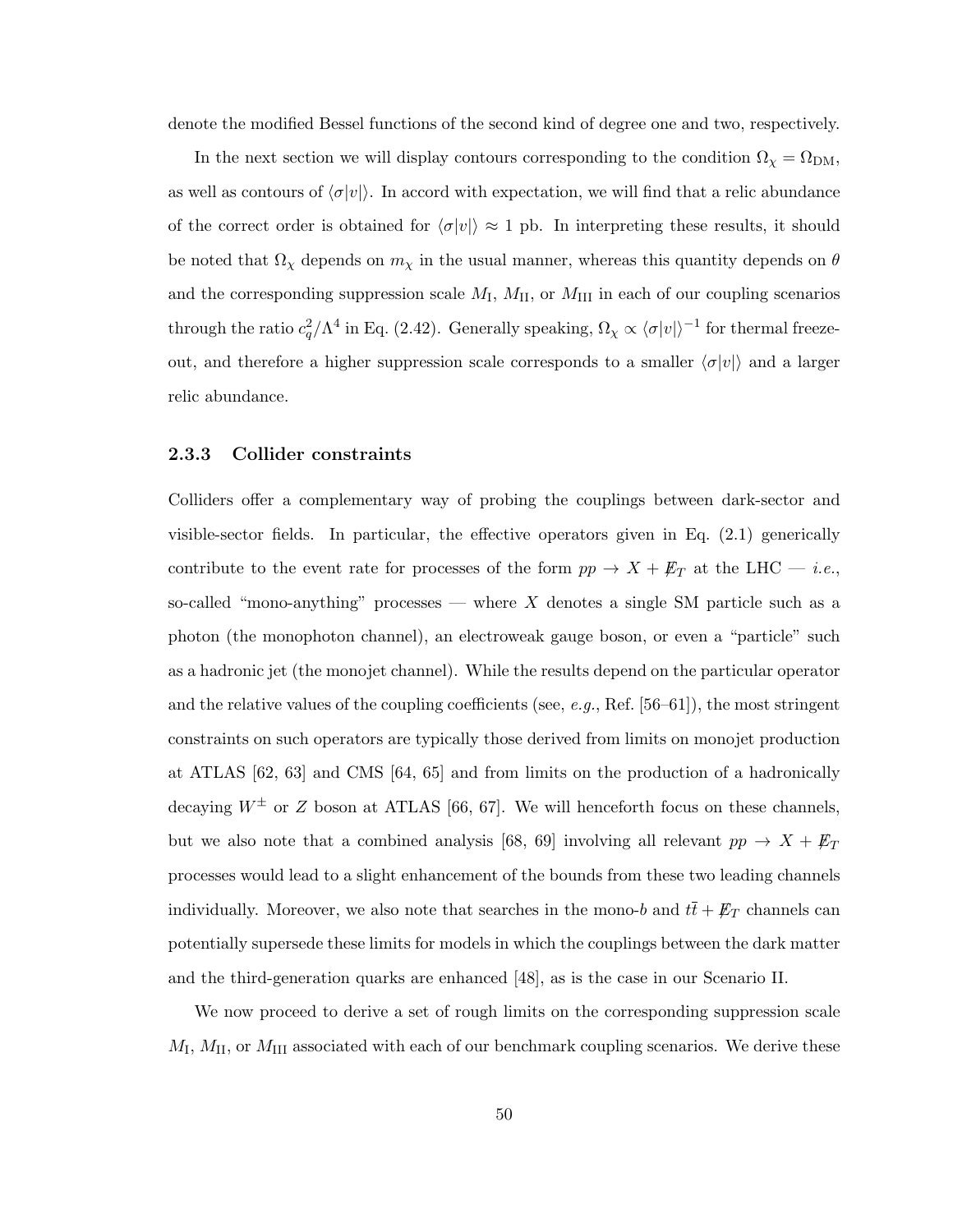denote the modified Bessel functions of the second kind of degree one and two, respectively.

In the next section we will display contours corresponding to the condition $\Omega_\chi = \Omega_{\text{DM}}$, as well as contours of $\langle \sigma |v| \rangle$. In accord with expectation, we will find that a relic abundance of the correct order is obtained for $\langle \sigma |v| \rangle \approx 1$ pb. In interpreting these results, it should be noted that $\Omega_\chi$ depends on $m_\chi$ in the usual manner, whereas this quantity depends on $\theta$ and the corresponding suppression scale $M_{\text{I}}$, $M_{\text{II}}$, or $M_{\text{III}}$ in each of our coupling scenarios through the ratio $c_q^2/\Lambda^4$ in Eq. (2.42). Generally speaking, $\Omega_\chi \propto \langle \sigma |v| \rangle^{-1}$ for thermal freeze-out, and therefore a higher suppression scale corresponds to a smaller $\langle \sigma |v| \rangle$ and a larger relic abundance.

### 2.3.3 Collider constraints

Colliders offer a complementary way of probing the couplings between dark-sector and visible-sector fields. In particular, the effective operators given in Eq. (2.1) generically contribute to the event rate for processes of the form $pp \to X + \not{E}_T$ at the LHC — *i.e.*, so-called "mono-anything" processes — where $X$ denotes a single SM particle such as a photon (the monophoton channel), an electroweak gauge boson, or even a "particle" such as a hadronic jet (the monojet channel). While the results depend on the particular operator and the relative values of the coupling coefficients (see, *e.g.*, Ref. [56–61]), the most stringent constraints on such operators are typically those derived from limits on monojet production at ATLAS [62, 63] and CMS [64, 65] and from limits on the production of a hadronically decaying $W^\pm$ or $Z$ boson at ATLAS [66, 67]. We will henceforth focus on these channels, but we also note that a combined analysis [68, 69] involving all relevant $pp \to X + \not{E}_T$ processes would lead to a slight enhancement of the bounds from these two leading channels individually. Moreover, we also note that searches in the mono-$b$ and $t\bar{t} + \not{E}_T$ channels can potentially supersede these limits for models in which the couplings between the dark matter and the third-generation quarks are enhanced [48], as is the case in our Scenario II.

We now proceed to derive a set of rough limits on the corresponding suppression scale $M_{\text{I}}$, $M_{\text{II}}$, or $M_{\text{III}}$ associated with each of our benchmark coupling scenarios. We derive these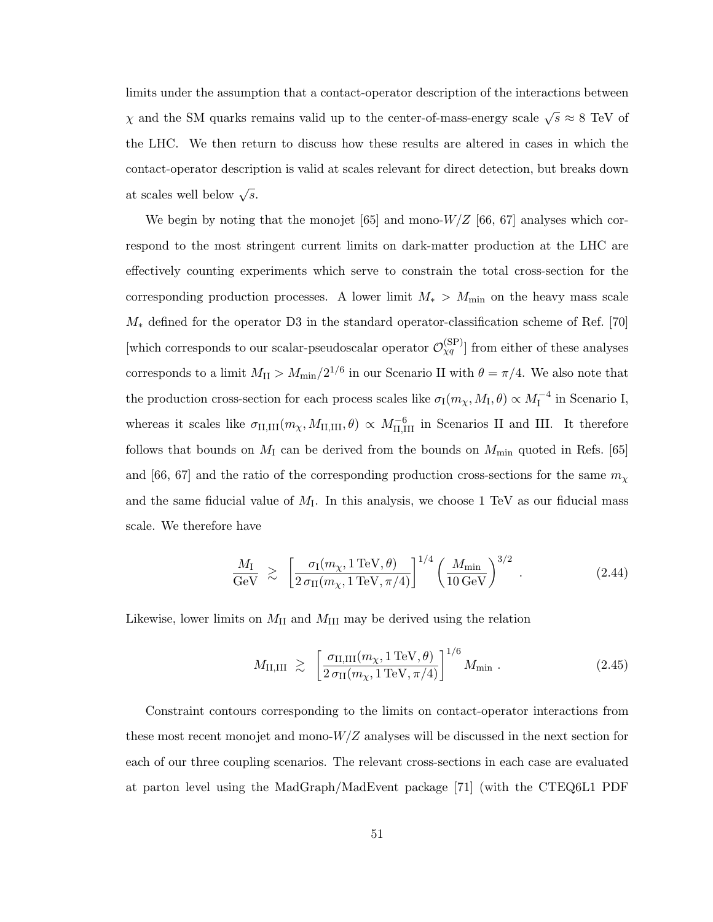limits under the assumption that a contact-operator description of the interactions between $\chi$ and the SM quarks remains valid up to the center-of-mass-energy scale $\sqrt{s} \approx 8$ TeV of the LHC. We then return to discuss how these results are altered in cases in which the contact-operator description is valid at scales relevant for direct detection, but breaks down at scales well below $\sqrt{s}$.

We begin by noting that the monojet [65] and mono-$W/Z$ [66, 67] analyses which correspond to the most stringent current limits on dark-matter production at the LHC are effectively counting experiments which serve to constrain the total cross-section for the corresponding production processes. A lower limit $M_* > M_{\text{min}}$ on the heavy mass scale $M_*$ defined for the operator D3 in the standard operator-classification scheme of Ref. [70] [which corresponds to our scalar-pseudoscalar operator $\mathcal{O}_{\chi q}^{(\text{SP})}$] from either of these analyses corresponds to a limit $M_{\text{II}} > M_{\text{min}}/2^{1/6}$ in our Scenario II with $\theta = \pi/4$. We also note that the production cross-section for each process scales like $\sigma_{\text{I}}(m_\chi, M_{\text{I}}, \theta) \propto M_{\text{I}}^{-4}$ in Scenario I, whereas it scales like $\sigma_{\text{II,III}}(m_\chi, M_{\text{II,III}}, \theta) \propto M_{\text{II,III}}^{-6}$ in Scenarios II and III. It therefore follows that bounds on $M_{\text{I}}$ can be derived from the bounds on $M_{\text{min}}$ quoted in Refs. [65] and [66, 67] and the ratio of the corresponding production cross-sections for the same $m_\chi$ and the same fiducial value of $M_{\text{I}}$. In this analysis, we choose 1 TeV as our fiducial mass scale. We therefore have

$$\frac{M_{\text{I}}}{\text{GeV}} \gtrsim \left[\frac{\sigma_{\text{I}}(m_\chi, 1\,\text{TeV}, \theta)}{2\,\sigma_{\text{II}}(m_\chi, 1\,\text{TeV}, \pi/4)}\right]^{1/4} \left(\frac{M_{\text{min}}}{10\,\text{GeV}}\right)^{3/2} . \tag{2.44}$$

Likewise, lower limits on $M_{\text{II}}$ and $M_{\text{III}}$ may be derived using the relation

$$M_{\text{II,III}} \gtrsim \left[\frac{\sigma_{\text{II,III}}(m_\chi, 1\,\text{TeV}, \theta)}{2\,\sigma_{\text{II}}(m_\chi, 1\,\text{TeV}, \pi/4)}\right]^{1/6} M_{\text{min}} . \tag{2.45}$$

Constraint contours corresponding to the limits on contact-operator interactions from these most recent monojet and mono-$W/Z$ analyses will be discussed in the next section for each of our three coupling scenarios. The relevant cross-sections in each case are evaluated at parton level using the MadGraph/MadEvent package [71] (with the CTEQ6L1 PDF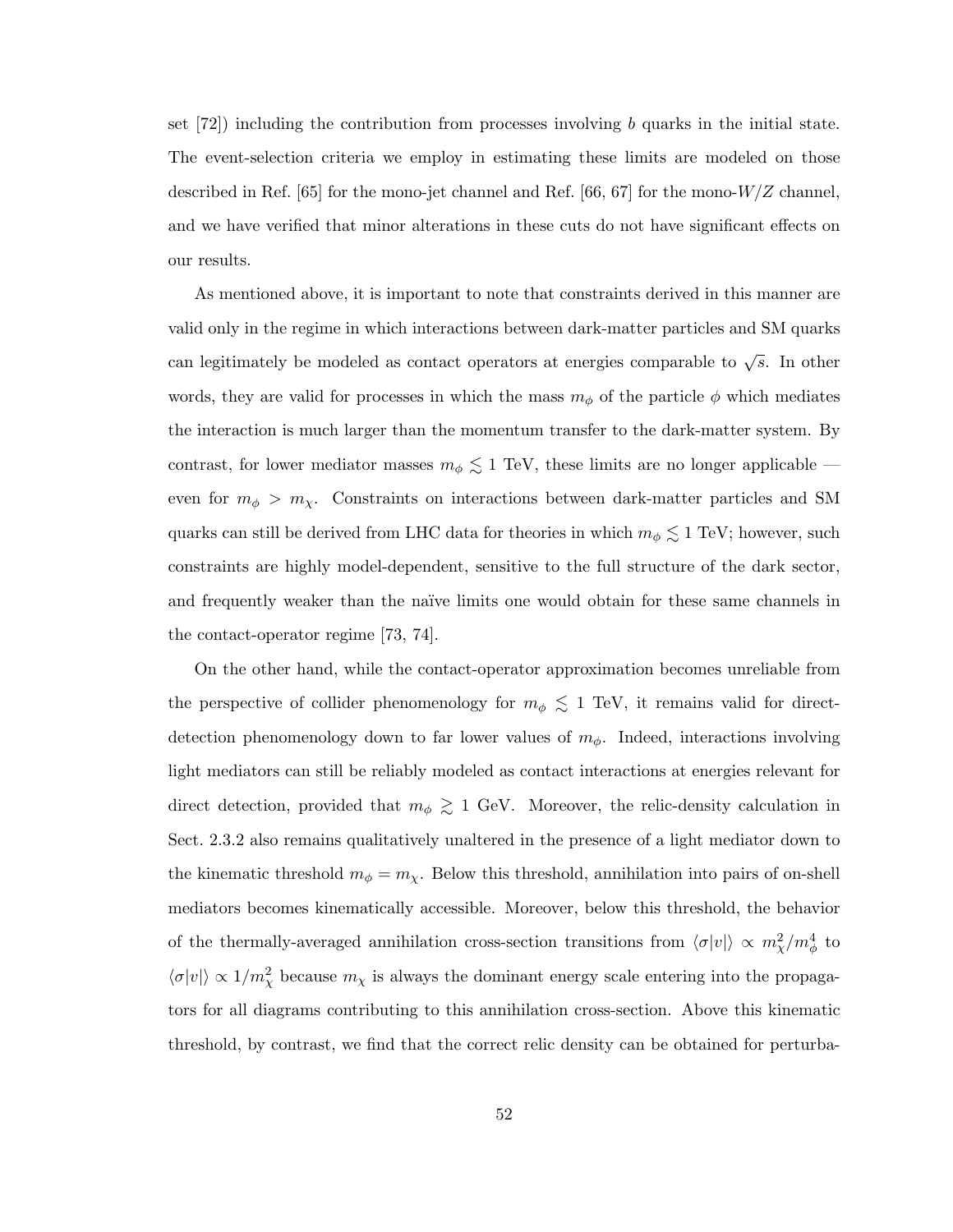set [72]) including the contribution from processes involving $b$ quarks in the initial state. The event-selection criteria we employ in estimating these limits are modeled on those described in Ref. [65] for the mono-jet channel and Ref. [66, 67] for the mono-$W/Z$ channel, and we have verified that minor alterations in these cuts do not have significant effects on our results.

As mentioned above, it is important to note that constraints derived in this manner are valid only in the regime in which interactions between dark-matter particles and SM quarks can legitimately be modeled as contact operators at energies comparable to $\sqrt{s}$. In other words, they are valid for processes in which the mass $m_\phi$ of the particle $\phi$ which mediates the interaction is much larger than the momentum transfer to the dark-matter system. By contrast, for lower mediator masses $m_\phi \lesssim 1$ TeV, these limits are no longer applicable — even for $m_\phi > m_\chi$. Constraints on interactions between dark-matter particles and SM quarks can still be derived from LHC data for theories in which $m_\phi \lesssim 1$ TeV; however, such constraints are highly model-dependent, sensitive to the full structure of the dark sector, and frequently weaker than the naïve limits one would obtain for these same channels in the contact-operator regime [73, 74].

On the other hand, while the contact-operator approximation becomes unreliable from the perspective of collider phenomenology for $m_\phi \lesssim 1$ TeV, it remains valid for direct-detection phenomenology down to far lower values of $m_\phi$. Indeed, interactions involving light mediators can still be reliably modeled as contact interactions at energies relevant for direct detection, provided that $m_\phi \gtrsim 1$ GeV. Moreover, the relic-density calculation in Sect. 2.3.2 also remains qualitatively unaltered in the presence of a light mediator down to the kinematic threshold $m_\phi = m_\chi$. Below this threshold, annihilation into pairs of on-shell mediators becomes kinematically accessible. Moreover, below this threshold, the behavior of the thermally-averaged annihilation cross-section transitions from $\langle\sigma|v|\rangle \propto m_\chi^2/m_\phi^4$ to $\langle\sigma|v|\rangle \propto 1/m_\chi^2$ because $m_\chi$ is always the dominant energy scale entering into the propagators for all diagrams contributing to this annihilation cross-section. Above this kinematic threshold, by contrast, we find that the correct relic density can be obtained for perturba-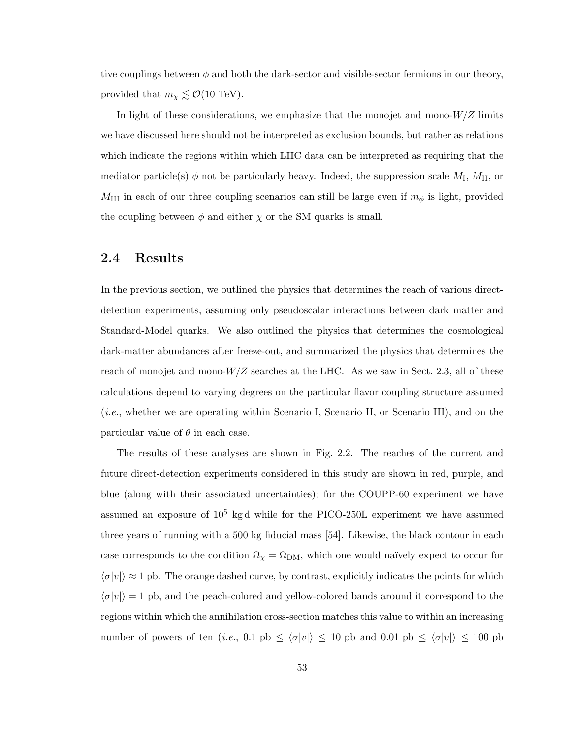tive couplings between $\phi$ and both the dark-sector and visible-sector fermions in our theory, provided that $m_\chi \lesssim \mathcal{O}(10 \text{ TeV})$.

In light of these considerations, we emphasize that the monojet and mono-$W/Z$ limits we have discussed here should not be interpreted as exclusion bounds, but rather as relations which indicate the regions within which LHC data can be interpreted as requiring that the mediator particle(s) $\phi$ not be particularly heavy. Indeed, the suppression scale $M_{\text{I}}$, $M_{\text{II}}$, or $M_{\text{III}}$ in each of our three coupling scenarios can still be large even if $m_\phi$ is light, provided the coupling between $\phi$ and either $\chi$ or the SM quarks is small.

## 2.4 Results

In the previous section, we outlined the physics that determines the reach of various direct-detection experiments, assuming only pseudoscalar interactions between dark matter and Standard-Model quarks. We also outlined the physics that determines the cosmological dark-matter abundances after freeze-out, and summarized the physics that determines the reach of monojet and mono-$W/Z$ searches at the LHC. As we saw in Sect. 2.3, all of these calculations depend to varying degrees on the particular flavor coupling structure assumed (*i.e.*, whether we are operating within Scenario I, Scenario II, or Scenario III), and on the particular value of $\theta$ in each case.

The results of these analyses are shown in Fig. 2.2. The reaches of the current and future direct-detection experiments considered in this study are shown in red, purple, and blue (along with their associated uncertainties); for the COUPP-60 experiment we have assumed an exposure of $10^5$ kg d while for the PICO-250L experiment we have assumed three years of running with a 500 kg fiducial mass [54]. Likewise, the black contour in each case corresponds to the condition $\Omega_\chi = \Omega_{\text{DM}}$, which one would naïvely expect to occur for $\langle\sigma|v|\rangle \approx 1$ pb. The orange dashed curve, by contrast, explicitly indicates the points for which $\langle\sigma|v|\rangle = 1$ pb, and the peach-colored and yellow-colored bands around it correspond to the regions within which the annihilation cross-section matches this value to within an increasing number of powers of ten (*i.e.*, 0.1 pb $\leq \langle\sigma|v|\rangle \leq$ 10 pb and 0.01 pb $\leq \langle\sigma|v|\rangle \leq$ 100 pb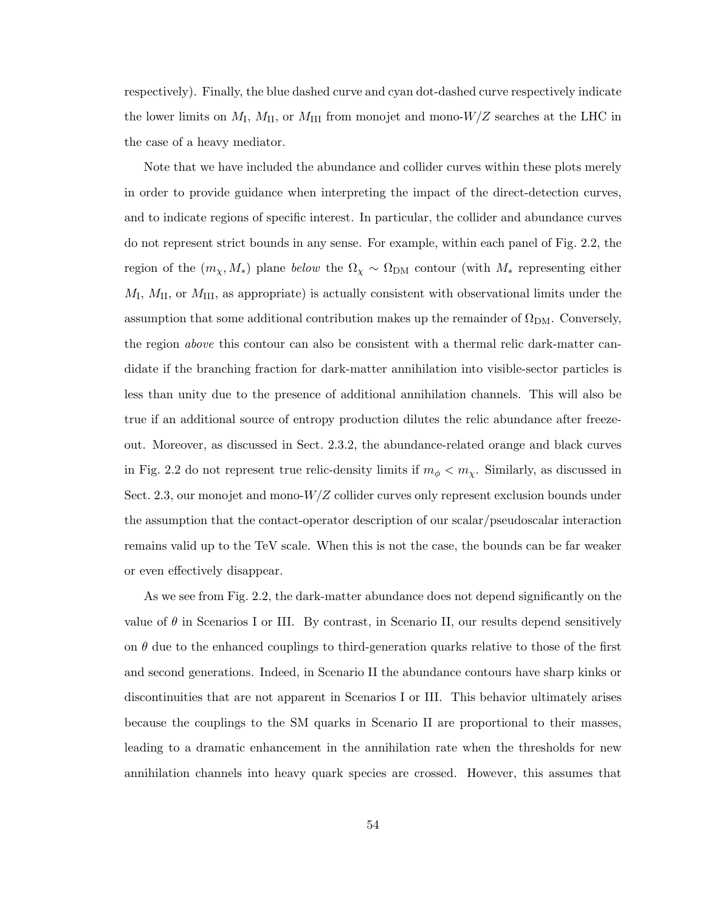respectively). Finally, the blue dashed curve and cyan dot-dashed curve respectively indicate the lower limits on $M_{\rm I}$, $M_{\rm II}$, or $M_{\rm III}$ from monojet and mono-$W/Z$ searches at the LHC in the case of a heavy mediator.

Note that we have included the abundance and collider curves within these plots merely in order to provide guidance when interpreting the impact of the direct-detection curves, and to indicate regions of specific interest. In particular, the collider and abundance curves do not represent strict bounds in any sense. For example, within each panel of Fig. 2.2, the region of the $(m_\chi, M_*)$ plane *below* the $\Omega_\chi \sim \Omega_{\rm DM}$ contour (with $M_*$ representing either $M_{\rm I}$, $M_{\rm II}$, or $M_{\rm III}$, as appropriate) is actually consistent with observational limits under the assumption that some additional contribution makes up the remainder of $\Omega_{\rm DM}$. Conversely, the region *above* this contour can also be consistent with a thermal relic dark-matter candidate if the branching fraction for dark-matter annihilation into visible-sector particles is less than unity due to the presence of additional annihilation channels. This will also be true if an additional source of entropy production dilutes the relic abundance after freeze-out. Moreover, as discussed in Sect. 2.3.2, the abundance-related orange and black curves in Fig. 2.2 do not represent true relic-density limits if $m_\phi < m_\chi$. Similarly, as discussed in Sect. 2.3, our monojet and mono-$W/Z$ collider curves only represent exclusion bounds under the assumption that the contact-operator description of our scalar/pseudoscalar interaction remains valid up to the TeV scale. When this is not the case, the bounds can be far weaker or even effectively disappear.

As we see from Fig. 2.2, the dark-matter abundance does not depend significantly on the value of $\theta$ in Scenarios I or III. By contrast, in Scenario II, our results depend sensitively on $\theta$ due to the enhanced couplings to third-generation quarks relative to those of the first and second generations. Indeed, in Scenario II the abundance contours have sharp kinks or discontinuities that are not apparent in Scenarios I or III. This behavior ultimately arises because the couplings to the SM quarks in Scenario II are proportional to their masses, leading to a dramatic enhancement in the annihilation rate when the thresholds for new annihilation channels into heavy quark species are crossed. However, this assumes that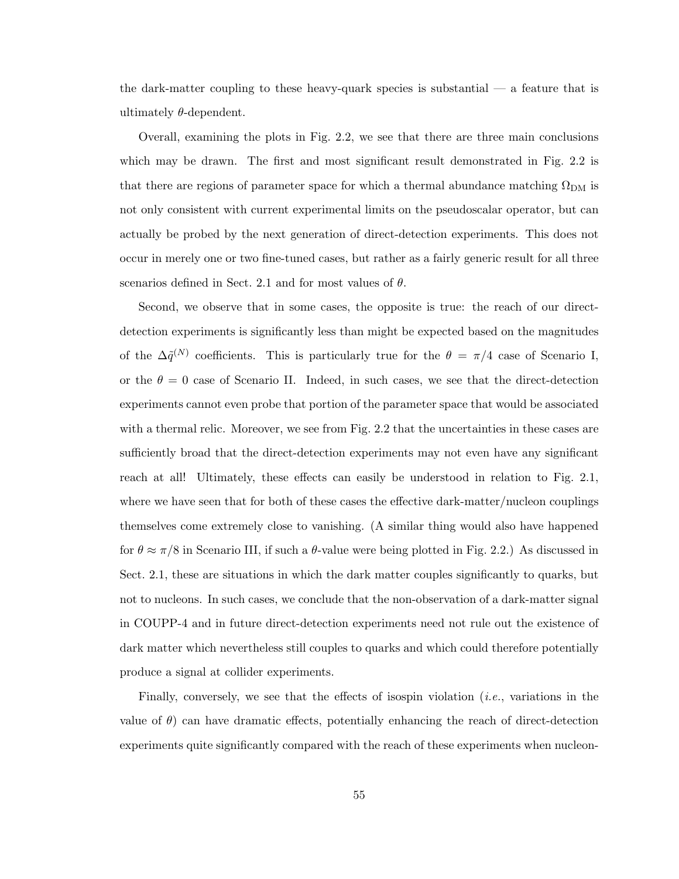the dark-matter coupling to these heavy-quark species is substantial — a feature that is ultimately $\theta$-dependent.

Overall, examining the plots in Fig. 2.2, we see that there are three main conclusions which may be drawn. The first and most significant result demonstrated in Fig. 2.2 is that there are regions of parameter space for which a thermal abundance matching $\Omega_{\text{DM}}$ is not only consistent with current experimental limits on the pseudoscalar operator, but can actually be probed by the next generation of direct-detection experiments. This does not occur in merely one or two fine-tuned cases, but rather as a fairly generic result for all three scenarios defined in Sect. 2.1 and for most values of $\theta$.

Second, we observe that in some cases, the opposite is true: the reach of our direct-detection experiments is significantly less than might be expected based on the magnitudes of the $\Delta\tilde{q}^{(N)}$ coefficients. This is particularly true for the $\theta = \pi/4$ case of Scenario I, or the $\theta = 0$ case of Scenario II. Indeed, in such cases, we see that the direct-detection experiments cannot even probe that portion of the parameter space that would be associated with a thermal relic. Moreover, we see from Fig. 2.2 that the uncertainties in these cases are sufficiently broad that the direct-detection experiments may not even have any significant reach at all! Ultimately, these effects can easily be understood in relation to Fig. 2.1, where we have seen that for both of these cases the effective dark-matter/nucleon couplings themselves come extremely close to vanishing. (A similar thing would also have happened for $\theta \approx \pi/8$ in Scenario III, if such a $\theta$-value were being plotted in Fig. 2.2.) As discussed in Sect. 2.1, these are situations in which the dark matter couples significantly to quarks, but not to nucleons. In such cases, we conclude that the non-observation of a dark-matter signal in COUPP-4 and in future direct-detection experiments need not rule out the existence of dark matter which nevertheless still couples to quarks and which could therefore potentially produce a signal at collider experiments.

Finally, conversely, we see that the effects of isospin violation (*i.e.*, variations in the value of $\theta$) can have dramatic effects, potentially enhancing the reach of direct-detection experiments quite significantly compared with the reach of these experiments when nucleon-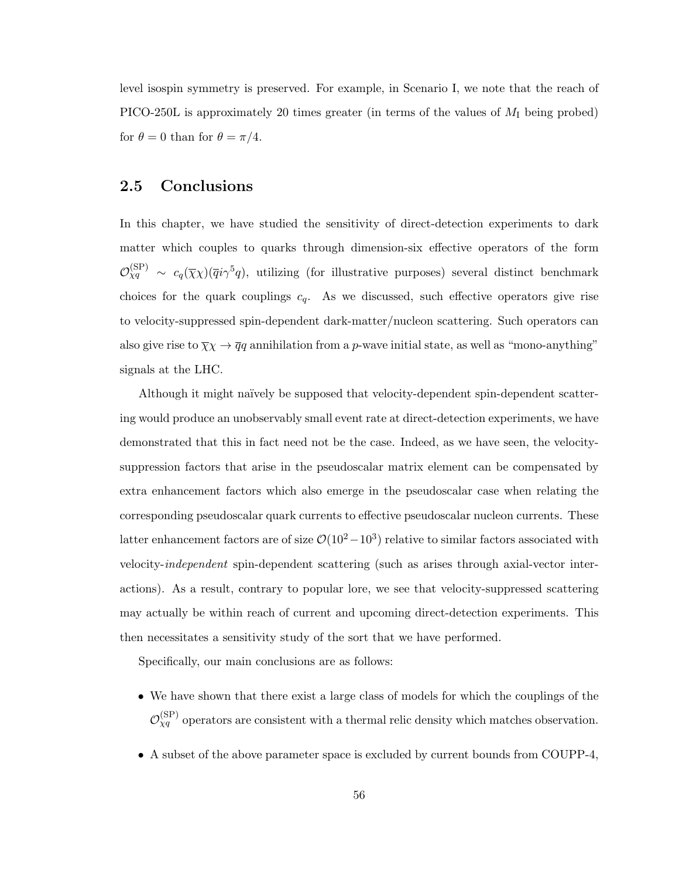level isospin symmetry is preserved. For example, in Scenario I, we note that the reach of PICO-250L is approximately 20 times greater (in terms of the values of $M_{\rm I}$ being probed) for $\theta = 0$ than for $\theta = \pi/4$.

## 2.5 Conclusions

In this chapter, we have studied the sensitivity of direct-detection experiments to dark matter which couples to quarks through dimension-six effective operators of the form $\mathcal{O}_{\chi q}^{(\rm SP)} \sim c_q(\overline{\chi}\chi)(\overline{q}i\gamma^5 q)$, utilizing (for illustrative purposes) several distinct benchmark choices for the quark couplings $c_q$. As we discussed, such effective operators give rise to velocity-suppressed spin-dependent dark-matter/nucleon scattering. Such operators can also give rise to $\overline{\chi}\chi \to \overline{q}q$ annihilation from a $p$-wave initial state, as well as "mono-anything" signals at the LHC.

Although it might naïvely be supposed that velocity-dependent spin-dependent scattering would produce an unobservably small event rate at direct-detection experiments, we have demonstrated that this in fact need not be the case. Indeed, as we have seen, the velocity-suppression factors that arise in the pseudoscalar matrix element can be compensated by extra enhancement factors which also emerge in the pseudoscalar case when relating the corresponding pseudoscalar quark currents to effective pseudoscalar nucleon currents. These latter enhancement factors are of size $\mathcal{O}(10^2-10^3)$ relative to similar factors associated with velocity-*independent* spin-dependent scattering (such as arises through axial-vector interactions). As a result, contrary to popular lore, we see that velocity-suppressed scattering may actually be within reach of current and upcoming direct-detection experiments. This then necessitates a sensitivity study of the sort that we have performed.

Specifically, our main conclusions are as follows:

- We have shown that there exist a large class of models for which the couplings of the $\mathcal{O}_{\chi q}^{(\rm SP)}$ operators are consistent with a thermal relic density which matches observation.
- A subset of the above parameter space is excluded by current bounds from COUPP-4,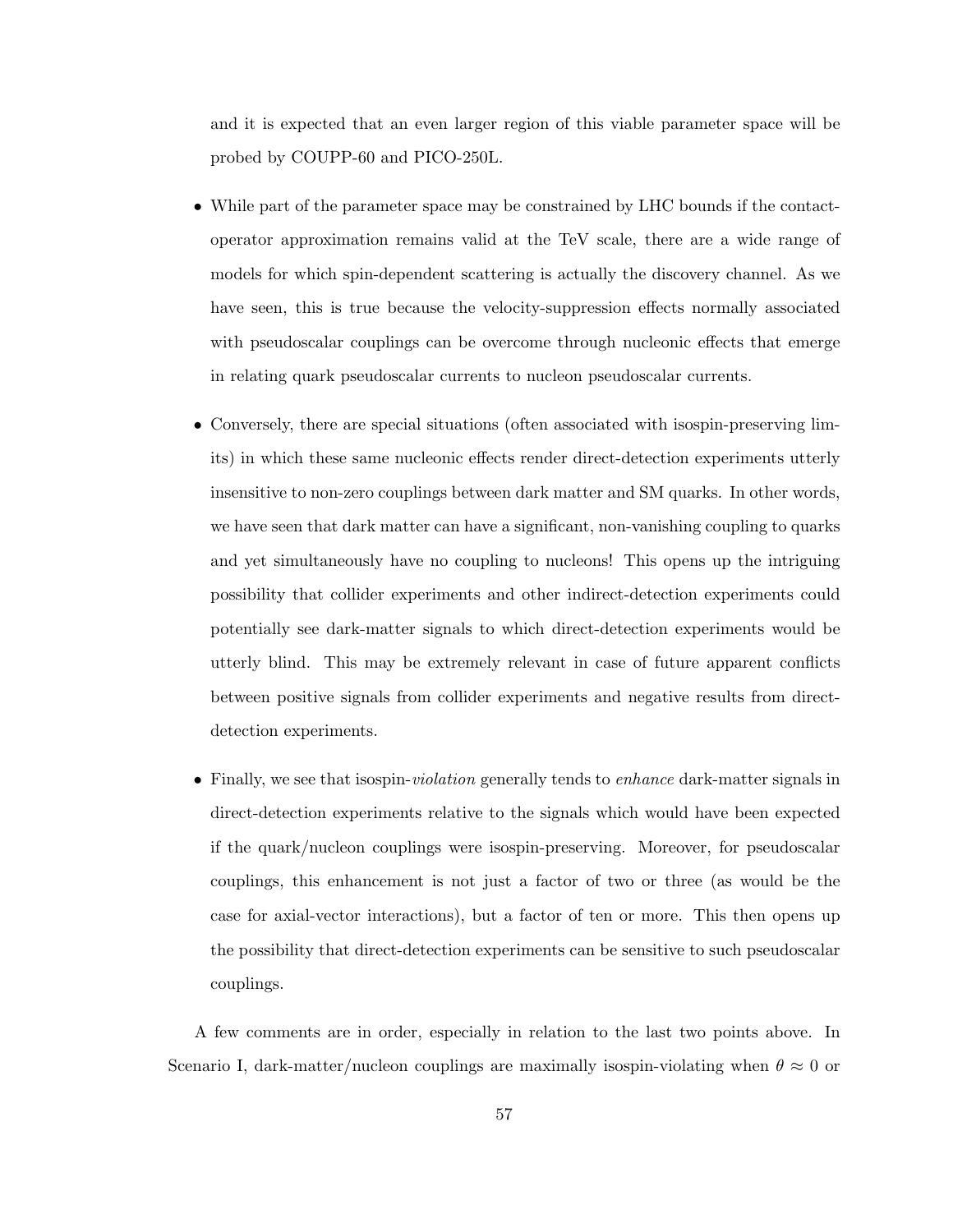and it is expected that an even larger region of this viable parameter space will be probed by COUPP-60 and PICO-250L.

- While part of the parameter space may be constrained by LHC bounds if the contact-operator approximation remains valid at the TeV scale, there are a wide range of models for which spin-dependent scattering is actually the discovery channel. As we have seen, this is true because the velocity-suppression effects normally associated with pseudoscalar couplings can be overcome through nucleonic effects that emerge in relating quark pseudoscalar currents to nucleon pseudoscalar currents.

- Conversely, there are special situations (often associated with isospin-preserving limits) in which these same nucleonic effects render direct-detection experiments utterly insensitive to non-zero couplings between dark matter and SM quarks. In other words, we have seen that dark matter can have a significant, non-vanishing coupling to quarks and yet simultaneously have no coupling to nucleons! This opens up the intriguing possibility that collider experiments and other indirect-detection experiments could potentially see dark-matter signals to which direct-detection experiments would be utterly blind. This may be extremely relevant in case of future apparent conflicts between positive signals from collider experiments and negative results from direct-detection experiments.

- Finally, we see that isospin-*violation* generally tends to *enhance* dark-matter signals in direct-detection experiments relative to the signals which would have been expected if the quark/nucleon couplings were isospin-preserving. Moreover, for pseudoscalar couplings, this enhancement is not just a factor of two or three (as would be the case for axial-vector interactions), but a factor of ten or more. This then opens up the possibility that direct-detection experiments can be sensitive to such pseudoscalar couplings.

A few comments are in order, especially in relation to the last two points above. In Scenario I, dark-matter/nucleon couplings are maximally isospin-violating when $\theta \approx 0$ or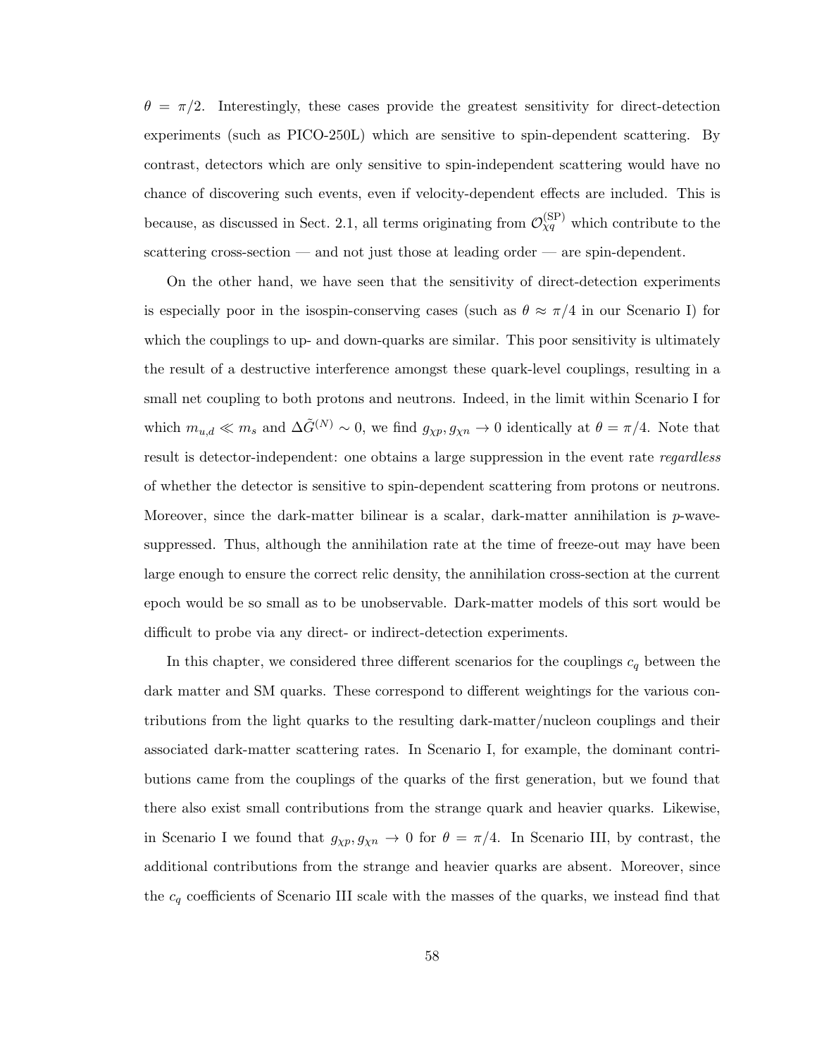$\theta = \pi/2$. Interestingly, these cases provide the greatest sensitivity for direct-detection experiments (such as PICO-250L) which are sensitive to spin-dependent scattering. By contrast, detectors which are only sensitive to spin-independent scattering would have no chance of discovering such events, even if velocity-dependent effects are included. This is because, as discussed in Sect. 2.1, all terms originating from $\mathcal{O}_{\chi q}^{(\text{SP})}$ which contribute to the scattering cross-section — and not just those at leading order — are spin-dependent.

On the other hand, we have seen that the sensitivity of direct-detection experiments is especially poor in the isospin-conserving cases (such as $\theta \approx \pi/4$ in our Scenario I) for which the couplings to up- and down-quarks are similar. This poor sensitivity is ultimately the result of a destructive interference amongst these quark-level couplings, resulting in a small net coupling to both protons and neutrons. Indeed, in the limit within Scenario I for which $m_{u,d} \ll m_s$ and $\Delta\tilde{G}^{(N)} \sim 0$, we find $g_{\chi p}, g_{\chi n} \to 0$ identically at $\theta = \pi/4$. Note that result is detector-independent: one obtains a large suppression in the event rate *regardless* of whether the detector is sensitive to spin-dependent scattering from protons or neutrons. Moreover, since the dark-matter bilinear is a scalar, dark-matter annihilation is $p$-wave-suppressed. Thus, although the annihilation rate at the time of freeze-out may have been large enough to ensure the correct relic density, the annihilation cross-section at the current epoch would be so small as to be unobservable. Dark-matter models of this sort would be difficult to probe via any direct- or indirect-detection experiments.

In this chapter, we considered three different scenarios for the couplings $c_q$ between the dark matter and SM quarks. These correspond to different weightings for the various contributions from the light quarks to the resulting dark-matter/nucleon couplings and their associated dark-matter scattering rates. In Scenario I, for example, the dominant contributions came from the couplings of the quarks of the first generation, but we found that there also exist small contributions from the strange quark and heavier quarks. Likewise, in Scenario I we found that $g_{\chi p}, g_{\chi n} \to 0$ for $\theta = \pi/4$. In Scenario III, by contrast, the additional contributions from the strange and heavier quarks are absent. Moreover, since the $c_q$ coefficients of Scenario III scale with the masses of the quarks, we instead find that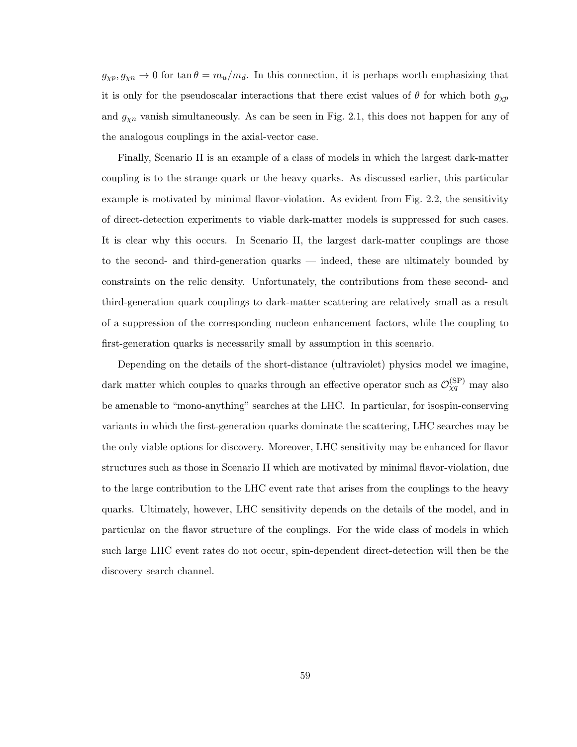$g_{\chi p}, g_{\chi n} \to 0$ for $\tan\theta = m_u/m_d$. In this connection, it is perhaps worth emphasizing that it is only for the pseudoscalar interactions that there exist values of $\theta$ for which both $g_{\chi p}$ and $g_{\chi n}$ vanish simultaneously. As can be seen in Fig. 2.1, this does not happen for any of the analogous couplings in the axial-vector case.

Finally, Scenario II is an example of a class of models in which the largest dark-matter coupling is to the strange quark or the heavy quarks. As discussed earlier, this particular example is motivated by minimal flavor-violation. As evident from Fig. 2.2, the sensitivity of direct-detection experiments to viable dark-matter models is suppressed for such cases. It is clear why this occurs. In Scenario II, the largest dark-matter couplings are those to the second- and third-generation quarks — indeed, these are ultimately bounded by constraints on the relic density. Unfortunately, the contributions from these second- and third-generation quark couplings to dark-matter scattering are relatively small as a result of a suppression of the corresponding nucleon enhancement factors, while the coupling to first-generation quarks is necessarily small by assumption in this scenario.

Depending on the details of the short-distance (ultraviolet) physics model we imagine, dark matter which couples to quarks through an effective operator such as $\mathcal{O}_{\chi q}^{(\mathrm{SP})}$ may also be amenable to "mono-anything" searches at the LHC. In particular, for isospin-conserving variants in which the first-generation quarks dominate the scattering, LHC searches may be the only viable options for discovery. Moreover, LHC sensitivity may be enhanced for flavor structures such as those in Scenario II which are motivated by minimal flavor-violation, due to the large contribution to the LHC event rate that arises from the couplings to the heavy quarks. Ultimately, however, LHC sensitivity depends on the details of the model, and in particular on the flavor structure of the couplings. For the wide class of models in which such large LHC event rates do not occur, spin-dependent direct-detection will then be the discovery search channel.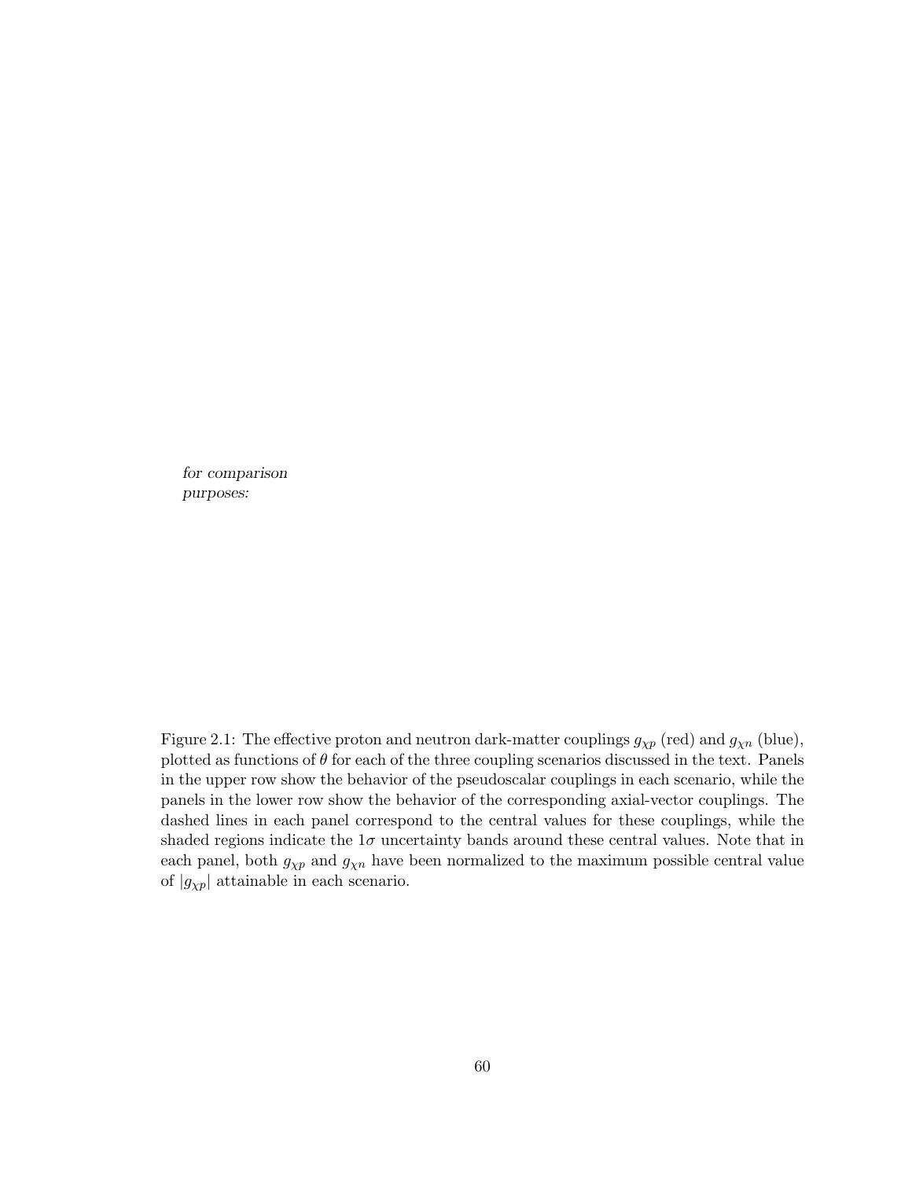*for comparison purposes:*

Figure 2.1: The effective proton and neutron dark-matter couplings $g_{\chi p}$ (red) and $g_{\chi n}$ (blue), plotted as functions of $\theta$ for each of the three coupling scenarios discussed in the text. Panels in the upper row show the behavior of the pseudoscalar couplings in each scenario, while the panels in the lower row show the behavior of the corresponding axial-vector couplings. The dashed lines in each panel correspond to the central values for these couplings, while the shaded regions indicate the $1\sigma$ uncertainty bands around these central values. Note that in each panel, both $g_{\chi p}$ and $g_{\chi n}$ have been normalized to the maximum possible central value of $|g_{\chi p}|$ attainable in each scenario.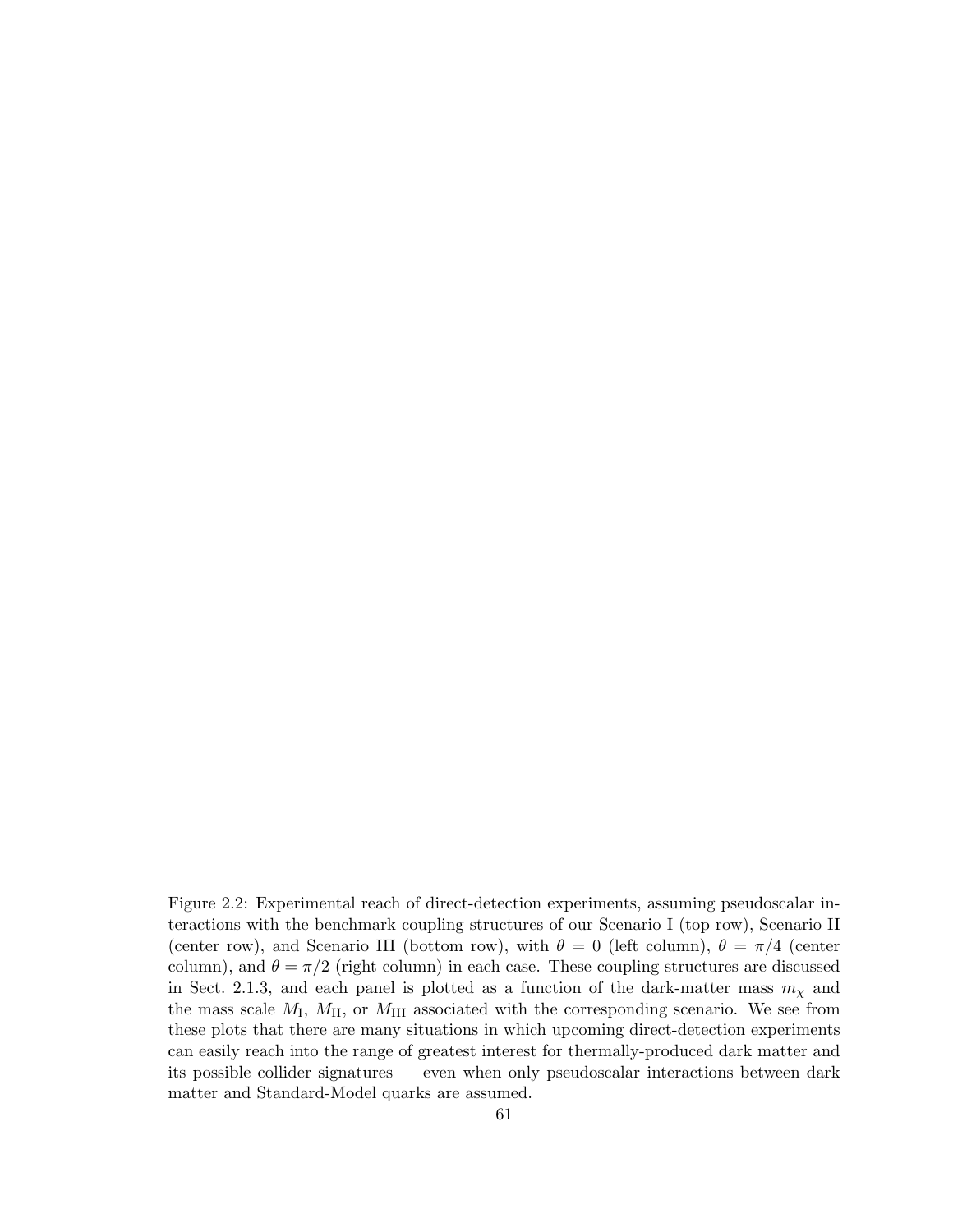Figure 2.2: Experimental reach of direct-detection experiments, assuming pseudoscalar interactions with the benchmark coupling structures of our Scenario I (top row), Scenario II (center row), and Scenario III (bottom row), with $\theta = 0$ (left column), $\theta = \pi/4$ (center column), and $\theta = \pi/2$ (right column) in each case. These coupling structures are discussed in Sect. 2.1.3, and each panel is plotted as a function of the dark-matter mass $m_\chi$ and the mass scale $M_{\text{I}}$, $M_{\text{II}}$, or $M_{\text{III}}$ associated with the corresponding scenario. We see from these plots that there are many situations in which upcoming direct-detection experiments can easily reach into the range of greatest interest for thermally-produced dark matter and its possible collider signatures — even when only pseudoscalar interactions between dark matter and Standard-Model quarks are assumed.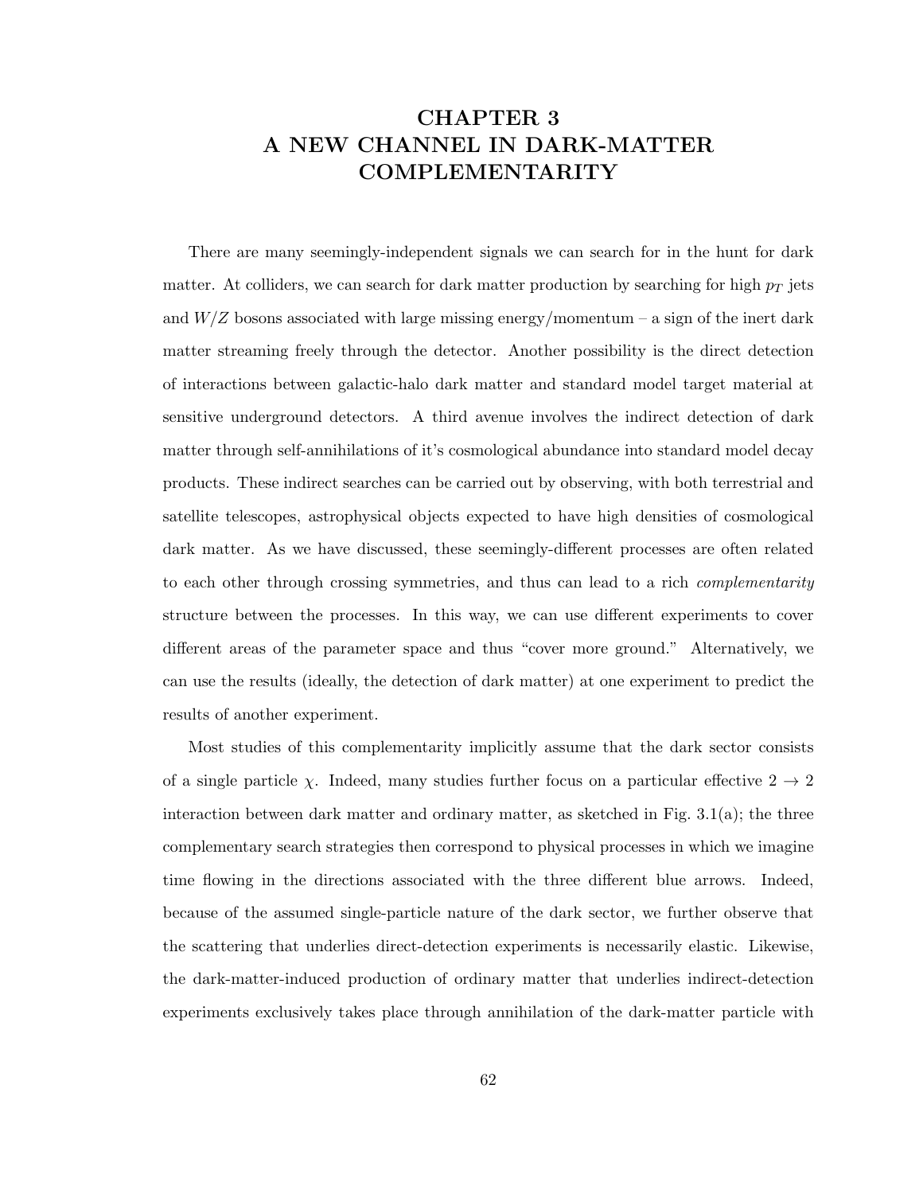# CHAPTER 3
# A NEW CHANNEL IN DARK-MATTER COMPLEMENTARITY

There are many seemingly-independent signals we can search for in the hunt for dark matter. At colliders, we can search for dark matter production by searching for high $p_T$ jets and $W/Z$ bosons associated with large missing energy/momentum – a sign of the inert dark matter streaming freely through the detector. Another possibility is the direct detection of interactions between galactic-halo dark matter and standard model target material at sensitive underground detectors. A third avenue involves the indirect detection of dark matter through self-annihilations of it's cosmological abundance into standard model decay products. These indirect searches can be carried out by observing, with both terrestrial and satellite telescopes, astrophysical objects expected to have high densities of cosmological dark matter. As we have discussed, these seemingly-different processes are often related to each other through crossing symmetries, and thus can lead to a rich *complementarity* structure between the processes. In this way, we can use different experiments to cover different areas of the parameter space and thus "cover more ground." Alternatively, we can use the results (ideally, the detection of dark matter) at one experiment to predict the results of another experiment.

Most studies of this complementarity implicitly assume that the dark sector consists of a single particle $\chi$. Indeed, many studies further focus on a particular effective $2 \to 2$ interaction between dark matter and ordinary matter, as sketched in Fig. 3.1(a); the three complementary search strategies then correspond to physical processes in which we imagine time flowing in the directions associated with the three different blue arrows. Indeed, because of the assumed single-particle nature of the dark sector, we further observe that the scattering that underlies direct-detection experiments is necessarily elastic. Likewise, the dark-matter-induced production of ordinary matter that underlies indirect-detection experiments exclusively takes place through annihilation of the dark-matter particle with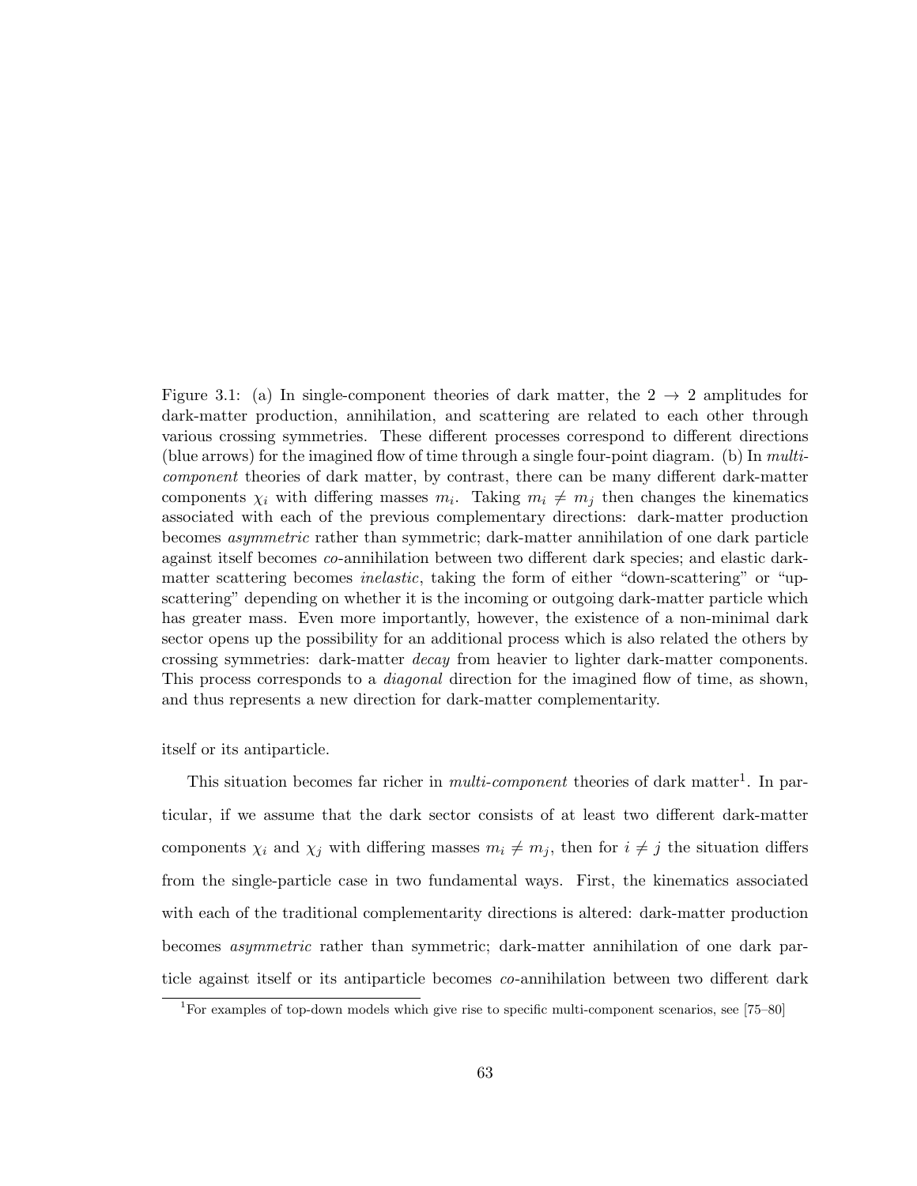Figure 3.1: (a) In single-component theories of dark matter, the $2 \to 2$ amplitudes for dark-matter production, annihilation, and scattering are related to each other through various crossing symmetries. These different processes correspond to different directions (blue arrows) for the imagined flow of time through a single four-point diagram. (b) In *multi-component* theories of dark matter, by contrast, there can be many different dark-matter components $\chi_i$ with differing masses $m_i$. Taking $m_i \neq m_j$ then changes the kinematics associated with each of the previous complementary directions: dark-matter production becomes *asymmetric* rather than symmetric; dark-matter annihilation of one dark particle against itself becomes *co*-annihilation between two different dark species; and elastic dark-matter scattering becomes *inelastic*, taking the form of either "down-scattering" or "up-scattering" depending on whether it is the incoming or outgoing dark-matter particle which has greater mass. Even more importantly, however, the existence of a non-minimal dark sector opens up the possibility for an additional process which is also related the others by crossing symmetries: dark-matter *decay* from heavier to lighter dark-matter components. This process corresponds to a *diagonal* direction for the imagined flow of time, as shown, and thus represents a new direction for dark-matter complementarity.

itself or its antiparticle.

This situation becomes far richer in *multi-component* theories of dark matter[1]. In particular, if we assume that the dark sector consists of at least two different dark-matter components $\chi_i$ and $\chi_j$ with differing masses $m_i \neq m_j$, then for $i \neq j$ the situation differs from the single-particle case in two fundamental ways. First, the kinematics associated with each of the traditional complementarity directions is altered: dark-matter production becomes *asymmetric* rather than symmetric; dark-matter annihilation of one dark particle against itself or its antiparticle becomes *co*-annihilation between two different dark

[1]For examples of top-down models which give rise to specific multi-component scenarios, see [75–80]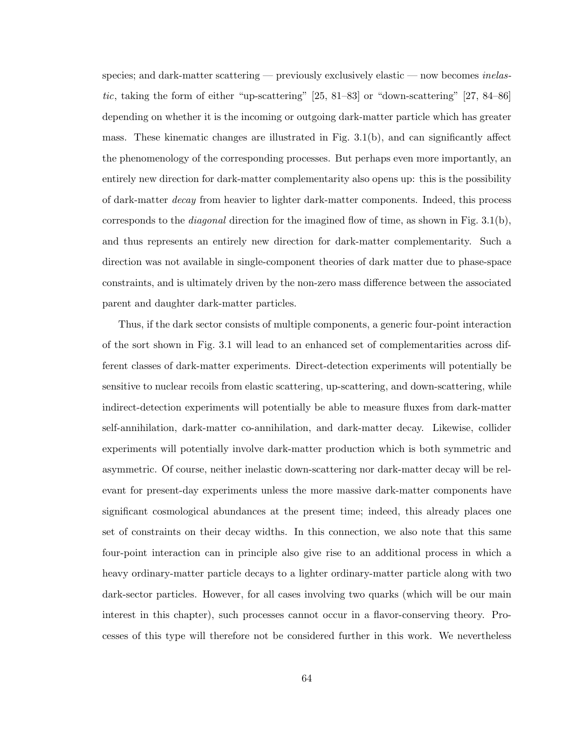species; and dark-matter scattering — previously exclusively elastic — now becomes *inelastic*, taking the form of either "up-scattering" [25, 81–83] or "down-scattering" [27, 84–86] depending on whether it is the incoming or outgoing dark-matter particle which has greater mass. These kinematic changes are illustrated in Fig. 3.1(b), and can significantly affect the phenomenology of the corresponding processes. But perhaps even more importantly, an entirely new direction for dark-matter complementarity also opens up: this is the possibility of dark-matter *decay* from heavier to lighter dark-matter components. Indeed, this process corresponds to the *diagonal* direction for the imagined flow of time, as shown in Fig. 3.1(b), and thus represents an entirely new direction for dark-matter complementarity. Such a direction was not available in single-component theories of dark matter due to phase-space constraints, and is ultimately driven by the non-zero mass difference between the associated parent and daughter dark-matter particles.

Thus, if the dark sector consists of multiple components, a generic four-point interaction of the sort shown in Fig. 3.1 will lead to an enhanced set of complementarities across different classes of dark-matter experiments. Direct-detection experiments will potentially be sensitive to nuclear recoils from elastic scattering, up-scattering, and down-scattering, while indirect-detection experiments will potentially be able to measure fluxes from dark-matter self-annihilation, dark-matter co-annihilation, and dark-matter decay. Likewise, collider experiments will potentially involve dark-matter production which is both symmetric and asymmetric. Of course, neither inelastic down-scattering nor dark-matter decay will be relevant for present-day experiments unless the more massive dark-matter components have significant cosmological abundances at the present time; indeed, this already places one set of constraints on their decay widths. In this connection, we also note that this same four-point interaction can in principle also give rise to an additional process in which a heavy ordinary-matter particle decays to a lighter ordinary-matter particle along with two dark-sector particles. However, for all cases involving two quarks (which will be our main interest in this chapter), such processes cannot occur in a flavor-conserving theory. Processes of this type will therefore not be considered further in this work. We nevertheless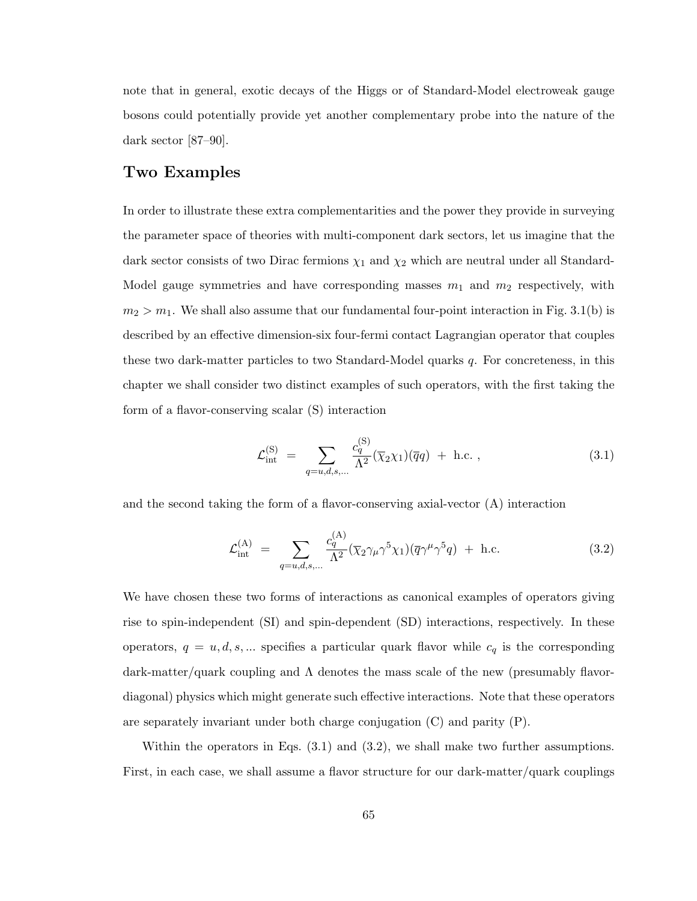note that in general, exotic decays of the Higgs or of Standard-Model electroweak gauge bosons could potentially provide yet another complementary probe into the nature of the dark sector [87–90].

## Two Examples

In order to illustrate these extra complementarities and the power they provide in surveying the parameter space of theories with multi-component dark sectors, let us imagine that the dark sector consists of two Dirac fermions $\chi_1$ and $\chi_2$ which are neutral under all Standard-Model gauge symmetries and have corresponding masses $m_1$ and $m_2$ respectively, with $m_2 > m_1$. We shall also assume that our fundamental four-point interaction in Fig. 3.1(b) is described by an effective dimension-six four-fermi contact Lagrangian operator that couples these two dark-matter particles to two Standard-Model quarks $q$. For concreteness, in this chapter we shall consider two distinct examples of such operators, with the first taking the form of a flavor-conserving scalar (S) interaction

$$\mathcal{L}_{\rm int}^{(\rm S)} \;=\; \sum_{q=u,d,s,...} \frac{c_q^{(\rm S)}}{\Lambda^2} (\overline{\chi}_2 \chi_1)(\overline{q} q) \;+\; \text{h.c.}\,, \tag{3.1}$$

and the second taking the form of a flavor-conserving axial-vector (A) interaction

$$\mathcal{L}_{\rm int}^{(\rm A)} \;=\; \sum_{q=u,d,s,...} \frac{c_q^{(\rm A)}}{\Lambda^2} (\overline{\chi}_2 \gamma_\mu \gamma^5 \chi_1)(\overline{q} \gamma^\mu \gamma^5 q) \;+\; \text{h.c.} \tag{3.2}$$

We have chosen these two forms of interactions as canonical examples of operators giving rise to spin-independent (SI) and spin-dependent (SD) interactions, respectively. In these operators, $q = u, d, s, ...$ specifies a particular quark flavor while $c_q$ is the corresponding dark-matter/quark coupling and $\Lambda$ denotes the mass scale of the new (presumably flavor-diagonal) physics which might generate such effective interactions. Note that these operators are separately invariant under both charge conjugation (C) and parity (P).

Within the operators in Eqs. (3.1) and (3.2), we shall make two further assumptions. First, in each case, we shall assume a flavor structure for our dark-matter/quark couplings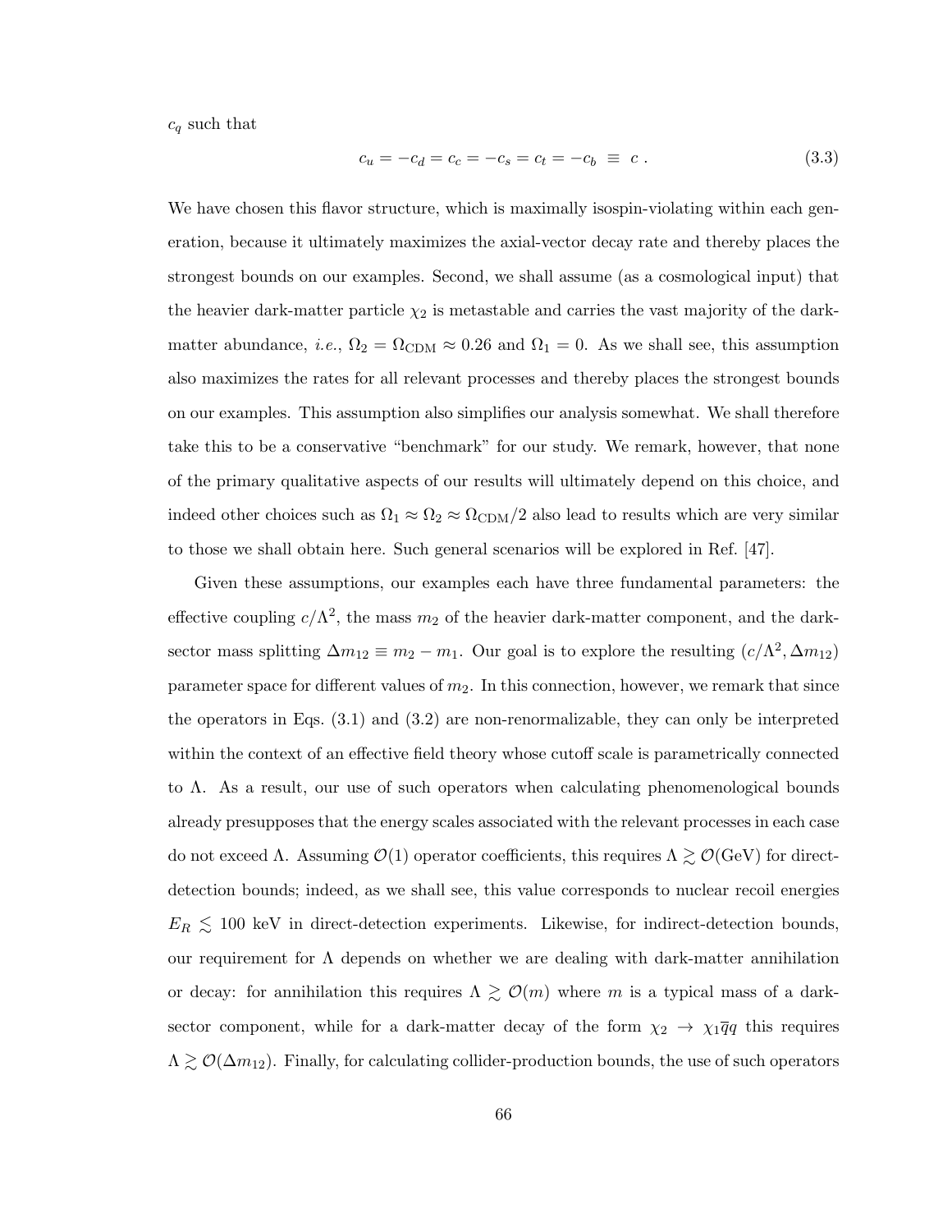$c_q$ such that

$$c_u = -c_d = c_c = -c_s = c_t = -c_b \equiv c \ . \tag{3.3}$$

We have chosen this flavor structure, which is maximally isospin-violating within each generation, because it ultimately maximizes the axial-vector decay rate and thereby places the strongest bounds on our examples. Second, we shall assume (as a cosmological input) that the heavier dark-matter particle $\chi_2$ is metastable and carries the vast majority of the dark-matter abundance, *i.e.*, $\Omega_2 = \Omega_{\rm CDM} \approx 0.26$ and $\Omega_1 = 0$. As we shall see, this assumption also maximizes the rates for all relevant processes and thereby places the strongest bounds on our examples. This assumption also simplifies our analysis somewhat. We shall therefore take this to be a conservative "benchmark" for our study. We remark, however, that none of the primary qualitative aspects of our results will ultimately depend on this choice, and indeed other choices such as $\Omega_1 \approx \Omega_2 \approx \Omega_{\rm CDM}/2$ also lead to results which are very similar to those we shall obtain here. Such general scenarios will be explored in Ref. [47].

Given these assumptions, our examples each have three fundamental parameters: the effective coupling $c/\Lambda^2$, the mass $m_2$ of the heavier dark-matter component, and the dark-sector mass splitting $\Delta m_{12} \equiv m_2 - m_1$. Our goal is to explore the resulting $(c/\Lambda^2, \Delta m_{12})$ parameter space for different values of $m_2$. In this connection, however, we remark that since the operators in Eqs. (3.1) and (3.2) are non-renormalizable, they can only be interpreted within the context of an effective field theory whose cutoff scale is parametrically connected to $\Lambda$. As a result, our use of such operators when calculating phenomenological bounds already presupposes that the energy scales associated with the relevant processes in each case do not exceed $\Lambda$. Assuming $\mathcal{O}(1)$ operator coefficients, this requires $\Lambda \gtrsim \mathcal{O}(\text{GeV})$ for direct-detection bounds; indeed, as we shall see, this value corresponds to nuclear recoil energies $E_R \lesssim 100$ keV in direct-detection experiments. Likewise, for indirect-detection bounds, our requirement for $\Lambda$ depends on whether we are dealing with dark-matter annihilation or decay: for annihilation this requires $\Lambda \gtrsim \mathcal{O}(m)$ where $m$ is a typical mass of a dark-sector component, while for a dark-matter decay of the form $\chi_2 \to \chi_1 \overline{q} q$ this requires $\Lambda \gtrsim \mathcal{O}(\Delta m_{12})$. Finally, for calculating collider-production bounds, the use of such operators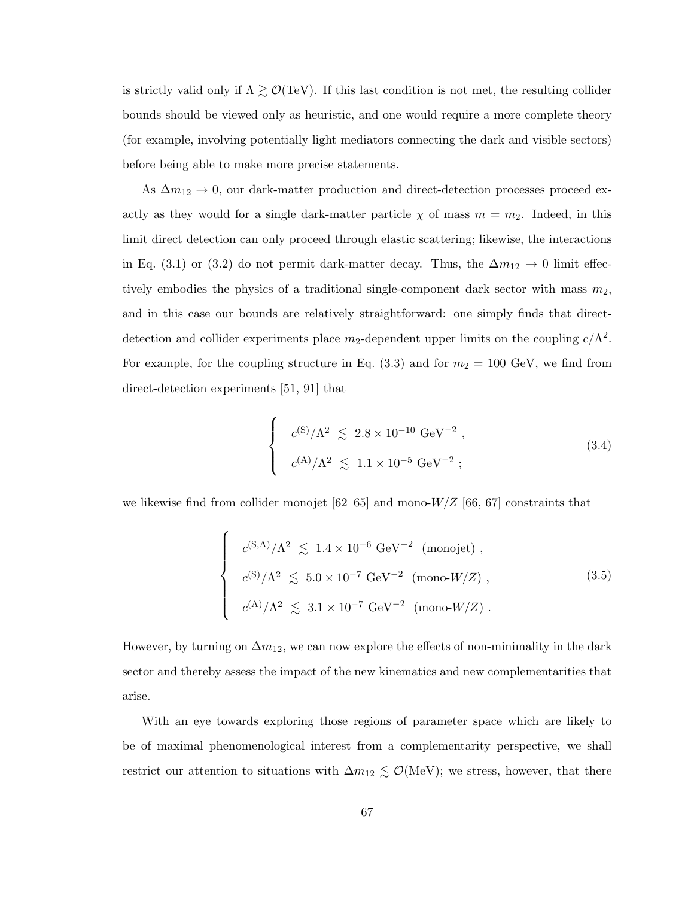is strictly valid only if $\Lambda \gtrsim \mathcal{O}(\text{TeV})$. If this last condition is not met, the resulting collider bounds should be viewed only as heuristic, and one would require a more complete theory (for example, involving potentially light mediators connecting the dark and visible sectors) before being able to make more precise statements.

As $\Delta m_{12} \to 0$, our dark-matter production and direct-detection processes proceed exactly as they would for a single dark-matter particle $\chi$ of mass $m = m_2$. Indeed, in this limit direct detection can only proceed through elastic scattering; likewise, the interactions in Eq. (3.1) or (3.2) do not permit dark-matter decay. Thus, the $\Delta m_{12} \to 0$ limit effectively embodies the physics of a traditional single-component dark sector with mass $m_2$, and in this case our bounds are relatively straightforward: one simply finds that direct-detection and collider experiments place $m_2$-dependent upper limits on the coupling $c/\Lambda^2$. For example, for the coupling structure in Eq. (3.3) and for $m_2 = 100$ GeV, we find from direct-detection experiments [51, 91] that

$$
\begin{cases}
\quad c^{(\mathrm{S})}/\Lambda^2 \;\lesssim\; 2.8 \times 10^{-10}\ \text{GeV}^{-2}\ , \\[6pt]
\quad c^{(\mathrm{A})}/\Lambda^2 \;\lesssim\; 1.1 \times 10^{-5}\ \text{GeV}^{-2}\ ;
\end{cases}
\tag{3.4}
$$

we likewise find from collider monojet [62–65] and mono-$W/Z$ [66, 67] constraints that

$$
\begin{cases}
\quad c^{(\mathrm{S,A})}/\Lambda^2 \;\lesssim\; 1.4 \times 10^{-6}\ \text{GeV}^{-2}\ \ (\text{monojet})\ , \\[6pt]
\quad c^{(\mathrm{S})}/\Lambda^2 \;\lesssim\; 5.0 \times 10^{-7}\ \text{GeV}^{-2}\ \ (\text{mono-}W/Z)\ , \\[6pt]
\quad c^{(\mathrm{A})}/\Lambda^2 \;\lesssim\; 3.1 \times 10^{-7}\ \text{GeV}^{-2}\ \ (\text{mono-}W/Z)\ .
\end{cases}
\tag{3.5}
$$

However, by turning on $\Delta m_{12}$, we can now explore the effects of non-minimality in the dark sector and thereby assess the impact of the new kinematics and new complementarities that arise.

With an eye towards exploring those regions of parameter space which are likely to be of maximal phenomenological interest from a complementarity perspective, we shall restrict our attention to situations with $\Delta m_{12} \lesssim \mathcal{O}(\text{MeV})$; we stress, however, that there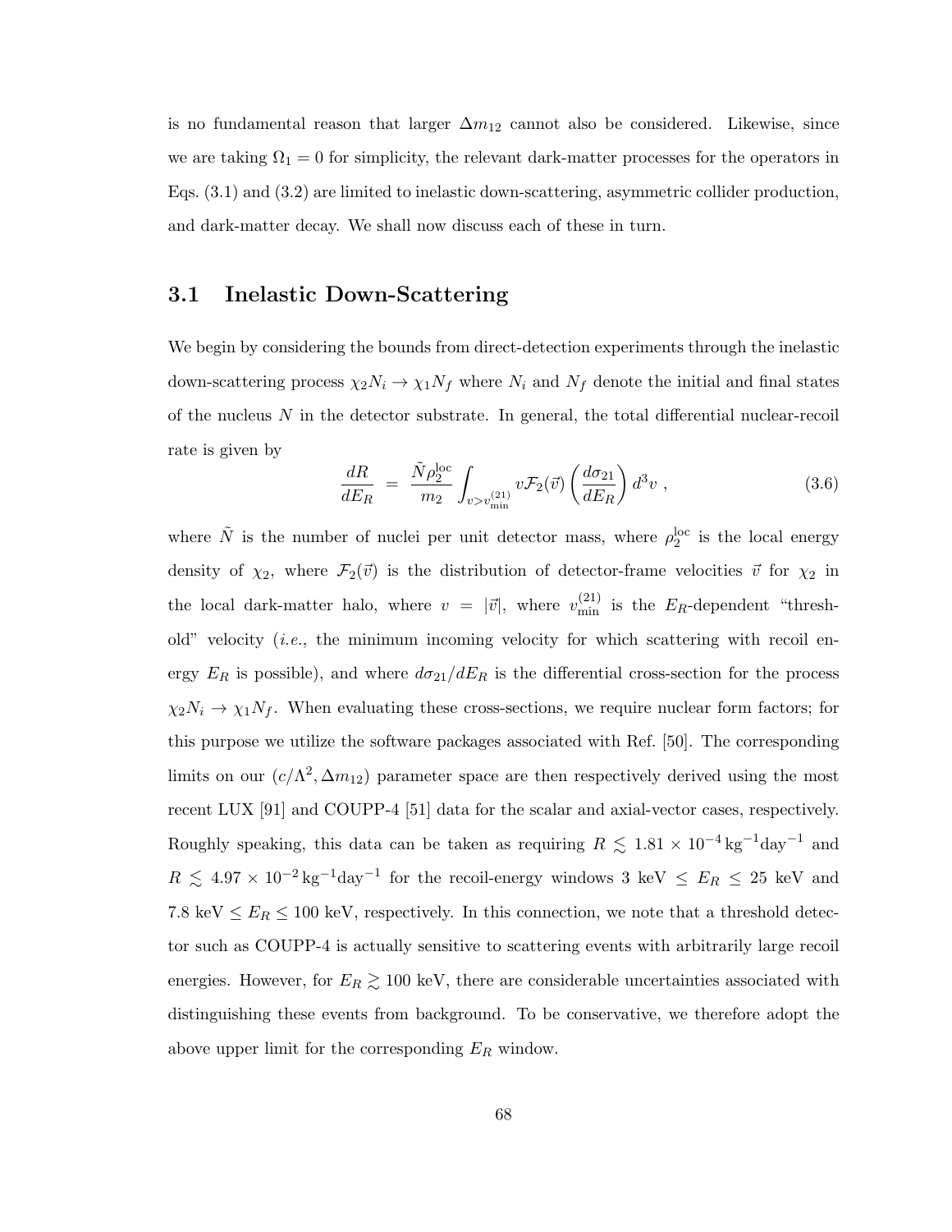is no fundamental reason that larger $\Delta m_{12}$ cannot also be considered. Likewise, since we are taking $\Omega_1 = 0$ for simplicity, the relevant dark-matter processes for the operators in Eqs. (3.1) and (3.2) are limited to inelastic down-scattering, asymmetric collider production, and dark-matter decay. We shall now discuss each of these in turn.

## 3.1 Inelastic Down-Scattering

We begin by considering the bounds from direct-detection experiments through the inelastic down-scattering process $\chi_2 N_i \to \chi_1 N_f$ where $N_i$ and $N_f$ denote the initial and final states of the nucleus $N$ in the detector substrate. In general, the total differential nuclear-recoil rate is given by

$$\frac{dR}{dE_R} \;=\; \frac{\tilde{N}\rho_2^{\text{loc}}}{m_2} \int_{v>v_{\text{min}}^{(21)}} v \mathcal{F}_2(\vec{v}) \left(\frac{d\sigma_{21}}{dE_R}\right) d^3v \;, \tag{3.6}$$

where $\tilde{N}$ is the number of nuclei per unit detector mass, where $\rho_2^{\text{loc}}$ is the local energy density of $\chi_2$, where $\mathcal{F}_2(\vec{v})$ is the distribution of detector-frame velocities $\vec{v}$ for $\chi_2$ in the local dark-matter halo, where $v = |\vec{v}|$, where $v_{\text{min}}^{(21)}$ is the $E_R$-dependent "threshold" velocity (*i.e.*, the minimum incoming velocity for which scattering with recoil energy $E_R$ is possible), and where $d\sigma_{21}/dE_R$ is the differential cross-section for the process $\chi_2 N_i \to \chi_1 N_f$. When evaluating these cross-sections, we require nuclear form factors; for this purpose we utilize the software packages associated with Ref. [50]. The corresponding limits on our $(c/\Lambda^2, \Delta m_{12})$ parameter space are then respectively derived using the most recent LUX [91] and COUPP-4 [51] data for the scalar and axial-vector cases, respectively. Roughly speaking, this data can be taken as requiring $R \lesssim 1.81 \times 10^{-4}\,\text{kg}^{-1}\text{day}^{-1}$ and $R \lesssim 4.97 \times 10^{-2}\,\text{kg}^{-1}\text{day}^{-1}$ for the recoil-energy windows $3\text{ keV} \leq E_R \leq 25\text{ keV}$ and $7.8\text{ keV} \leq E_R \leq 100\text{ keV}$, respectively. In this connection, we note that a threshold detector such as COUPP-4 is actually sensitive to scattering events with arbitrarily large recoil energies. However, for $E_R \gtrsim 100$ keV, there are considerable uncertainties associated with distinguishing these events from background. To be conservative, we therefore adopt the above upper limit for the corresponding $E_R$ window.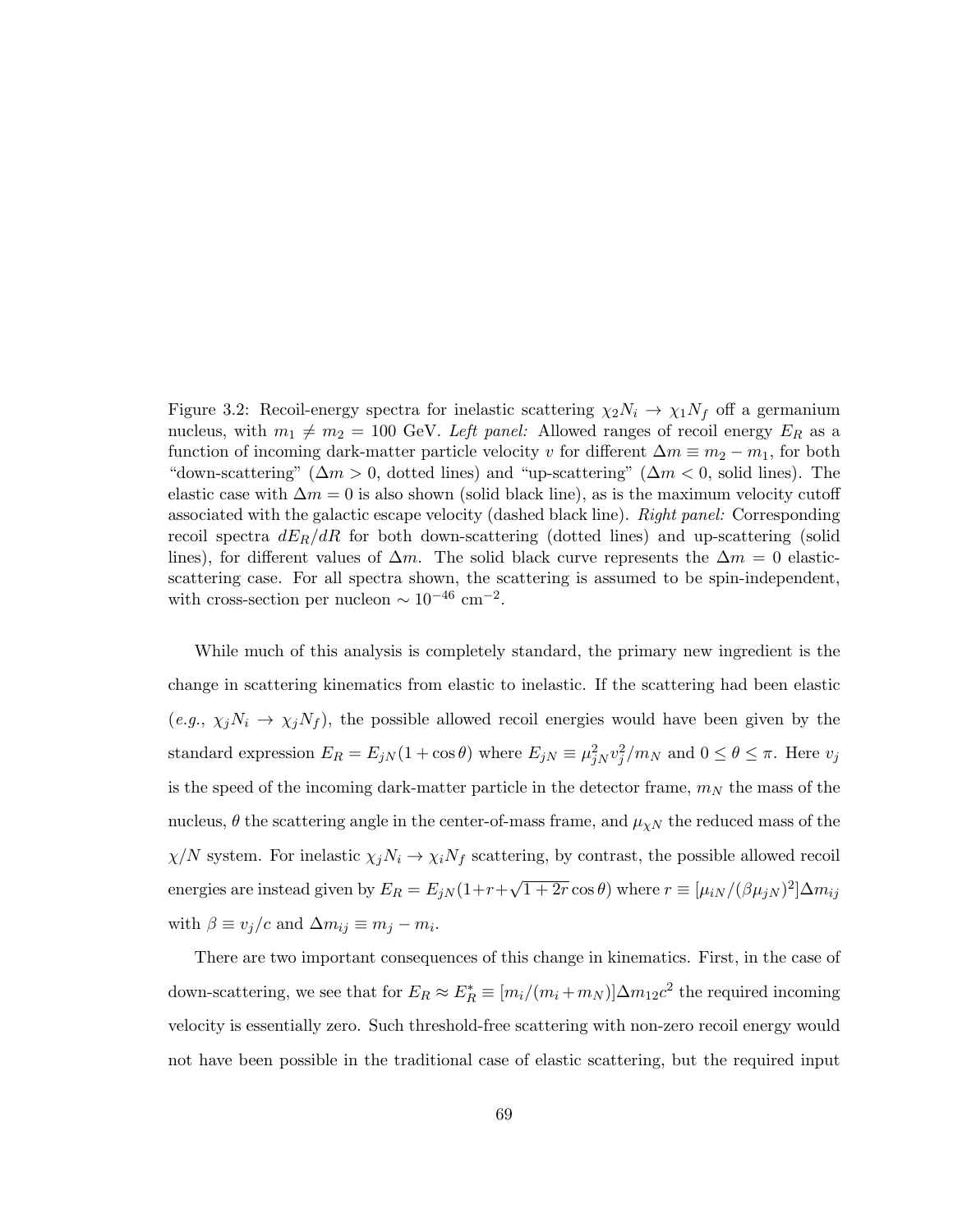Figure 3.2: Recoil-energy spectra for inelastic scattering $\chi_2 N_i \to \chi_1 N_f$ off a germanium nucleus, with $m_1 \neq m_2 = 100$ GeV. *Left panel:* Allowed ranges of recoil energy $E_R$ as a function of incoming dark-matter particle velocity $v$ for different $\Delta m \equiv m_2 - m_1$, for both "down-scattering" ($\Delta m > 0$, dotted lines) and "up-scattering" ($\Delta m < 0$, solid lines). The elastic case with $\Delta m = 0$ is also shown (solid black line), as is the maximum velocity cutoff associated with the galactic escape velocity (dashed black line). *Right panel:* Corresponding recoil spectra $dE_R/dR$ for both down-scattering (dotted lines) and up-scattering (solid lines), for different values of $\Delta m$. The solid black curve represents the $\Delta m = 0$ elastic-scattering case. For all spectra shown, the scattering is assumed to be spin-independent, with cross-section per nucleon $\sim 10^{-46}$ cm$^{-2}$.

While much of this analysis is completely standard, the primary new ingredient is the change in scattering kinematics from elastic to inelastic. If the scattering had been elastic (*e.g.*, $\chi_j N_i \to \chi_j N_f$), the possible allowed recoil energies would have been given by the standard expression $E_R = E_{jN}(1 + \cos\theta)$ where $E_{jN} \equiv \mu_{jN}^2 v_j^2 / m_N$ and $0 \leq \theta \leq \pi$. Here $v_j$ is the speed of the incoming dark-matter particle in the detector frame, $m_N$ the mass of the nucleus, $\theta$ the scattering angle in the center-of-mass frame, and $\mu_{\chi N}$ the reduced mass of the $\chi/N$ system. For inelastic $\chi_j N_i \to \chi_i N_f$ scattering, by contrast, the possible allowed recoil energies are instead given by $E_R = E_{jN}(1 + r + \sqrt{1 + 2r}\cos\theta)$ where $r \equiv [\mu_{iN}/(\beta\mu_{jN})^2]\Delta m_{ij}$ with $\beta \equiv v_j/c$ and $\Delta m_{ij} \equiv m_j - m_i$.

There are two important consequences of this change in kinematics. First, in the case of down-scattering, we see that for $E_R \approx E_R^* \equiv [m_i/(m_i + m_N)]\Delta m_{12} c^2$ the required incoming velocity is essentially zero. Such threshold-free scattering with non-zero recoil energy would not have been possible in the traditional case of elastic scattering, but the required input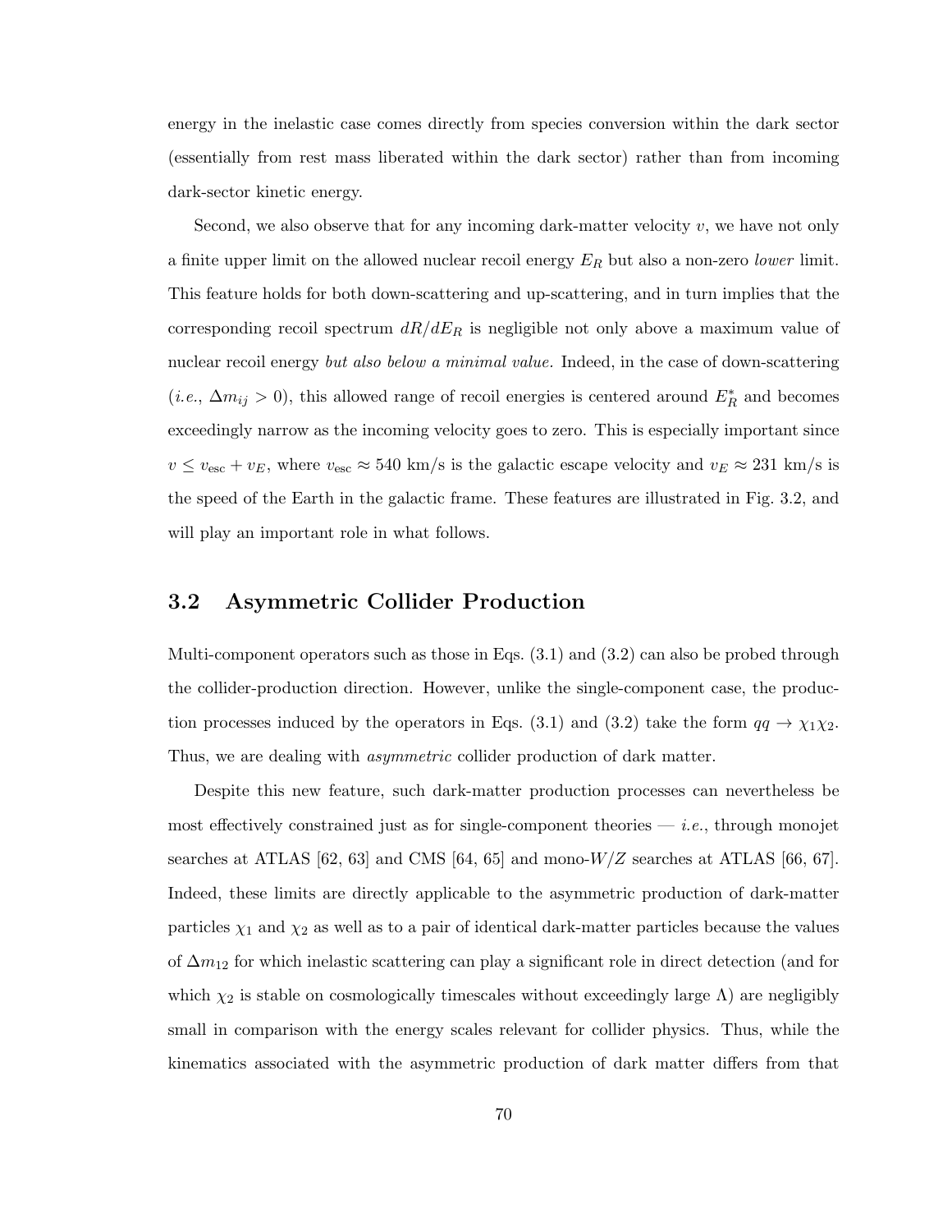energy in the inelastic case comes directly from species conversion within the dark sector (essentially from rest mass liberated within the dark sector) rather than from incoming dark-sector kinetic energy.

Second, we also observe that for any incoming dark-matter velocity $v$, we have not only a finite upper limit on the allowed nuclear recoil energy $E_R$ but also a non-zero *lower* limit. This feature holds for both down-scattering and up-scattering, and in turn implies that the corresponding recoil spectrum $dR/dE_R$ is negligible not only above a maximum value of nuclear recoil energy *but also below a minimal value.* Indeed, in the case of down-scattering (*i.e.*, $\Delta m_{ij} > 0$), this allowed range of recoil energies is centered around $E_R^*$ and becomes exceedingly narrow as the incoming velocity goes to zero. This is especially important since $v \leq v_{\text{esc}} + v_E$, where $v_{\text{esc}} \approx 540$ km/s is the galactic escape velocity and $v_E \approx 231$ km/s is the speed of the Earth in the galactic frame. These features are illustrated in Fig. 3.2, and will play an important role in what follows.

## 3.2 Asymmetric Collider Production

Multi-component operators such as those in Eqs. (3.1) and (3.2) can also be probed through the collider-production direction. However, unlike the single-component case, the production processes induced by the operators in Eqs. (3.1) and (3.2) take the form $qq \to \chi_1\chi_2$. Thus, we are dealing with *asymmetric* collider production of dark matter.

Despite this new feature, such dark-matter production processes can nevertheless be most effectively constrained just as for single-component theories — *i.e.*, through monojet searches at ATLAS [62, 63] and CMS [64, 65] and mono-$W/Z$ searches at ATLAS [66, 67]. Indeed, these limits are directly applicable to the asymmetric production of dark-matter particles $\chi_1$ and $\chi_2$ as well as to a pair of identical dark-matter particles because the values of $\Delta m_{12}$ for which inelastic scattering can play a significant role in direct detection (and for which $\chi_2$ is stable on cosmologically timescales without exceedingly large $\Lambda$) are negligibly small in comparison with the energy scales relevant for collider physics. Thus, while the kinematics associated with the asymmetric production of dark matter differs from that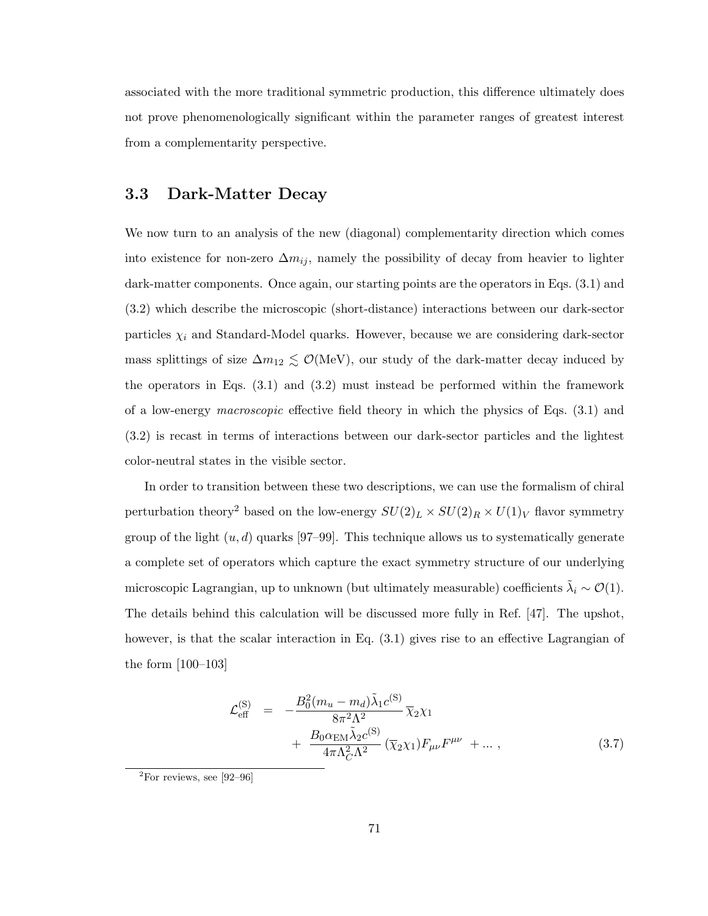associated with the more traditional symmetric production, this difference ultimately does not prove phenomenologically significant within the parameter ranges of greatest interest from a complementarity perspective.

## 3.3 Dark-Matter Decay

We now turn to an analysis of the new (diagonal) complementarity direction which comes into existence for non-zero $\Delta m_{ij}$, namely the possibility of decay from heavier to lighter dark-matter components. Once again, our starting points are the operators in Eqs. (3.1) and (3.2) which describe the microscopic (short-distance) interactions between our dark-sector particles $\chi_i$ and Standard-Model quarks. However, because we are considering dark-sector mass splittings of size $\Delta m_{12} \lesssim \mathcal{O}(\text{MeV})$, our study of the dark-matter decay induced by the operators in Eqs. (3.1) and (3.2) must instead be performed within the framework of a low-energy *macroscopic* effective field theory in which the physics of Eqs. (3.1) and (3.2) is recast in terms of interactions between our dark-sector particles and the lightest color-neutral states in the visible sector.

In order to transition between these two descriptions, we can use the formalism of chiral perturbation theory[2] based on the low-energy $SU(2)_L \times SU(2)_R \times U(1)_V$ flavor symmetry group of the light $(u, d)$ quarks [97–99]. This technique allows us to systematically generate a complete set of operators which capture the exact symmetry structure of our underlying microscopic Lagrangian, up to unknown (but ultimately measurable) coefficients $\tilde{\lambda}_i \sim \mathcal{O}(1)$. The details behind this calculation will be discussed more fully in Ref. [47]. The upshot, however, is that the scalar interaction in Eq. (3.1) gives rise to an effective Lagrangian of the form [100–103]

$$
\begin{aligned}
\mathcal{L}_{\text{eff}}^{(\text{S})} \;\; &= \;\; -\frac{B_0^2 (m_u - m_d) \tilde{\lambda}_1 c^{(\text{S})}}{8\pi^2 \Lambda^2} \, \overline{\chi}_2 \chi_1 \\
&\quad\;\; + \;\; \frac{B_0 \alpha_{\text{EM}} \tilde{\lambda}_2 c^{(\text{S})}}{4\pi \Lambda_C^2 \Lambda^2} \, (\overline{\chi}_2 \chi_1) F_{\mu\nu} F^{\mu\nu} \;\; + \ldots \,,
\end{aligned}
\tag{3.7}
$$

[2] For reviews, see [92–96]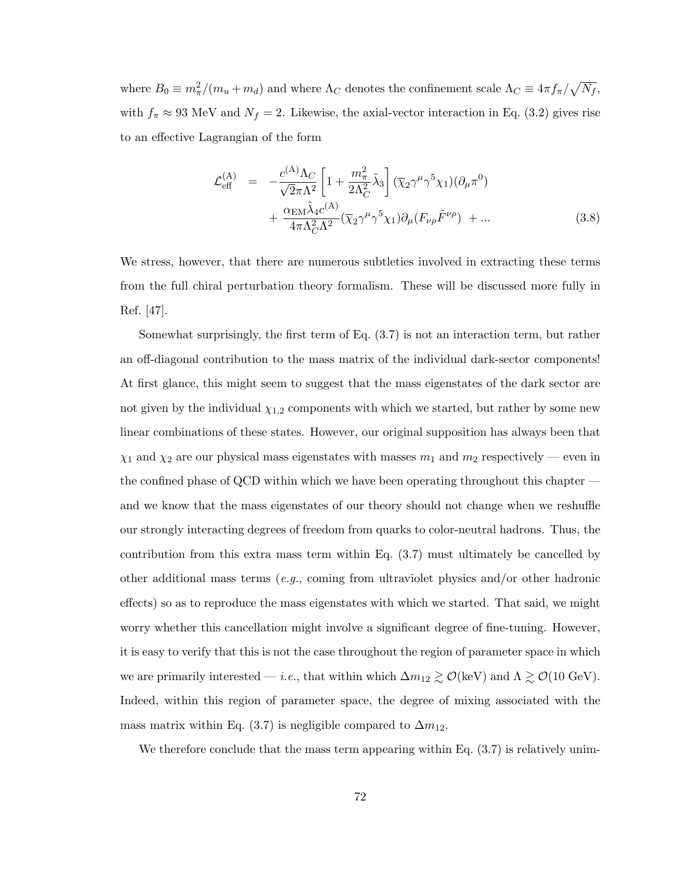where $B_0 \equiv m_\pi^2/(m_u + m_d)$ and where $\Lambda_C$ denotes the confinement scale $\Lambda_C \equiv 4\pi f_\pi/\sqrt{N_f}$, with $f_\pi \approx 93$ MeV and $N_f = 2$. Likewise, the axial-vector interaction in Eq. (3.2) gives rise to an effective Lagrangian of the form

$$
\begin{aligned}
\mathcal{L}_{\text{eff}}^{(\text{A})} &= -\frac{c^{(\text{A})}\Lambda_C}{\sqrt{2}\pi\Lambda^2}\left[1 + \frac{m_\pi^2}{2\Lambda_C^2}\tilde{\lambda}_3\right](\overline{\chi}_2\gamma^\mu\gamma^5\chi_1)(\partial_\mu\pi^0) \\
&\quad + \frac{\alpha_{\text{EM}}\tilde{\lambda}_4 c^{(\text{A})}}{4\pi\Lambda_C^2\Lambda^2}(\overline{\chi}_2\gamma^\mu\gamma^5\chi_1)\partial_\mu(F_{\nu\rho}\tilde{F}^{\nu\rho}) + \ldots
\end{aligned}
\tag{3.8}
$$

We stress, however, that there are numerous subtleties involved in extracting these terms from the full chiral perturbation theory formalism. These will be discussed more fully in Ref. [47].

Somewhat surprisingly, the first term of Eq. (3.7) is not an interaction term, but rather an off-diagonal contribution to the mass matrix of the individual dark-sector components! At first glance, this might seem to suggest that the mass eigenstates of the dark sector are not given by the individual $\chi_{1,2}$ components with which we started, but rather by some new linear combinations of these states. However, our original supposition has always been that $\chi_1$ and $\chi_2$ are our physical mass eigenstates with masses $m_1$ and $m_2$ respectively — even in the confined phase of QCD within which we have been operating throughout this chapter — and we know that the mass eigenstates of our theory should not change when we reshuffle our strongly interacting degrees of freedom from quarks to color-neutral hadrons. Thus, the contribution from this extra mass term within Eq. (3.7) must ultimately be cancelled by other additional mass terms (*e.g.*, coming from ultraviolet physics and/or other hadronic effects) so as to reproduce the mass eigenstates with which we started. That said, we might worry whether this cancellation might involve a significant degree of fine-tuning. However, it is easy to verify that this is not the case throughout the region of parameter space in which we are primarily interested — *i.e.*, that within which $\Delta m_{12} \gtrsim \mathcal{O}(\text{keV})$ and $\Lambda \gtrsim \mathcal{O}(10 \text{ GeV})$. Indeed, within this region of parameter space, the degree of mixing associated with the mass matrix within Eq. (3.7) is negligible compared to $\Delta m_{12}$.

We therefore conclude that the mass term appearing within Eq. (3.7) is relatively unim-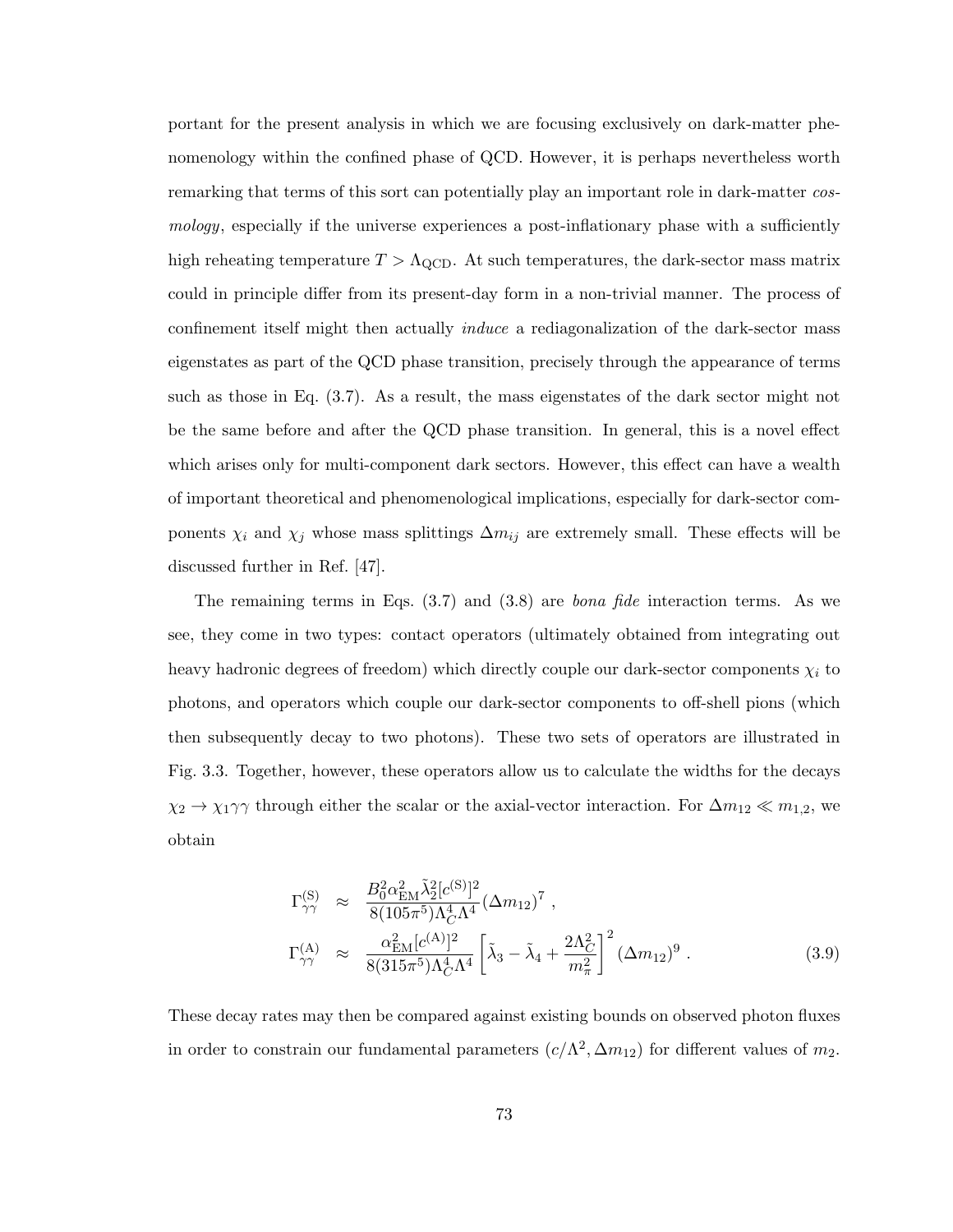portant for the present analysis in which we are focusing exclusively on dark-matter phenomenology within the confined phase of QCD. However, it is perhaps nevertheless worth remarking that terms of this sort can potentially play an important role in dark-matter *cosmology*, especially if the universe experiences a post-inflationary phase with a sufficiently high reheating temperature $T > \Lambda_{\text{QCD}}$. At such temperatures, the dark-sector mass matrix could in principle differ from its present-day form in a non-trivial manner. The process of confinement itself might then actually *induce* a rediagonalization of the dark-sector mass eigenstates as part of the QCD phase transition, precisely through the appearance of terms such as those in Eq. (3.7). As a result, the mass eigenstates of the dark sector might not be the same before and after the QCD phase transition. In general, this is a novel effect which arises only for multi-component dark sectors. However, this effect can have a wealth of important theoretical and phenomenological implications, especially for dark-sector components $\chi_i$ and $\chi_j$ whose mass splittings $\Delta m_{ij}$ are extremely small. These effects will be discussed further in Ref. [47].

The remaining terms in Eqs. (3.7) and (3.8) are *bona fide* interaction terms. As we see, they come in two types: contact operators (ultimately obtained from integrating out heavy hadronic degrees of freedom) which directly couple our dark-sector components $\chi_i$ to photons, and operators which couple our dark-sector components to off-shell pions (which then subsequently decay to two photons). These two sets of operators are illustrated in Fig. 3.3. Together, however, these operators allow us to calculate the widths for the decays $\chi_2 \to \chi_1 \gamma\gamma$ through either the scalar or the axial-vector interaction. For $\Delta m_{12} \ll m_{1,2}$, we obtain

$$
\begin{aligned}
\Gamma_{\gamma\gamma}^{(\text{S})} &\approx \frac{B_0^2 \alpha_{\text{EM}}^2 \tilde{\lambda}_2^2 [c^{(\text{S})}]^2}{8(105\pi^5)\Lambda_C^4 \Lambda^4} (\Delta m_{12})^7 \, , \\
\Gamma_{\gamma\gamma}^{(\text{A})} &\approx \frac{\alpha_{\text{EM}}^2 [c^{(\text{A})}]^2}{8(315\pi^5)\Lambda_C^4 \Lambda^4} \left[ \tilde{\lambda}_3 - \tilde{\lambda}_4 + \frac{2\Lambda_C^2}{m_\pi^2} \right]^2 (\Delta m_{12})^9 \, .
\end{aligned}
\tag{3.9}
$$

These decay rates may then be compared against existing bounds on observed photon fluxes in order to constrain our fundamental parameters $(c/\Lambda^2, \Delta m_{12})$ for different values of $m_2$.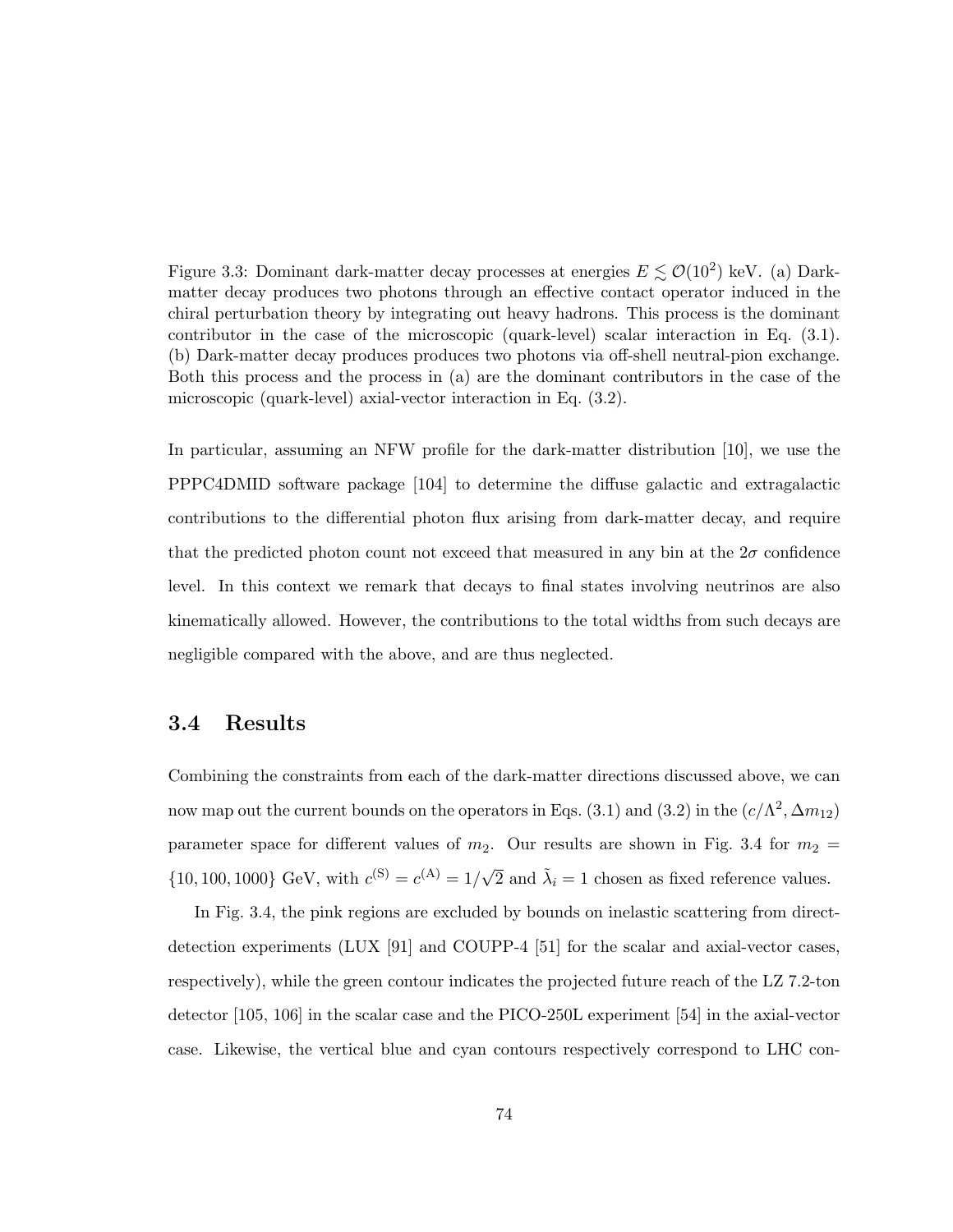Figure 3.3: Dominant dark-matter decay processes at energies $E \lesssim \mathcal{O}(10^2)$ keV. (a) Dark-matter decay produces two photons through an effective contact operator induced in the chiral perturbation theory by integrating out heavy hadrons. This process is the dominant contributor in the case of the microscopic (quark-level) scalar interaction in Eq. (3.1). (b) Dark-matter decay produces produces two photons via off-shell neutral-pion exchange. Both this process and the process in (a) are the dominant contributors in the case of the microscopic (quark-level) axial-vector interaction in Eq. (3.2).

In particular, assuming an NFW profile for the dark-matter distribution [10], we use the PPPC4DMID software package [104] to determine the diffuse galactic and extragalactic contributions to the differential photon flux arising from dark-matter decay, and require that the predicted photon count not exceed that measured in any bin at the $2\sigma$ confidence level. In this context we remark that decays to final states involving neutrinos are also kinematically allowed. However, the contributions to the total widths from such decays are negligible compared with the above, and are thus neglected.

## 3.4 Results

Combining the constraints from each of the dark-matter directions discussed above, we can now map out the current bounds on the operators in Eqs. (3.1) and (3.2) in the $(c/\Lambda^2, \Delta m_{12})$ parameter space for different values of $m_2$. Our results are shown in Fig. 3.4 for $m_2 = \{10, 100, 1000\}$ GeV, with $c^{(\mathrm{S})} = c^{(\mathrm{A})} = 1/\sqrt{2}$ and $\tilde{\lambda}_i = 1$ chosen as fixed reference values.

In Fig. 3.4, the pink regions are excluded by bounds on inelastic scattering from direct-detection experiments (LUX [91] and COUPP-4 [51] for the scalar and axial-vector cases, respectively), while the green contour indicates the projected future reach of the LZ 7.2-ton detector [105, 106] in the scalar case and the PICO-250L experiment [54] in the axial-vector case. Likewise, the vertical blue and cyan contours respectively correspond to LHC con-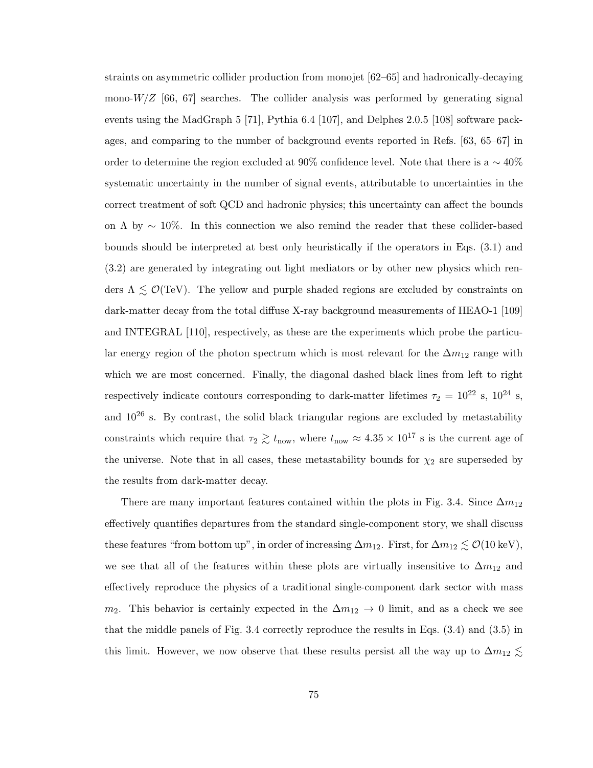straints on asymmetric collider production from monojet [62–65] and hadronically-decaying mono-$W/Z$ [66, 67] searches. The collider analysis was performed by generating signal events using the MadGraph 5 [71], Pythia 6.4 [107], and Delphes 2.0.5 [108] software packages, and comparing to the number of background events reported in Refs. [63, 65–67] in order to determine the region excluded at 90% confidence level. Note that there is a $\sim 40\%$ systematic uncertainty in the number of signal events, attributable to uncertainties in the correct treatment of soft QCD and hadronic physics; this uncertainty can affect the bounds on $\Lambda$ by $\sim 10\%$. In this connection we also remind the reader that these collider-based bounds should be interpreted at best only heuristically if the operators in Eqs. (3.1) and (3.2) are generated by integrating out light mediators or by other new physics which renders $\Lambda \lesssim \mathcal{O}(\text{TeV})$. The yellow and purple shaded regions are excluded by constraints on dark-matter decay from the total diffuse X-ray background measurements of HEAO-1 [109] and INTEGRAL [110], respectively, as these are the experiments which probe the particular energy region of the photon spectrum which is most relevant for the $\Delta m_{12}$ range with which we are most concerned. Finally, the diagonal dashed black lines from left to right respectively indicate contours corresponding to dark-matter lifetimes $\tau_2 = 10^{22}$ s, $10^{24}$ s, and $10^{26}$ s. By contrast, the solid black triangular regions are excluded by metastability constraints which require that $\tau_2 \gtrsim t_{\text{now}}$, where $t_{\text{now}} \approx 4.35 \times 10^{17}$ s is the current age of the universe. Note that in all cases, these metastability bounds for $\chi_2$ are superseded by the results from dark-matter decay.

There are many important features contained within the plots in Fig. 3.4. Since $\Delta m_{12}$ effectively quantifies departures from the standard single-component story, we shall discuss these features "from bottom up", in order of increasing $\Delta m_{12}$. First, for $\Delta m_{12} \lesssim \mathcal{O}(10\,\text{keV})$, we see that all of the features within these plots are virtually insensitive to $\Delta m_{12}$ and effectively reproduce the physics of a traditional single-component dark sector with mass $m_2$. This behavior is certainly expected in the $\Delta m_{12} \to 0$ limit, and as a check we see that the middle panels of Fig. 3.4 correctly reproduce the results in Eqs. (3.4) and (3.5) in this limit. However, we now observe that these results persist all the way up to $\Delta m_{12} \lesssim$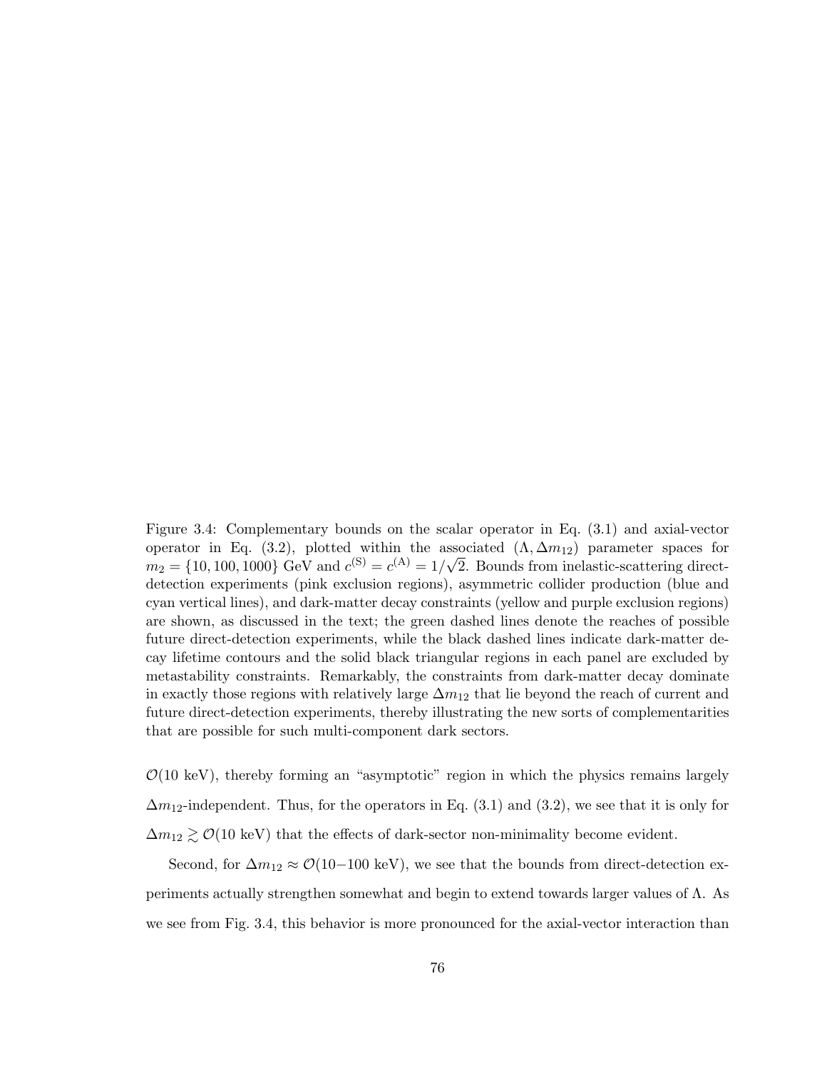Figure 3.4: Complementary bounds on the scalar operator in Eq. (3.1) and axial-vector operator in Eq. (3.2), plotted within the associated $(\Lambda, \Delta m_{12})$ parameter spaces for $m_2 = \{10, 100, 1000\}$ GeV and $c^{(\mathrm{S})} = c^{(\mathrm{A})} = 1/\sqrt{2}$. Bounds from inelastic-scattering direct-detection experiments (pink exclusion regions), asymmetric collider production (blue and cyan vertical lines), and dark-matter decay constraints (yellow and purple exclusion regions) are shown, as discussed in the text; the green dashed lines denote the reaches of possible future direct-detection experiments, while the black dashed lines indicate dark-matter decay lifetime contours and the solid black triangular regions in each panel are excluded by metastability constraints. Remarkably, the constraints from dark-matter decay dominate in exactly those regions with relatively large $\Delta m_{12}$ that lie beyond the reach of current and future direct-detection experiments, thereby illustrating the new sorts of complementarities that are possible for such multi-component dark sectors.

$\mathcal{O}(10$ keV$)$, thereby forming an "asymptotic" region in which the physics remains largely $\Delta m_{12}$-independent. Thus, for the operators in Eq. (3.1) and (3.2), we see that it is only for $\Delta m_{12} \gtrsim \mathcal{O}(10$ keV$)$ that the effects of dark-sector non-minimality become evident.

Second, for $\Delta m_{12} \approx \mathcal{O}(10{-}100$ keV$)$, we see that the bounds from direct-detection experiments actually strengthen somewhat and begin to extend towards larger values of $\Lambda$. As we see from Fig. 3.4, this behavior is more pronounced for the axial-vector interaction than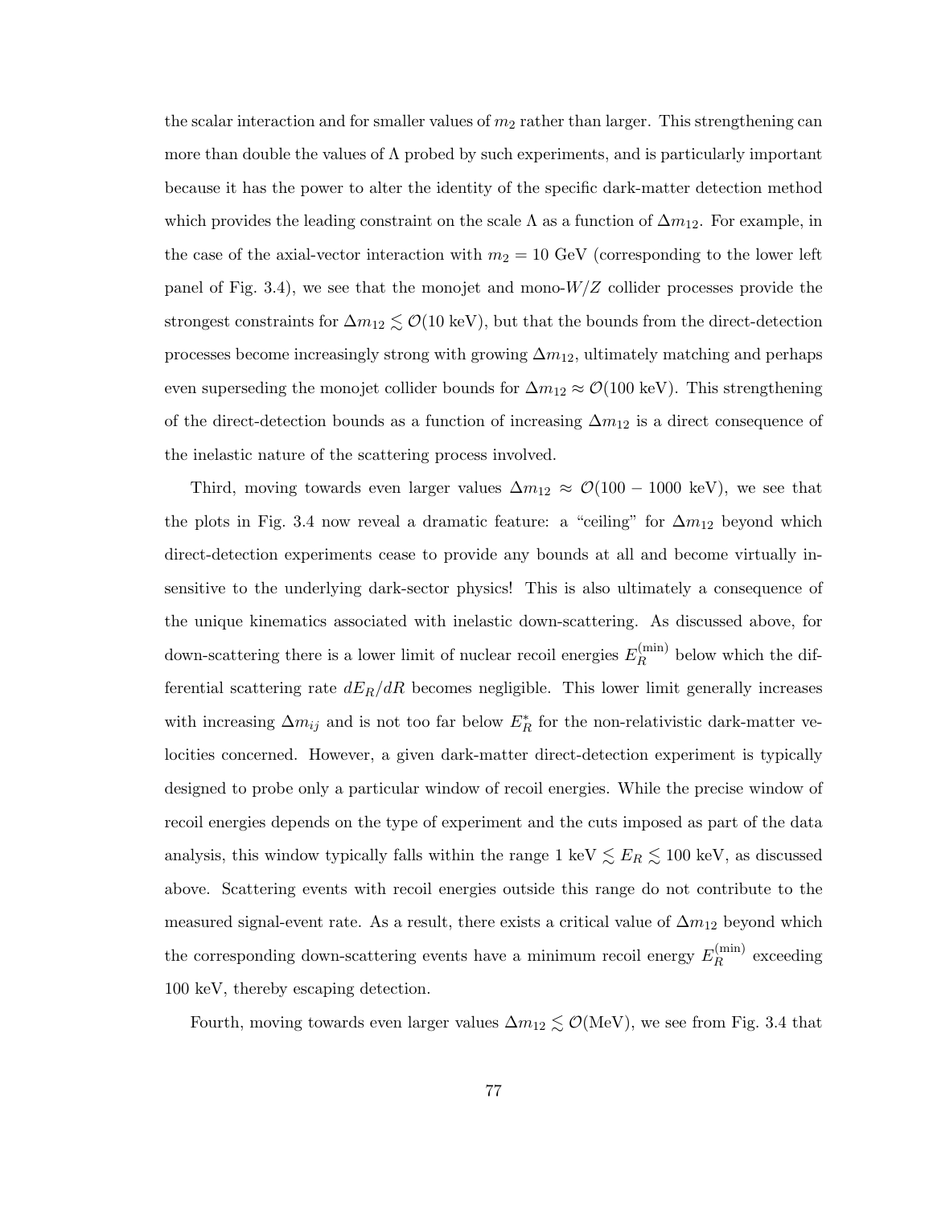the scalar interaction and for smaller values of $m_2$ rather than larger. This strengthening can more than double the values of $\Lambda$ probed by such experiments, and is particularly important because it has the power to alter the identity of the specific dark-matter detection method which provides the leading constraint on the scale $\Lambda$ as a function of $\Delta m_{12}$. For example, in the case of the axial-vector interaction with $m_2 = 10$ GeV (corresponding to the lower left panel of Fig. 3.4), we see that the monojet and mono-$W/Z$ collider processes provide the strongest constraints for $\Delta m_{12} \lesssim \mathcal{O}(10 \text{ keV})$, but that the bounds from the direct-detection processes become increasingly strong with growing $\Delta m_{12}$, ultimately matching and perhaps even superseding the monojet collider bounds for $\Delta m_{12} \approx \mathcal{O}(100 \text{ keV})$. This strengthening of the direct-detection bounds as a function of increasing $\Delta m_{12}$ is a direct consequence of the inelastic nature of the scattering process involved.

Third, moving towards even larger values $\Delta m_{12} \approx \mathcal{O}(100 - 1000 \text{ keV})$, we see that the plots in Fig. 3.4 now reveal a dramatic feature: a "ceiling" for $\Delta m_{12}$ beyond which direct-detection experiments cease to provide any bounds at all and become virtually insensitive to the underlying dark-sector physics! This is also ultimately a consequence of the unique kinematics associated with inelastic down-scattering. As discussed above, for down-scattering there is a lower limit of nuclear recoil energies $E_R^{(\text{min})}$ below which the differential scattering rate $dE_R/dR$ becomes negligible. This lower limit generally increases with increasing $\Delta m_{ij}$ and is not too far below $E_R^*$ for the non-relativistic dark-matter velocities concerned. However, a given dark-matter direct-detection experiment is typically designed to probe only a particular window of recoil energies. While the precise window of recoil energies depends on the type of experiment and the cuts imposed as part of the data analysis, this window typically falls within the range $1 \text{ keV} \lesssim E_R \lesssim 100 \text{ keV}$, as discussed above. Scattering events with recoil energies outside this range do not contribute to the measured signal-event rate. As a result, there exists a critical value of $\Delta m_{12}$ beyond which the corresponding down-scattering events have a minimum recoil energy $E_R^{(\text{min})}$ exceeding 100 keV, thereby escaping detection.

Fourth, moving towards even larger values $\Delta m_{12} \lesssim \mathcal{O}(\text{MeV})$, we see from Fig. 3.4 that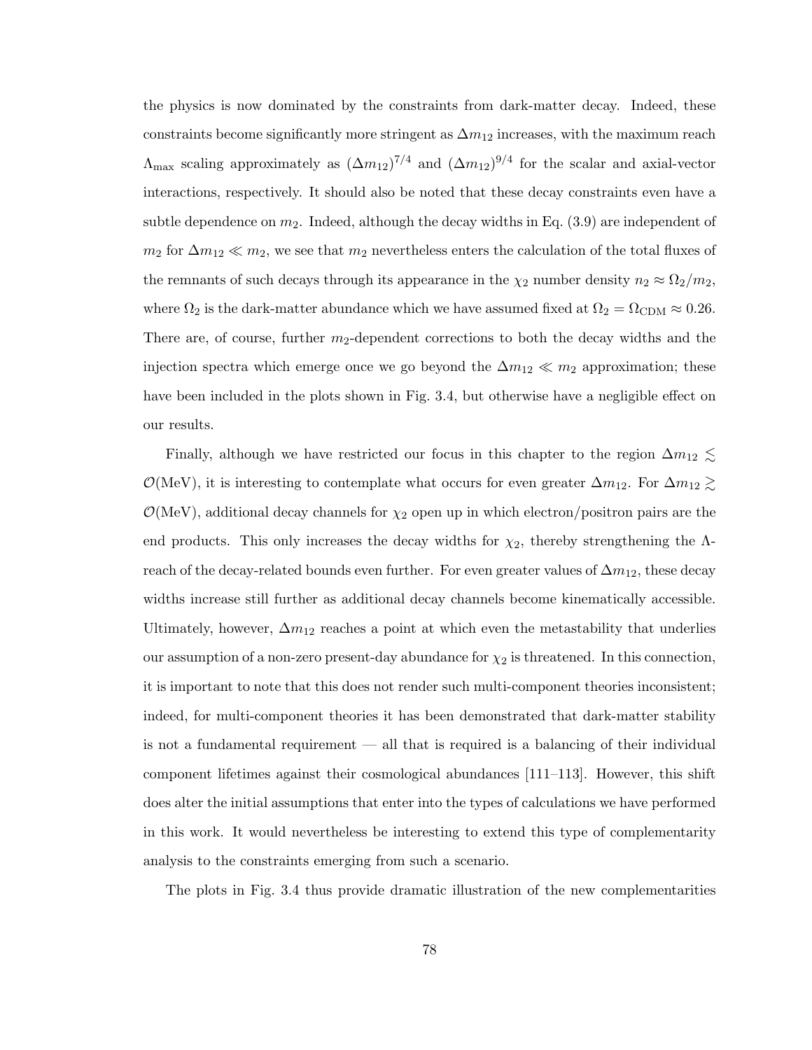the physics is now dominated by the constraints from dark-matter decay. Indeed, these constraints become significantly more stringent as $\Delta m_{12}$ increases, with the maximum reach $\Lambda_{\text{max}}$ scaling approximately as $(\Delta m_{12})^{7/4}$ and $(\Delta m_{12})^{9/4}$ for the scalar and axial-vector interactions, respectively. It should also be noted that these decay constraints even have a subtle dependence on $m_2$. Indeed, although the decay widths in Eq. (3.9) are independent of $m_2$ for $\Delta m_{12} \ll m_2$, we see that $m_2$ nevertheless enters the calculation of the total fluxes of the remnants of such decays through its appearance in the $\chi_2$ number density $n_2 \approx \Omega_2/m_2$, where $\Omega_2$ is the dark-matter abundance which we have assumed fixed at $\Omega_2 = \Omega_{\text{CDM}} \approx 0.26$. There are, of course, further $m_2$-dependent corrections to both the decay widths and the injection spectra which emerge once we go beyond the $\Delta m_{12} \ll m_2$ approximation; these have been included in the plots shown in Fig. 3.4, but otherwise have a negligible effect on our results.

Finally, although we have restricted our focus in this chapter to the region $\Delta m_{12} \lesssim \mathcal{O}(\text{MeV})$, it is interesting to contemplate what occurs for even greater $\Delta m_{12}$. For $\Delta m_{12} \gtrsim \mathcal{O}(\text{MeV})$, additional decay channels for $\chi_2$ open up in which electron/positron pairs are the end products. This only increases the decay widths for $\chi_2$, thereby strengthening the $\Lambda$-reach of the decay-related bounds even further. For even greater values of $\Delta m_{12}$, these decay widths increase still further as additional decay channels become kinematically accessible. Ultimately, however, $\Delta m_{12}$ reaches a point at which even the metastability that underlies our assumption of a non-zero present-day abundance for $\chi_2$ is threatened. In this connection, it is important to note that this does not render such multi-component theories inconsistent; indeed, for multi-component theories it has been demonstrated that dark-matter stability is not a fundamental requirement — all that is required is a balancing of their individual component lifetimes against their cosmological abundances [111–113]. However, this shift does alter the initial assumptions that enter into the types of calculations we have performed in this work. It would nevertheless be interesting to extend this type of complementarity analysis to the constraints emerging from such a scenario.

The plots in Fig. 3.4 thus provide dramatic illustration of the new complementarities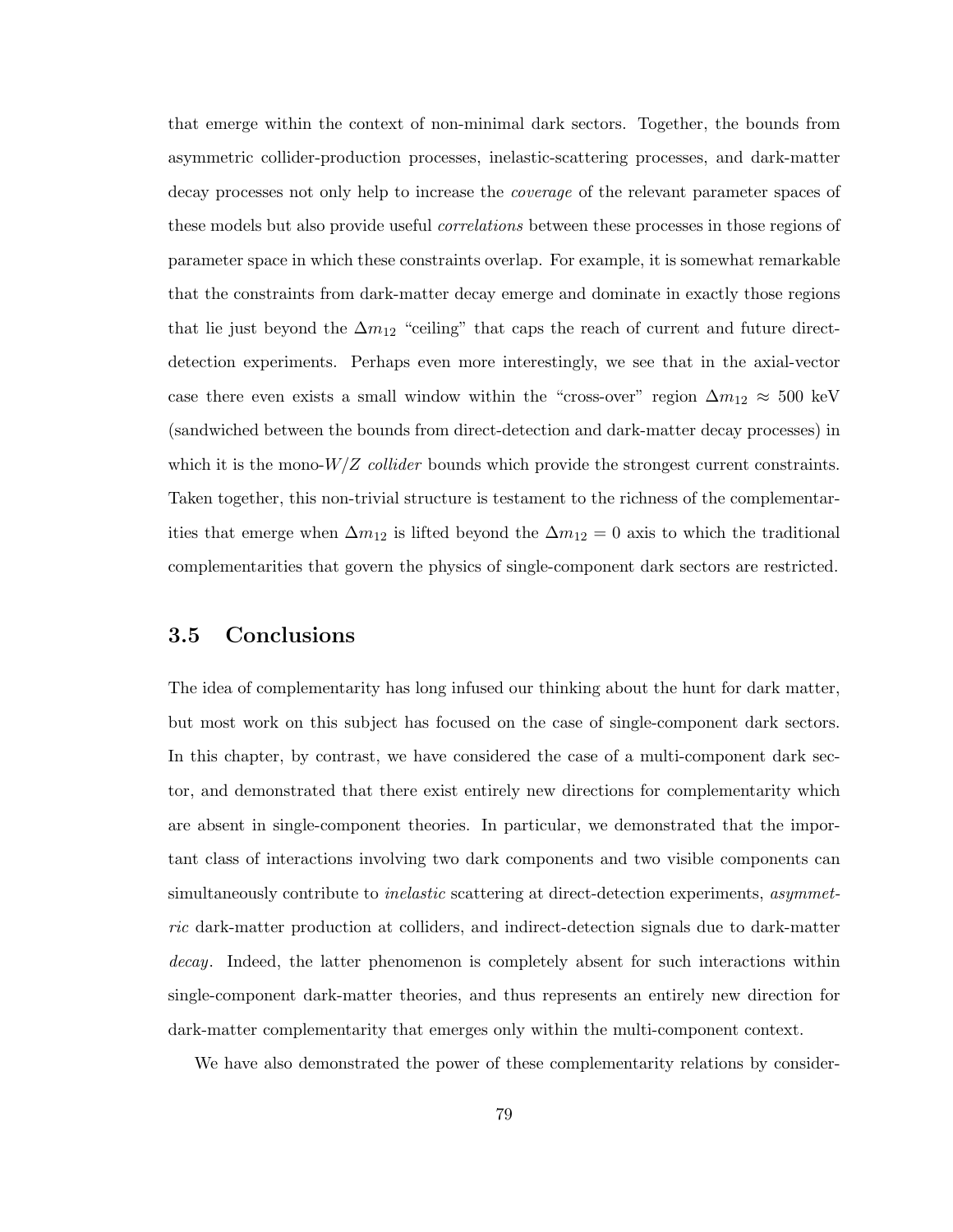that emerge within the context of non-minimal dark sectors. Together, the bounds from asymmetric collider-production processes, inelastic-scattering processes, and dark-matter decay processes not only help to increase the *coverage* of the relevant parameter spaces of these models but also provide useful *correlations* between these processes in those regions of parameter space in which these constraints overlap. For example, it is somewhat remarkable that the constraints from dark-matter decay emerge and dominate in exactly those regions that lie just beyond the $\Delta m_{12}$ "ceiling" that caps the reach of current and future direct-detection experiments. Perhaps even more interestingly, we see that in the axial-vector case there even exists a small window within the "cross-over" region $\Delta m_{12} \approx 500$ keV (sandwiched between the bounds from direct-detection and dark-matter decay processes) in which it is the mono-$W/Z$ *collider* bounds which provide the strongest current constraints. Taken together, this non-trivial structure is testament to the richness of the complementarities that emerge when $\Delta m_{12}$ is lifted beyond the $\Delta m_{12} = 0$ axis to which the traditional complementarities that govern the physics of single-component dark sectors are restricted.

## 3.5 Conclusions

The idea of complementarity has long infused our thinking about the hunt for dark matter, but most work on this subject has focused on the case of single-component dark sectors. In this chapter, by contrast, we have considered the case of a multi-component dark sector, and demonstrated that there exist entirely new directions for complementarity which are absent in single-component theories. In particular, we demonstrated that the important class of interactions involving two dark components and two visible components can simultaneously contribute to *inelastic* scattering at direct-detection experiments, *asymmetric* dark-matter production at colliders, and indirect-detection signals due to dark-matter *decay*. Indeed, the latter phenomenon is completely absent for such interactions within single-component dark-matter theories, and thus represents an entirely new direction for dark-matter complementarity that emerges only within the multi-component context.

We have also demonstrated the power of these complementarity relations by consider-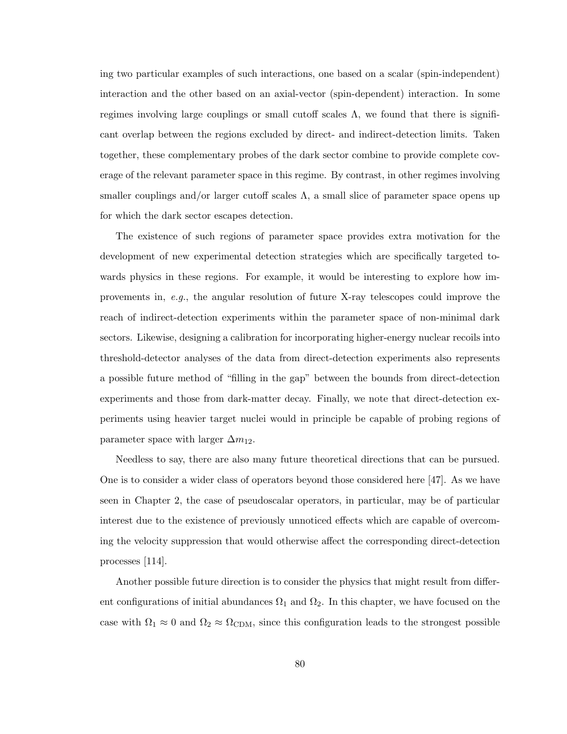ing two particular examples of such interactions, one based on a scalar (spin-independent) interaction and the other based on an axial-vector (spin-dependent) interaction. In some regimes involving large couplings or small cutoff scales $\Lambda$, we found that there is significant overlap between the regions excluded by direct- and indirect-detection limits. Taken together, these complementary probes of the dark sector combine to provide complete coverage of the relevant parameter space in this regime. By contrast, in other regimes involving smaller couplings and/or larger cutoff scales $\Lambda$, a small slice of parameter space opens up for which the dark sector escapes detection.

The existence of such regions of parameter space provides extra motivation for the development of new experimental detection strategies which are specifically targeted towards physics in these regions. For example, it would be interesting to explore how improvements in, *e.g.*, the angular resolution of future X-ray telescopes could improve the reach of indirect-detection experiments within the parameter space of non-minimal dark sectors. Likewise, designing a calibration for incorporating higher-energy nuclear recoils into threshold-detector analyses of the data from direct-detection experiments also represents a possible future method of "filling in the gap" between the bounds from direct-detection experiments and those from dark-matter decay. Finally, we note that direct-detection experiments using heavier target nuclei would in principle be capable of probing regions of parameter space with larger $\Delta m_{12}$.

Needless to say, there are also many future theoretical directions that can be pursued. One is to consider a wider class of operators beyond those considered here [47]. As we have seen in Chapter 2, the case of pseudoscalar operators, in particular, may be of particular interest due to the existence of previously unnoticed effects which are capable of overcoming the velocity suppression that would otherwise affect the corresponding direct-detection processes [114].

Another possible future direction is to consider the physics that might result from different configurations of initial abundances $\Omega_1$ and $\Omega_2$. In this chapter, we have focused on the case with $\Omega_1 \approx 0$ and $\Omega_2 \approx \Omega_{\text{CDM}}$, since this configuration leads to the strongest possible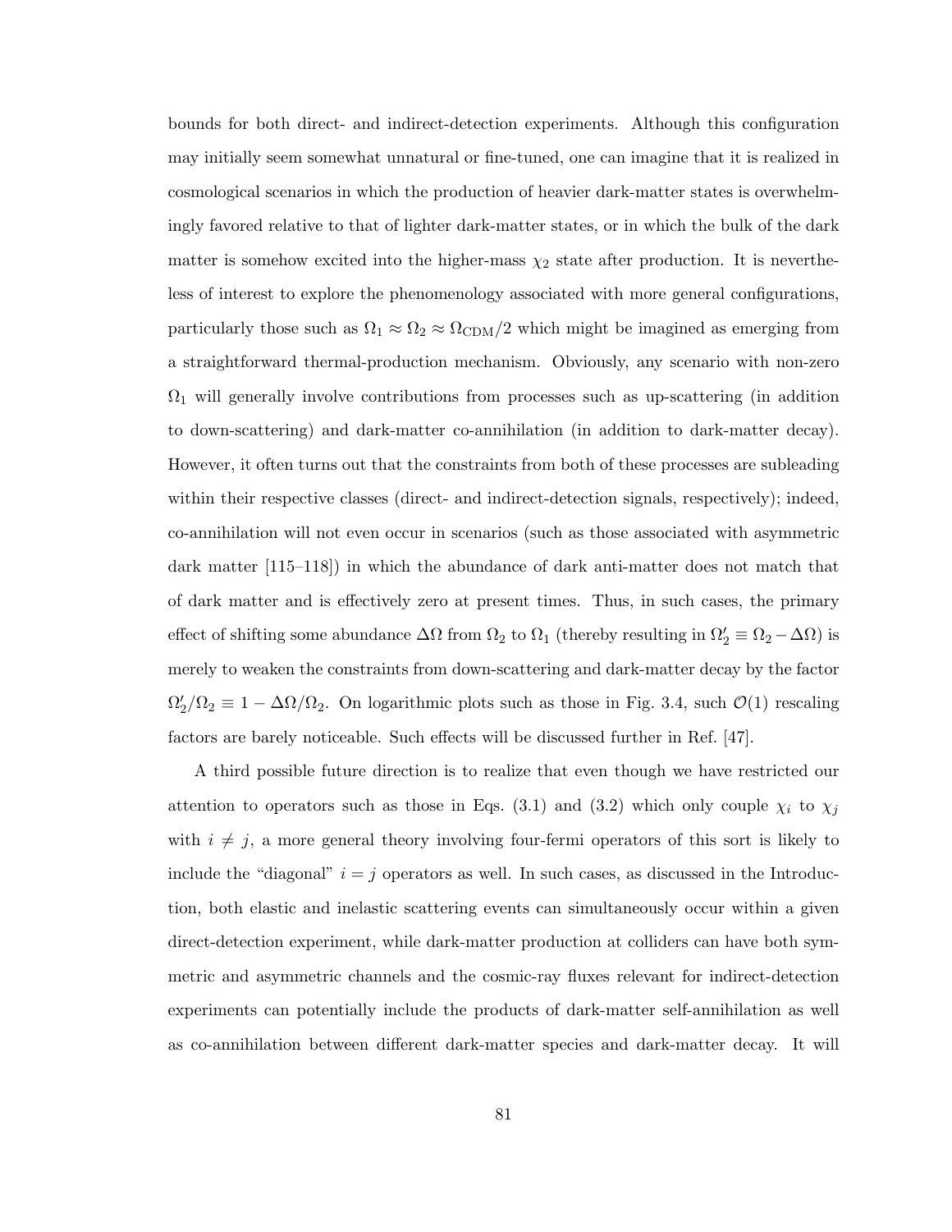bounds for both direct- and indirect-detection experiments. Although this configuration may initially seem somewhat unnatural or fine-tuned, one can imagine that it is realized in cosmological scenarios in which the production of heavier dark-matter states is overwhelmingly favored relative to that of lighter dark-matter states, or in which the bulk of the dark matter is somehow excited into the higher-mass $\chi_2$ state after production. It is nevertheless of interest to explore the phenomenology associated with more general configurations, particularly those such as $\Omega_1 \approx \Omega_2 \approx \Omega_{\text{CDM}}/2$ which might be imagined as emerging from a straightforward thermal-production mechanism. Obviously, any scenario with non-zero $\Omega_1$ will generally involve contributions from processes such as up-scattering (in addition to down-scattering) and dark-matter co-annihilation (in addition to dark-matter decay). However, it often turns out that the constraints from both of these processes are subleading within their respective classes (direct- and indirect-detection signals, respectively); indeed, co-annihilation will not even occur in scenarios (such as those associated with asymmetric dark matter [115–118]) in which the abundance of dark anti-matter does not match that of dark matter and is effectively zero at present times. Thus, in such cases, the primary effect of shifting some abundance $\Delta\Omega$ from $\Omega_2$ to $\Omega_1$ (thereby resulting in $\Omega_2' \equiv \Omega_2 - \Delta\Omega$) is merely to weaken the constraints from down-scattering and dark-matter decay by the factor $\Omega_2'/\Omega_2 \equiv 1 - \Delta\Omega/\Omega_2$. On logarithmic plots such as those in Fig. 3.4, such $\mathcal{O}(1)$ rescaling factors are barely noticeable. Such effects will be discussed further in Ref. [47].

A third possible future direction is to realize that even though we have restricted our attention to operators such as those in Eqs. (3.1) and (3.2) which only couple $\chi_i$ to $\chi_j$ with $i \neq j$, a more general theory involving four-fermi operators of this sort is likely to include the "diagonal" $i = j$ operators as well. In such cases, as discussed in the Introduction, both elastic and inelastic scattering events can simultaneously occur within a given direct-detection experiment, while dark-matter production at colliders can have both symmetric and asymmetric channels and the cosmic-ray fluxes relevant for indirect-detection experiments can potentially include the products of dark-matter self-annihilation as well as co-annihilation between different dark-matter species and dark-matter decay. It will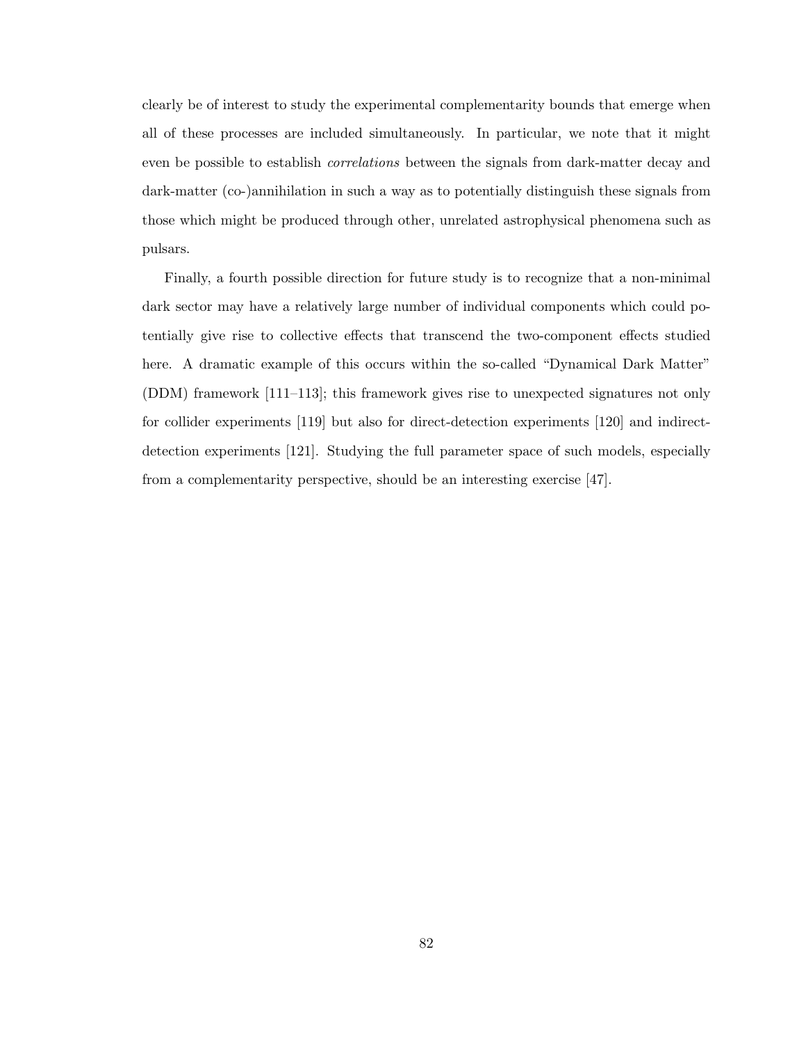clearly be of interest to study the experimental complementarity bounds that emerge when all of these processes are included simultaneously. In particular, we note that it might even be possible to establish *correlations* between the signals from dark-matter decay and dark-matter (co-)annihilation in such a way as to potentially distinguish these signals from those which might be produced through other, unrelated astrophysical phenomena such as pulsars.

Finally, a fourth possible direction for future study is to recognize that a non-minimal dark sector may have a relatively large number of individual components which could potentially give rise to collective effects that transcend the two-component effects studied here. A dramatic example of this occurs within the so-called "Dynamical Dark Matter" (DDM) framework [111–113]; this framework gives rise to unexpected signatures not only for collider experiments [119] but also for direct-detection experiments [120] and indirect-detection experiments [121]. Studying the full parameter space of such models, especially from a complementarity perspective, should be an interesting exercise [47].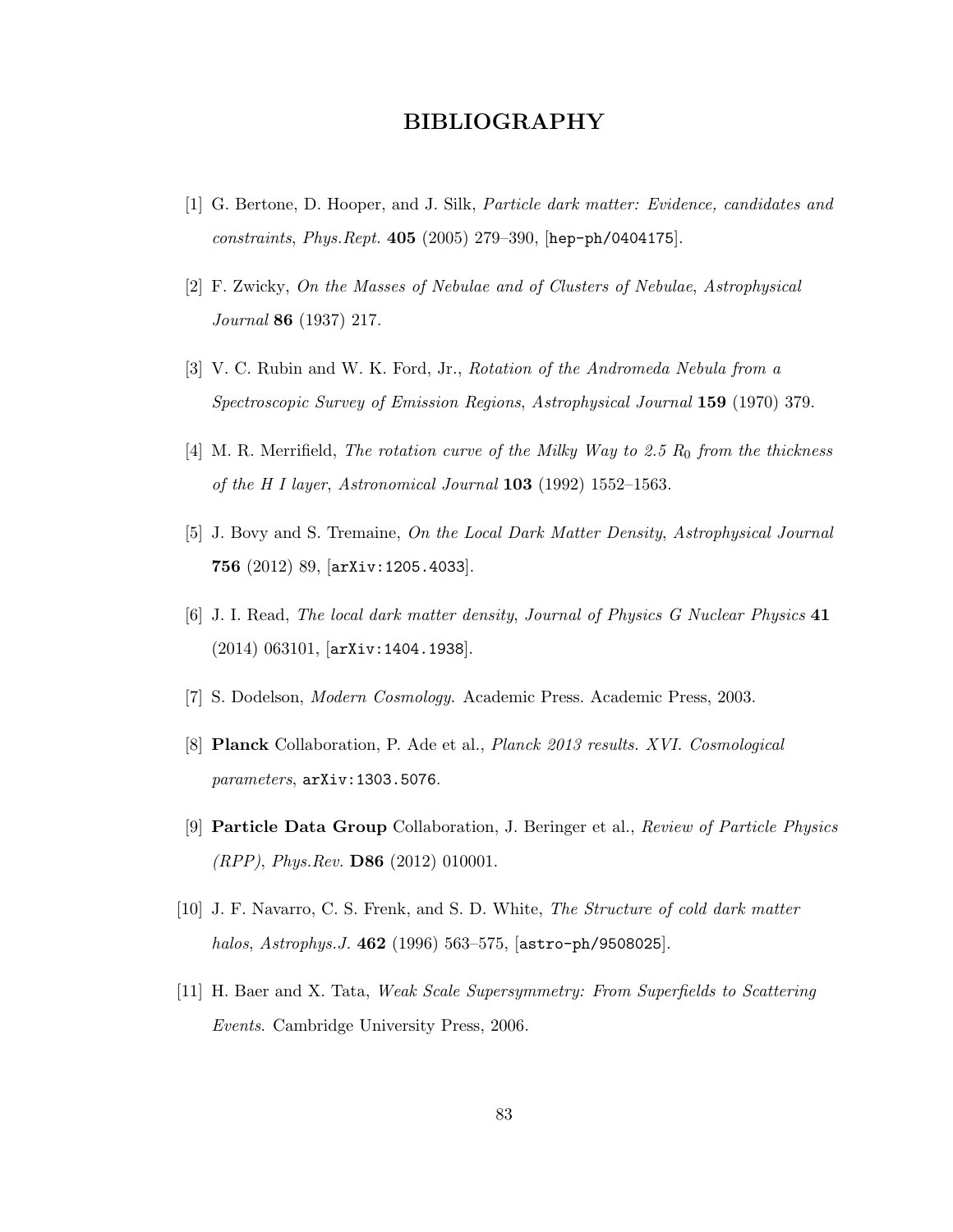# BIBLIOGRAPHY

[1] G. Bertone, D. Hooper, and J. Silk, *Particle dark matter: Evidence, candidates and constraints*, *Phys.Rept.* **405** (2005) 279–390, [hep-ph/0404175].

[2] F. Zwicky, *On the Masses of Nebulae and of Clusters of Nebulae*, *Astrophysical Journal* **86** (1937) 217.

[3] V. C. Rubin and W. K. Ford, Jr., *Rotation of the Andromeda Nebula from a Spectroscopic Survey of Emission Regions*, *Astrophysical Journal* **159** (1970) 379.

[4] M. R. Merrifield, *The rotation curve of the Milky Way to 2.5 $R_0$ from the thickness of the H I layer*, *Astronomical Journal* **103** (1992) 1552–1563.

[5] J. Bovy and S. Tremaine, *On the Local Dark Matter Density*, *Astrophysical Journal* **756** (2012) 89, [arXiv:1205.4033].

[6] J. I. Read, *The local dark matter density*, *Journal of Physics G Nuclear Physics* **41** (2014) 063101, [arXiv:1404.1938].

[7] S. Dodelson, *Modern Cosmology.* Academic Press. Academic Press, 2003.

[8] **Planck** Collaboration, P. Ade et al., *Planck 2013 results. XVI. Cosmological parameters*, arXiv:1303.5076.

[9] **Particle Data Group** Collaboration, J. Beringer et al., *Review of Particle Physics (RPP)*, *Phys.Rev.* **D86** (2012) 010001.

[10] J. F. Navarro, C. S. Frenk, and S. D. White, *The Structure of cold dark matter halos*, *Astrophys.J.* **462** (1996) 563–575, [astro-ph/9508025].

[11] H. Baer and X. Tata, *Weak Scale Supersymmetry: From Superfields to Scattering Events*. Cambridge University Press, 2006.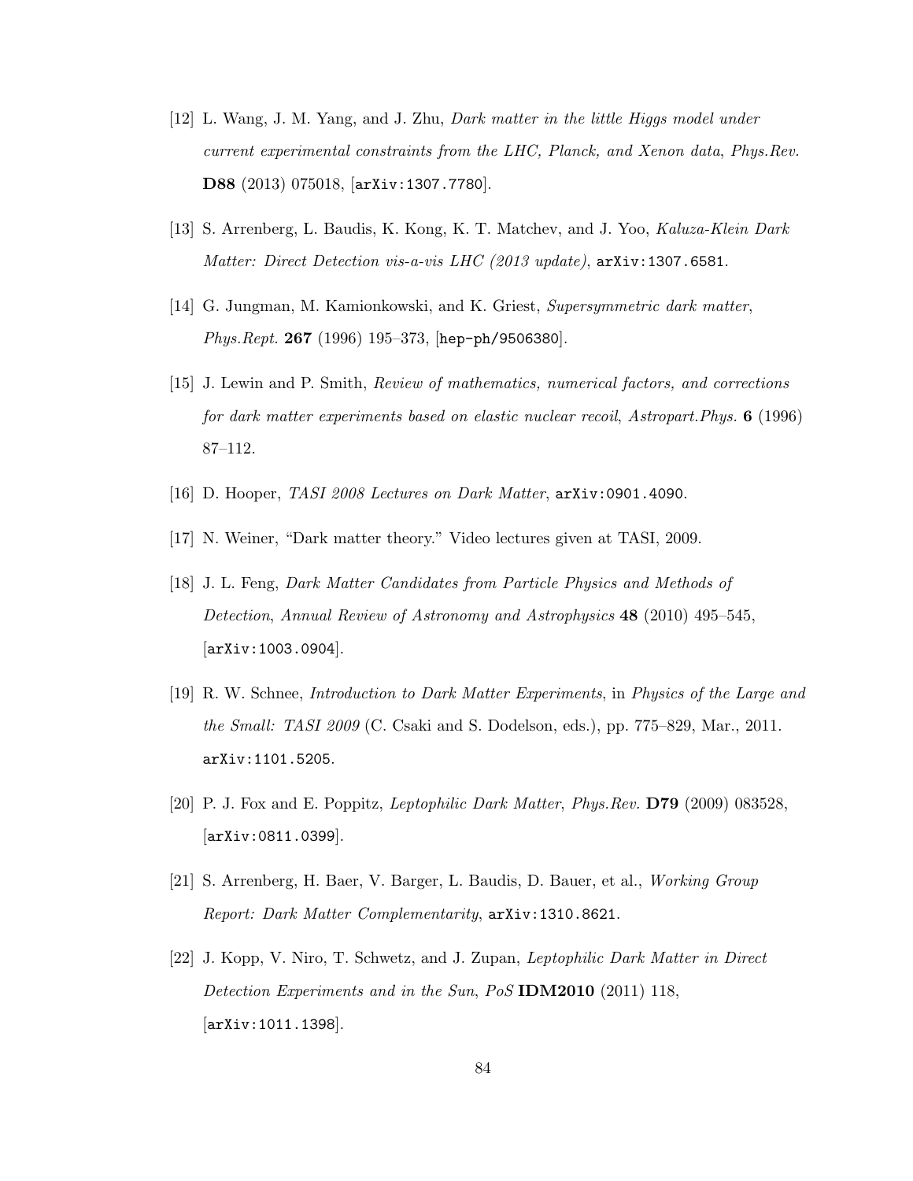[12] L. Wang, J. M. Yang, and J. Zhu, *Dark matter in the little Higgs model under current experimental constraints from the LHC, Planck, and Xenon data*, *Phys.Rev.* **D88** (2013) 075018, [`arXiv:1307.7780`].

[13] S. Arrenberg, L. Baudis, K. Kong, K. T. Matchev, and J. Yoo, *Kaluza-Klein Dark Matter: Direct Detection vis-a-vis LHC (2013 update)*, `arXiv:1307.6581`.

[14] G. Jungman, M. Kamionkowski, and K. Griest, *Supersymmetric dark matter*, *Phys.Rept.* **267** (1996) 195–373, [`hep-ph/9506380`].

[15] J. Lewin and P. Smith, *Review of mathematics, numerical factors, and corrections for dark matter experiments based on elastic nuclear recoil*, *Astropart.Phys.* **6** (1996) 87–112.

[16] D. Hooper, *TASI 2008 Lectures on Dark Matter*, `arXiv:0901.4090`.

[17] N. Weiner, "Dark matter theory." Video lectures given at TASI, 2009.

[18] J. L. Feng, *Dark Matter Candidates from Particle Physics and Methods of Detection*, *Annual Review of Astronomy and Astrophysics* **48** (2010) 495–545, [`arXiv:1003.0904`].

[19] R. W. Schnee, *Introduction to Dark Matter Experiments*, in *Physics of the Large and the Small: TASI 2009* (C. Csaki and S. Dodelson, eds.), pp. 775–829, Mar., 2011. `arXiv:1101.5205`.

[20] P. J. Fox and E. Poppitz, *Leptophilic Dark Matter*, *Phys.Rev.* **D79** (2009) 083528, [`arXiv:0811.0399`].

[21] S. Arrenberg, H. Baer, V. Barger, L. Baudis, D. Bauer, et al., *Working Group Report: Dark Matter Complementarity*, `arXiv:1310.8621`.

[22] J. Kopp, V. Niro, T. Schwetz, and J. Zupan, *Leptophilic Dark Matter in Direct Detection Experiments and in the Sun*, *PoS* **IDM2010** (2011) 118, [`arXiv:1011.1398`].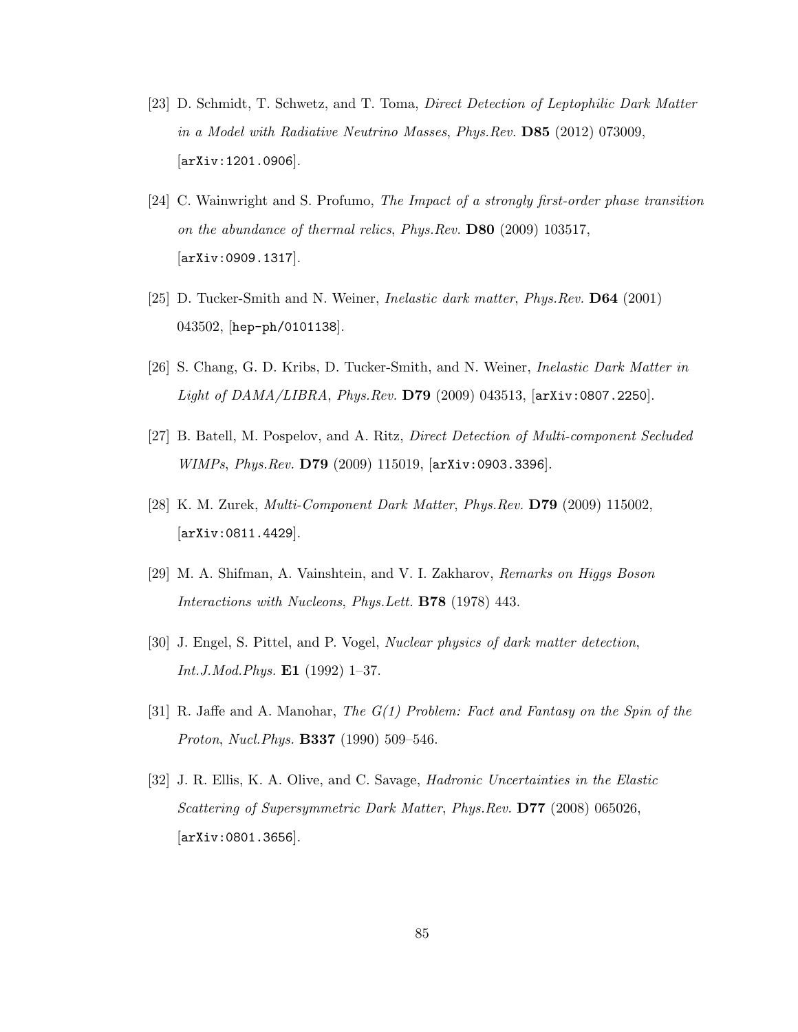[23] D. Schmidt, T. Schwetz, and T. Toma, *Direct Detection of Leptophilic Dark Matter in a Model with Radiative Neutrino Masses*, *Phys.Rev.* **D85** (2012) 073009, [arXiv:1201.0906].

[24] C. Wainwright and S. Profumo, *The Impact of a strongly first-order phase transition on the abundance of thermal relics*, *Phys.Rev.* **D80** (2009) 103517, [arXiv:0909.1317].

[25] D. Tucker-Smith and N. Weiner, *Inelastic dark matter*, *Phys.Rev.* **D64** (2001) 043502, [hep-ph/0101138].

[26] S. Chang, G. D. Kribs, D. Tucker-Smith, and N. Weiner, *Inelastic Dark Matter in Light of DAMA/LIBRA*, *Phys.Rev.* **D79** (2009) 043513, [arXiv:0807.2250].

[27] B. Batell, M. Pospelov, and A. Ritz, *Direct Detection of Multi-component Secluded WIMPs*, *Phys.Rev.* **D79** (2009) 115019, [arXiv:0903.3396].

[28] K. M. Zurek, *Multi-Component Dark Matter*, *Phys.Rev.* **D79** (2009) 115002, [arXiv:0811.4429].

[29] M. A. Shifman, A. Vainshtein, and V. I. Zakharov, *Remarks on Higgs Boson Interactions with Nucleons*, *Phys.Lett.* **B78** (1978) 443.

[30] J. Engel, S. Pittel, and P. Vogel, *Nuclear physics of dark matter detection*, *Int.J.Mod.Phys.* **E1** (1992) 1–37.

[31] R. Jaffe and A. Manohar, *The G(1) Problem: Fact and Fantasy on the Spin of the Proton*, *Nucl.Phys.* **B337** (1990) 509–546.

[32] J. R. Ellis, K. A. Olive, and C. Savage, *Hadronic Uncertainties in the Elastic Scattering of Supersymmetric Dark Matter*, *Phys.Rev.* **D77** (2008) 065026, [arXiv:0801.3656].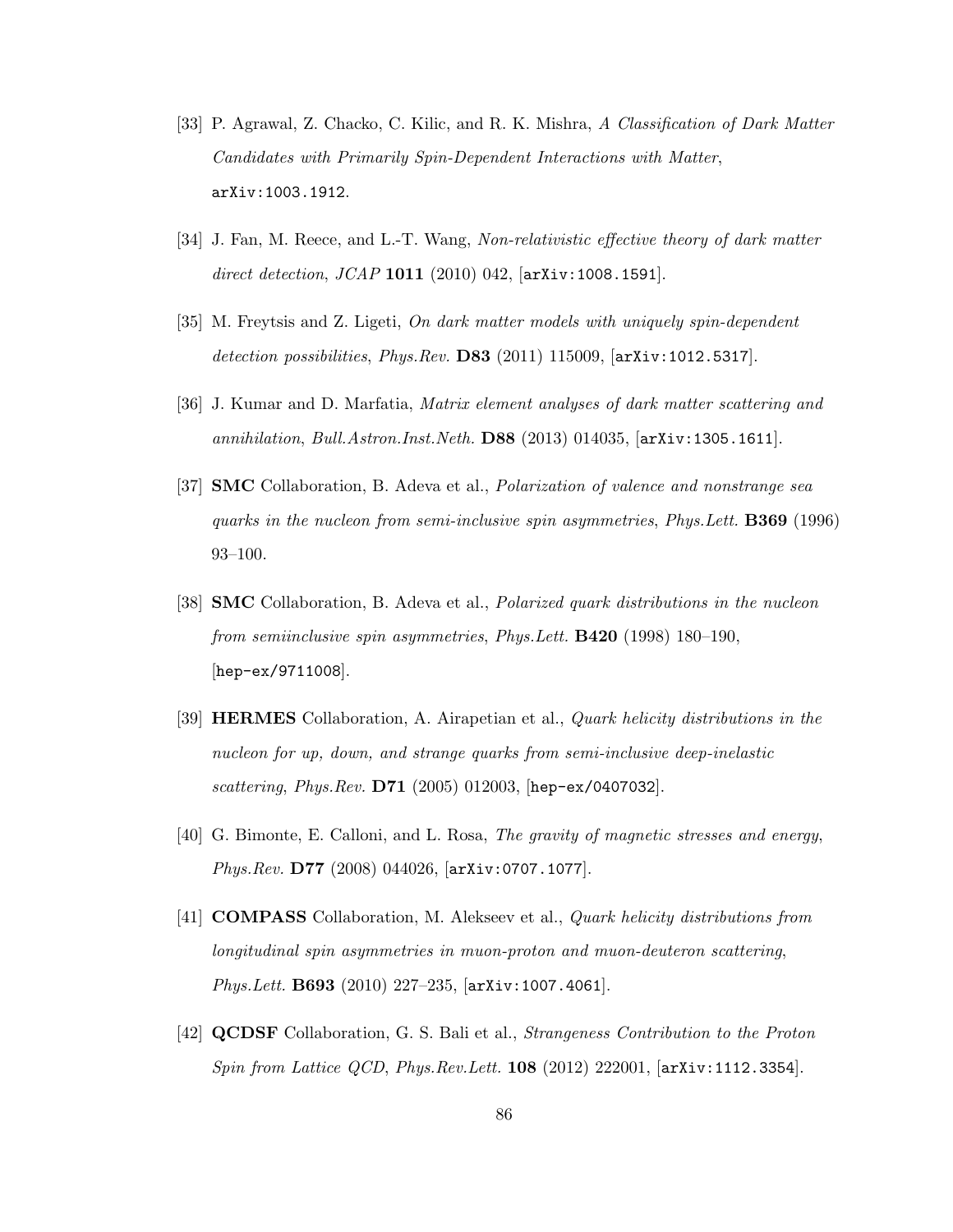[33] P. Agrawal, Z. Chacko, C. Kilic, and R. K. Mishra, *A Classification of Dark Matter Candidates with Primarily Spin-Dependent Interactions with Matter*, `arXiv:1003.1912`.

[34] J. Fan, M. Reece, and L.-T. Wang, *Non-relativistic effective theory of dark matter direct detection*, *JCAP* **1011** (2010) 042, [`arXiv:1008.1591`].

[35] M. Freytsis and Z. Ligeti, *On dark matter models with uniquely spin-dependent detection possibilities*, *Phys.Rev.* **D83** (2011) 115009, [`arXiv:1012.5317`].

[36] J. Kumar and D. Marfatia, *Matrix element analyses of dark matter scattering and annihilation*, *Bull.Astron.Inst.Neth.* **D88** (2013) 014035, [`arXiv:1305.1611`].

[37] **SMC** Collaboration, B. Adeva et al., *Polarization of valence and nonstrange sea quarks in the nucleon from semi-inclusive spin asymmetries*, *Phys.Lett.* **B369** (1996) 93–100.

[38] **SMC** Collaboration, B. Adeva et al., *Polarized quark distributions in the nucleon from semiinclusive spin asymmetries*, *Phys.Lett.* **B420** (1998) 180–190, [`hep-ex/9711008`].

[39] **HERMES** Collaboration, A. Airapetian et al., *Quark helicity distributions in the nucleon for up, down, and strange quarks from semi-inclusive deep-inelastic scattering*, *Phys.Rev.* **D71** (2005) 012003, [`hep-ex/0407032`].

[40] G. Bimonte, E. Calloni, and L. Rosa, *The gravity of magnetic stresses and energy*, *Phys.Rev.* **D77** (2008) 044026, [`arXiv:0707.1077`].

[41] **COMPASS** Collaboration, M. Alekseev et al., *Quark helicity distributions from longitudinal spin asymmetries in muon-proton and muon-deuteron scattering*, *Phys.Lett.* **B693** (2010) 227–235, [`arXiv:1007.4061`].

[42] **QCDSF** Collaboration, G. S. Bali et al., *Strangeness Contribution to the Proton Spin from Lattice QCD*, *Phys.Rev.Lett.* **108** (2012) 222001, [`arXiv:1112.3354`].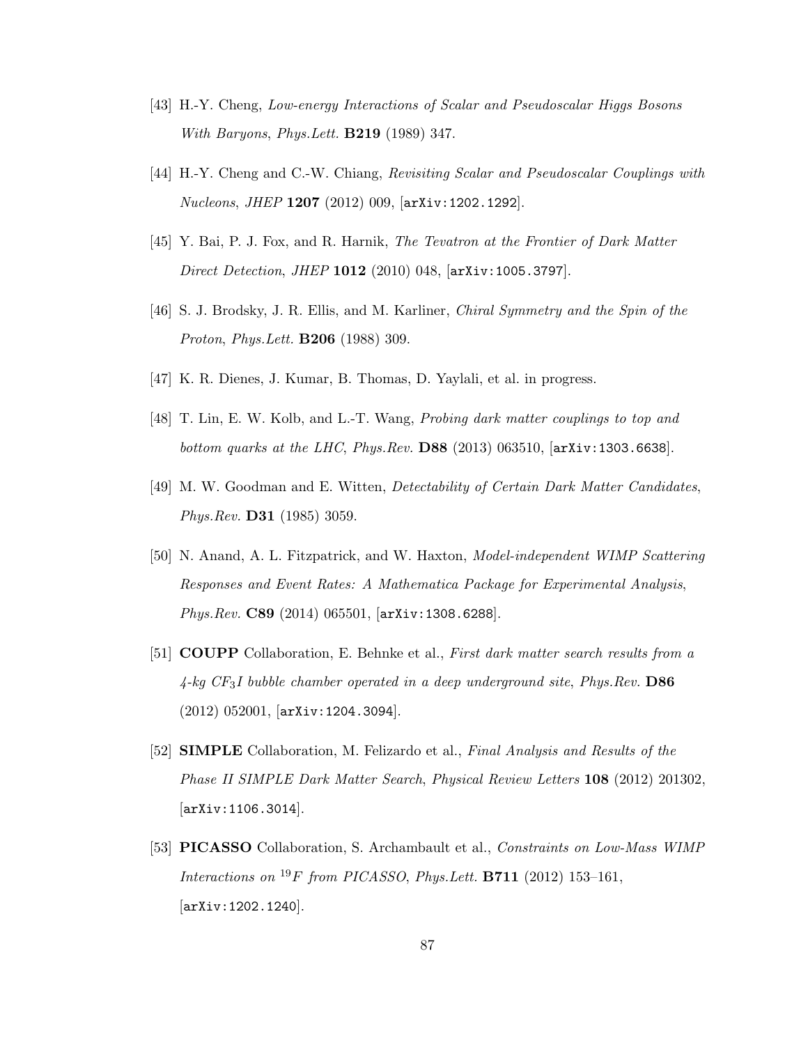[43] H.-Y. Cheng, *Low-energy Interactions of Scalar and Pseudoscalar Higgs Bosons With Baryons*, *Phys.Lett.* **B219** (1989) 347.

[44] H.-Y. Cheng and C.-W. Chiang, *Revisiting Scalar and Pseudoscalar Couplings with Nucleons*, *JHEP* **1207** (2012) 009, [`arXiv:1202.1292`].

[45] Y. Bai, P. J. Fox, and R. Harnik, *The Tevatron at the Frontier of Dark Matter Direct Detection*, *JHEP* **1012** (2010) 048, [`arXiv:1005.3797`].

[46] S. J. Brodsky, J. R. Ellis, and M. Karliner, *Chiral Symmetry and the Spin of the Proton*, *Phys.Lett.* **B206** (1988) 309.

[47] K. R. Dienes, J. Kumar, B. Thomas, D. Yaylali, et al. in progress.

[48] T. Lin, E. W. Kolb, and L.-T. Wang, *Probing dark matter couplings to top and bottom quarks at the LHC*, *Phys.Rev.* **D88** (2013) 063510, [`arXiv:1303.6638`].

[49] M. W. Goodman and E. Witten, *Detectability of Certain Dark Matter Candidates*, *Phys.Rev.* **D31** (1985) 3059.

[50] N. Anand, A. L. Fitzpatrick, and W. Haxton, *Model-independent WIMP Scattering Responses and Event Rates: A Mathematica Package for Experimental Analysis*, *Phys.Rev.* **C89** (2014) 065501, [`arXiv:1308.6288`].

[51] **COUPP** Collaboration, E. Behnke et al., *First dark matter search results from a 4-kg $CF_3I$ bubble chamber operated in a deep underground site*, *Phys.Rev.* **D86** (2012) 052001, [`arXiv:1204.3094`].

[52] **SIMPLE** Collaboration, M. Felizardo et al., *Final Analysis and Results of the Phase II SIMPLE Dark Matter Search*, *Physical Review Letters* **108** (2012) 201302, [`arXiv:1106.3014`].

[53] **PICASSO** Collaboration, S. Archambault et al., *Constraints on Low-Mass WIMP Interactions on $^{19}F$ from PICASSO*, *Phys.Lett.* **B711** (2012) 153–161, [`arXiv:1202.1240`].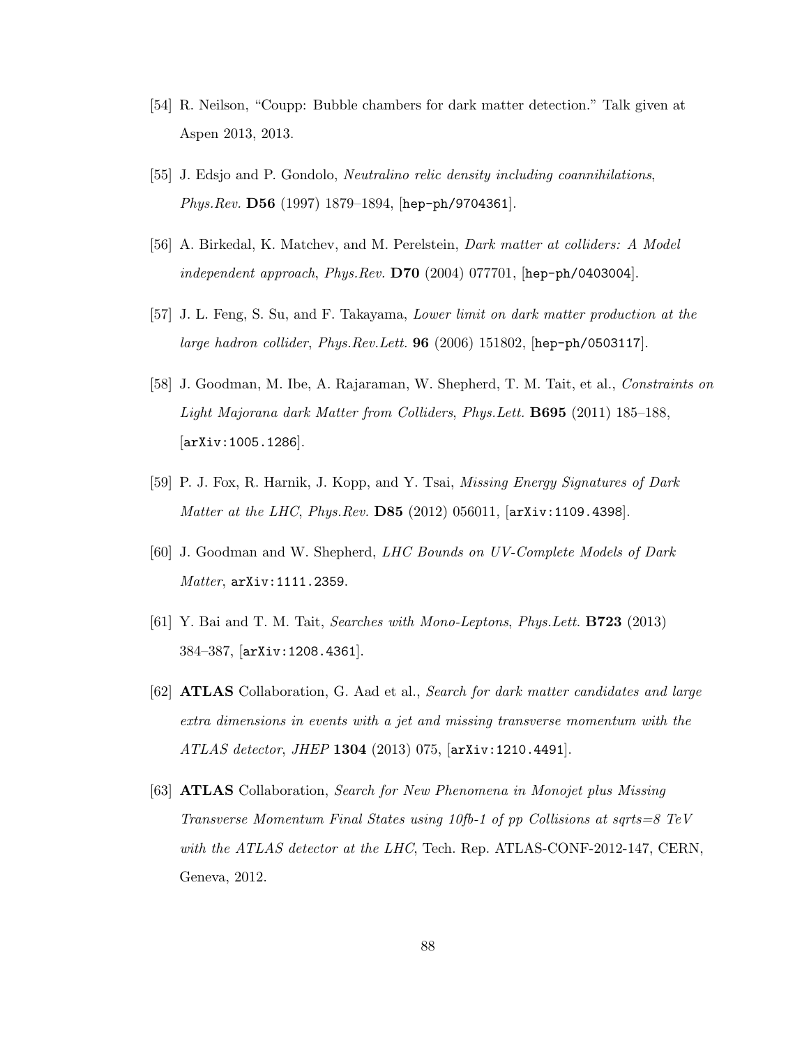[54] R. Neilson, "Coupp: Bubble chambers for dark matter detection." Talk given at Aspen 2013, 2013.

[55] J. Edsjo and P. Gondolo, *Neutralino relic density including coannihilations*, *Phys.Rev.* **D56** (1997) 1879–1894, [hep-ph/9704361].

[56] A. Birkedal, K. Matchev, and M. Perelstein, *Dark matter at colliders: A Model independent approach*, *Phys.Rev.* **D70** (2004) 077701, [hep-ph/0403004].

[57] J. L. Feng, S. Su, and F. Takayama, *Lower limit on dark matter production at the large hadron collider*, *Phys.Rev.Lett.* **96** (2006) 151802, [hep-ph/0503117].

[58] J. Goodman, M. Ibe, A. Rajaraman, W. Shepherd, T. M. Tait, et al., *Constraints on Light Majorana dark Matter from Colliders*, *Phys.Lett.* **B695** (2011) 185–188, [arXiv:1005.1286].

[59] P. J. Fox, R. Harnik, J. Kopp, and Y. Tsai, *Missing Energy Signatures of Dark Matter at the LHC*, *Phys.Rev.* **D85** (2012) 056011, [arXiv:1109.4398].

[60] J. Goodman and W. Shepherd, *LHC Bounds on UV-Complete Models of Dark Matter*, arXiv:1111.2359.

[61] Y. Bai and T. M. Tait, *Searches with Mono-Leptons*, *Phys.Lett.* **B723** (2013) 384–387, [arXiv:1208.4361].

[62] **ATLAS** Collaboration, G. Aad et al., *Search for dark matter candidates and large extra dimensions in events with a jet and missing transverse momentum with the ATLAS detector*, *JHEP* **1304** (2013) 075, [arXiv:1210.4491].

[63] **ATLAS** Collaboration, *Search for New Phenomena in Monojet plus Missing Transverse Momentum Final States using 10fb-1 of pp Collisions at sqrts=8 TeV with the ATLAS detector at the LHC*, Tech. Rep. ATLAS-CONF-2012-147, CERN, Geneva, 2012.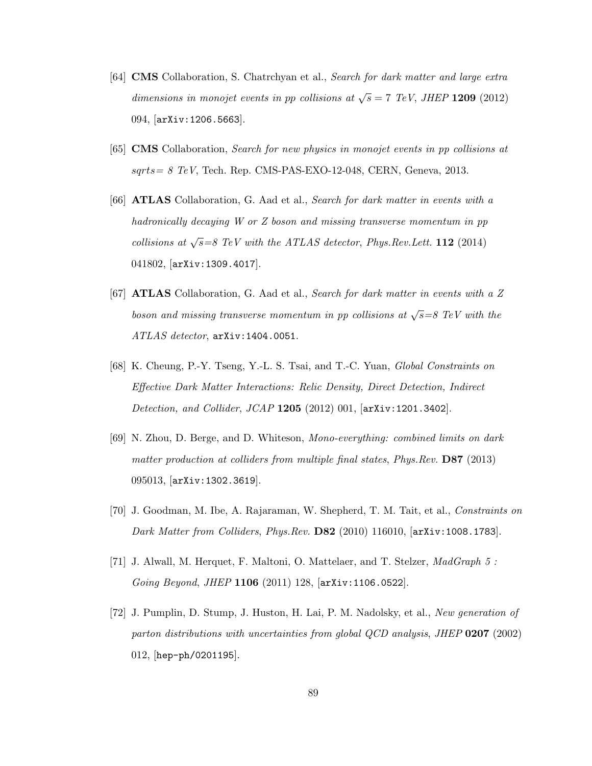[64] **CMS** Collaboration, S. Chatrchyan et al., *Search for dark matter and large extra dimensions in monojet events in pp collisions at $\sqrt{s} = 7$ TeV*, *JHEP* **1209** (2012) 094, [arXiv:1206.5663].

[65] **CMS** Collaboration, *Search for new physics in monojet events in pp collisions at sqrts= 8 TeV*, Tech. Rep. CMS-PAS-EXO-12-048, CERN, Geneva, 2013.

[66] **ATLAS** Collaboration, G. Aad et al., *Search for dark matter in events with a hadronically decaying W or Z boson and missing transverse momentum in pp collisions at $\sqrt{s}$=8 TeV with the ATLAS detector*, *Phys.Rev.Lett.* **112** (2014) 041802, [arXiv:1309.4017].

[67] **ATLAS** Collaboration, G. Aad et al., *Search for dark matter in events with a Z boson and missing transverse momentum in pp collisions at $\sqrt{s}$=8 TeV with the ATLAS detector*, arXiv:1404.0051.

[68] K. Cheung, P.-Y. Tseng, Y.-L. S. Tsai, and T.-C. Yuan, *Global Constraints on Effective Dark Matter Interactions: Relic Density, Direct Detection, Indirect Detection, and Collider*, *JCAP* **1205** (2012) 001, [arXiv:1201.3402].

[69] N. Zhou, D. Berge, and D. Whiteson, *Mono-everything: combined limits on dark matter production at colliders from multiple final states*, *Phys.Rev.* **D87** (2013) 095013, [arXiv:1302.3619].

[70] J. Goodman, M. Ibe, A. Rajaraman, W. Shepherd, T. M. Tait, et al., *Constraints on Dark Matter from Colliders*, *Phys.Rev.* **D82** (2010) 116010, [arXiv:1008.1783].

[71] J. Alwall, M. Herquet, F. Maltoni, O. Mattelaer, and T. Stelzer, *MadGraph 5 : Going Beyond*, *JHEP* **1106** (2011) 128, [arXiv:1106.0522].

[72] J. Pumplin, D. Stump, J. Huston, H. Lai, P. M. Nadolsky, et al., *New generation of parton distributions with uncertainties from global QCD analysis*, *JHEP* **0207** (2002) 012, [hep-ph/0201195].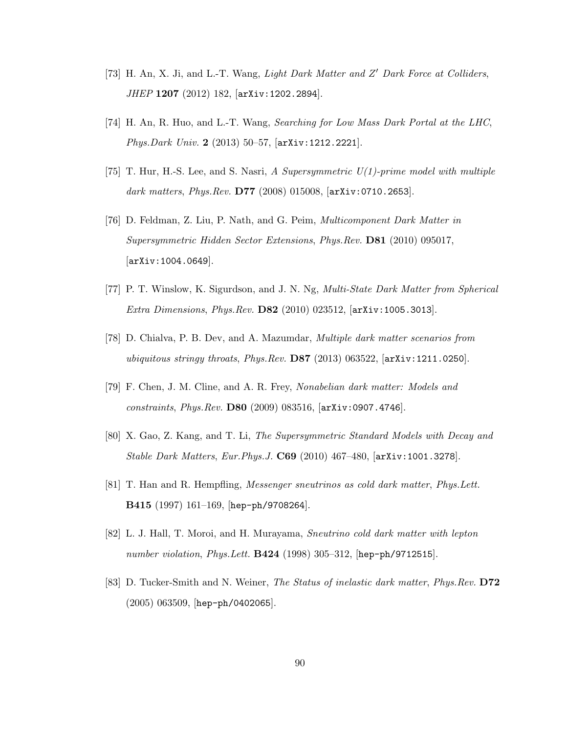[73] H. An, X. Ji, and L.-T. Wang, *Light Dark Matter and $Z'$ Dark Force at Colliders*, *JHEP* **1207** (2012) 182, [`arXiv:1202.2894`].

[74] H. An, R. Huo, and L.-T. Wang, *Searching for Low Mass Dark Portal at the LHC*, *Phys.Dark Univ.* **2** (2013) 50–57, [`arXiv:1212.2221`].

[75] T. Hur, H.-S. Lee, and S. Nasri, *A Supersymmetric U(1)-prime model with multiple dark matters*, *Phys.Rev.* **D77** (2008) 015008, [`arXiv:0710.2653`].

[76] D. Feldman, Z. Liu, P. Nath, and G. Peim, *Multicomponent Dark Matter in Supersymmetric Hidden Sector Extensions*, *Phys.Rev.* **D81** (2010) 095017, [`arXiv:1004.0649`].

[77] P. T. Winslow, K. Sigurdson, and J. N. Ng, *Multi-State Dark Matter from Spherical Extra Dimensions*, *Phys.Rev.* **D82** (2010) 023512, [`arXiv:1005.3013`].

[78] D. Chialva, P. B. Dev, and A. Mazumdar, *Multiple dark matter scenarios from ubiquitous stringy throats*, *Phys.Rev.* **D87** (2013) 063522, [`arXiv:1211.0250`].

[79] F. Chen, J. M. Cline, and A. R. Frey, *Nonabelian dark matter: Models and constraints*, *Phys.Rev.* **D80** (2009) 083516, [`arXiv:0907.4746`].

[80] X. Gao, Z. Kang, and T. Li, *The Supersymmetric Standard Models with Decay and Stable Dark Matters*, *Eur.Phys.J.* **C69** (2010) 467–480, [`arXiv:1001.3278`].

[81] T. Han and R. Hempfling, *Messenger sneutrinos as cold dark matter*, *Phys.Lett.* **B415** (1997) 161–169, [`hep-ph/9708264`].

[82] L. J. Hall, T. Moroi, and H. Murayama, *Sneutrino cold dark matter with lepton number violation*, *Phys.Lett.* **B424** (1998) 305–312, [`hep-ph/9712515`].

[83] D. Tucker-Smith and N. Weiner, *The Status of inelastic dark matter*, *Phys.Rev.* **D72** (2005) 063509, [`hep-ph/0402065`].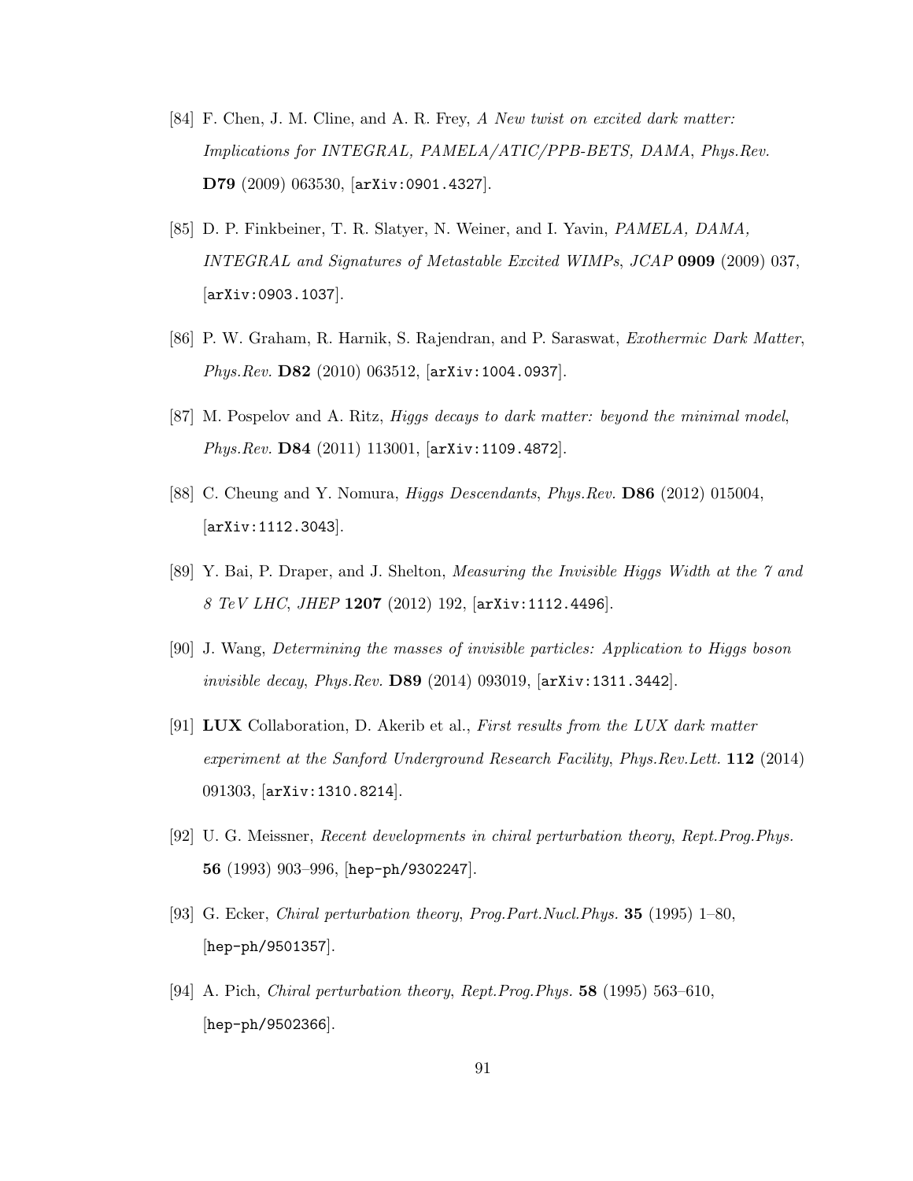[84] F. Chen, J. M. Cline, and A. R. Frey, *A New twist on excited dark matter: Implications for INTEGRAL, PAMELA/ATIC/PPB-BETS, DAMA*, *Phys.Rev.* **D79** (2009) 063530, [`arXiv:0901.4327`].

[85] D. P. Finkbeiner, T. R. Slatyer, N. Weiner, and I. Yavin, *PAMELA, DAMA, INTEGRAL and Signatures of Metastable Excited WIMPs*, *JCAP* **0909** (2009) 037, [`arXiv:0903.1037`].

[86] P. W. Graham, R. Harnik, S. Rajendran, and P. Saraswat, *Exothermic Dark Matter*, *Phys.Rev.* **D82** (2010) 063512, [`arXiv:1004.0937`].

[87] M. Pospelov and A. Ritz, *Higgs decays to dark matter: beyond the minimal model*, *Phys.Rev.* **D84** (2011) 113001, [`arXiv:1109.4872`].

[88] C. Cheung and Y. Nomura, *Higgs Descendants*, *Phys.Rev.* **D86** (2012) 015004, [`arXiv:1112.3043`].

[89] Y. Bai, P. Draper, and J. Shelton, *Measuring the Invisible Higgs Width at the 7 and 8 TeV LHC*, *JHEP* **1207** (2012) 192, [`arXiv:1112.4496`].

[90] J. Wang, *Determining the masses of invisible particles: Application to Higgs boson invisible decay*, *Phys.Rev.* **D89** (2014) 093019, [`arXiv:1311.3442`].

[91] **LUX** Collaboration, D. Akerib et al., *First results from the LUX dark matter experiment at the Sanford Underground Research Facility*, *Phys.Rev.Lett.* **112** (2014) 091303, [`arXiv:1310.8214`].

[92] U. G. Meissner, *Recent developments in chiral perturbation theory*, *Rept.Prog.Phys.* **56** (1993) 903–996, [`hep-ph/9302247`].

[93] G. Ecker, *Chiral perturbation theory*, *Prog.Part.Nucl.Phys.* **35** (1995) 1–80, [`hep-ph/9501357`].

[94] A. Pich, *Chiral perturbation theory*, *Rept.Prog.Phys.* **58** (1995) 563–610, [`hep-ph/9502366`].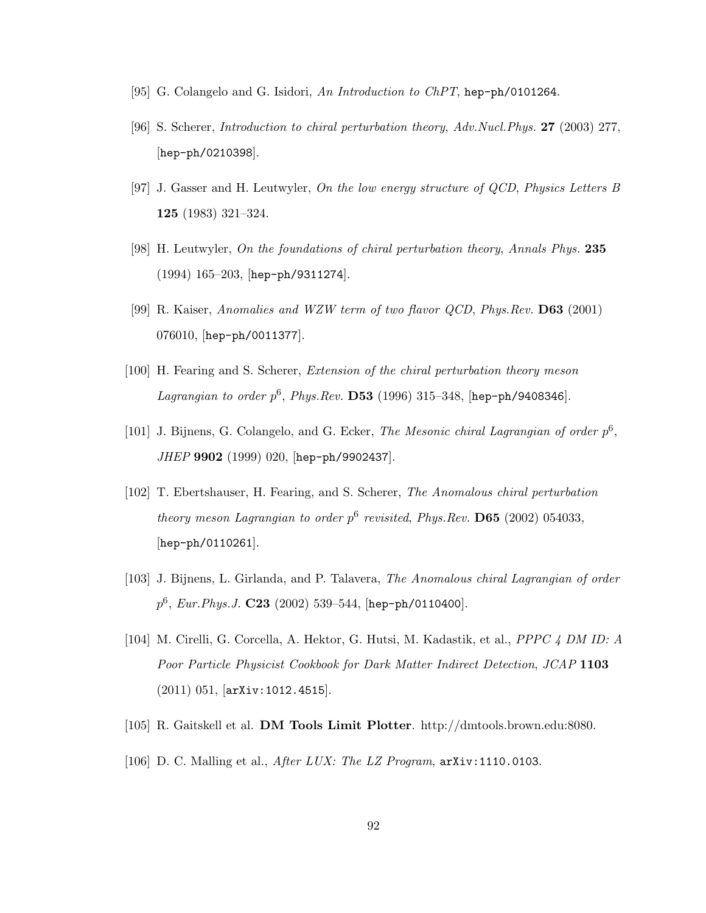[95] G. Colangelo and G. Isidori, *An Introduction to ChPT*, `hep-ph/0101264`.

[96] S. Scherer, *Introduction to chiral perturbation theory*, *Adv.Nucl.Phys.* **27** (2003) 277, [`hep-ph/0210398`].

[97] J. Gasser and H. Leutwyler, *On the low energy structure of QCD*, *Physics Letters B* **125** (1983) 321–324.

[98] H. Leutwyler, *On the foundations of chiral perturbation theory*, *Annals Phys.* **235** (1994) 165–203, [`hep-ph/9311274`].

[99] R. Kaiser, *Anomalies and WZW term of two flavor QCD*, *Phys.Rev.* **D63** (2001) 076010, [`hep-ph/0011377`].

[100] H. Fearing and S. Scherer, *Extension of the chiral perturbation theory meson Lagrangian to order $p^6$*, *Phys.Rev.* **D53** (1996) 315–348, [`hep-ph/9408346`].

[101] J. Bijnens, G. Colangelo, and G. Ecker, *The Mesonic chiral Lagrangian of order $p^6$*, *JHEP* **9902** (1999) 020, [`hep-ph/9902437`].

[102] T. Ebertshauser, H. Fearing, and S. Scherer, *The Anomalous chiral perturbation theory meson Lagrangian to order $p^6$ revisited*, *Phys.Rev.* **D65** (2002) 054033, [`hep-ph/0110261`].

[103] J. Bijnens, L. Girlanda, and P. Talavera, *The Anomalous chiral Lagrangian of order $p^6$*, *Eur.Phys.J.* **C23** (2002) 539–544, [`hep-ph/0110400`].

[104] M. Cirelli, G. Corcella, A. Hektor, G. Hutsi, M. Kadastik, et al., *PPPC 4 DM ID: A Poor Particle Physicist Cookbook for Dark Matter Indirect Detection*, *JCAP* **1103** (2011) 051, [`arXiv:1012.4515`].

[105] R. Gaitskell et al. **DM Tools Limit Plotter**. http://dmtools.brown.edu:8080.

[106] D. C. Malling et al., *After LUX: The LZ Program*, `arXiv:1110.0103`.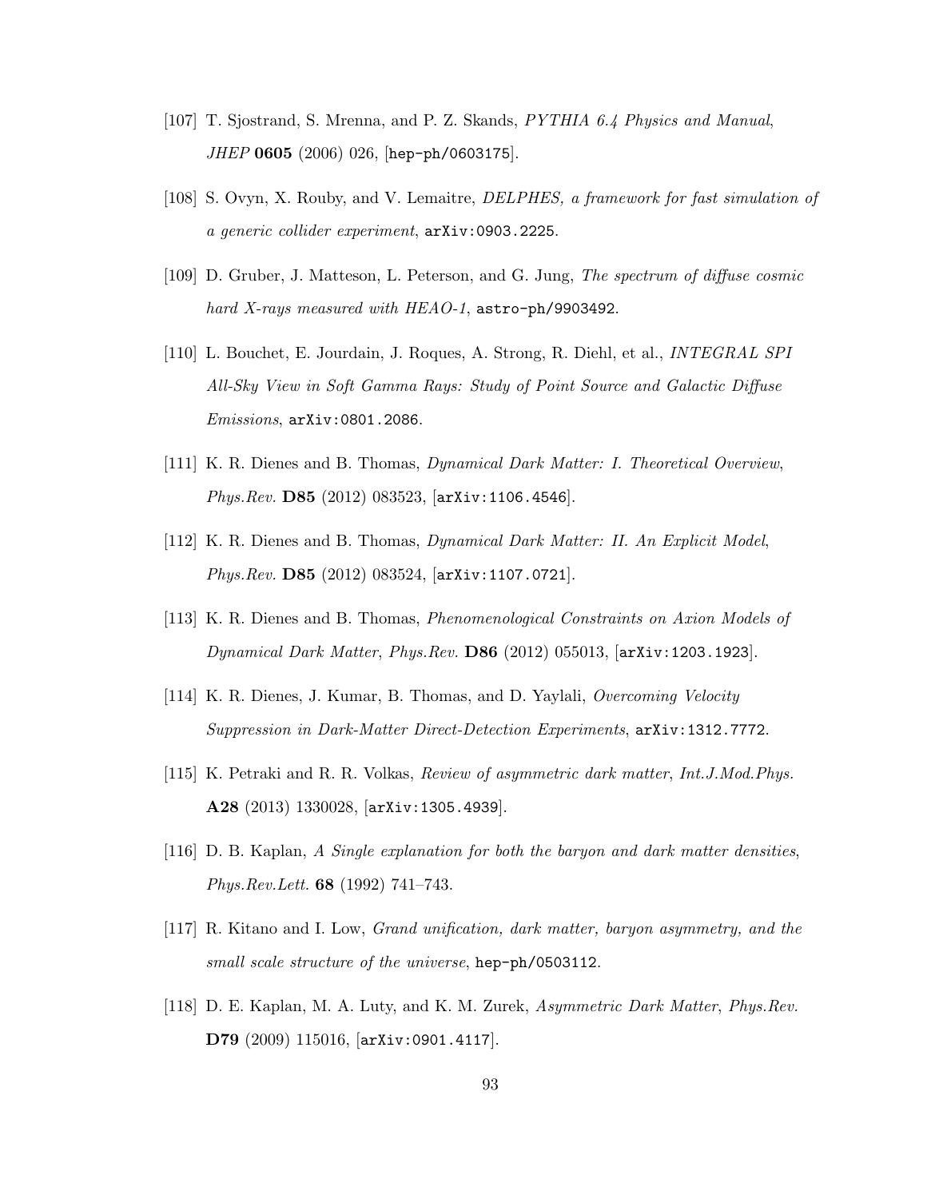[107] T. Sjostrand, S. Mrenna, and P. Z. Skands, *PYTHIA 6.4 Physics and Manual*, *JHEP* **0605** (2006) 026, [`hep-ph/0603175`].

[108] S. Ovyn, X. Rouby, and V. Lemaitre, *DELPHES, a framework for fast simulation of a generic collider experiment*, `arXiv:0903.2225`.

[109] D. Gruber, J. Matteson, L. Peterson, and G. Jung, *The spectrum of diffuse cosmic hard X-rays measured with HEAO-1*, `astro-ph/9903492`.

[110] L. Bouchet, E. Jourdain, J. Roques, A. Strong, R. Diehl, et al., *INTEGRAL SPI All-Sky View in Soft Gamma Rays: Study of Point Source and Galactic Diffuse Emissions*, `arXiv:0801.2086`.

[111] K. R. Dienes and B. Thomas, *Dynamical Dark Matter: I. Theoretical Overview*, *Phys.Rev.* **D85** (2012) 083523, [`arXiv:1106.4546`].

[112] K. R. Dienes and B. Thomas, *Dynamical Dark Matter: II. An Explicit Model*, *Phys.Rev.* **D85** (2012) 083524, [`arXiv:1107.0721`].

[113] K. R. Dienes and B. Thomas, *Phenomenological Constraints on Axion Models of Dynamical Dark Matter*, *Phys.Rev.* **D86** (2012) 055013, [`arXiv:1203.1923`].

[114] K. R. Dienes, J. Kumar, B. Thomas, and D. Yaylali, *Overcoming Velocity Suppression in Dark-Matter Direct-Detection Experiments*, `arXiv:1312.7772`.

[115] K. Petraki and R. R. Volkas, *Review of asymmetric dark matter*, *Int.J.Mod.Phys.* **A28** (2013) 1330028, [`arXiv:1305.4939`].

[116] D. B. Kaplan, *A Single explanation for both the baryon and dark matter densities*, *Phys.Rev.Lett.* **68** (1992) 741–743.

[117] R. Kitano and I. Low, *Grand unification, dark matter, baryon asymmetry, and the small scale structure of the universe*, `hep-ph/0503112`.

[118] D. E. Kaplan, M. A. Luty, and K. M. Zurek, *Asymmetric Dark Matter*, *Phys.Rev.* **D79** (2009) 115016, [`arXiv:0901.4117`].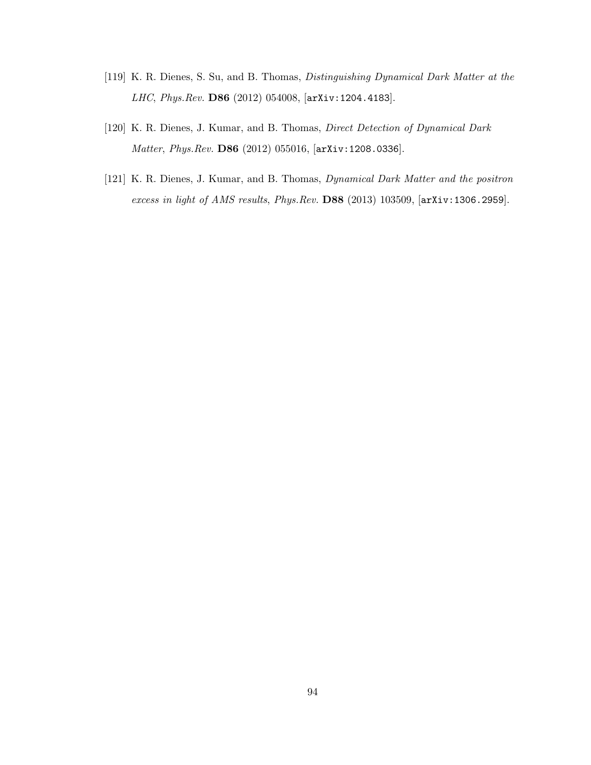[119] K. R. Dienes, S. Su, and B. Thomas, *Distinguishing Dynamical Dark Matter at the LHC*, *Phys.Rev.* **D86** (2012) 054008, [`arXiv:1204.4183`].

[120] K. R. Dienes, J. Kumar, and B. Thomas, *Direct Detection of Dynamical Dark Matter*, *Phys.Rev.* **D86** (2012) 055016, [`arXiv:1208.0336`].

[121] K. R. Dienes, J. Kumar, and B. Thomas, *Dynamical Dark Matter and the positron excess in light of AMS results*, *Phys.Rev.* **D88** (2013) 103509, [`arXiv:1306.2959`].